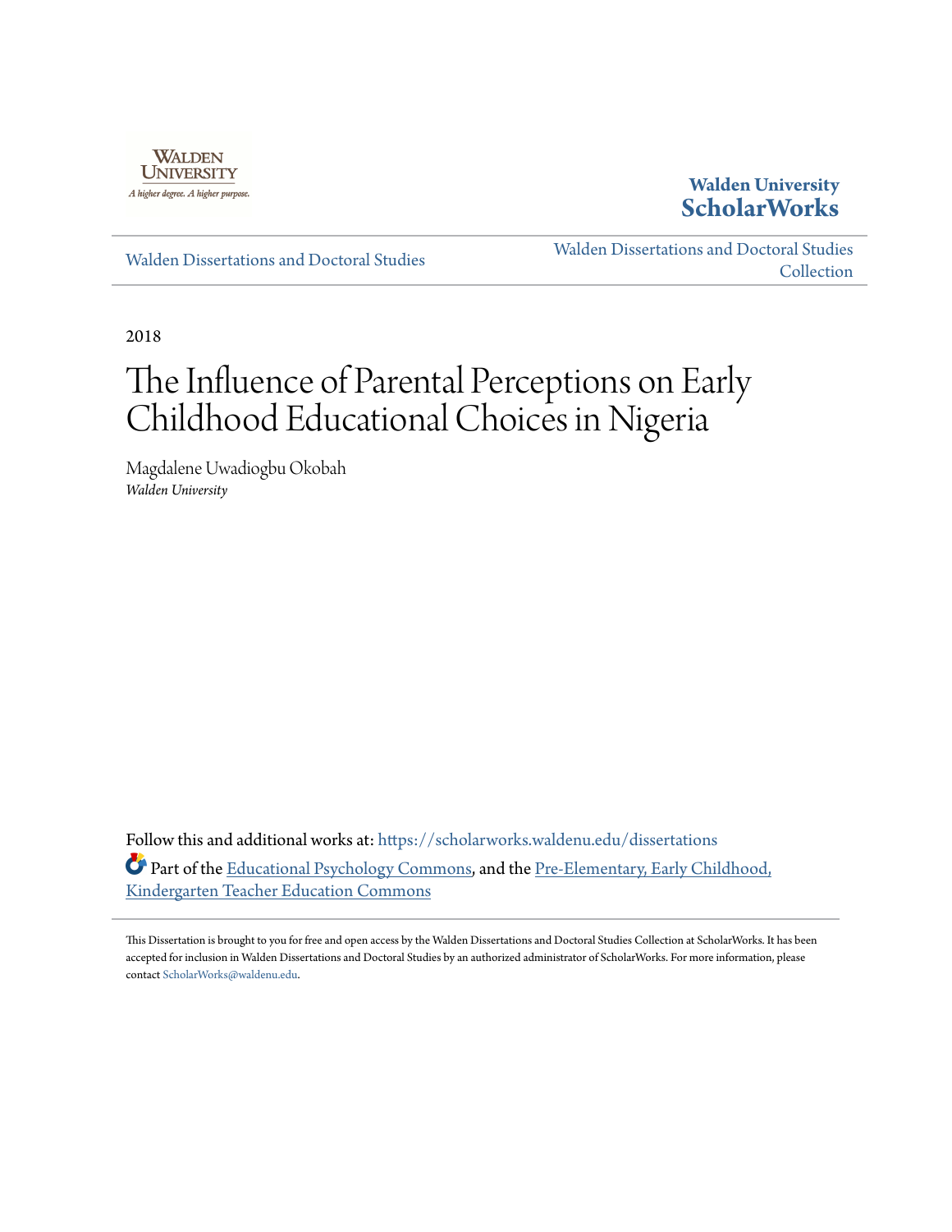Walden University

A higher degree. A higher purpose.

**Walden University ScholarWorks**

Walden Dissertations and Doctoral Studies

Walden Dissertations and Doctoral Studies Collection

2018

# The Influence of Parental Perceptions on Early Childhood Educational Choices in Nigeria

Magdalene Uwadiogbu Okobah

*Walden University*

Follow this and additional works at: https://scholarworks.waldenu.edu/dissertations

Part of the Educational Psychology Commons, and the Pre-Elementary, Early Childhood, Kindergarten Teacher Education Commons

This Dissertation is brought to you for free and open access by the Walden Dissertations and Doctoral Studies Collection at ScholarWorks. It has been accepted for inclusion in Walden Dissertations and Doctoral Studies by an authorized administrator of ScholarWorks. For more information, please contact ScholarWorks@waldenu.edu.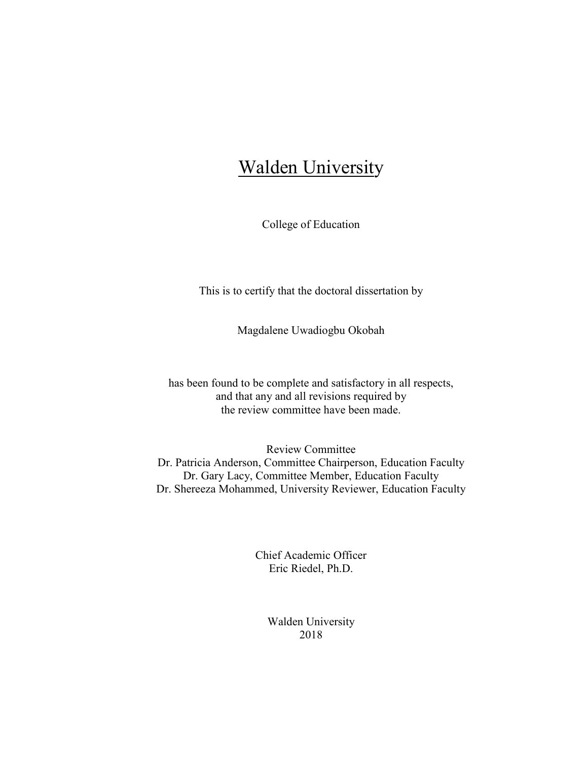# Walden University

College of Education

This is to certify that the doctoral dissertation by

Magdalene Uwadiogbu Okobah

has been found to be complete and satisfactory in all respects,
and that any and all revisions required by
the review committee have been made.

Review Committee
Dr. Patricia Anderson, Committee Chairperson, Education Faculty
Dr. Gary Lacy, Committee Member, Education Faculty
Dr. Shereeza Mohammed, University Reviewer, Education Faculty

Chief Academic Officer
Eric Riedel, Ph.D.

Walden University
2018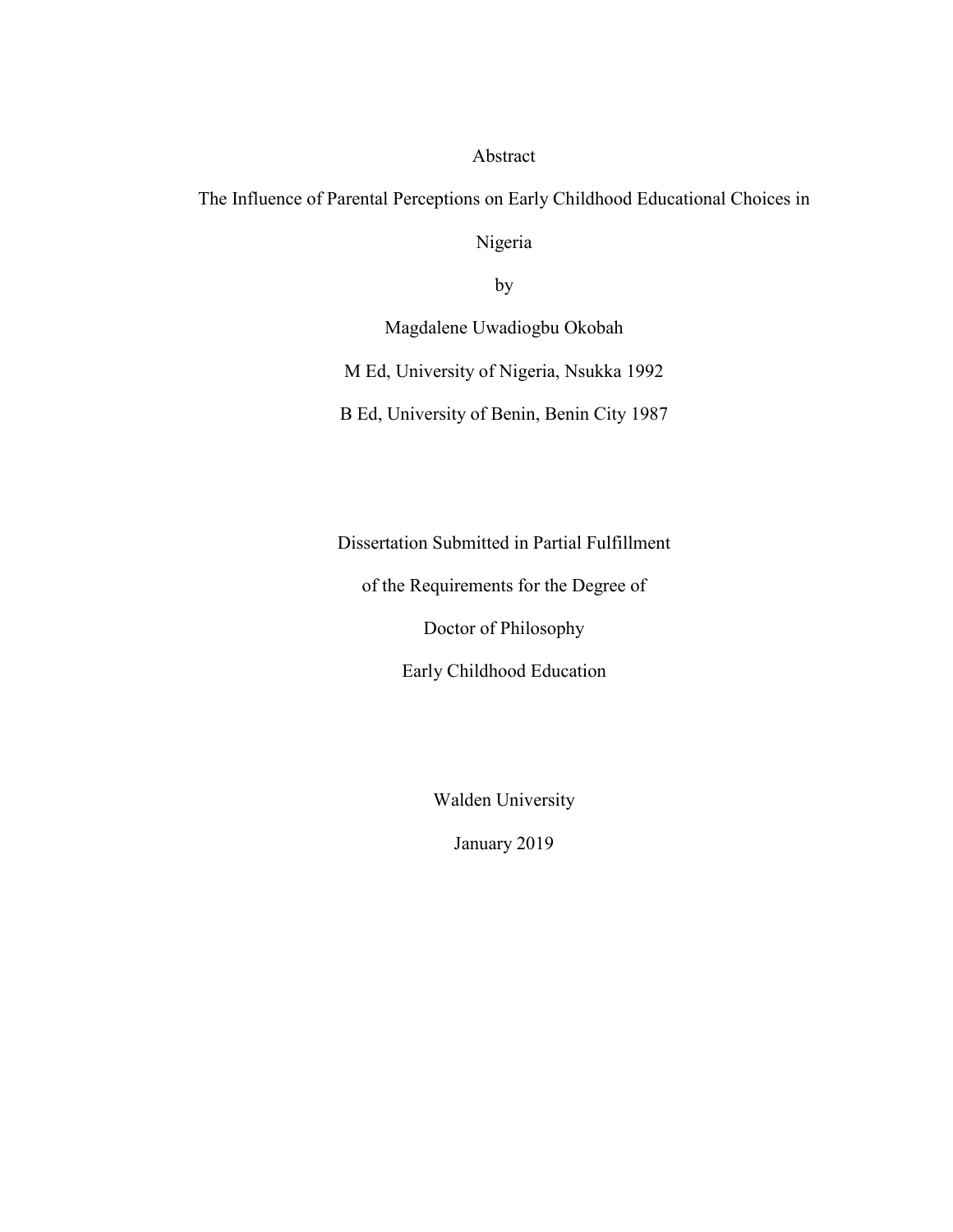Abstract

The Influence of Parental Perceptions on Early Childhood Educational Choices in Nigeria

by

Magdalene Uwadiogbu Okobah

M Ed, University of Nigeria, Nsukka 1992

B Ed, University of Benin, Benin City 1987

Dissertation Submitted in Partial Fulfillment

of the Requirements for the Degree of

Doctor of Philosophy

Early Childhood Education

Walden University

January 2019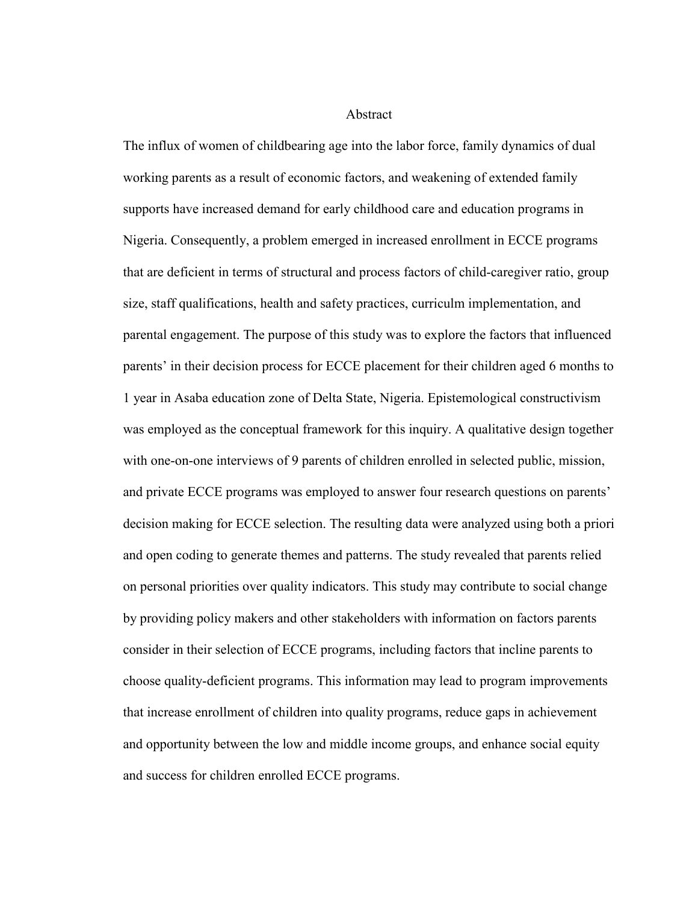# Abstract

The influx of women of childbearing age into the labor force, family dynamics of dual working parents as a result of economic factors, and weakening of extended family supports have increased demand for early childhood care and education programs in Nigeria. Consequently, a problem emerged in increased enrollment in ECCE programs that are deficient in terms of structural and process factors of child-caregiver ratio, group size, staff qualifications, health and safety practices, curriculm implementation, and parental engagement. The purpose of this study was to explore the factors that influenced parents' in their decision process for ECCE placement for their children aged 6 months to 1 year in Asaba education zone of Delta State, Nigeria. Epistemological constructivism was employed as the conceptual framework for this inquiry. A qualitative design together with one-on-one interviews of 9 parents of children enrolled in selected public, mission, and private ECCE programs was employed to answer four research questions on parents' decision making for ECCE selection. The resulting data were analyzed using both a priori and open coding to generate themes and patterns. The study revealed that parents relied on personal priorities over quality indicators. This study may contribute to social change by providing policy makers and other stakeholders with information on factors parents consider in their selection of ECCE programs, including factors that incline parents to choose quality-deficient programs. This information may lead to program improvements that increase enrollment of children into quality programs, reduce gaps in achievement and opportunity between the low and middle income groups, and enhance social equity and success for children enrolled ECCE programs.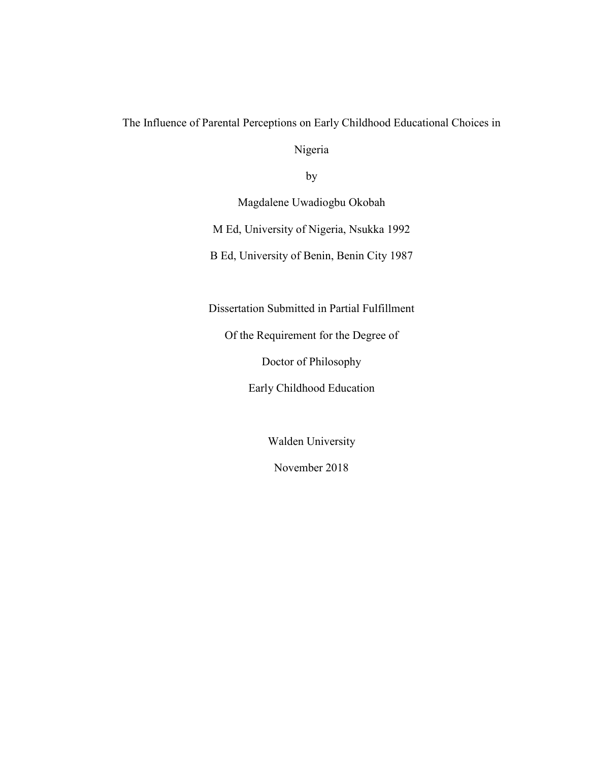The Influence of Parental Perceptions on Early Childhood Educational Choices in Nigeria

by

Magdalene Uwadiogbu Okobah

M Ed, University of Nigeria, Nsukka 1992

B Ed, University of Benin, Benin City 1987

Dissertation Submitted in Partial Fulfillment

Of the Requirement for the Degree of

Doctor of Philosophy

Early Childhood Education

Walden University

November 2018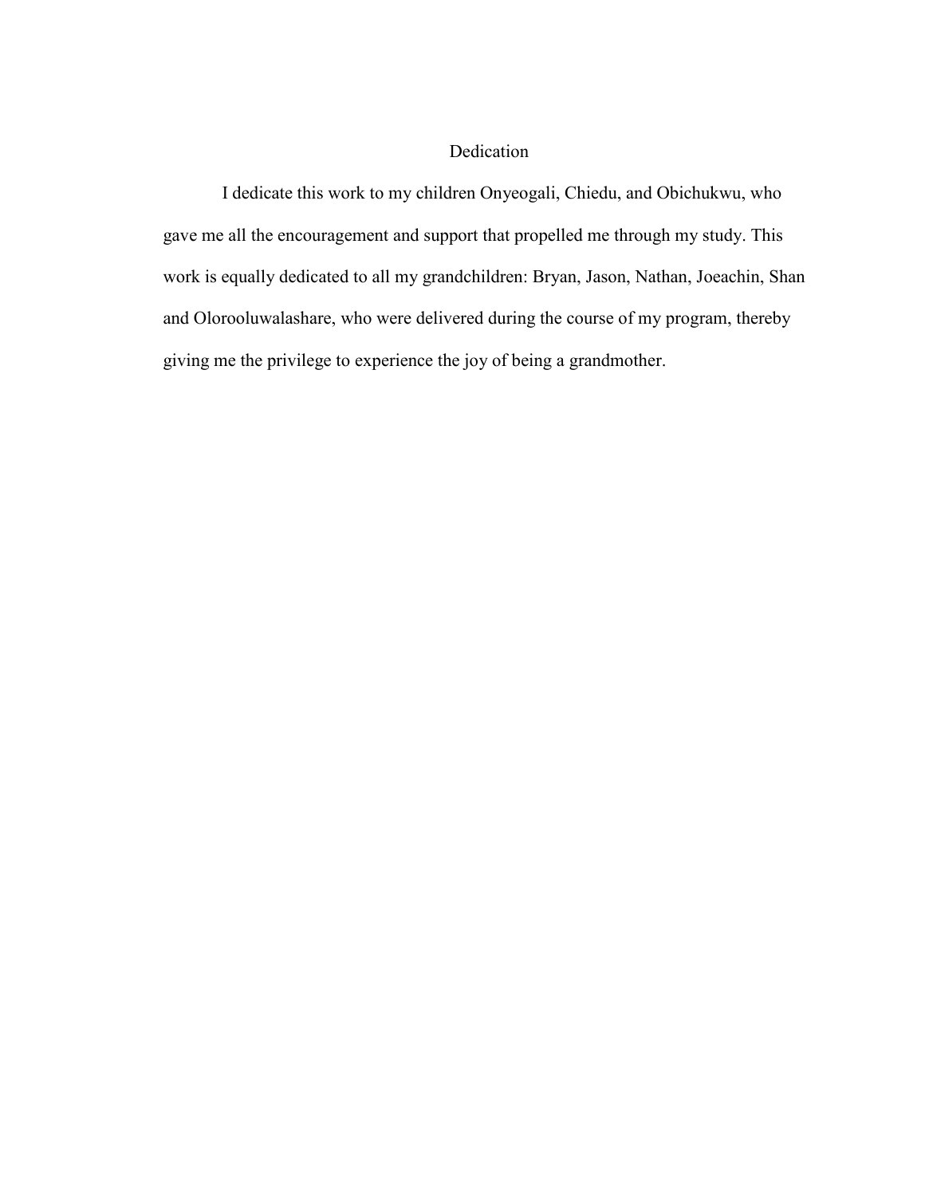# Dedication

I dedicate this work to my children Onyeogali, Chiedu, and Obichukwu, who gave me all the encouragement and support that propelled me through my study. This work is equally dedicated to all my grandchildren: Bryan, Jason, Nathan, Joeachin, Shan and Olorooluwalashare, who were delivered during the course of my program, thereby giving me the privilege to experience the joy of being a grandmother.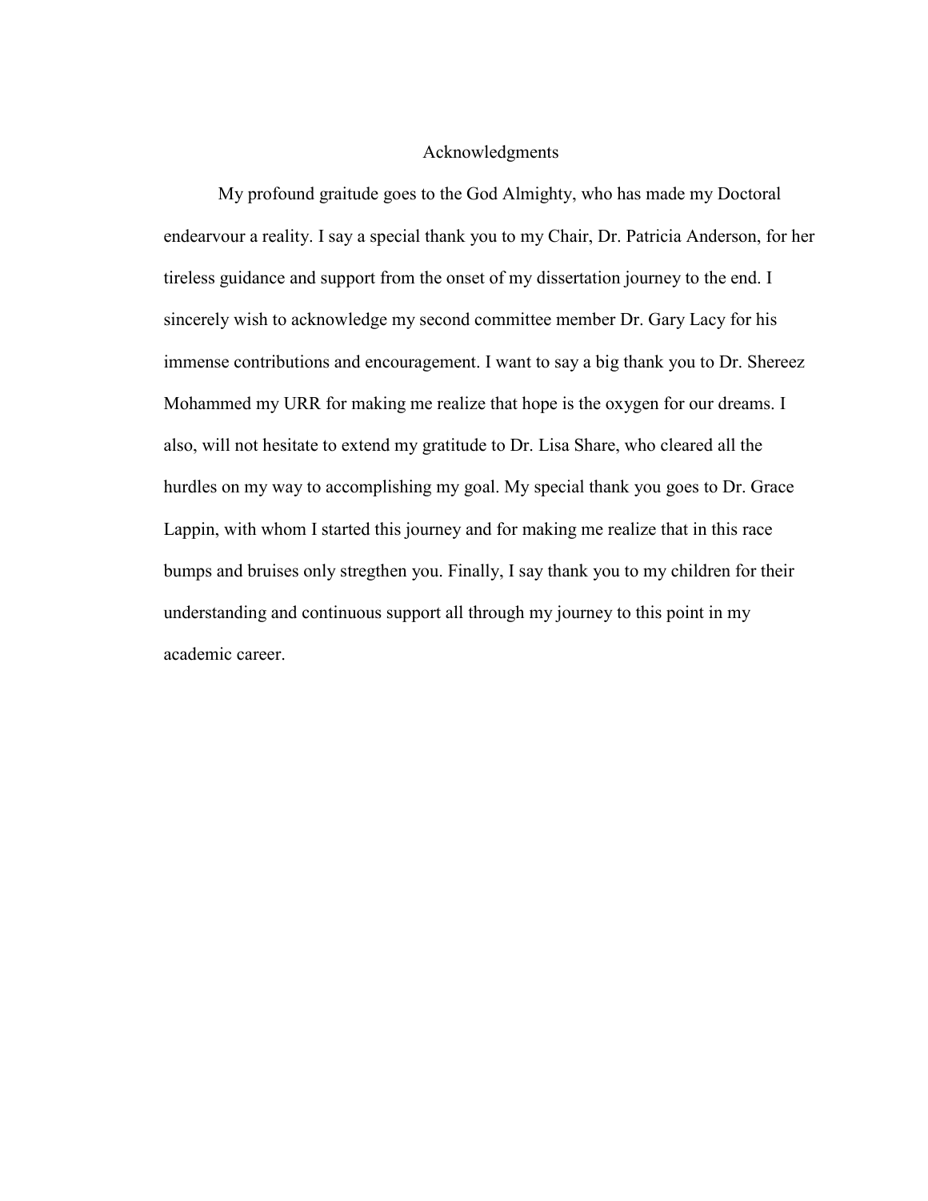# Acknowledgments

My profound graitude goes to the God Almighty, who has made my Doctoral endearvour a reality. I say a special thank you to my Chair, Dr. Patricia Anderson, for her tireless guidance and support from the onset of my dissertation journey to the end. I sincerely wish to acknowledge my second committee member Dr. Gary Lacy for his immense contributions and encouragement. I want to say a big thank you to Dr. Shereez Mohammed my URR for making me realize that hope is the oxygen for our dreams. I also, will not hesitate to extend my gratitude to Dr. Lisa Share, who cleared all the hurdles on my way to accomplishing my goal. My special thank you goes to Dr. Grace Lappin, with whom I started this journey and for making me realize that in this race bumps and bruises only stregthen you. Finally, I say thank you to my children for their understanding and continuous support all through my journey to this point in my academic career.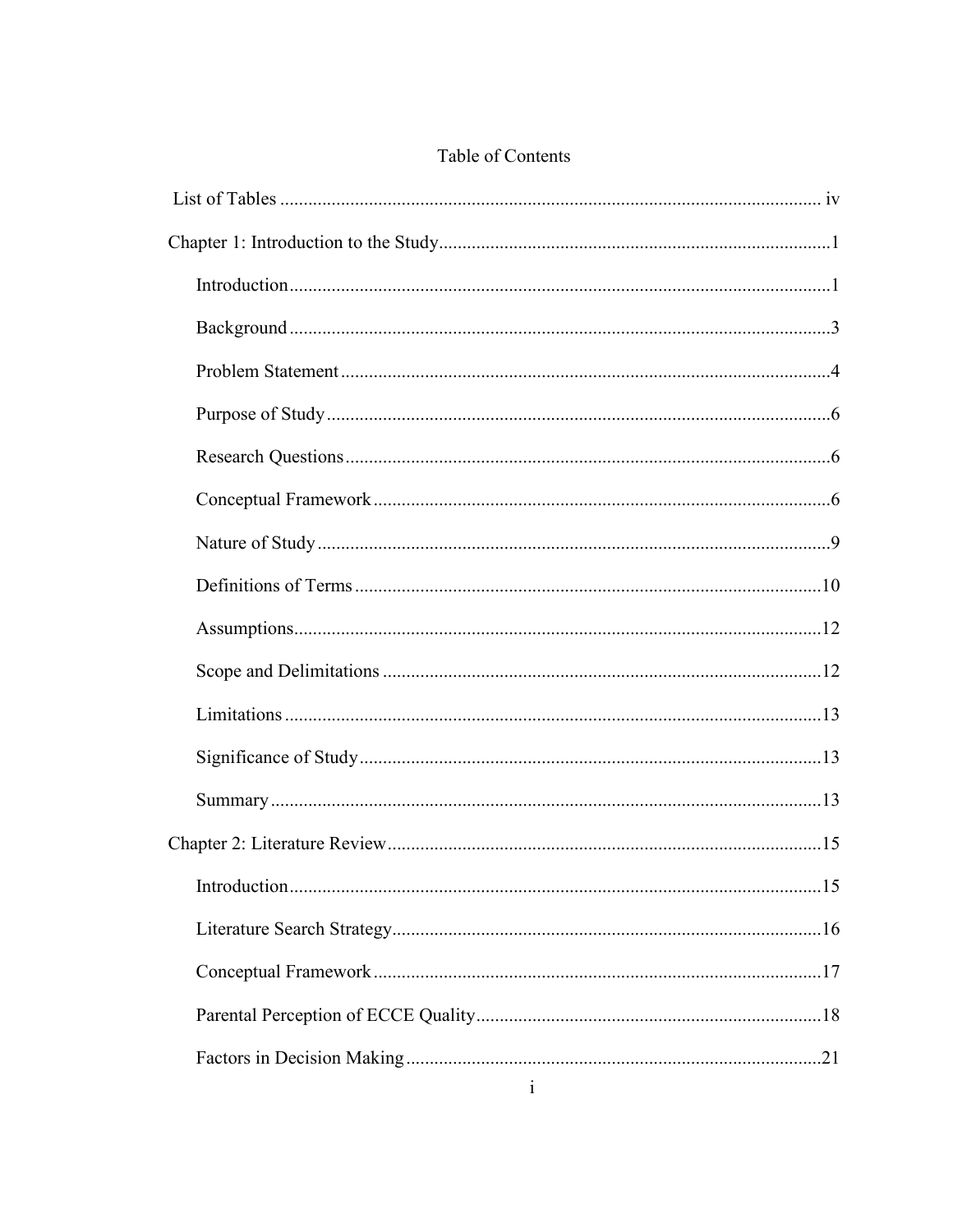# Table of Contents

List of Tables ........................................................................................................ iv

Chapter 1: Introduction to the Study ........................................................................1

- Introduction ........................................................................................................1
- Background ........................................................................................................3
- Problem Statement ............................................................................................4
- Purpose of Study ...............................................................................................6
- Research Questions ...........................................................................................6
- Conceptual Framework .....................................................................................6
- Nature of Study .................................................................................................9
- Definitions of Terms .......................................................................................10
- Assumptions ....................................................................................................12
- Scope and Delimitations .................................................................................12
- Limitations ......................................................................................................13
- Significance of Study ......................................................................................13
- Summary .........................................................................................................13

Chapter 2: Literature Review .................................................................................15

- Introduction .....................................................................................................15
- Literature Search Strategy ...............................................................................16
- Conceptual Framework ...................................................................................17
- Parental Perception of ECCE Quality .............................................................18
- Factors in Decision Making ............................................................................21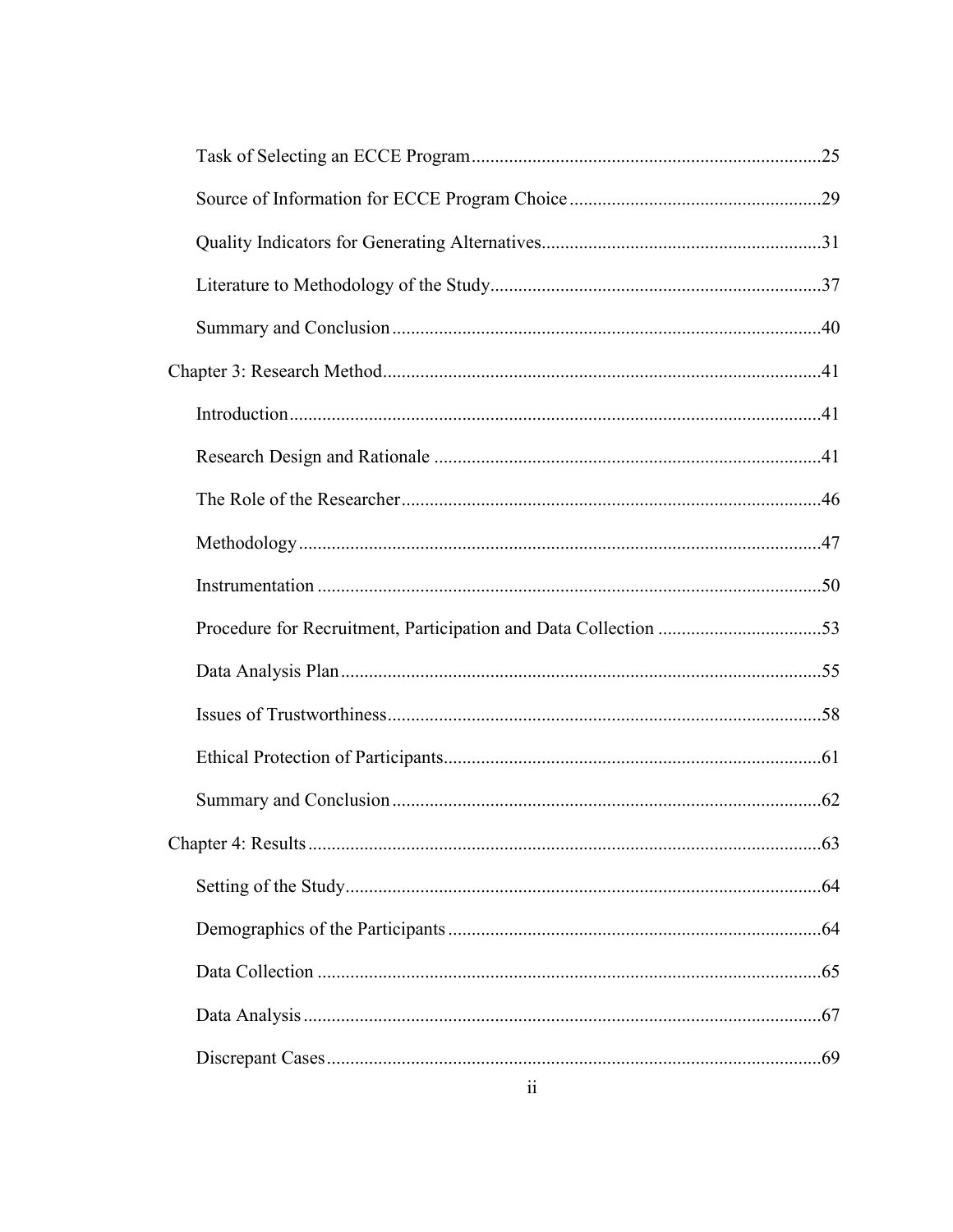Task of Selecting an ECCE Program.....25

Source of Information for ECCE Program Choice.....29

Quality Indicators for Generating Alternatives.....31

Literature to Methodology of the Study.....37

Summary and Conclusion.....40

Chapter 3: Research Method.....41

Introduction.....41

Research Design and Rationale.....41

The Role of the Researcher.....46

Methodology.....47

Instrumentation.....50

Procedure for Recruitment, Participation and Data Collection.....53

Data Analysis Plan.....55

Issues of Trustworthiness.....58

Ethical Protection of Participants.....61

Summary and Conclusion.....62

Chapter 4: Results.....63

Setting of the Study.....64

Demographics of the Participants.....64

Data Collection.....65

Data Analysis.....67

Discrepant Cases.....69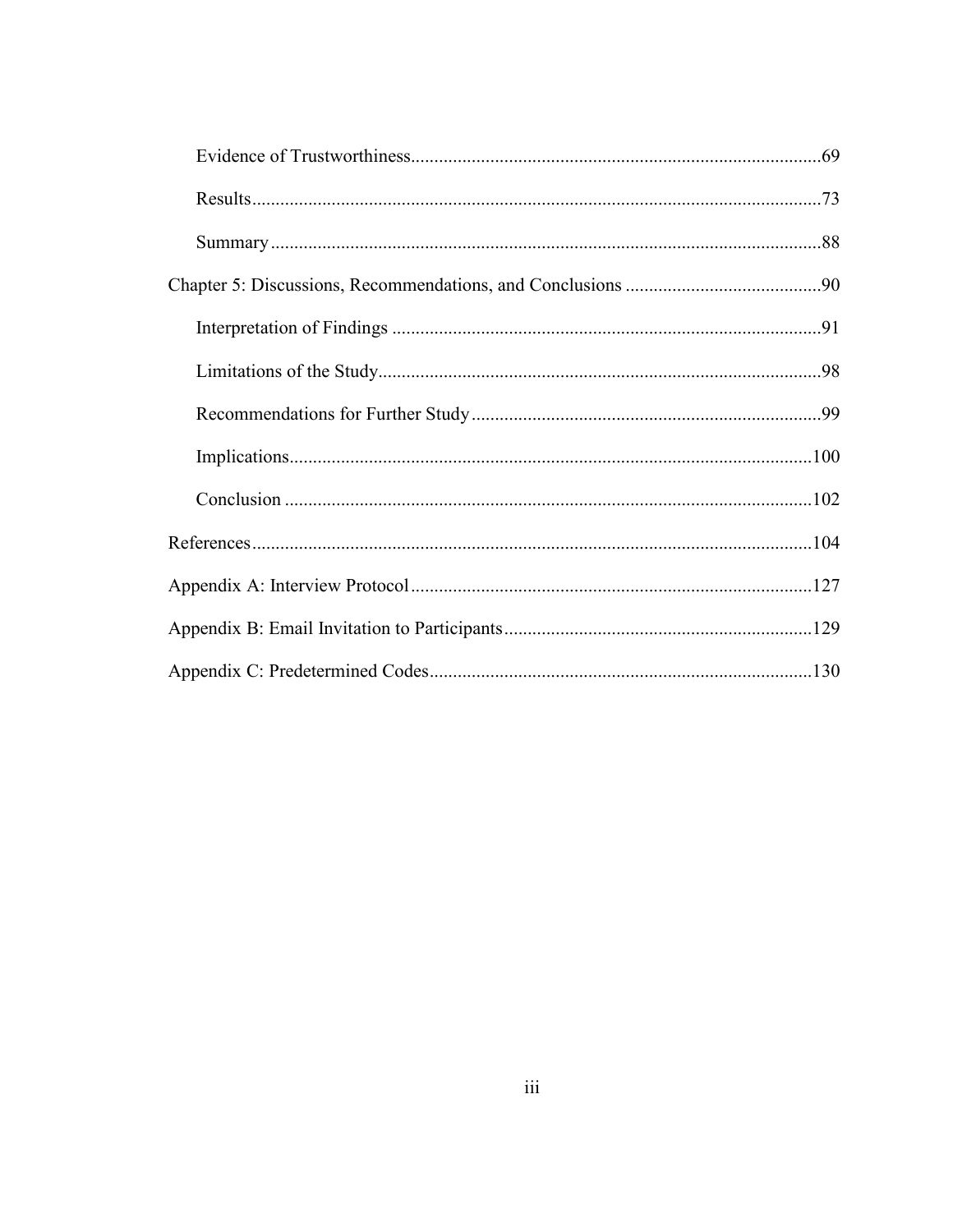Evidence of Trustworthiness ........................................................................................69

Results ..........................................................................................................................73

Summary .......................................................................................................................88

Chapter 5: Discussions, Recommendations, and Conclusions ..........................................90

Interpretation of Findings ............................................................................................91

Limitations of the Study ...............................................................................................98

Recommendations for Further Study ...........................................................................99

Implications ...............................................................................................................100

Conclusion .................................................................................................................102

References ........................................................................................................................104

Appendix A: Interview Protocol ......................................................................................127

Appendix B: Email Invitation to Participants ..................................................................129

Appendix C: Predetermined Codes ..................................................................................130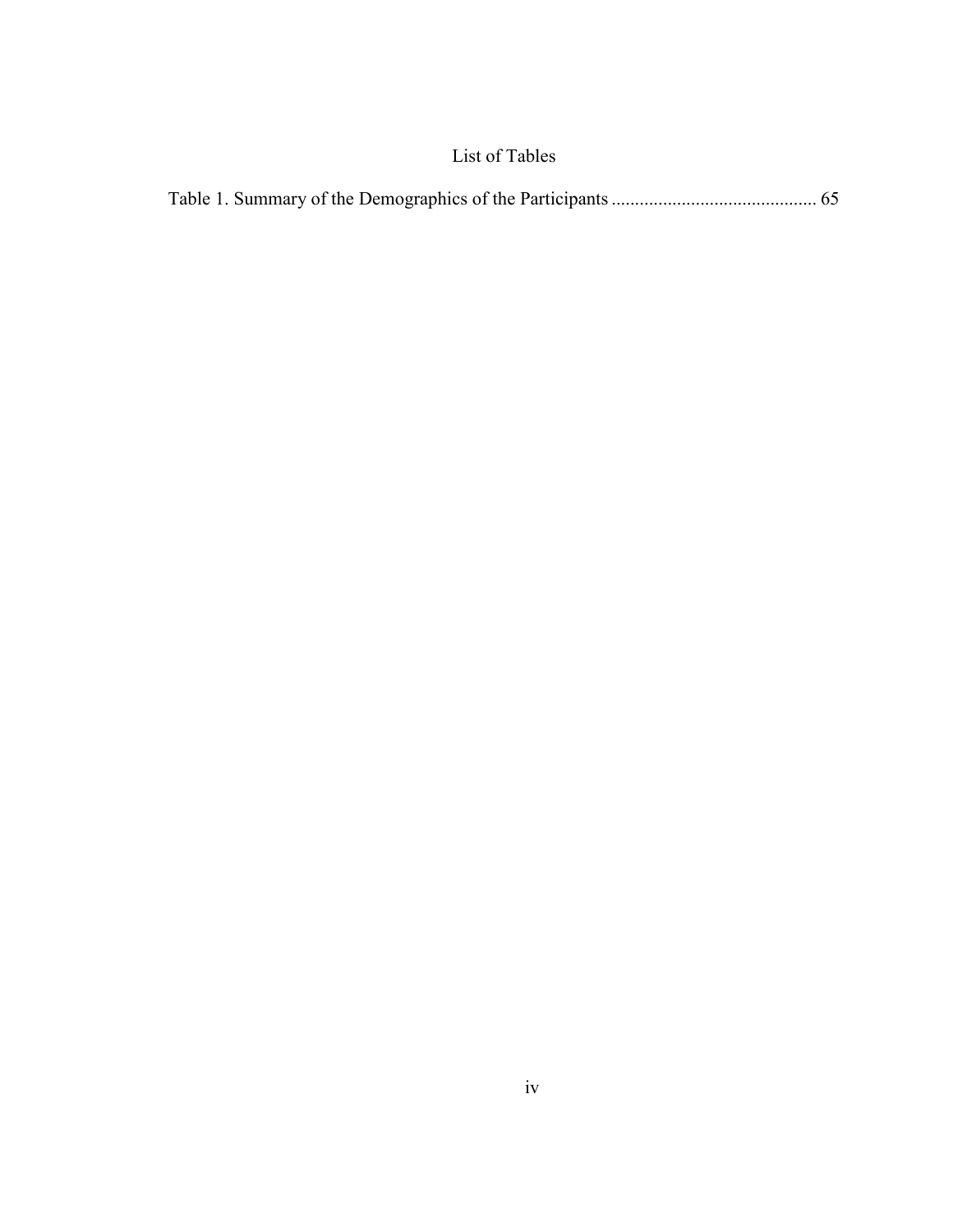# List of Tables

Table 1. Summary of the Demographics of the Participants ........................................... 65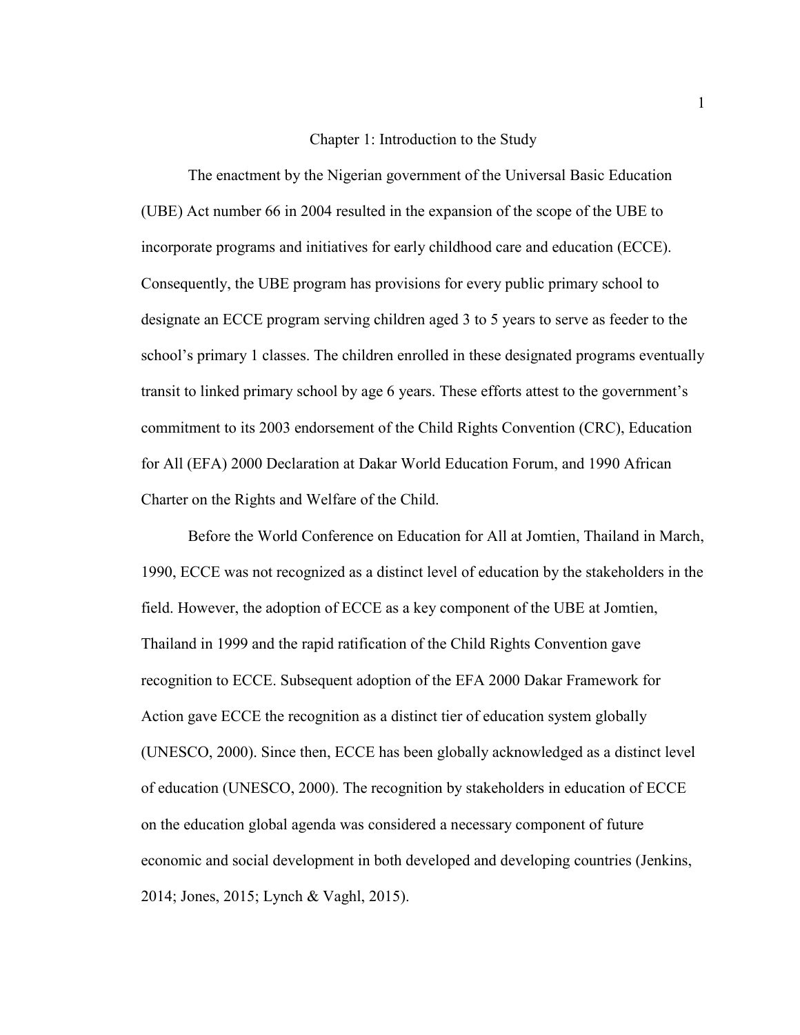# Chapter 1: Introduction to the Study

The enactment by the Nigerian government of the Universal Basic Education (UBE) Act number 66 in 2004 resulted in the expansion of the scope of the UBE to incorporate programs and initiatives for early childhood care and education (ECCE). Consequently, the UBE program has provisions for every public primary school to designate an ECCE program serving children aged 3 to 5 years to serve as feeder to the school's primary 1 classes. The children enrolled in these designated programs eventually transit to linked primary school by age 6 years. These efforts attest to the government's commitment to its 2003 endorsement of the Child Rights Convention (CRC), Education for All (EFA) 2000 Declaration at Dakar World Education Forum, and 1990 African Charter on the Rights and Welfare of the Child.

Before the World Conference on Education for All at Jomtien, Thailand in March, 1990, ECCE was not recognized as a distinct level of education by the stakeholders in the field. However, the adoption of ECCE as a key component of the UBE at Jomtien, Thailand in 1999 and the rapid ratification of the Child Rights Convention gave recognition to ECCE. Subsequent adoption of the EFA 2000 Dakar Framework for Action gave ECCE the recognition as a distinct tier of education system globally (UNESCO, 2000). Since then, ECCE has been globally acknowledged as a distinct level of education (UNESCO, 2000). The recognition by stakeholders in education of ECCE on the education global agenda was considered a necessary component of future economic and social development in both developed and developing countries (Jenkins, 2014; Jones, 2015; Lynch & Vaghl, 2015).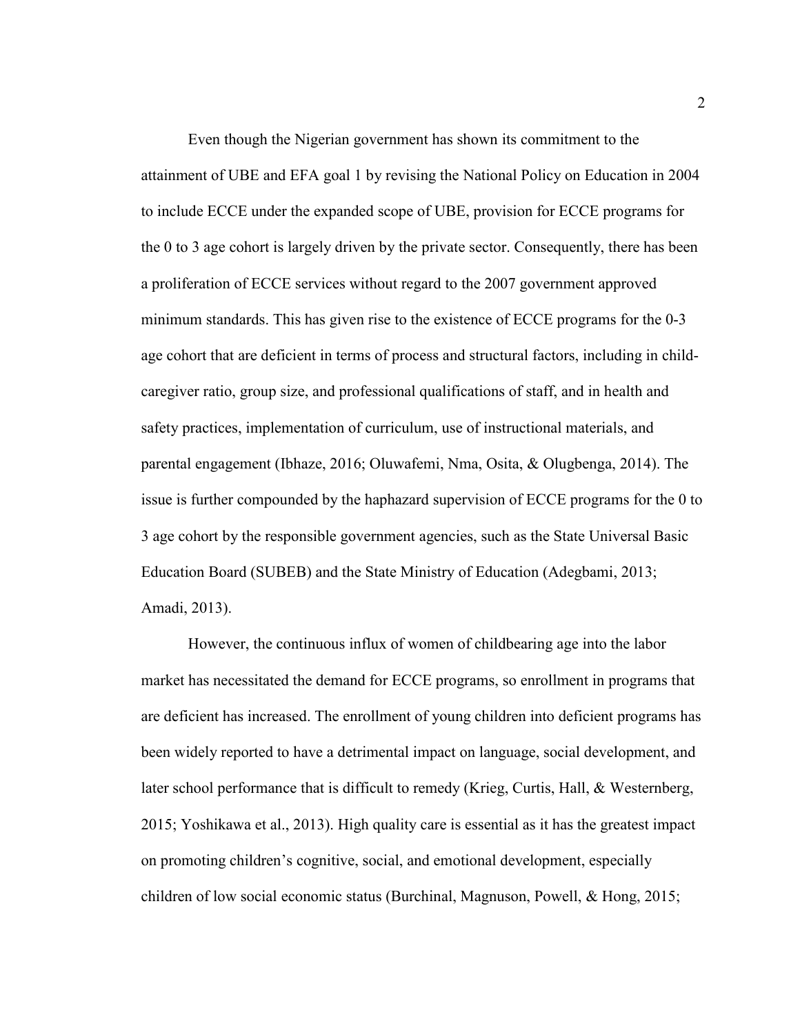Even though the Nigerian government has shown its commitment to the attainment of UBE and EFA goal 1 by revising the National Policy on Education in 2004 to include ECCE under the expanded scope of UBE, provision for ECCE programs for the 0 to 3 age cohort is largely driven by the private sector. Consequently, there has been a proliferation of ECCE services without regard to the 2007 government approved minimum standards. This has given rise to the existence of ECCE programs for the 0-3 age cohort that are deficient in terms of process and structural factors, including in child-caregiver ratio, group size, and professional qualifications of staff, and in health and safety practices, implementation of curriculum, use of instructional materials, and parental engagement (Ibhaze, 2016; Oluwafemi, Nma, Osita, & Olugbenga, 2014). The issue is further compounded by the haphazard supervision of ECCE programs for the 0 to 3 age cohort by the responsible government agencies, such as the State Universal Basic Education Board (SUBEB) and the State Ministry of Education (Adegbami, 2013; Amadi, 2013).

However, the continuous influx of women of childbearing age into the labor market has necessitated the demand for ECCE programs, so enrollment in programs that are deficient has increased. The enrollment of young children into deficient programs has been widely reported to have a detrimental impact on language, social development, and later school performance that is difficult to remedy (Krieg, Curtis, Hall, & Westernberg, 2015; Yoshikawa et al., 2013). High quality care is essential as it has the greatest impact on promoting children's cognitive, social, and emotional development, especially children of low social economic status (Burchinal, Magnuson, Powell, & Hong, 2015;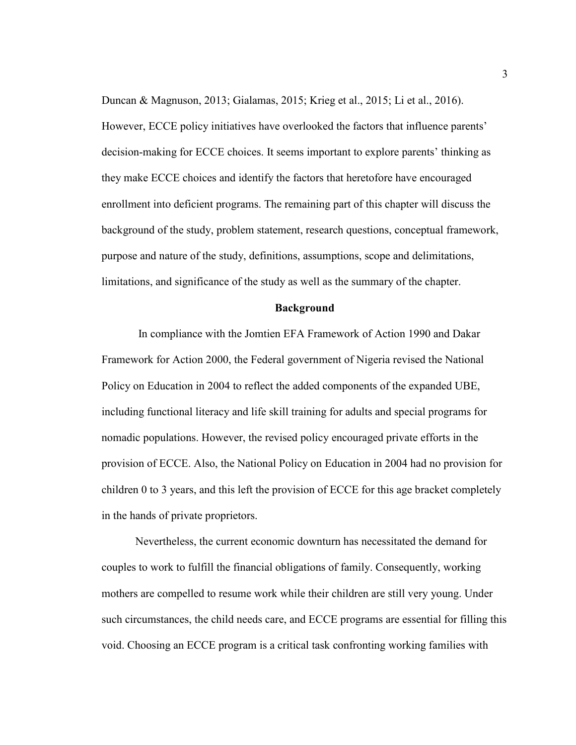Duncan & Magnuson, 2013; Gialamas, 2015; Krieg et al., 2015; Li et al., 2016). However, ECCE policy initiatives have overlooked the factors that influence parents' decision-making for ECCE choices. It seems important to explore parents' thinking as they make ECCE choices and identify the factors that heretofore have encouraged enrollment into deficient programs. The remaining part of this chapter will discuss the background of the study, problem statement, research questions, conceptual framework, purpose and nature of the study, definitions, assumptions, scope and delimitations, limitations, and significance of the study as well as the summary of the chapter.

## Background

In compliance with the Jomtien EFA Framework of Action 1990 and Dakar Framework for Action 2000, the Federal government of Nigeria revised the National Policy on Education in 2004 to reflect the added components of the expanded UBE, including functional literacy and life skill training for adults and special programs for nomadic populations. However, the revised policy encouraged private efforts in the provision of ECCE. Also, the National Policy on Education in 2004 had no provision for children 0 to 3 years, and this left the provision of ECCE for this age bracket completely in the hands of private proprietors.

Nevertheless, the current economic downturn has necessitated the demand for couples to work to fulfill the financial obligations of family. Consequently, working mothers are compelled to resume work while their children are still very young. Under such circumstances, the child needs care, and ECCE programs are essential for filling this void. Choosing an ECCE program is a critical task confronting working families with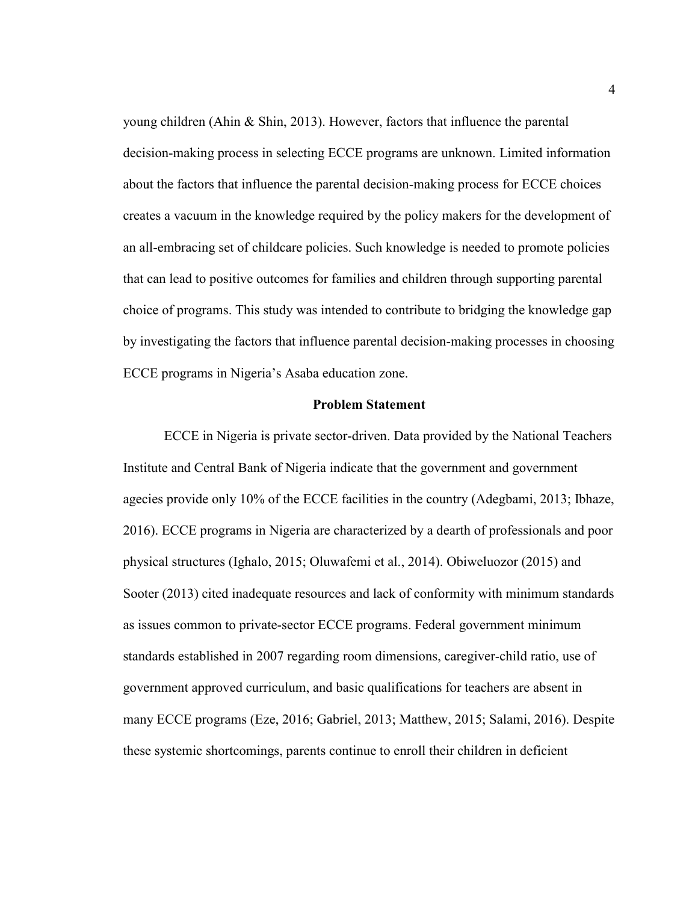young children (Ahin & Shin, 2013). However, factors that influence the parental decision-making process in selecting ECCE programs are unknown. Limited information about the factors that influence the parental decision-making process for ECCE choices creates a vacuum in the knowledge required by the policy makers for the development of an all-embracing set of childcare policies. Such knowledge is needed to promote policies that can lead to positive outcomes for families and children through supporting parental choice of programs. This study was intended to contribute to bridging the knowledge gap by investigating the factors that influence parental decision-making processes in choosing ECCE programs in Nigeria's Asaba education zone.

## Problem Statement

ECCE in Nigeria is private sector-driven. Data provided by the National Teachers Institute and Central Bank of Nigeria indicate that the government and government agecies provide only 10% of the ECCE facilities in the country (Adegbami, 2013; Ibhaze, 2016). ECCE programs in Nigeria are characterized by a dearth of professionals and poor physical structures (Ighalo, 2015; Oluwafemi et al., 2014). Obiweluozor (2015) and Sooter (2013) cited inadequate resources and lack of conformity with minimum standards as issues common to private-sector ECCE programs. Federal government minimum standards established in 2007 regarding room dimensions, caregiver-child ratio, use of government approved curriculum, and basic qualifications for teachers are absent in many ECCE programs (Eze, 2016; Gabriel, 2013; Matthew, 2015; Salami, 2016). Despite these systemic shortcomings, parents continue to enroll their children in deficient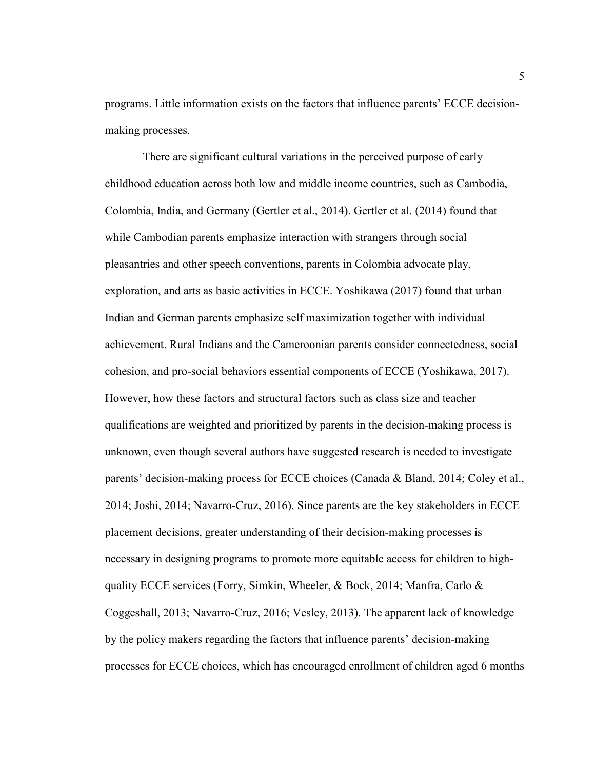programs. Little information exists on the factors that influence parents' ECCE decision-making processes.

There are significant cultural variations in the perceived purpose of early childhood education across both low and middle income countries, such as Cambodia, Colombia, India, and Germany (Gertler et al., 2014). Gertler et al. (2014) found that while Cambodian parents emphasize interaction with strangers through social pleasantries and other speech conventions, parents in Colombia advocate play, exploration, and arts as basic activities in ECCE. Yoshikawa (2017) found that urban Indian and German parents emphasize self maximization together with individual achievement. Rural Indians and the Cameroonian parents consider connectedness, social cohesion, and pro-social behaviors essential components of ECCE (Yoshikawa, 2017). However, how these factors and structural factors such as class size and teacher qualifications are weighted and prioritized by parents in the decision-making process is unknown, even though several authors have suggested research is needed to investigate parents' decision-making process for ECCE choices (Canada & Bland, 2014; Coley et al., 2014; Joshi, 2014; Navarro-Cruz, 2016). Since parents are the key stakeholders in ECCE placement decisions, greater understanding of their decision-making processes is necessary in designing programs to promote more equitable access for children to high-quality ECCE services (Forry, Simkin, Wheeler, & Bock, 2014; Manfra, Carlo & Coggeshall, 2013; Navarro-Cruz, 2016; Vesley, 2013). The apparent lack of knowledge by the policy makers regarding the factors that influence parents' decision-making processes for ECCE choices, which has encouraged enrollment of children aged 6 months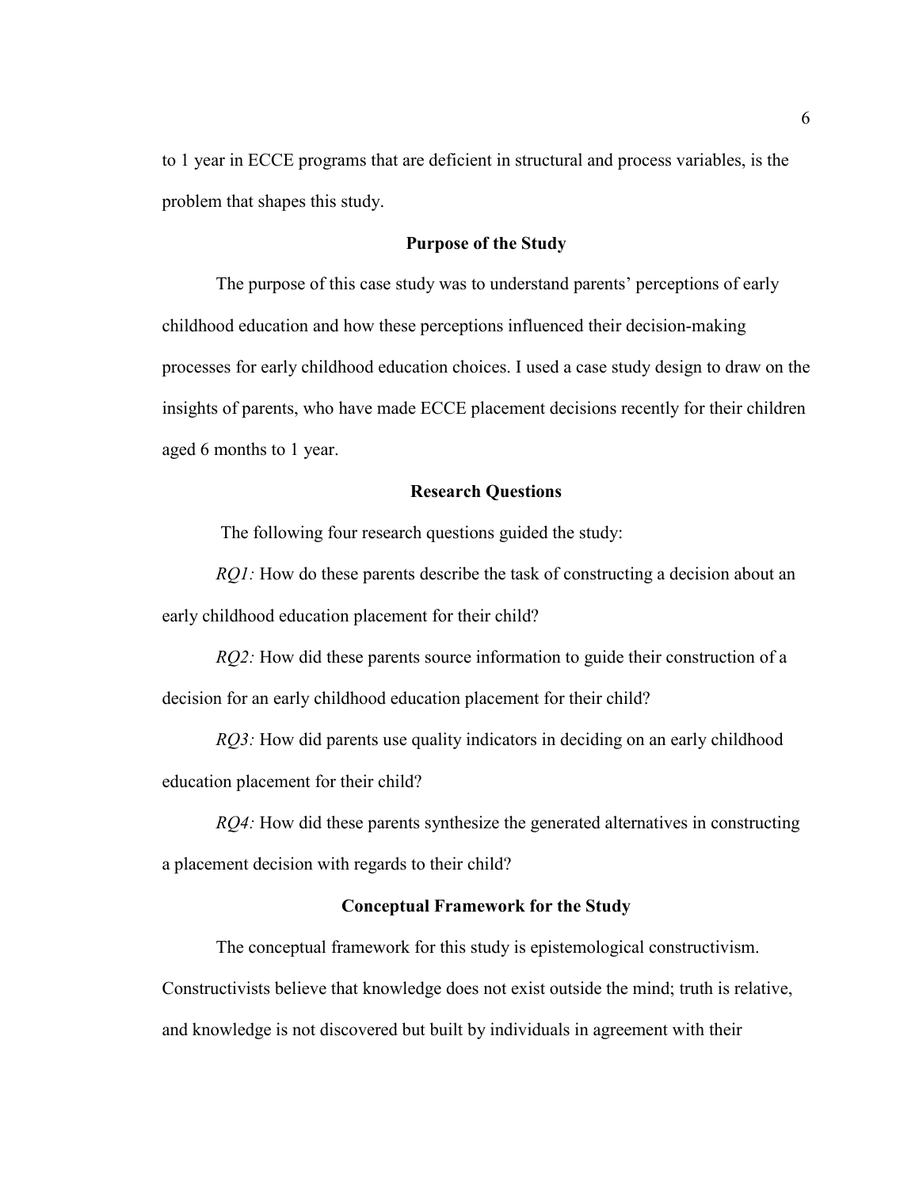to 1 year in ECCE programs that are deficient in structural and process variables, is the problem that shapes this study.

## Purpose of the Study

The purpose of this case study was to understand parents' perceptions of early childhood education and how these perceptions influenced their decision-making processes for early childhood education choices. I used a case study design to draw on the insights of parents, who have made ECCE placement decisions recently for their children aged 6 months to 1 year.

## Research Questions

The following four research questions guided the study:

*RQ1:* How do these parents describe the task of constructing a decision about an early childhood education placement for their child?

*RQ2:* How did these parents source information to guide their construction of a decision for an early childhood education placement for their child?

*RQ3:* How did parents use quality indicators in deciding on an early childhood education placement for their child?

*RQ4:* How did these parents synthesize the generated alternatives in constructing a placement decision with regards to their child?

## Conceptual Framework for the Study

The conceptual framework for this study is epistemological constructivism. Constructivists believe that knowledge does not exist outside the mind; truth is relative, and knowledge is not discovered but built by individuals in agreement with their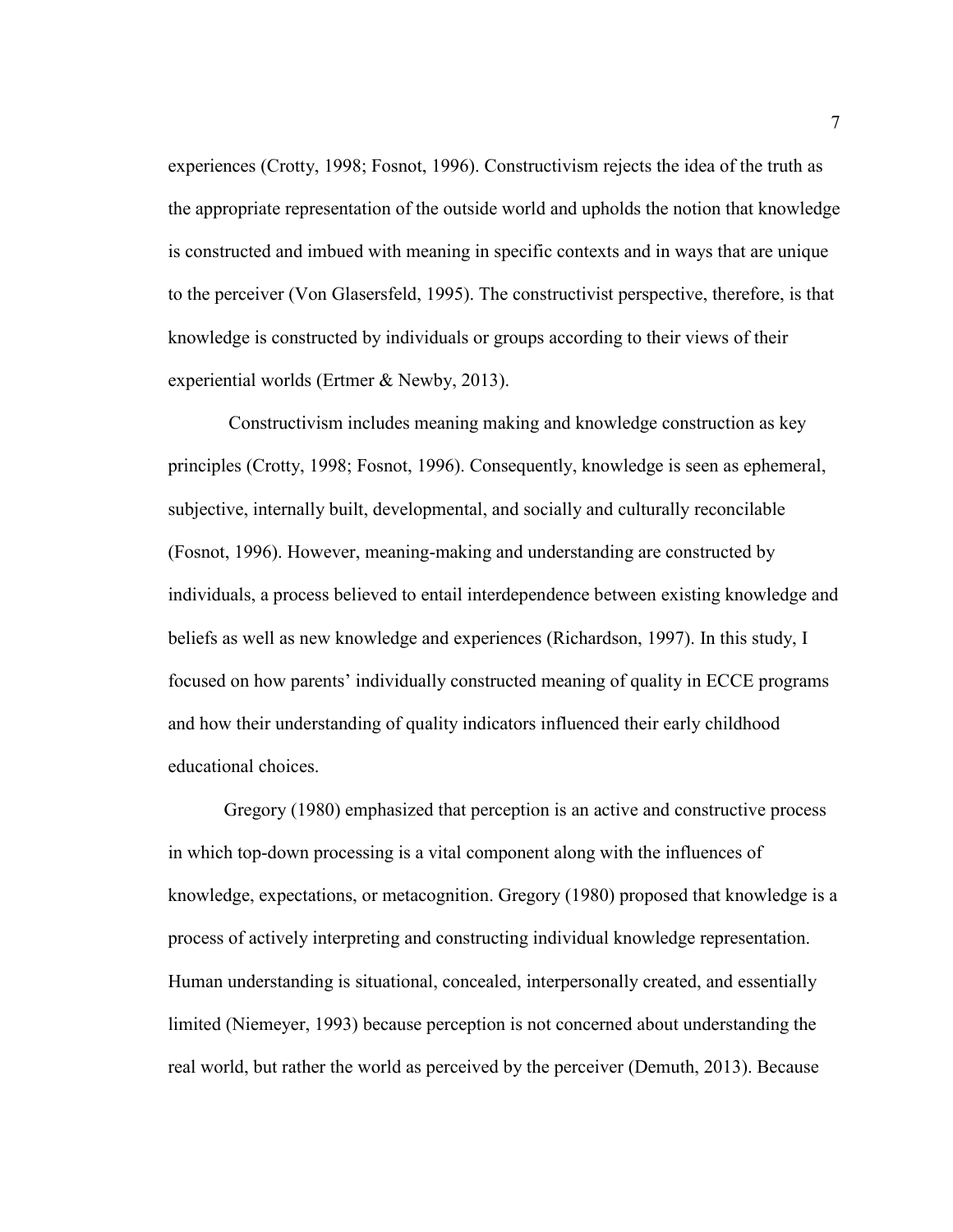experiences (Crotty, 1998; Fosnot, 1996). Constructivism rejects the idea of the truth as the appropriate representation of the outside world and upholds the notion that knowledge is constructed and imbued with meaning in specific contexts and in ways that are unique to the perceiver (Von Glasersfeld, 1995). The constructivist perspective, therefore, is that knowledge is constructed by individuals or groups according to their views of their experiential worlds (Ertmer & Newby, 2013).

Constructivism includes meaning making and knowledge construction as key principles (Crotty, 1998; Fosnot, 1996). Consequently, knowledge is seen as ephemeral, subjective, internally built, developmental, and socially and culturally reconcilable (Fosnot, 1996). However, meaning-making and understanding are constructed by individuals, a process believed to entail interdependence between existing knowledge and beliefs as well as new knowledge and experiences (Richardson, 1997). In this study, I focused on how parents' individually constructed meaning of quality in ECCE programs and how their understanding of quality indicators influenced their early childhood educational choices.

Gregory (1980) emphasized that perception is an active and constructive process in which top-down processing is a vital component along with the influences of knowledge, expectations, or metacognition. Gregory (1980) proposed that knowledge is a process of actively interpreting and constructing individual knowledge representation. Human understanding is situational, concealed, interpersonally created, and essentially limited (Niemeyer, 1993) because perception is not concerned about understanding the real world, but rather the world as perceived by the perceiver (Demuth, 2013). Because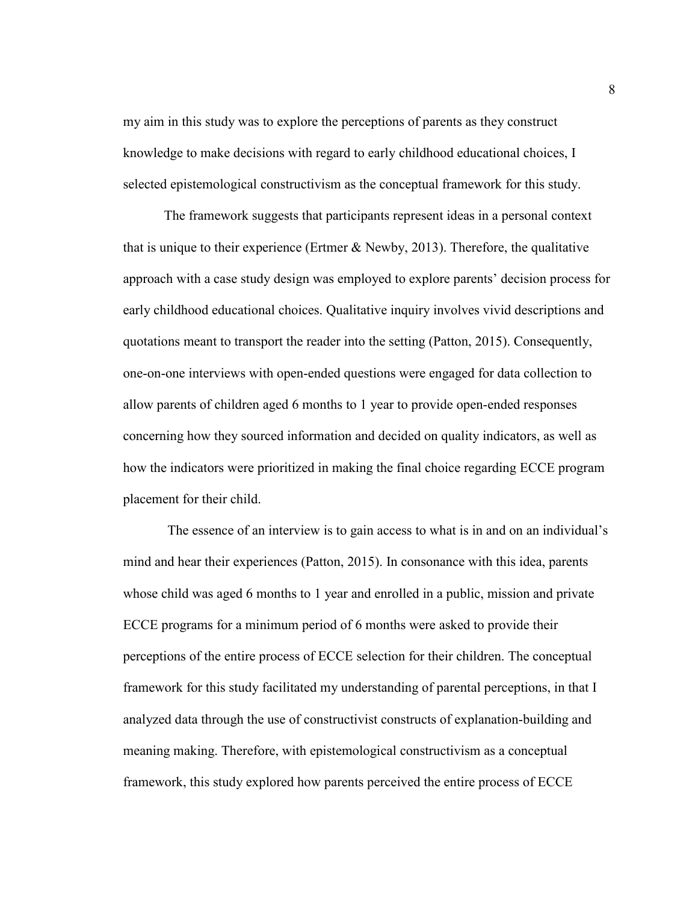my aim in this study was to explore the perceptions of parents as they construct knowledge to make decisions with regard to early childhood educational choices, I selected epistemological constructivism as the conceptual framework for this study.

The framework suggests that participants represent ideas in a personal context that is unique to their experience (Ertmer & Newby, 2013). Therefore, the qualitative approach with a case study design was employed to explore parents' decision process for early childhood educational choices. Qualitative inquiry involves vivid descriptions and quotations meant to transport the reader into the setting (Patton, 2015). Consequently, one-on-one interviews with open-ended questions were engaged for data collection to allow parents of children aged 6 months to 1 year to provide open-ended responses concerning how they sourced information and decided on quality indicators, as well as how the indicators were prioritized in making the final choice regarding ECCE program placement for their child.

The essence of an interview is to gain access to what is in and on an individual's mind and hear their experiences (Patton, 2015). In consonance with this idea, parents whose child was aged 6 months to 1 year and enrolled in a public, mission and private ECCE programs for a minimum period of 6 months were asked to provide their perceptions of the entire process of ECCE selection for their children. The conceptual framework for this study facilitated my understanding of parental perceptions, in that I analyzed data through the use of constructivist constructs of explanation-building and meaning making. Therefore, with epistemological constructivism as a conceptual framework, this study explored how parents perceived the entire process of ECCE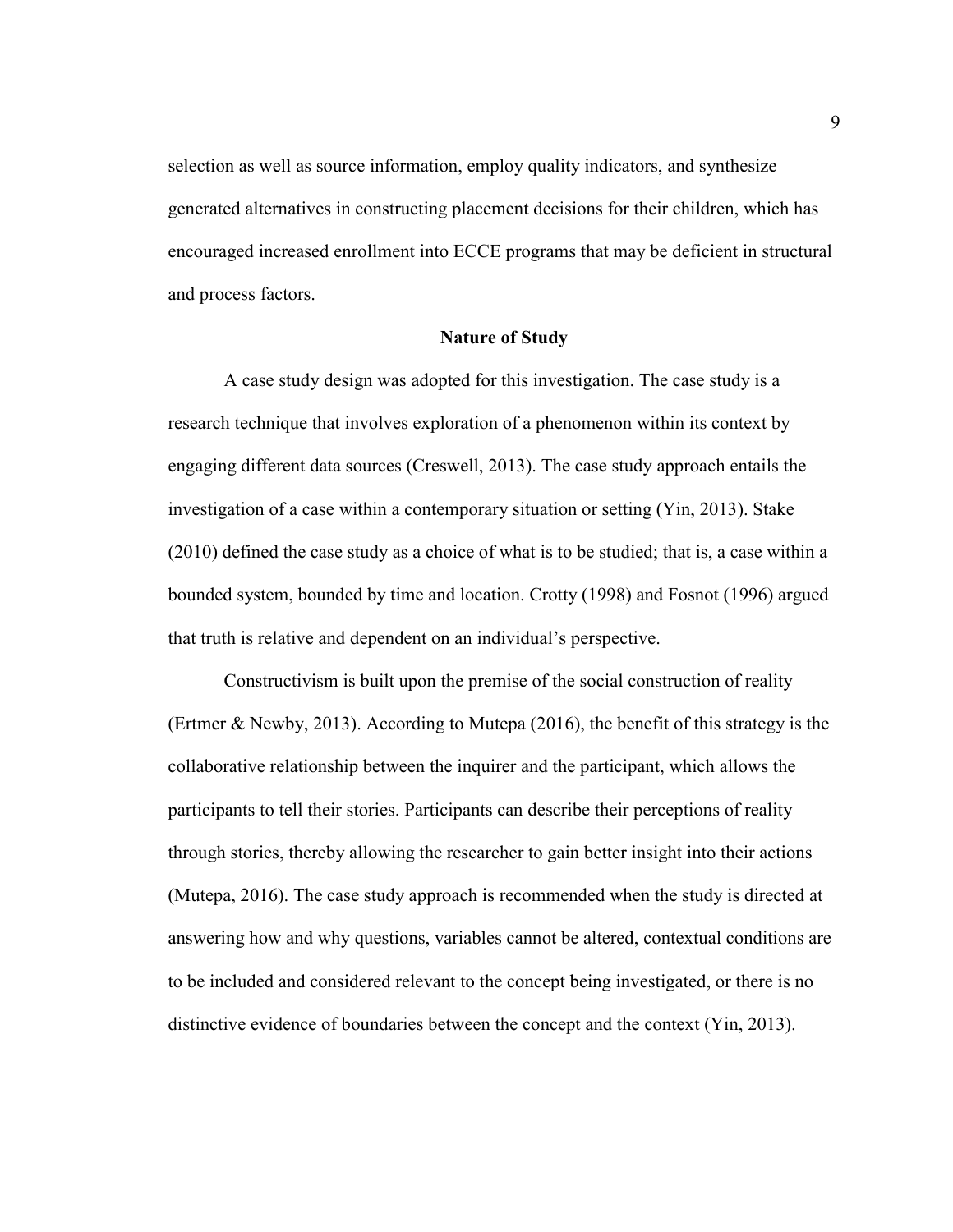selection as well as source information, employ quality indicators, and synthesize generated alternatives in constructing placement decisions for their children, which has encouraged increased enrollment into ECCE programs that may be deficient in structural and process factors.

## Nature of Study

A case study design was adopted for this investigation. The case study is a research technique that involves exploration of a phenomenon within its context by engaging different data sources (Creswell, 2013). The case study approach entails the investigation of a case within a contemporary situation or setting (Yin, 2013). Stake (2010) defined the case study as a choice of what is to be studied; that is, a case within a bounded system, bounded by time and location. Crotty (1998) and Fosnot (1996) argued that truth is relative and dependent on an individual's perspective.

Constructivism is built upon the premise of the social construction of reality (Ertmer & Newby, 2013). According to Mutepa (2016), the benefit of this strategy is the collaborative relationship between the inquirer and the participant, which allows the participants to tell their stories. Participants can describe their perceptions of reality through stories, thereby allowing the researcher to gain better insight into their actions (Mutepa, 2016). The case study approach is recommended when the study is directed at answering how and why questions, variables cannot be altered, contextual conditions are to be included and considered relevant to the concept being investigated, or there is no distinctive evidence of boundaries between the concept and the context (Yin, 2013).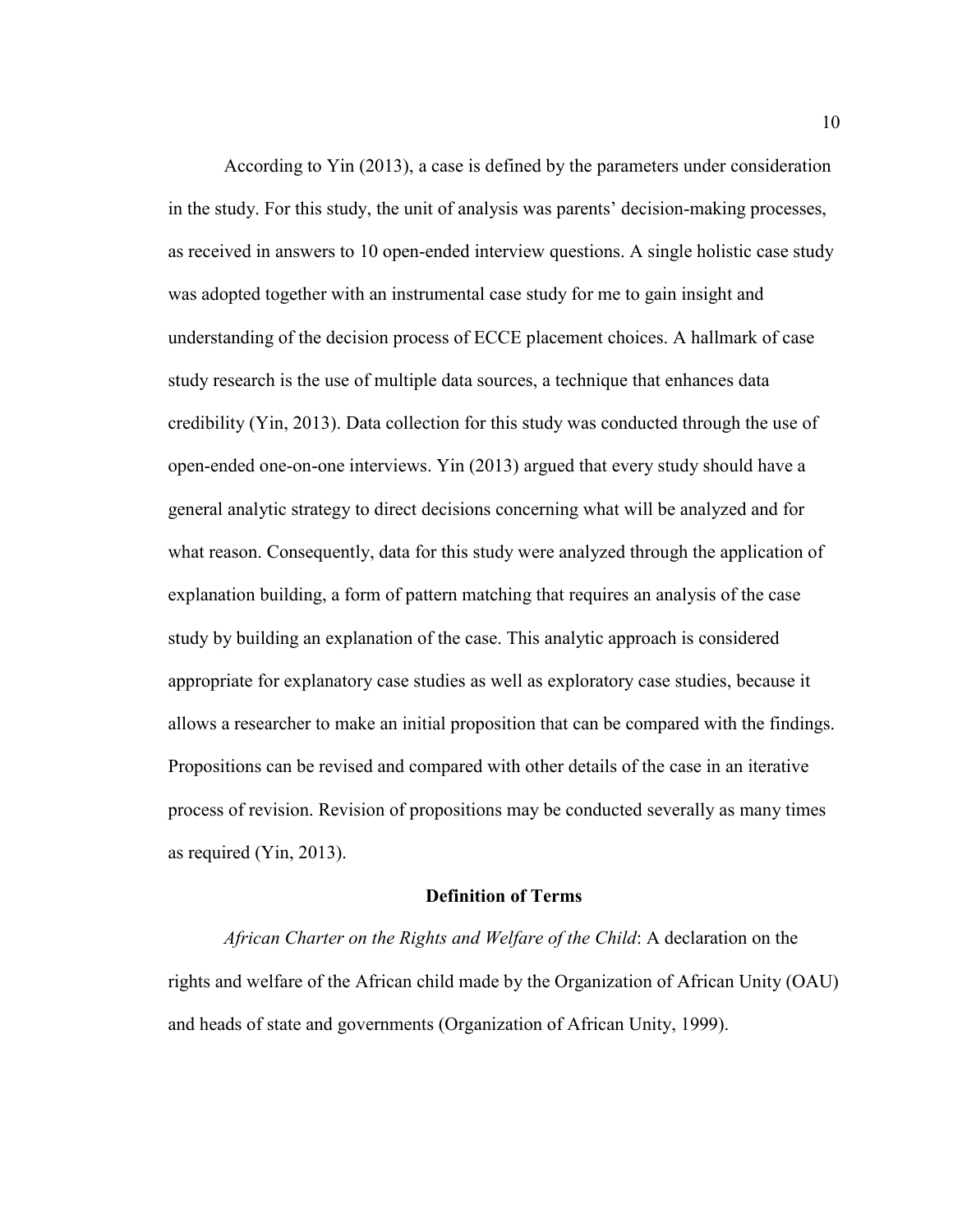According to Yin (2013), a case is defined by the parameters under consideration in the study. For this study, the unit of analysis was parents' decision-making processes, as received in answers to 10 open-ended interview questions. A single holistic case study was adopted together with an instrumental case study for me to gain insight and understanding of the decision process of ECCE placement choices. A hallmark of case study research is the use of multiple data sources, a technique that enhances data credibility (Yin, 2013). Data collection for this study was conducted through the use of open-ended one-on-one interviews. Yin (2013) argued that every study should have a general analytic strategy to direct decisions concerning what will be analyzed and for what reason. Consequently, data for this study were analyzed through the application of explanation building, a form of pattern matching that requires an analysis of the case study by building an explanation of the case. This analytic approach is considered appropriate for explanatory case studies as well as exploratory case studies, because it allows a researcher to make an initial proposition that can be compared with the findings. Propositions can be revised and compared with other details of the case in an iterative process of revision. Revision of propositions may be conducted severally as many times as required (Yin, 2013).

## Definition of Terms

*African Charter on the Rights and Welfare of the Child*: A declaration on the rights and welfare of the African child made by the Organization of African Unity (OAU) and heads of state and governments (Organization of African Unity, 1999).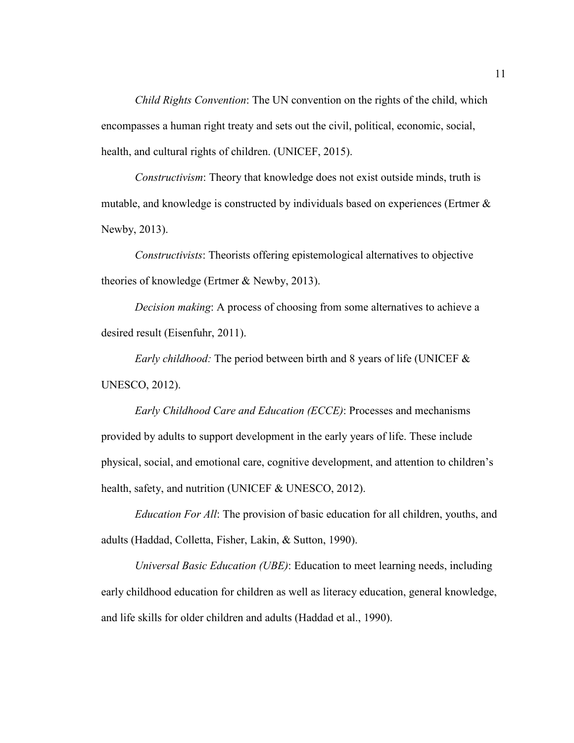*Child Rights Convention*: The UN convention on the rights of the child, which encompasses a human right treaty and sets out the civil, political, economic, social, health, and cultural rights of children. (UNICEF, 2015).

*Constructivism*: Theory that knowledge does not exist outside minds, truth is mutable, and knowledge is constructed by individuals based on experiences (Ertmer & Newby, 2013).

*Constructivists*: Theorists offering epistemological alternatives to objective theories of knowledge (Ertmer & Newby, 2013).

*Decision making*: A process of choosing from some alternatives to achieve a desired result (Eisenfuhr, 2011).

*Early childhood:* The period between birth and 8 years of life (UNICEF & UNESCO, 2012).

*Early Childhood Care and Education (ECCE)*: Processes and mechanisms provided by adults to support development in the early years of life. These include physical, social, and emotional care, cognitive development, and attention to children's health, safety, and nutrition (UNICEF & UNESCO, 2012).

*Education For All*: The provision of basic education for all children, youths, and adults (Haddad, Colletta, Fisher, Lakin, & Sutton, 1990).

*Universal Basic Education (UBE)*: Education to meet learning needs, including early childhood education for children as well as literacy education, general knowledge, and life skills for older children and adults (Haddad et al., 1990).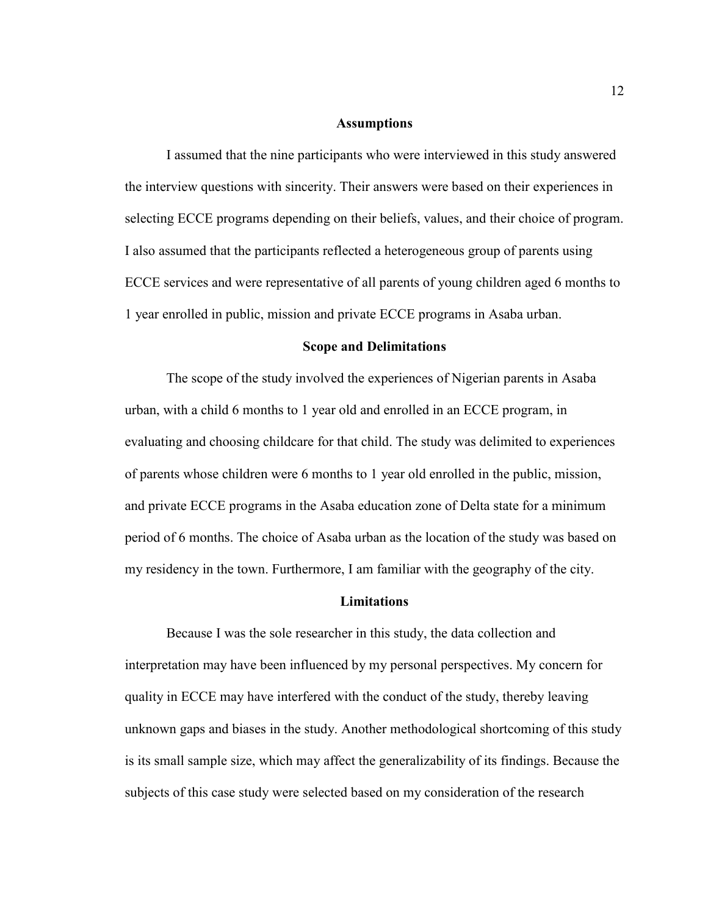## Assumptions

I assumed that the nine participants who were interviewed in this study answered the interview questions with sincerity. Their answers were based on their experiences in selecting ECCE programs depending on their beliefs, values, and their choice of program. I also assumed that the participants reflected a heterogeneous group of parents using ECCE services and were representative of all parents of young children aged 6 months to 1 year enrolled in public, mission and private ECCE programs in Asaba urban.

## Scope and Delimitations

The scope of the study involved the experiences of Nigerian parents in Asaba urban, with a child 6 months to 1 year old and enrolled in an ECCE program, in evaluating and choosing childcare for that child. The study was delimited to experiences of parents whose children were 6 months to 1 year old enrolled in the public, mission, and private ECCE programs in the Asaba education zone of Delta state for a minimum period of 6 months. The choice of Asaba urban as the location of the study was based on my residency in the town. Furthermore, I am familiar with the geography of the city.

## Limitations

Because I was the sole researcher in this study, the data collection and interpretation may have been influenced by my personal perspectives. My concern for quality in ECCE may have interfered with the conduct of the study, thereby leaving unknown gaps and biases in the study. Another methodological shortcoming of this study is its small sample size, which may affect the generalizability of its findings. Because the subjects of this case study were selected based on my consideration of the research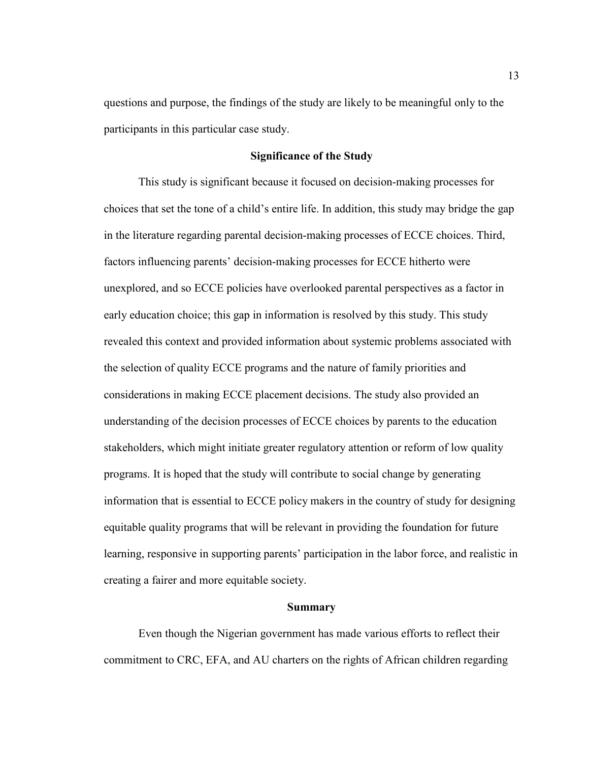questions and purpose, the findings of the study are likely to be meaningful only to the participants in this particular case study.

## Significance of the Study

This study is significant because it focused on decision-making processes for choices that set the tone of a child's entire life. In addition, this study may bridge the gap in the literature regarding parental decision-making processes of ECCE choices. Third, factors influencing parents' decision-making processes for ECCE hitherto were unexplored, and so ECCE policies have overlooked parental perspectives as a factor in early education choice; this gap in information is resolved by this study. This study revealed this context and provided information about systemic problems associated with the selection of quality ECCE programs and the nature of family priorities and considerations in making ECCE placement decisions. The study also provided an understanding of the decision processes of ECCE choices by parents to the education stakeholders, which might initiate greater regulatory attention or reform of low quality programs. It is hoped that the study will contribute to social change by generating information that is essential to ECCE policy makers in the country of study for designing equitable quality programs that will be relevant in providing the foundation for future learning, responsive in supporting parents' participation in the labor force, and realistic in creating a fairer and more equitable society.

## Summary

Even though the Nigerian government has made various efforts to reflect their commitment to CRC, EFA, and AU charters on the rights of African children regarding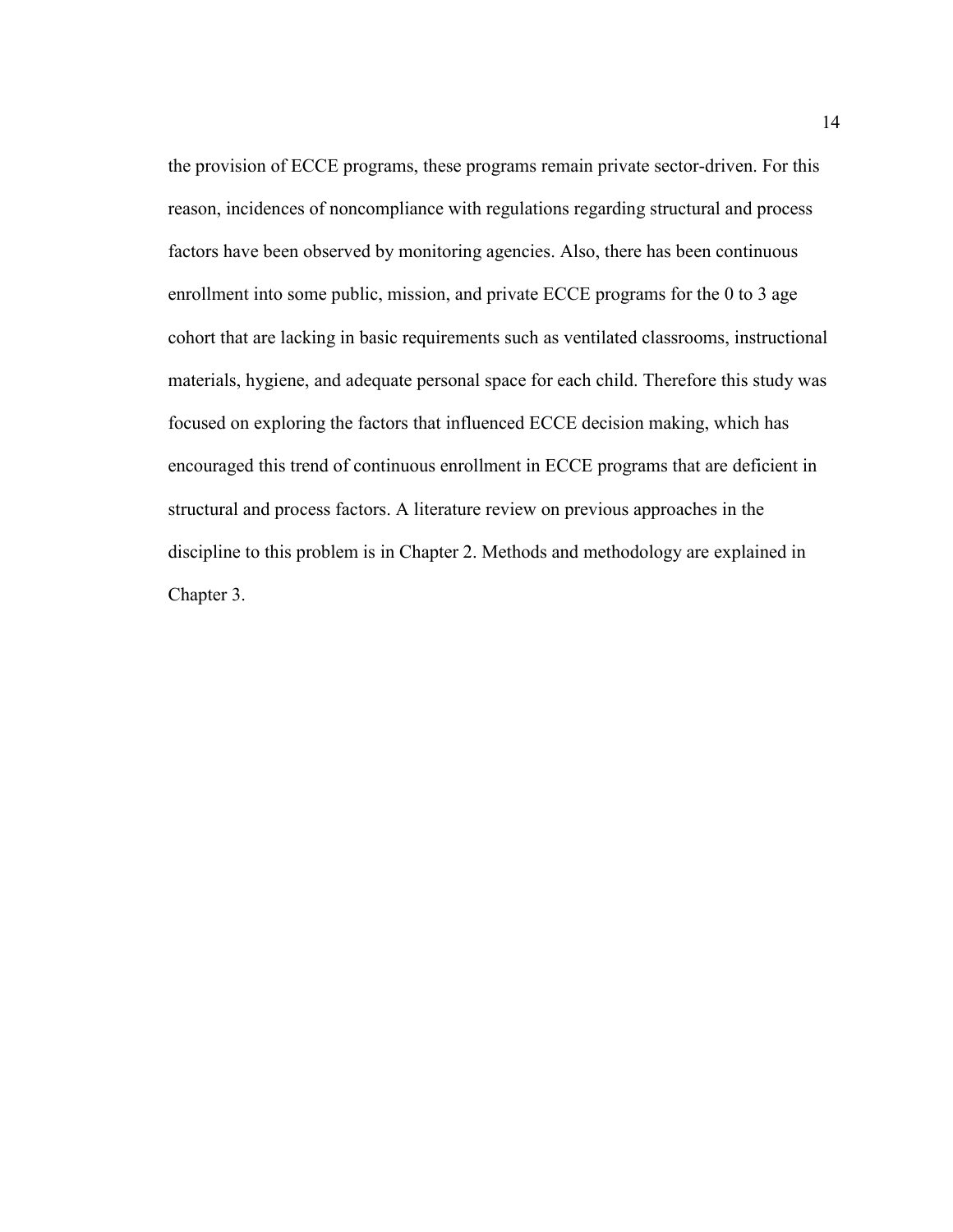the provision of ECCE programs, these programs remain private sector-driven. For this reason, incidences of noncompliance with regulations regarding structural and process factors have been observed by monitoring agencies. Also, there has been continuous enrollment into some public, mission, and private ECCE programs for the 0 to 3 age cohort that are lacking in basic requirements such as ventilated classrooms, instructional materials, hygiene, and adequate personal space for each child. Therefore this study was focused on exploring the factors that influenced ECCE decision making, which has encouraged this trend of continuous enrollment in ECCE programs that are deficient in structural and process factors. A literature review on previous approaches in the discipline to this problem is in Chapter 2. Methods and methodology are explained in Chapter 3.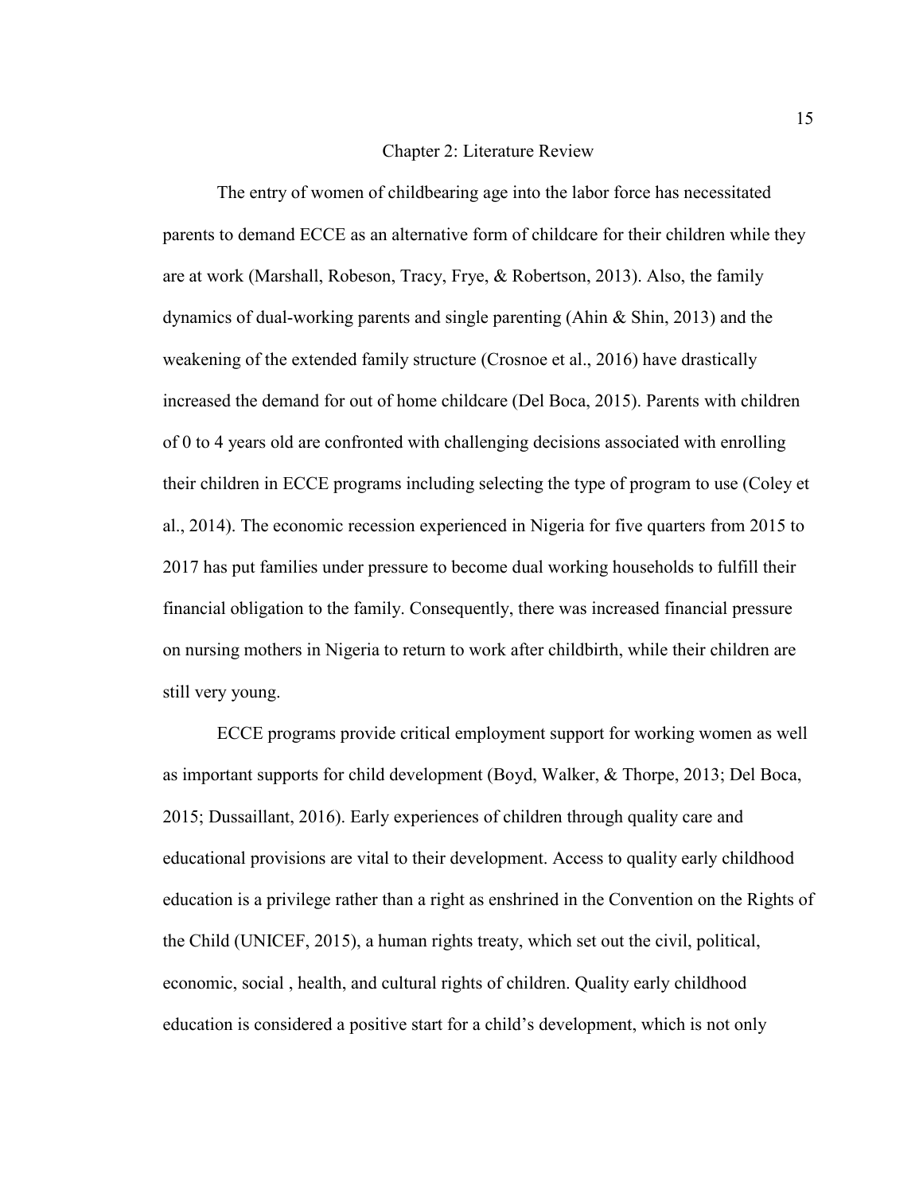# Chapter 2: Literature Review

The entry of women of childbearing age into the labor force has necessitated parents to demand ECCE as an alternative form of childcare for their children while they are at work (Marshall, Robeson, Tracy, Frye, & Robertson, 2013). Also, the family dynamics of dual-working parents and single parenting (Ahin & Shin, 2013) and the weakening of the extended family structure (Crosnoe et al., 2016) have drastically increased the demand for out of home childcare (Del Boca, 2015). Parents with children of 0 to 4 years old are confronted with challenging decisions associated with enrolling their children in ECCE programs including selecting the type of program to use (Coley et al., 2014). The economic recession experienced in Nigeria for five quarters from 2015 to 2017 has put families under pressure to become dual working households to fulfill their financial obligation to the family. Consequently, there was increased financial pressure on nursing mothers in Nigeria to return to work after childbirth, while their children are still very young.

ECCE programs provide critical employment support for working women as well as important supports for child development (Boyd, Walker, & Thorpe, 2013; Del Boca, 2015; Dussaillant, 2016). Early experiences of children through quality care and educational provisions are vital to their development. Access to quality early childhood education is a privilege rather than a right as enshrined in the Convention on the Rights of the Child (UNICEF, 2015), a human rights treaty, which set out the civil, political, economic, social , health, and cultural rights of children. Quality early childhood education is considered a positive start for a child's development, which is not only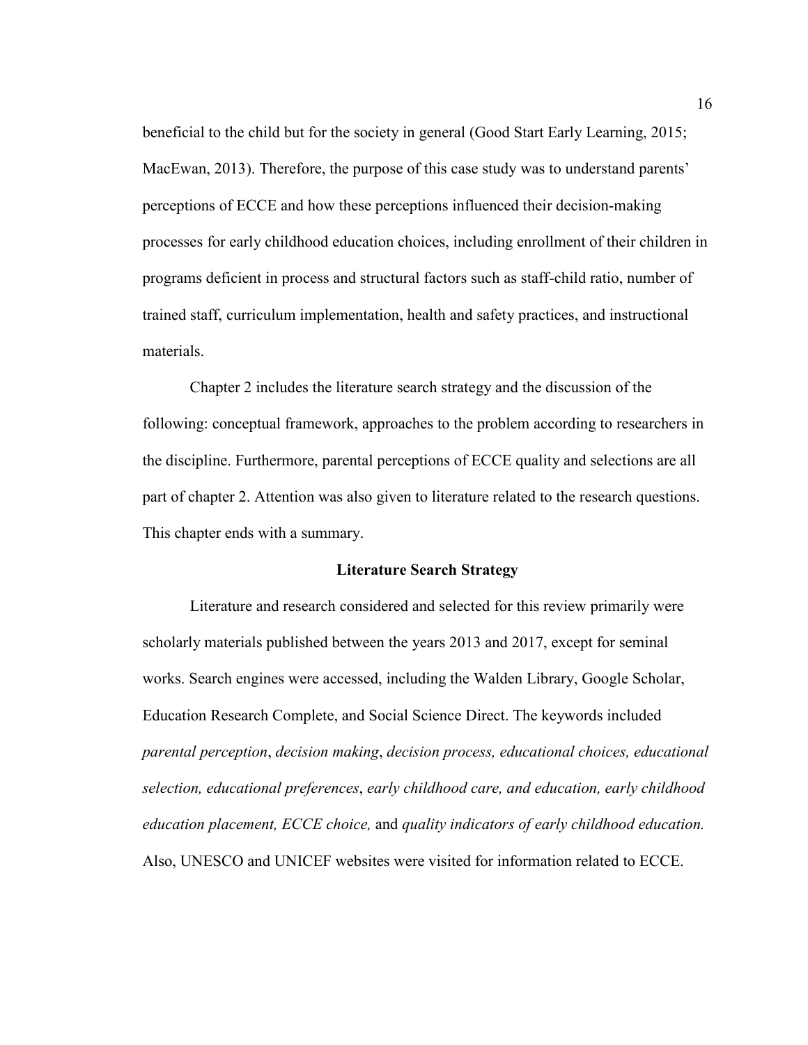beneficial to the child but for the society in general (Good Start Early Learning, 2015; MacEwan, 2013). Therefore, the purpose of this case study was to understand parents' perceptions of ECCE and how these perceptions influenced their decision-making processes for early childhood education choices, including enrollment of their children in programs deficient in process and structural factors such as staff-child ratio, number of trained staff, curriculum implementation, health and safety practices, and instructional materials.

Chapter 2 includes the literature search strategy and the discussion of the following: conceptual framework, approaches to the problem according to researchers in the discipline. Furthermore, parental perceptions of ECCE quality and selections are all part of chapter 2. Attention was also given to literature related to the research questions. This chapter ends with a summary.

## Literature Search Strategy

Literature and research considered and selected for this review primarily were scholarly materials published between the years 2013 and 2017, except for seminal works. Search engines were accessed, including the Walden Library, Google Scholar, Education Research Complete, and Social Science Direct. The keywords included *parental perception*, *decision making*, *decision process, educational choices, educational selection, educational preferences*, *early childhood care, and education, early childhood education placement, ECCE choice,* and *quality indicators of early childhood education.* Also, UNESCO and UNICEF websites were visited for information related to ECCE.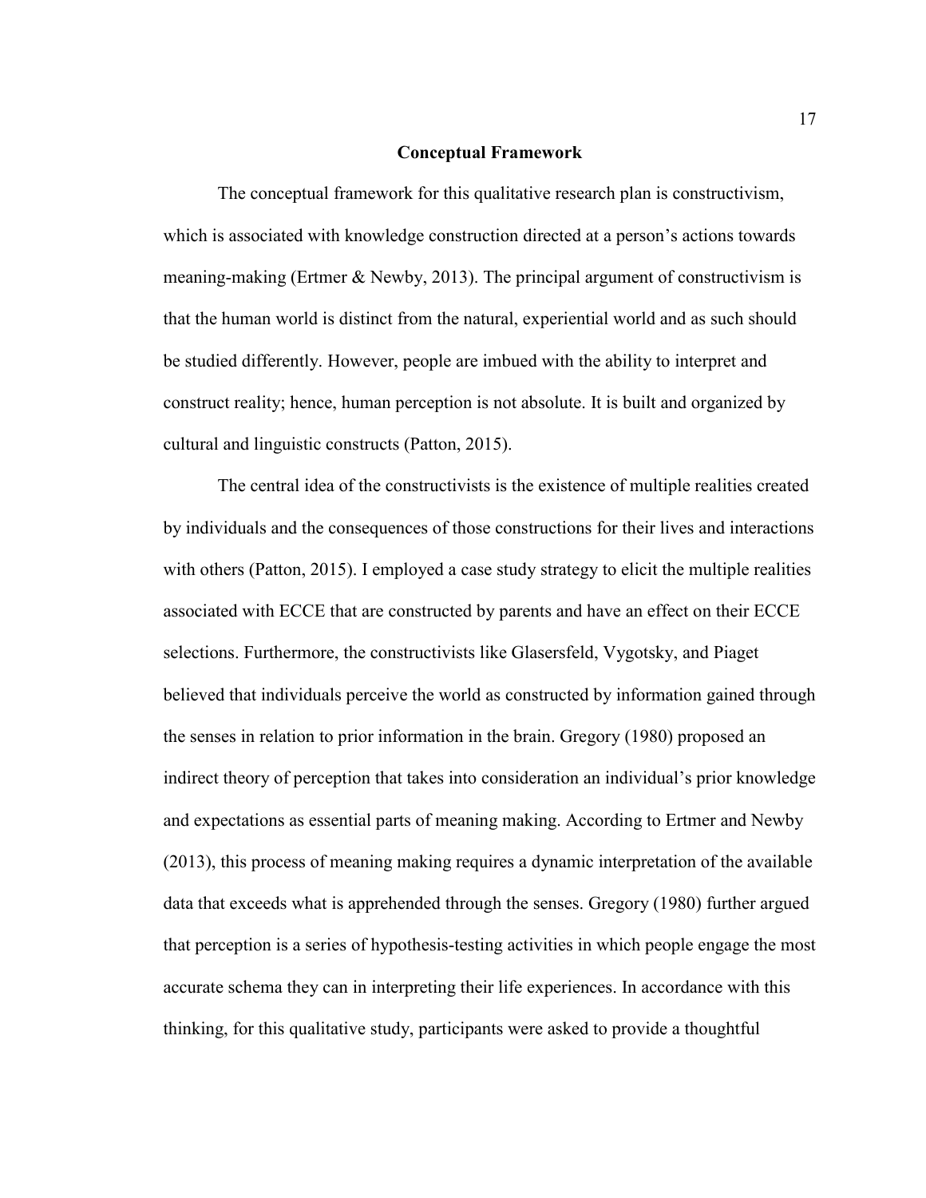## Conceptual Framework

The conceptual framework for this qualitative research plan is constructivism, which is associated with knowledge construction directed at a person's actions towards meaning-making (Ertmer & Newby, 2013). The principal argument of constructivism is that the human world is distinct from the natural, experiential world and as such should be studied differently. However, people are imbued with the ability to interpret and construct reality; hence, human perception is not absolute. It is built and organized by cultural and linguistic constructs (Patton, 2015).

The central idea of the constructivists is the existence of multiple realities created by individuals and the consequences of those constructions for their lives and interactions with others (Patton, 2015). I employed a case study strategy to elicit the multiple realities associated with ECCE that are constructed by parents and have an effect on their ECCE selections. Furthermore, the constructivists like Glasersfeld, Vygotsky, and Piaget believed that individuals perceive the world as constructed by information gained through the senses in relation to prior information in the brain. Gregory (1980) proposed an indirect theory of perception that takes into consideration an individual's prior knowledge and expectations as essential parts of meaning making. According to Ertmer and Newby (2013), this process of meaning making requires a dynamic interpretation of the available data that exceeds what is apprehended through the senses. Gregory (1980) further argued that perception is a series of hypothesis-testing activities in which people engage the most accurate schema they can in interpreting their life experiences. In accordance with this thinking, for this qualitative study, participants were asked to provide a thoughtful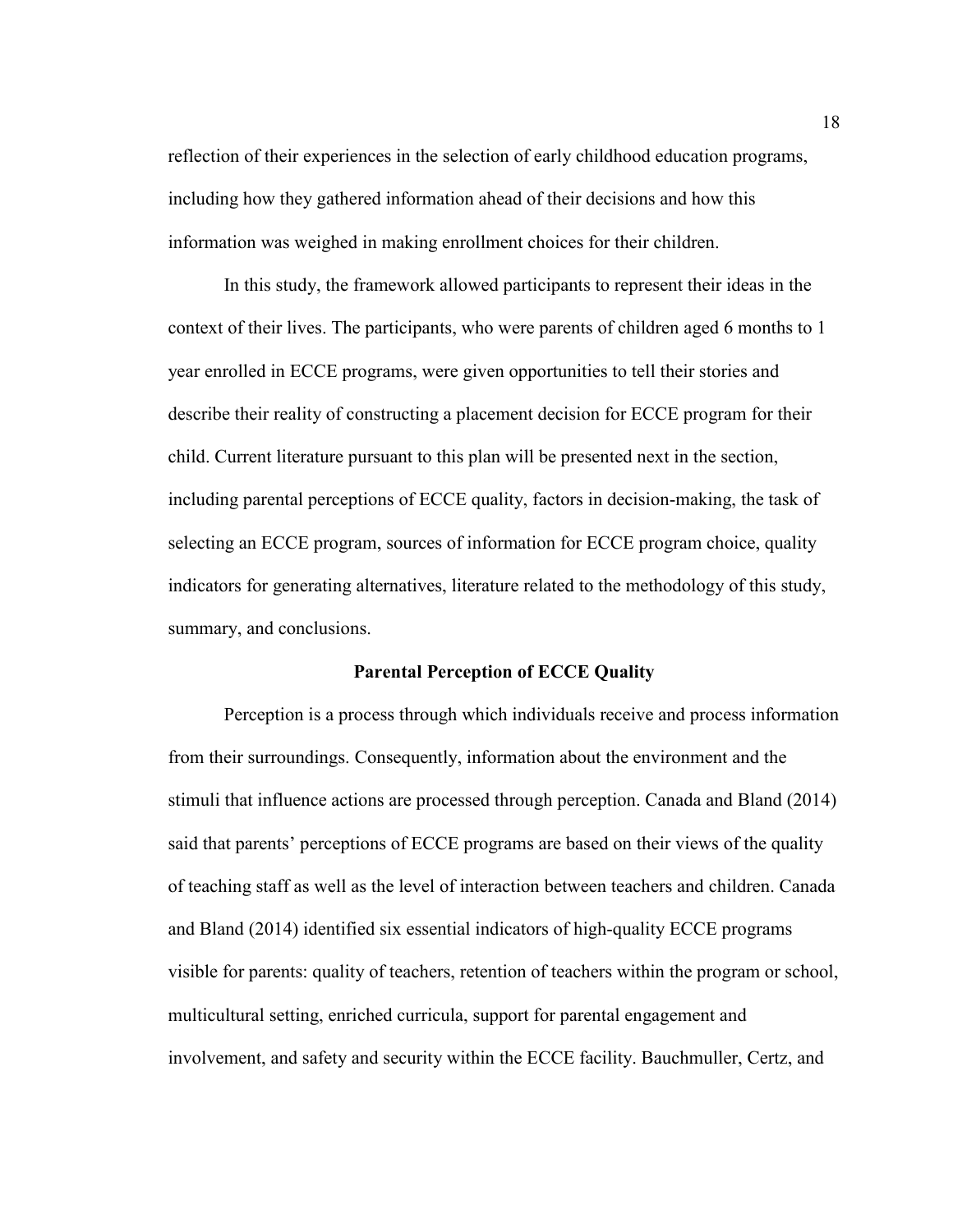reflection of their experiences in the selection of early childhood education programs, including how they gathered information ahead of their decisions and how this information was weighed in making enrollment choices for their children.

In this study, the framework allowed participants to represent their ideas in the context of their lives. The participants, who were parents of children aged 6 months to 1 year enrolled in ECCE programs, were given opportunities to tell their stories and describe their reality of constructing a placement decision for ECCE program for their child. Current literature pursuant to this plan will be presented next in the section, including parental perceptions of ECCE quality, factors in decision-making, the task of selecting an ECCE program, sources of information for ECCE program choice, quality indicators for generating alternatives, literature related to the methodology of this study, summary, and conclusions.

## Parental Perception of ECCE Quality

Perception is a process through which individuals receive and process information from their surroundings. Consequently, information about the environment and the stimuli that influence actions are processed through perception. Canada and Bland (2014) said that parents' perceptions of ECCE programs are based on their views of the quality of teaching staff as well as the level of interaction between teachers and children. Canada and Bland (2014) identified six essential indicators of high-quality ECCE programs visible for parents: quality of teachers, retention of teachers within the program or school, multicultural setting, enriched curricula, support for parental engagement and involvement, and safety and security within the ECCE facility. Bauchmuller, Certz, and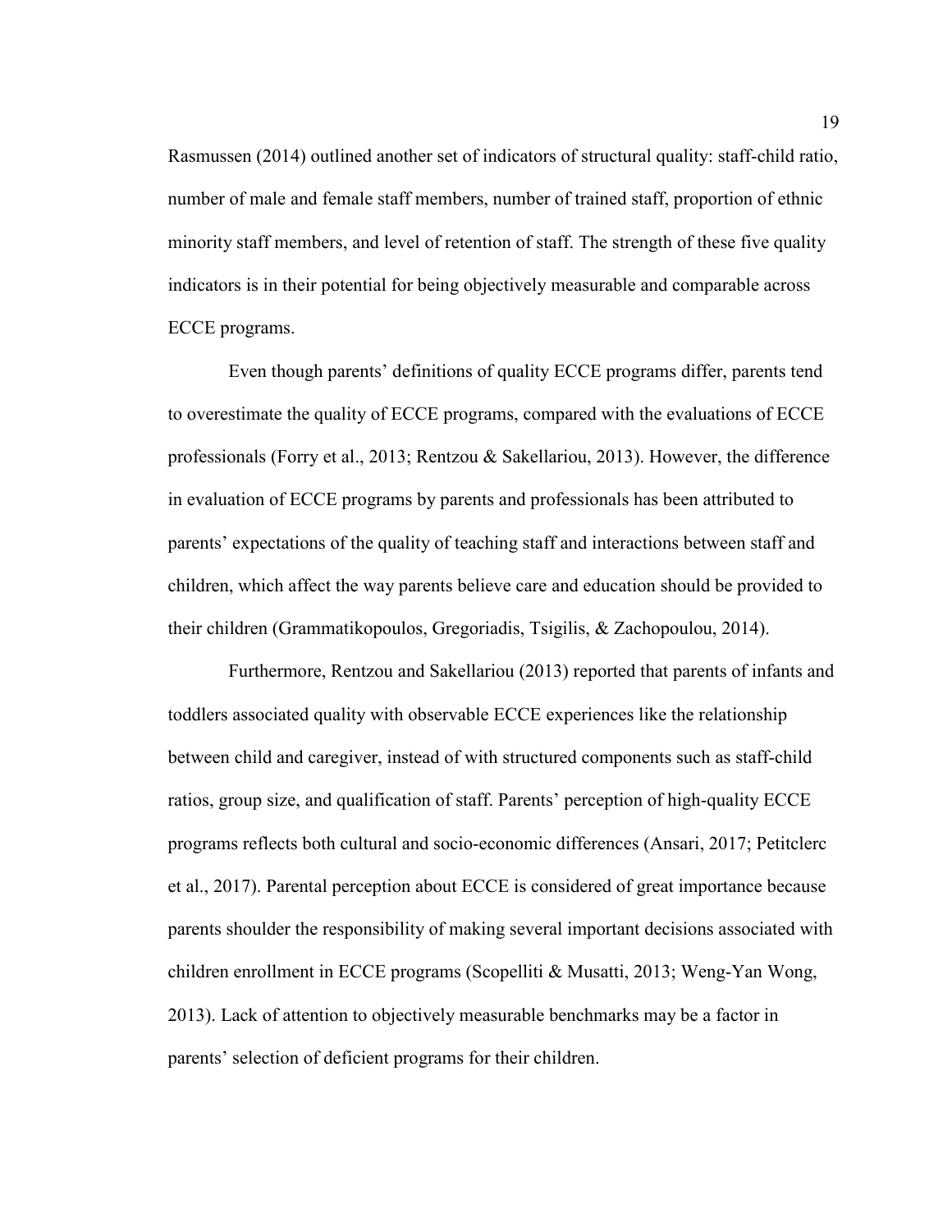Rasmussen (2014) outlined another set of indicators of structural quality: staff-child ratio, number of male and female staff members, number of trained staff, proportion of ethnic minority staff members, and level of retention of staff. The strength of these five quality indicators is in their potential for being objectively measurable and comparable across ECCE programs.

Even though parents' definitions of quality ECCE programs differ, parents tend to overestimate the quality of ECCE programs, compared with the evaluations of ECCE professionals (Forry et al., 2013; Rentzou & Sakellariou, 2013). However, the difference in evaluation of ECCE programs by parents and professionals has been attributed to parents' expectations of the quality of teaching staff and interactions between staff and children, which affect the way parents believe care and education should be provided to their children (Grammatikopoulos, Gregoriadis, Tsigilis, & Zachopoulou, 2014).

Furthermore, Rentzou and Sakellariou (2013) reported that parents of infants and toddlers associated quality with observable ECCE experiences like the relationship between child and caregiver, instead of with structured components such as staff-child ratios, group size, and qualification of staff. Parents' perception of high-quality ECCE programs reflects both cultural and socio-economic differences (Ansari, 2017; Petitclerc et al., 2017). Parental perception about ECCE is considered of great importance because parents shoulder the responsibility of making several important decisions associated with children enrollment in ECCE programs (Scopelliti & Musatti, 2013; Weng-Yan Wong, 2013). Lack of attention to objectively measurable benchmarks may be a factor in parents' selection of deficient programs for their children.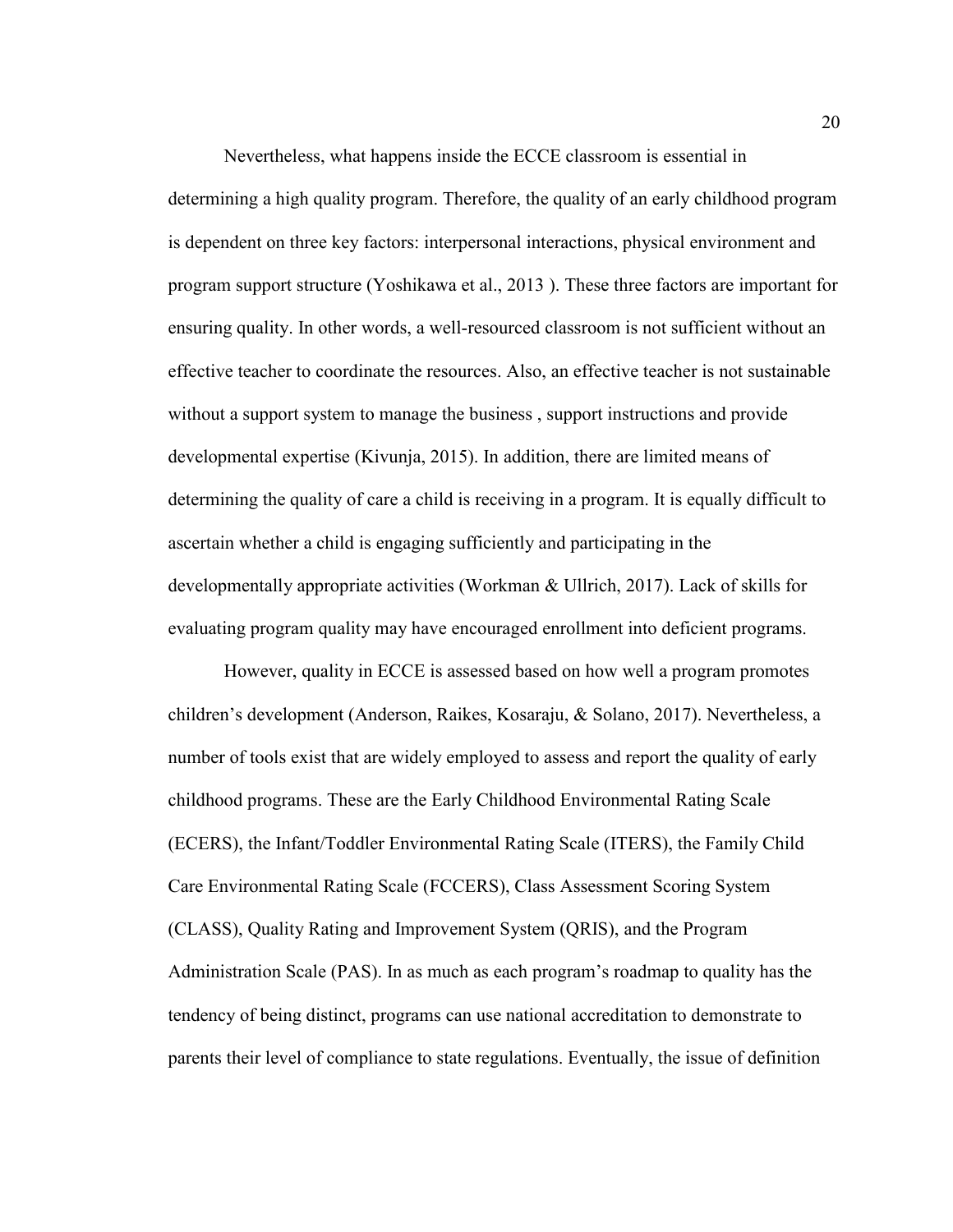Nevertheless, what happens inside the ECCE classroom is essential in determining a high quality program. Therefore, the quality of an early childhood program is dependent on three key factors: interpersonal interactions, physical environment and program support structure (Yoshikawa et al., 2013 ). These three factors are important for ensuring quality. In other words, a well-resourced classroom is not sufficient without an effective teacher to coordinate the resources. Also, an effective teacher is not sustainable without a support system to manage the business , support instructions and provide developmental expertise (Kivunja, 2015). In addition, there are limited means of determining the quality of care a child is receiving in a program. It is equally difficult to ascertain whether a child is engaging sufficiently and participating in the developmentally appropriate activities (Workman & Ullrich, 2017). Lack of skills for evaluating program quality may have encouraged enrollment into deficient programs.

However, quality in ECCE is assessed based on how well a program promotes children's development (Anderson, Raikes, Kosaraju, & Solano, 2017). Nevertheless, a number of tools exist that are widely employed to assess and report the quality of early childhood programs. These are the Early Childhood Environmental Rating Scale (ECERS), the Infant/Toddler Environmental Rating Scale (ITERS), the Family Child Care Environmental Rating Scale (FCCERS), Class Assessment Scoring System (CLASS), Quality Rating and Improvement System (QRIS), and the Program Administration Scale (PAS). In as much as each program's roadmap to quality has the tendency of being distinct, programs can use national accreditation to demonstrate to parents their level of compliance to state regulations. Eventually, the issue of definition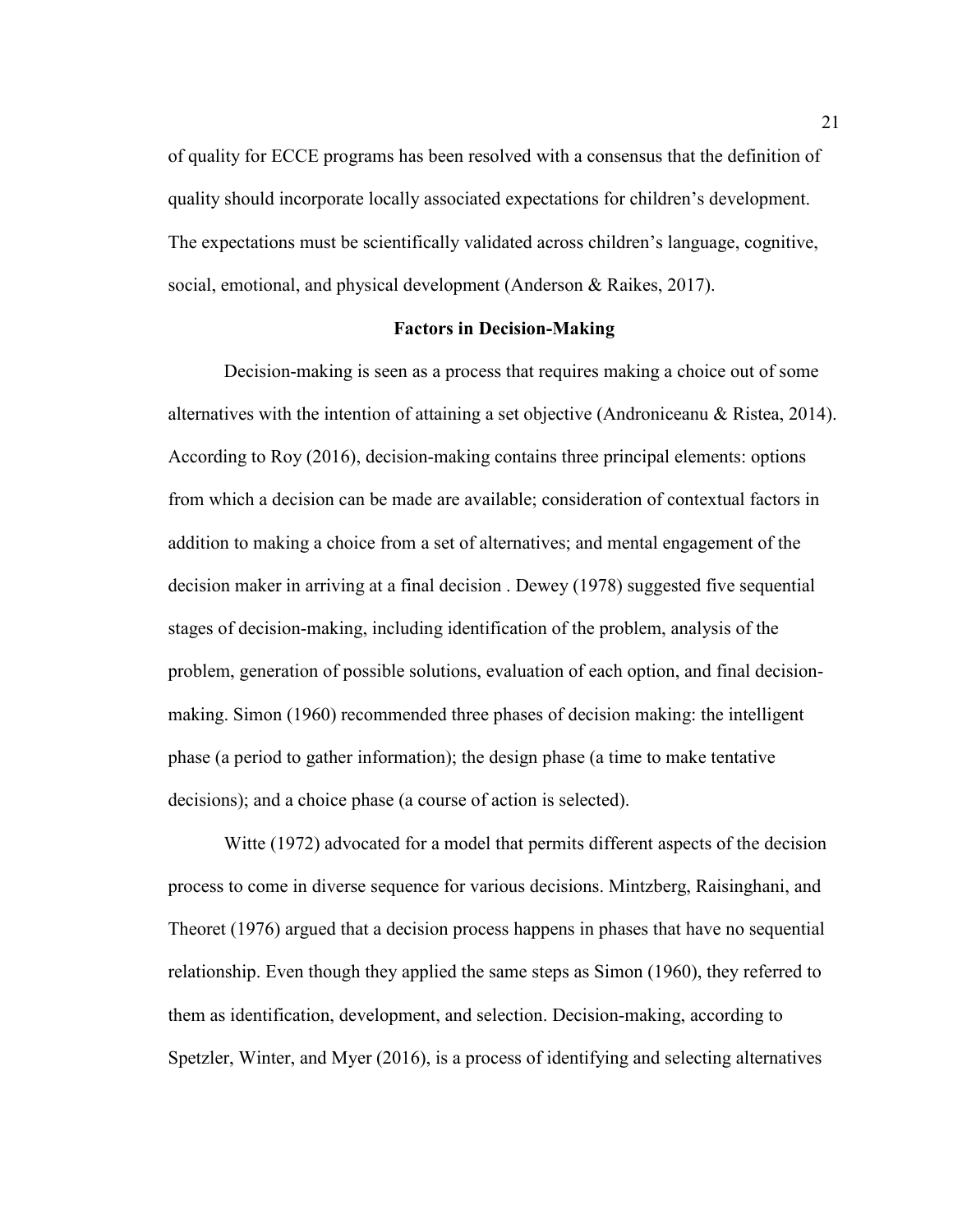of quality for ECCE programs has been resolved with a consensus that the definition of quality should incorporate locally associated expectations for children's development. The expectations must be scientifically validated across children's language, cognitive, social, emotional, and physical development (Anderson & Raikes, 2017).

## Factors in Decision-Making

Decision-making is seen as a process that requires making a choice out of some alternatives with the intention of attaining a set objective (Androniceanu & Ristea, 2014). According to Roy (2016), decision-making contains three principal elements: options from which a decision can be made are available; consideration of contextual factors in addition to making a choice from a set of alternatives; and mental engagement of the decision maker in arriving at a final decision . Dewey (1978) suggested five sequential stages of decision-making, including identification of the problem, analysis of the problem, generation of possible solutions, evaluation of each option, and final decision-making. Simon (1960) recommended three phases of decision making: the intelligent phase (a period to gather information); the design phase (a time to make tentative decisions); and a choice phase (a course of action is selected).

Witte (1972) advocated for a model that permits different aspects of the decision process to come in diverse sequence for various decisions. Mintzberg, Raisinghani, and Theoret (1976) argued that a decision process happens in phases that have no sequential relationship. Even though they applied the same steps as Simon (1960), they referred to them as identification, development, and selection. Decision-making, according to Spetzler, Winter, and Myer (2016), is a process of identifying and selecting alternatives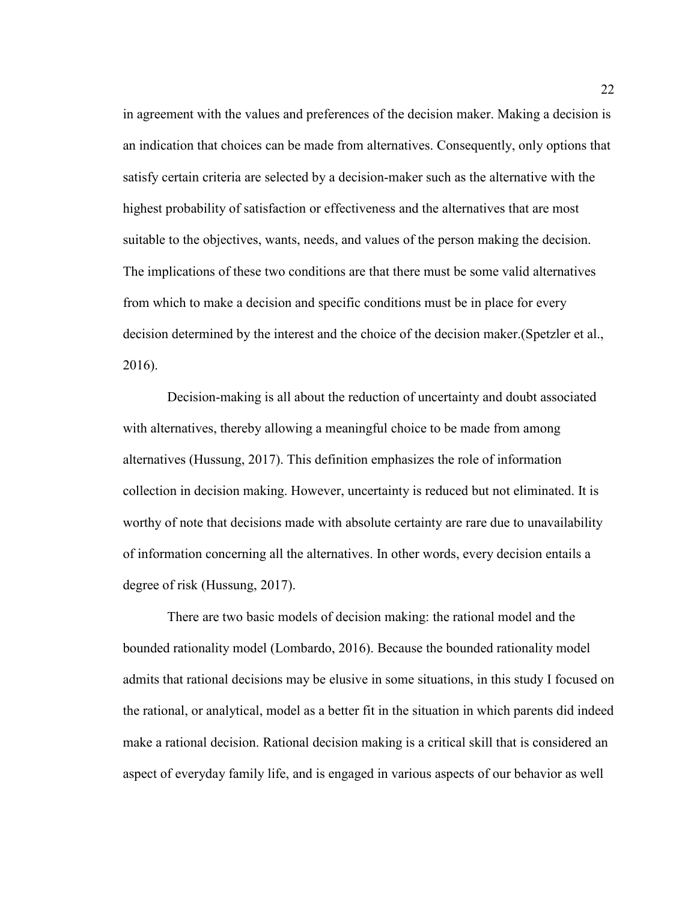in agreement with the values and preferences of the decision maker. Making a decision is an indication that choices can be made from alternatives. Consequently, only options that satisfy certain criteria are selected by a decision-maker such as the alternative with the highest probability of satisfaction or effectiveness and the alternatives that are most suitable to the objectives, wants, needs, and values of the person making the decision. The implications of these two conditions are that there must be some valid alternatives from which to make a decision and specific conditions must be in place for every decision determined by the interest and the choice of the decision maker.(Spetzler et al., 2016).

Decision-making is all about the reduction of uncertainty and doubt associated with alternatives, thereby allowing a meaningful choice to be made from among alternatives (Hussung, 2017). This definition emphasizes the role of information collection in decision making. However, uncertainty is reduced but not eliminated. It is worthy of note that decisions made with absolute certainty are rare due to unavailability of information concerning all the alternatives. In other words, every decision entails a degree of risk (Hussung, 2017).

There are two basic models of decision making: the rational model and the bounded rationality model (Lombardo, 2016). Because the bounded rationality model admits that rational decisions may be elusive in some situations, in this study I focused on the rational, or analytical, model as a better fit in the situation in which parents did indeed make a rational decision. Rational decision making is a critical skill that is considered an aspect of everyday family life, and is engaged in various aspects of our behavior as well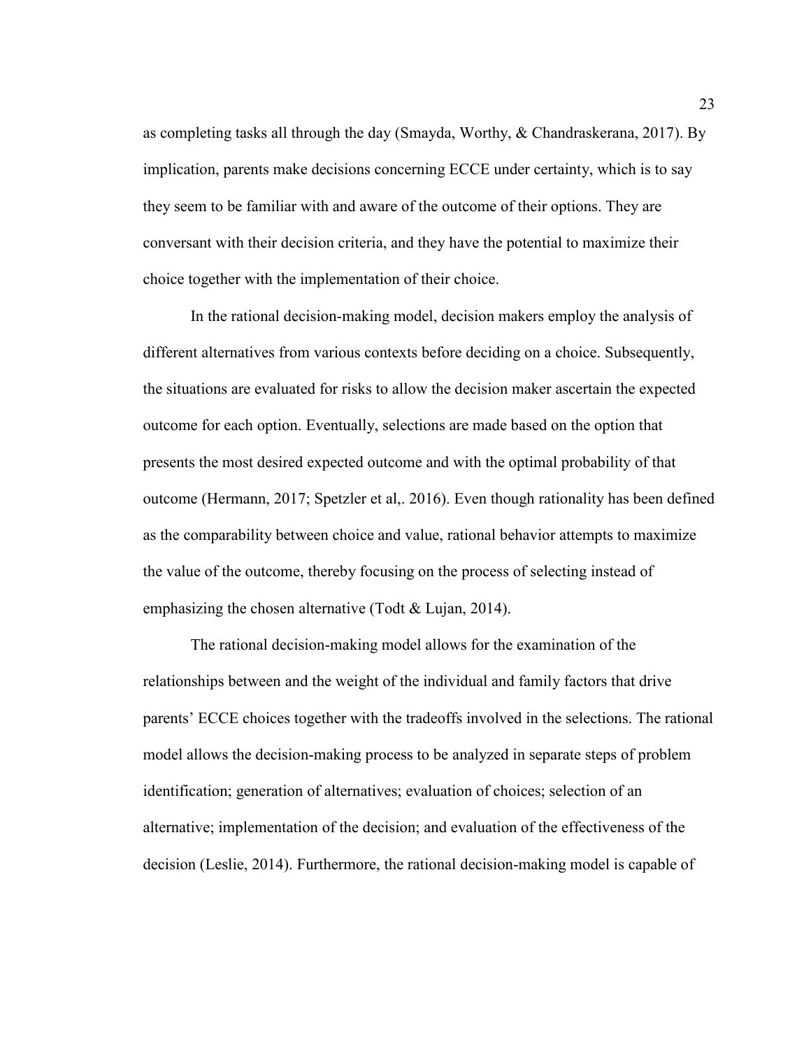as completing tasks all through the day (Smayda, Worthy, & Chandraskerana, 2017). By implication, parents make decisions concerning ECCE under certainty, which is to say they seem to be familiar with and aware of the outcome of their options. They are conversant with their decision criteria, and they have the potential to maximize their choice together with the implementation of their choice.

In the rational decision-making model, decision makers employ the analysis of different alternatives from various contexts before deciding on a choice. Subsequently, the situations are evaluated for risks to allow the decision maker ascertain the expected outcome for each option. Eventually, selections are made based on the option that presents the most desired expected outcome and with the optimal probability of that outcome (Hermann, 2017; Spetzler et al,. 2016). Even though rationality has been defined as the comparability between choice and value, rational behavior attempts to maximize the value of the outcome, thereby focusing on the process of selecting instead of emphasizing the chosen alternative (Todt & Lujan, 2014).

The rational decision-making model allows for the examination of the relationships between and the weight of the individual and family factors that drive parents' ECCE choices together with the tradeoffs involved in the selections. The rational model allows the decision-making process to be analyzed in separate steps of problem identification; generation of alternatives; evaluation of choices; selection of an alternative; implementation of the decision; and evaluation of the effectiveness of the decision (Leslie, 2014). Furthermore, the rational decision-making model is capable of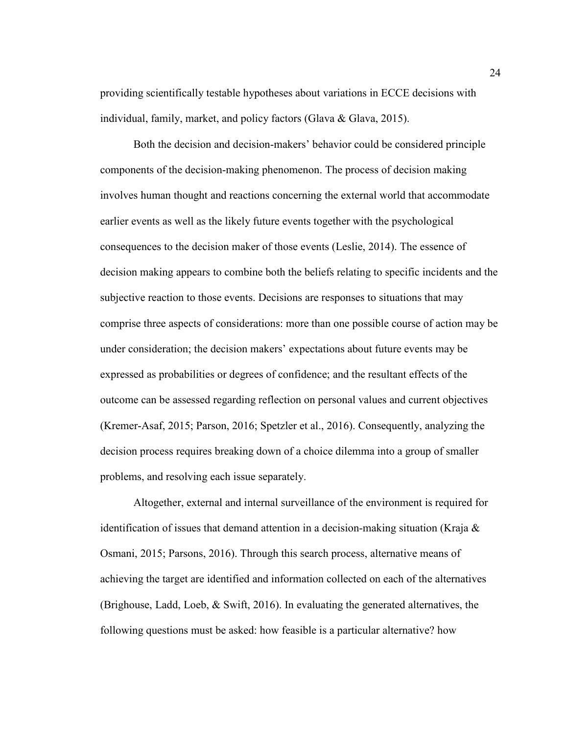providing scientifically testable hypotheses about variations in ECCE decisions with individual, family, market, and policy factors (Glava & Glava, 2015).

Both the decision and decision-makers' behavior could be considered principle components of the decision-making phenomenon. The process of decision making involves human thought and reactions concerning the external world that accommodate earlier events as well as the likely future events together with the psychological consequences to the decision maker of those events (Leslie, 2014). The essence of decision making appears to combine both the beliefs relating to specific incidents and the subjective reaction to those events. Decisions are responses to situations that may comprise three aspects of considerations: more than one possible course of action may be under consideration; the decision makers' expectations about future events may be expressed as probabilities or degrees of confidence; and the resultant effects of the outcome can be assessed regarding reflection on personal values and current objectives (Kremer-Asaf, 2015; Parson, 2016; Spetzler et al., 2016). Consequently, analyzing the decision process requires breaking down of a choice dilemma into a group of smaller problems, and resolving each issue separately.

Altogether, external and internal surveillance of the environment is required for identification of issues that demand attention in a decision-making situation (Kraja & Osmani, 2015; Parsons, 2016). Through this search process, alternative means of achieving the target are identified and information collected on each of the alternatives (Brighouse, Ladd, Loeb, & Swift, 2016). In evaluating the generated alternatives, the following questions must be asked: how feasible is a particular alternative? how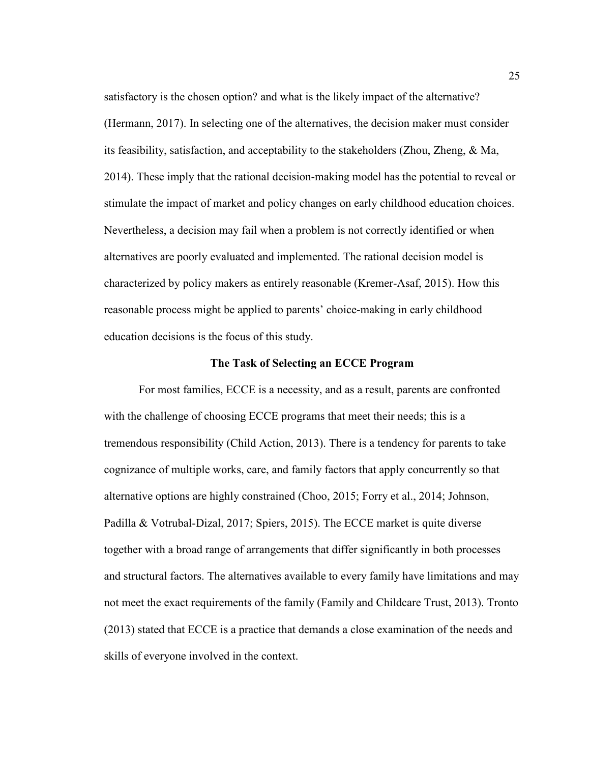satisfactory is the chosen option? and what is the likely impact of the alternative? (Hermann, 2017). In selecting one of the alternatives, the decision maker must consider its feasibility, satisfaction, and acceptability to the stakeholders (Zhou, Zheng, & Ma, 2014). These imply that the rational decision-making model has the potential to reveal or stimulate the impact of market and policy changes on early childhood education choices. Nevertheless, a decision may fail when a problem is not correctly identified or when alternatives are poorly evaluated and implemented. The rational decision model is characterized by policy makers as entirely reasonable (Kremer-Asaf, 2015). How this reasonable process might be applied to parents' choice-making in early childhood education decisions is the focus of this study.

## The Task of Selecting an ECCE Program

For most families, ECCE is a necessity, and as a result, parents are confronted with the challenge of choosing ECCE programs that meet their needs; this is a tremendous responsibility (Child Action, 2013). There is a tendency for parents to take cognizance of multiple works, care, and family factors that apply concurrently so that alternative options are highly constrained (Choo, 2015; Forry et al., 2014; Johnson, Padilla & Votrubal-Dizal, 2017; Spiers, 2015). The ECCE market is quite diverse together with a broad range of arrangements that differ significantly in both processes and structural factors. The alternatives available to every family have limitations and may not meet the exact requirements of the family (Family and Childcare Trust, 2013). Tronto (2013) stated that ECCE is a practice that demands a close examination of the needs and skills of everyone involved in the context.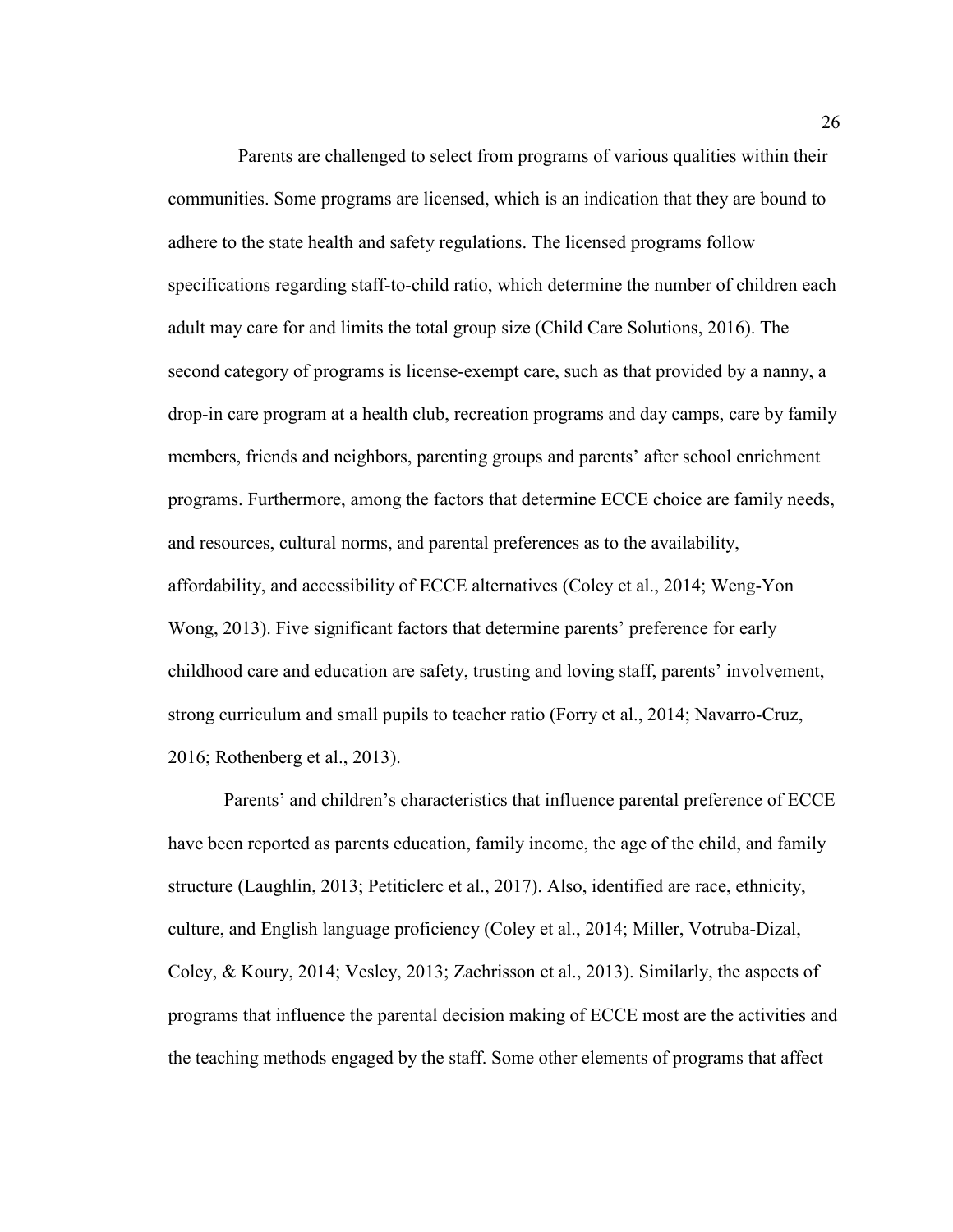Parents are challenged to select from programs of various qualities within their communities. Some programs are licensed, which is an indication that they are bound to adhere to the state health and safety regulations. The licensed programs follow specifications regarding staff-to-child ratio, which determine the number of children each adult may care for and limits the total group size (Child Care Solutions, 2016). The second category of programs is license-exempt care, such as that provided by a nanny, a drop-in care program at a health club, recreation programs and day camps, care by family members, friends and neighbors, parenting groups and parents' after school enrichment programs. Furthermore, among the factors that determine ECCE choice are family needs, and resources, cultural norms, and parental preferences as to the availability, affordability, and accessibility of ECCE alternatives (Coley et al., 2014; Weng-Yon Wong, 2013). Five significant factors that determine parents' preference for early childhood care and education are safety, trusting and loving staff, parents' involvement, strong curriculum and small pupils to teacher ratio (Forry et al., 2014; Navarro-Cruz, 2016; Rothenberg et al., 2013).

Parents' and children's characteristics that influence parental preference of ECCE have been reported as parents education, family income, the age of the child, and family structure (Laughlin, 2013; Petiticlerc et al., 2017). Also, identified are race, ethnicity, culture, and English language proficiency (Coley et al., 2014; Miller, Votruba-Dizal, Coley, & Koury, 2014; Vesley, 2013; Zachrisson et al., 2013). Similarly, the aspects of programs that influence the parental decision making of ECCE most are the activities and the teaching methods engaged by the staff. Some other elements of programs that affect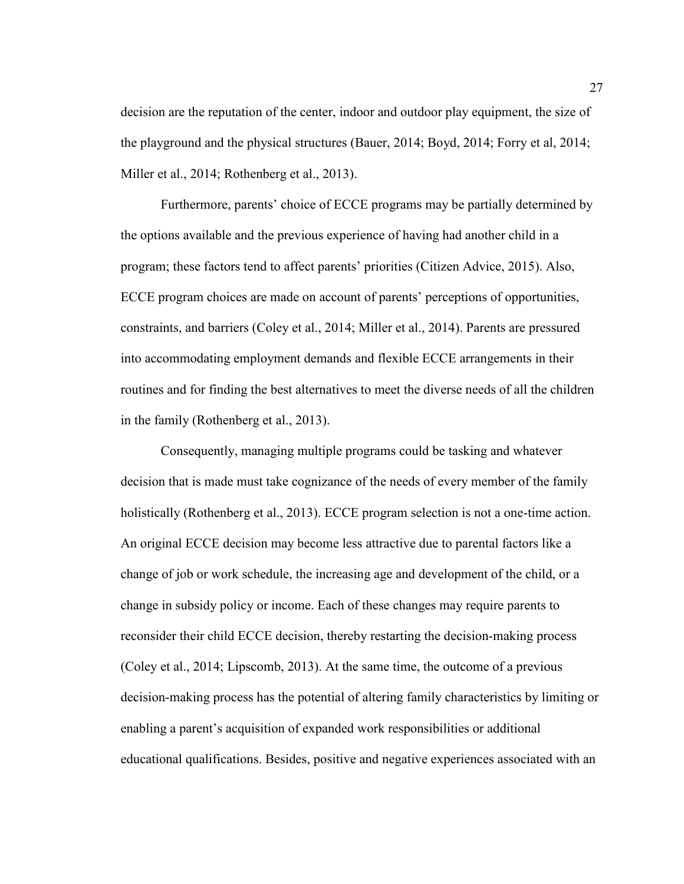decision are the reputation of the center, indoor and outdoor play equipment, the size of the playground and the physical structures (Bauer, 2014; Boyd, 2014; Forry et al, 2014; Miller et al., 2014; Rothenberg et al., 2013).

Furthermore, parents' choice of ECCE programs may be partially determined by the options available and the previous experience of having had another child in a program; these factors tend to affect parents' priorities (Citizen Advice, 2015). Also, ECCE program choices are made on account of parents' perceptions of opportunities, constraints, and barriers (Coley et al., 2014; Miller et al., 2014). Parents are pressured into accommodating employment demands and flexible ECCE arrangements in their routines and for finding the best alternatives to meet the diverse needs of all the children in the family (Rothenberg et al., 2013).

Consequently, managing multiple programs could be tasking and whatever decision that is made must take cognizance of the needs of every member of the family holistically (Rothenberg et al., 2013). ECCE program selection is not a one-time action. An original ECCE decision may become less attractive due to parental factors like a change of job or work schedule, the increasing age and development of the child, or a change in subsidy policy or income. Each of these changes may require parents to reconsider their child ECCE decision, thereby restarting the decision-making process (Coley et al., 2014; Lipscomb, 2013). At the same time, the outcome of a previous decision-making process has the potential of altering family characteristics by limiting or enabling a parent's acquisition of expanded work responsibilities or additional educational qualifications. Besides, positive and negative experiences associated with an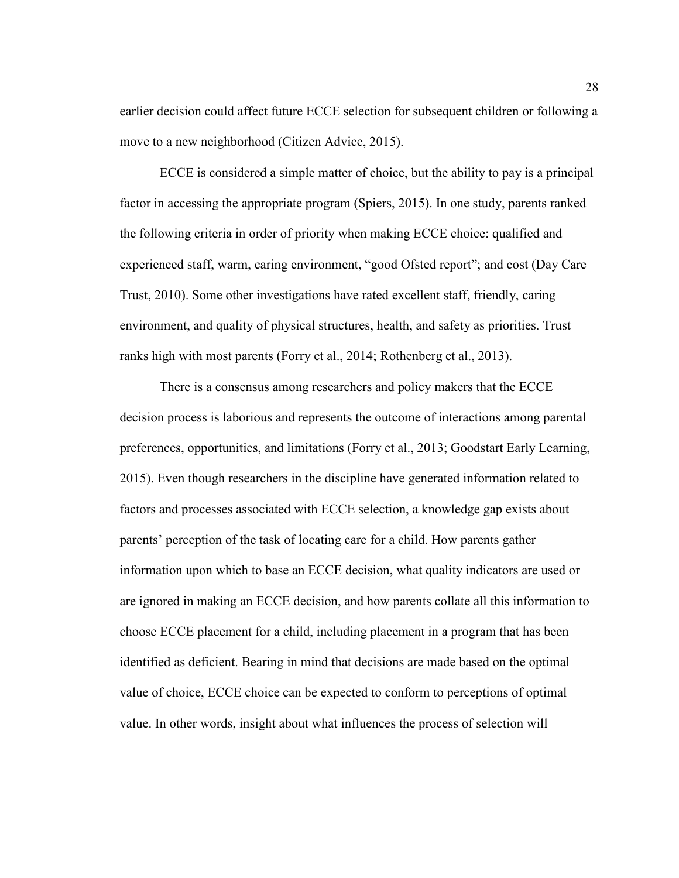earlier decision could affect future ECCE selection for subsequent children or following a move to a new neighborhood (Citizen Advice, 2015).

ECCE is considered a simple matter of choice, but the ability to pay is a principal factor in accessing the appropriate program (Spiers, 2015). In one study, parents ranked the following criteria in order of priority when making ECCE choice: qualified and experienced staff, warm, caring environment, "good Ofsted report"; and cost (Day Care Trust, 2010). Some other investigations have rated excellent staff, friendly, caring environment, and quality of physical structures, health, and safety as priorities. Trust ranks high with most parents (Forry et al., 2014; Rothenberg et al., 2013).

There is a consensus among researchers and policy makers that the ECCE decision process is laborious and represents the outcome of interactions among parental preferences, opportunities, and limitations (Forry et al., 2013; Goodstart Early Learning, 2015). Even though researchers in the discipline have generated information related to factors and processes associated with ECCE selection, a knowledge gap exists about parents' perception of the task of locating care for a child. How parents gather information upon which to base an ECCE decision, what quality indicators are used or are ignored in making an ECCE decision, and how parents collate all this information to choose ECCE placement for a child, including placement in a program that has been identified as deficient. Bearing in mind that decisions are made based on the optimal value of choice, ECCE choice can be expected to conform to perceptions of optimal value. In other words, insight about what influences the process of selection will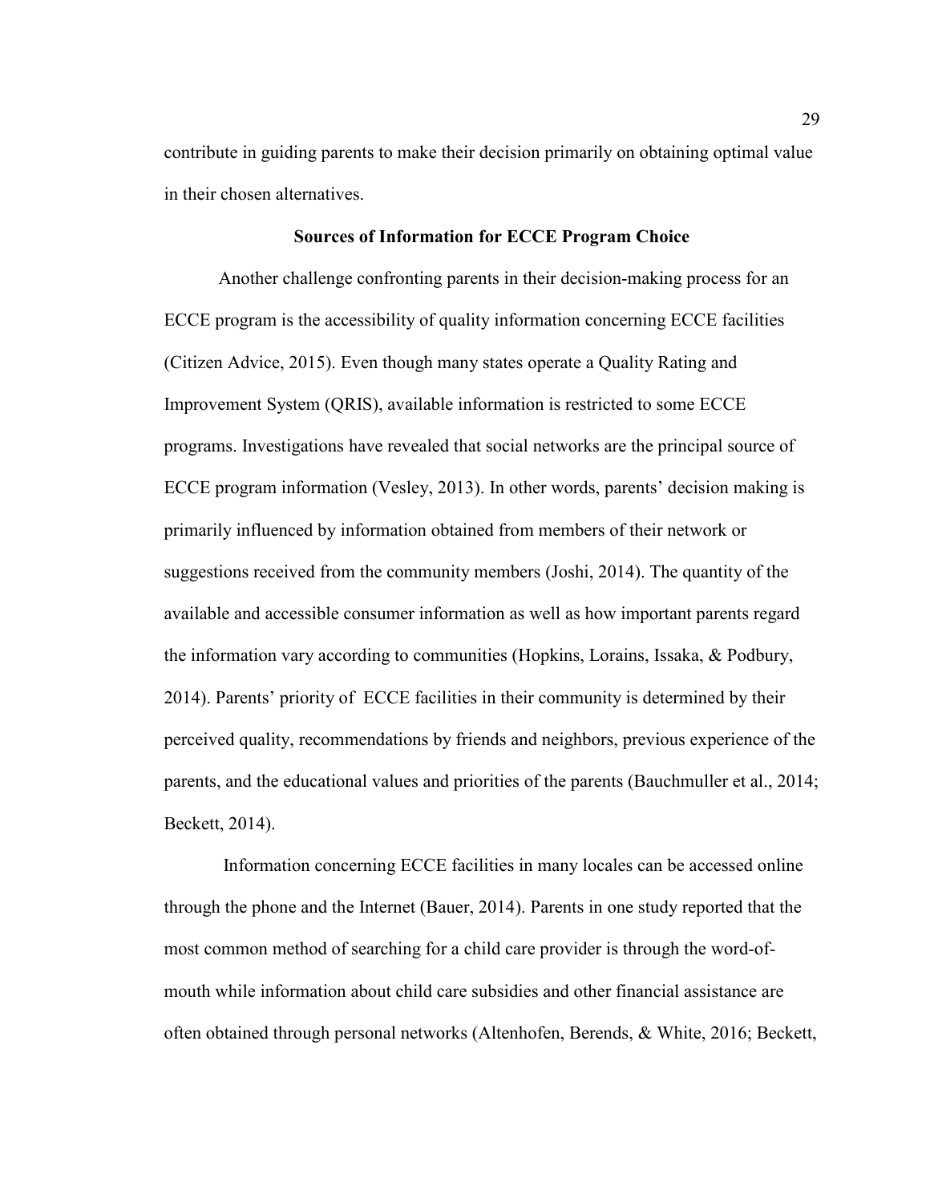contribute in guiding parents to make their decision primarily on obtaining optimal value in their chosen alternatives.

## Sources of Information for ECCE Program Choice

Another challenge confronting parents in their decision-making process for an ECCE program is the accessibility of quality information concerning ECCE facilities (Citizen Advice, 2015). Even though many states operate a Quality Rating and Improvement System (QRIS), available information is restricted to some ECCE programs. Investigations have revealed that social networks are the principal source of ECCE program information (Vesley, 2013). In other words, parents' decision making is primarily influenced by information obtained from members of their network or suggestions received from the community members (Joshi, 2014). The quantity of the available and accessible consumer information as well as how important parents regard the information vary according to communities (Hopkins, Lorains, Issaka, & Podbury, 2014). Parents' priority of ECCE facilities in their community is determined by their perceived quality, recommendations by friends and neighbors, previous experience of the parents, and the educational values and priorities of the parents (Bauchmuller et al., 2014; Beckett, 2014).

Information concerning ECCE facilities in many locales can be accessed online through the phone and the Internet (Bauer, 2014). Parents in one study reported that the most common method of searching for a child care provider is through the word-of-mouth while information about child care subsidies and other financial assistance are often obtained through personal networks (Altenhofen, Berends, & White, 2016; Beckett,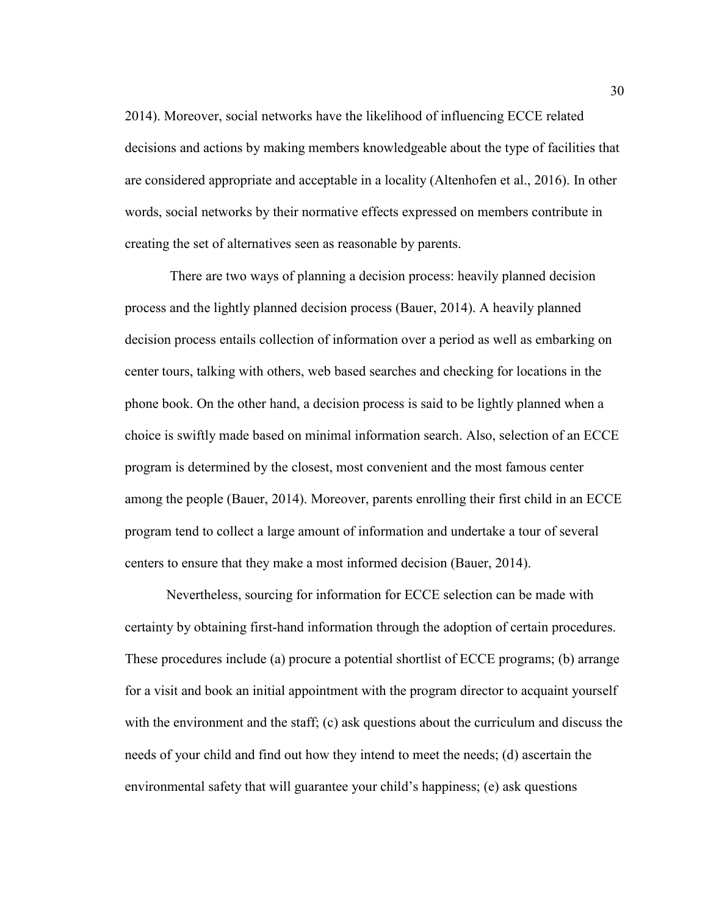2014). Moreover, social networks have the likelihood of influencing ECCE related decisions and actions by making members knowledgeable about the type of facilities that are considered appropriate and acceptable in a locality (Altenhofen et al., 2016). In other words, social networks by their normative effects expressed on members contribute in creating the set of alternatives seen as reasonable by parents.

There are two ways of planning a decision process: heavily planned decision process and the lightly planned decision process (Bauer, 2014). A heavily planned decision process entails collection of information over a period as well as embarking on center tours, talking with others, web based searches and checking for locations in the phone book. On the other hand, a decision process is said to be lightly planned when a choice is swiftly made based on minimal information search. Also, selection of an ECCE program is determined by the closest, most convenient and the most famous center among the people (Bauer, 2014). Moreover, parents enrolling their first child in an ECCE program tend to collect a large amount of information and undertake a tour of several centers to ensure that they make a most informed decision (Bauer, 2014).

Nevertheless, sourcing for information for ECCE selection can be made with certainty by obtaining first-hand information through the adoption of certain procedures. These procedures include (a) procure a potential shortlist of ECCE programs; (b) arrange for a visit and book an initial appointment with the program director to acquaint yourself with the environment and the staff; (c) ask questions about the curriculum and discuss the needs of your child and find out how they intend to meet the needs; (d) ascertain the environmental safety that will guarantee your child's happiness; (e) ask questions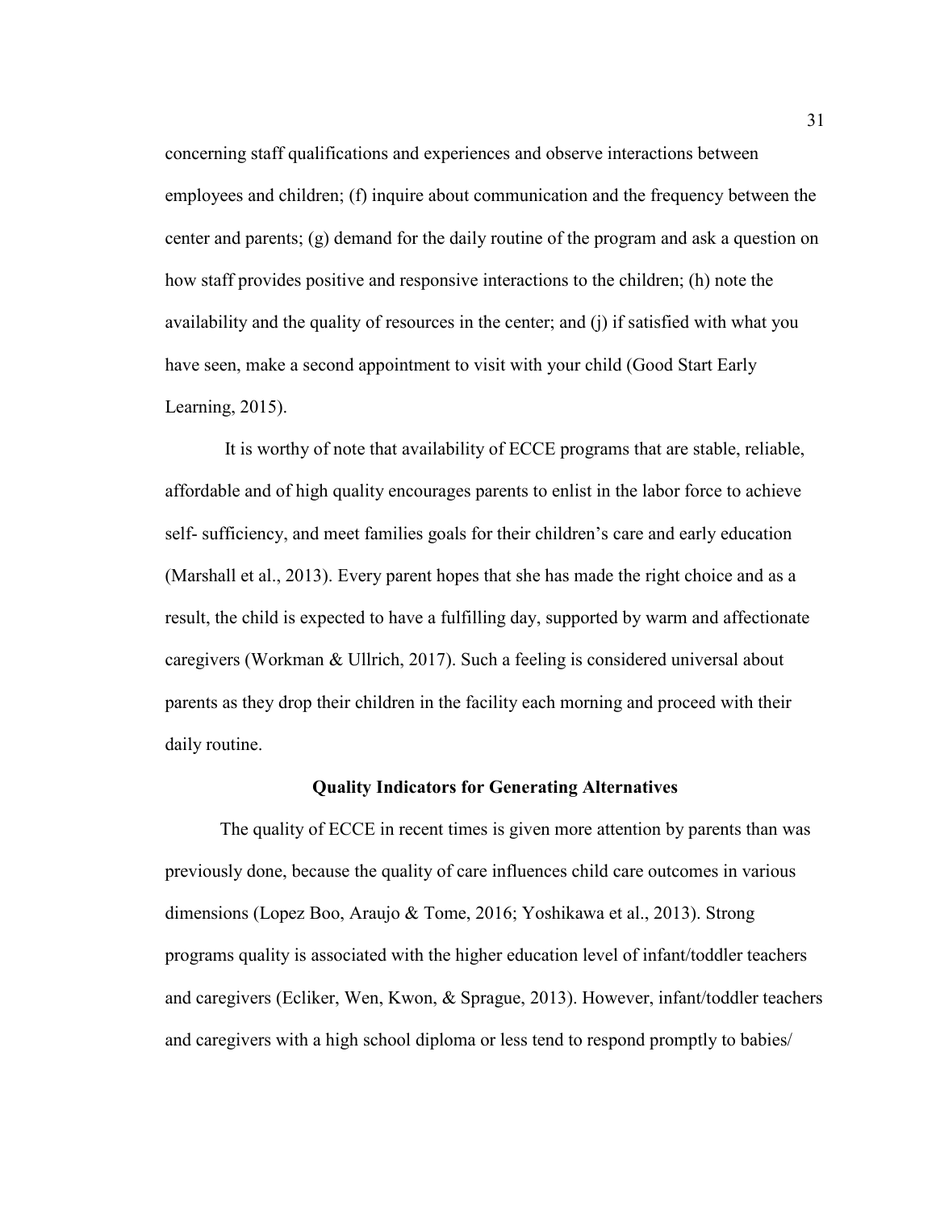concerning staff qualifications and experiences and observe interactions between employees and children; (f) inquire about communication and the frequency between the center and parents; (g) demand for the daily routine of the program and ask a question on how staff provides positive and responsive interactions to the children; (h) note the availability and the quality of resources in the center; and (j) if satisfied with what you have seen, make a second appointment to visit with your child (Good Start Early Learning, 2015).

It is worthy of note that availability of ECCE programs that are stable, reliable, affordable and of high quality encourages parents to enlist in the labor force to achieve self- sufficiency, and meet families goals for their children's care and early education (Marshall et al., 2013). Every parent hopes that she has made the right choice and as a result, the child is expected to have a fulfilling day, supported by warm and affectionate caregivers (Workman & Ullrich, 2017). Such a feeling is considered universal about parents as they drop their children in the facility each morning and proceed with their daily routine.

**Quality Indicators for Generating Alternatives**

The quality of ECCE in recent times is given more attention by parents than was previously done, because the quality of care influences child care outcomes in various dimensions (Lopez Boo, Araujo & Tome, 2016; Yoshikawa et al., 2013). Strong programs quality is associated with the higher education level of infant/toddler teachers and caregivers (Ecliker, Wen, Kwon, & Sprague, 2013). However, infant/toddler teachers and caregivers with a high school diploma or less tend to respond promptly to babies/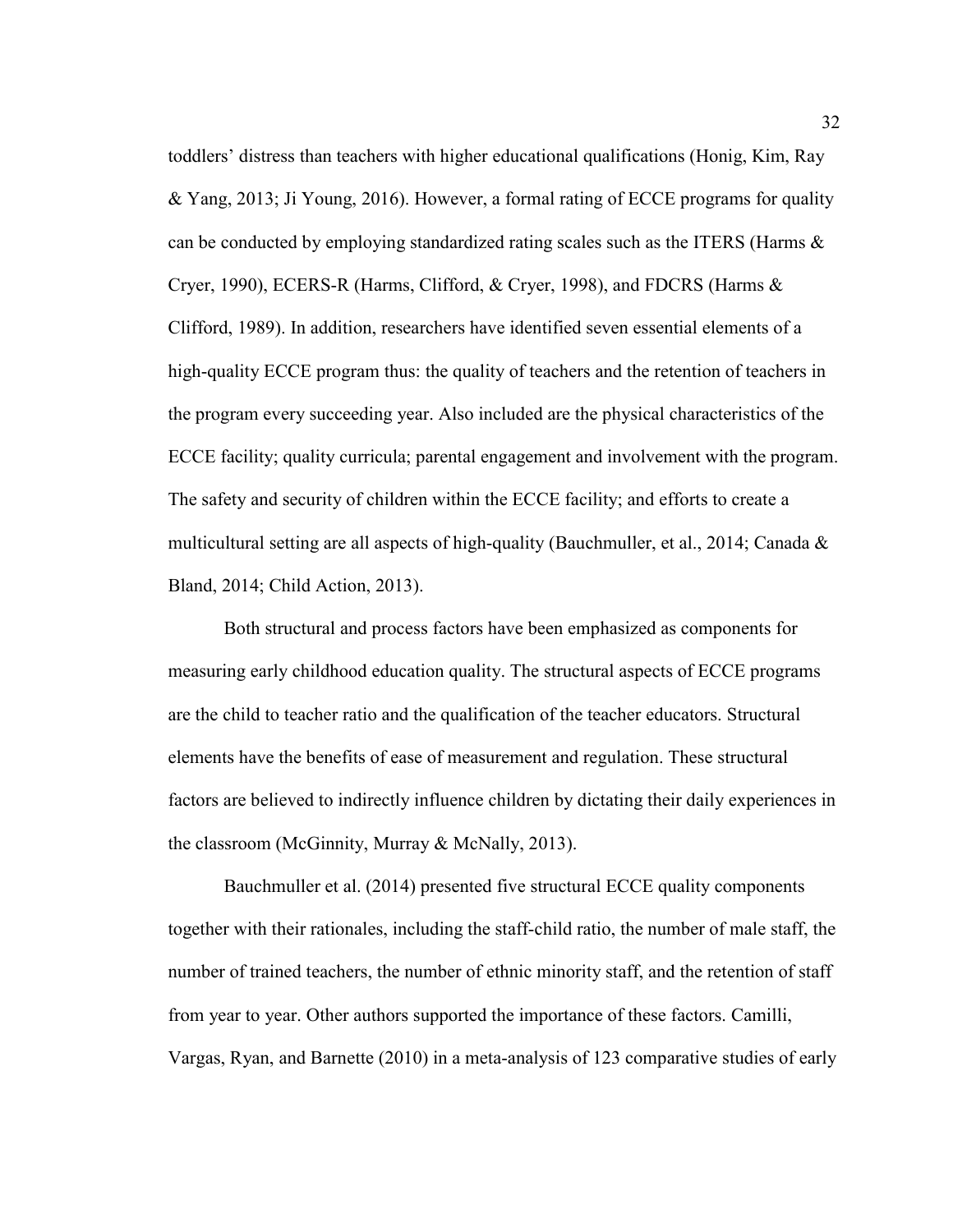toddlers' distress than teachers with higher educational qualifications (Honig, Kim, Ray & Yang, 2013; Ji Young, 2016). However, a formal rating of ECCE programs for quality can be conducted by employing standardized rating scales such as the ITERS (Harms & Cryer, 1990), ECERS-R (Harms, Clifford, & Cryer, 1998), and FDCRS (Harms & Clifford, 1989). In addition, researchers have identified seven essential elements of a high-quality ECCE program thus: the quality of teachers and the retention of teachers in the program every succeeding year. Also included are the physical characteristics of the ECCE facility; quality curricula; parental engagement and involvement with the program. The safety and security of children within the ECCE facility; and efforts to create a multicultural setting are all aspects of high-quality (Bauchmuller, et al., 2014; Canada & Bland, 2014; Child Action, 2013).

Both structural and process factors have been emphasized as components for measuring early childhood education quality. The structural aspects of ECCE programs are the child to teacher ratio and the qualification of the teacher educators. Structural elements have the benefits of ease of measurement and regulation. These structural factors are believed to indirectly influence children by dictating their daily experiences in the classroom (McGinnity, Murray & McNally, 2013).

Bauchmuller et al. (2014) presented five structural ECCE quality components together with their rationales, including the staff-child ratio, the number of male staff, the number of trained teachers, the number of ethnic minority staff, and the retention of staff from year to year. Other authors supported the importance of these factors. Camilli, Vargas, Ryan, and Barnette (2010) in a meta-analysis of 123 comparative studies of early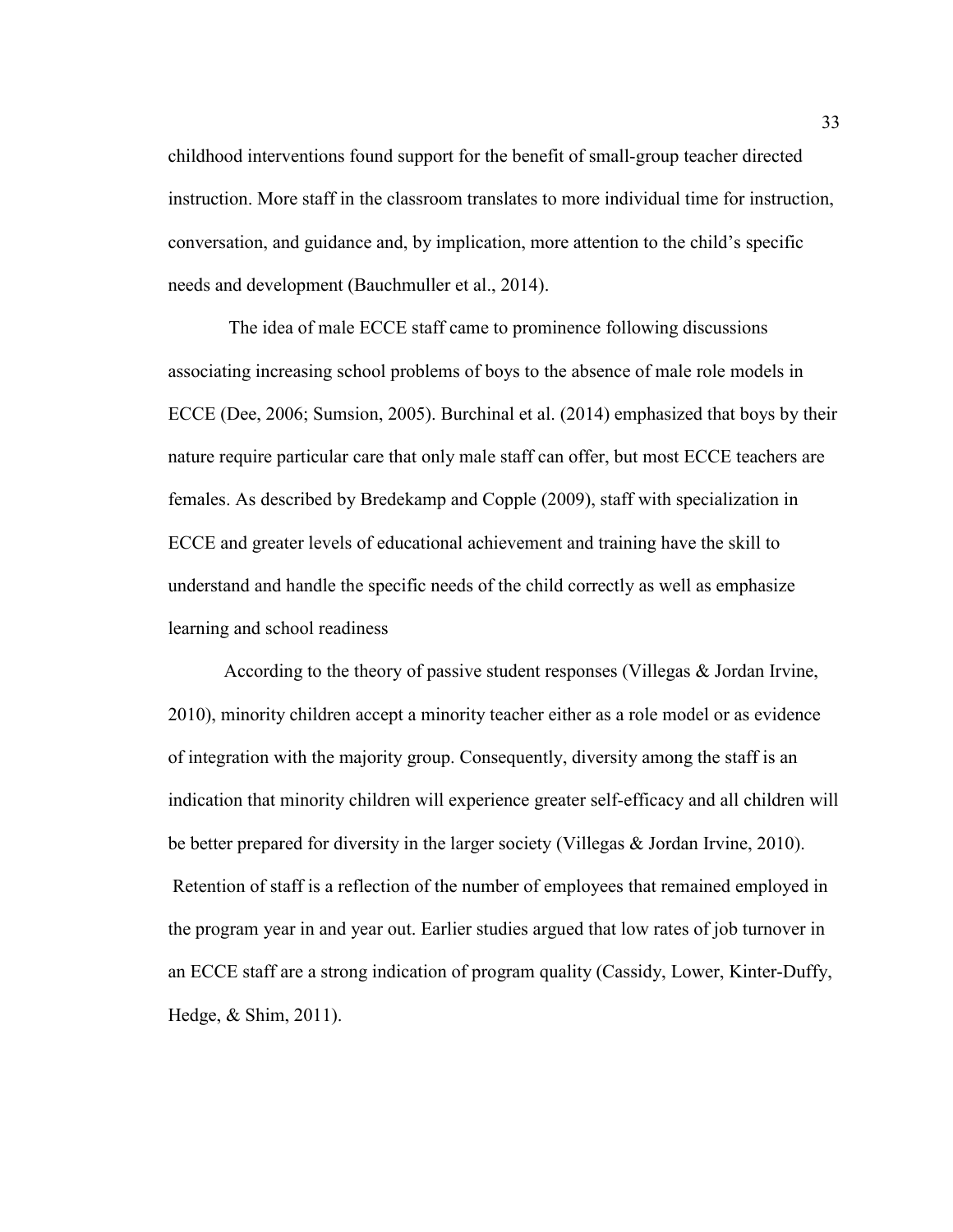childhood interventions found support for the benefit of small-group teacher directed instruction. More staff in the classroom translates to more individual time for instruction, conversation, and guidance and, by implication, more attention to the child's specific needs and development (Bauchmuller et al., 2014).

The idea of male ECCE staff came to prominence following discussions associating increasing school problems of boys to the absence of male role models in ECCE (Dee, 2006; Sumsion, 2005). Burchinal et al. (2014) emphasized that boys by their nature require particular care that only male staff can offer, but most ECCE teachers are females. As described by Bredekamp and Copple (2009), staff with specialization in ECCE and greater levels of educational achievement and training have the skill to understand and handle the specific needs of the child correctly as well as emphasize learning and school readiness

According to the theory of passive student responses (Villegas & Jordan Irvine, 2010), minority children accept a minority teacher either as a role model or as evidence of integration with the majority group. Consequently, diversity among the staff is an indication that minority children will experience greater self-efficacy and all children will be better prepared for diversity in the larger society (Villegas & Jordan Irvine, 2010).

Retention of staff is a reflection of the number of employees that remained employed in the program year in and year out. Earlier studies argued that low rates of job turnover in an ECCE staff are a strong indication of program quality (Cassidy, Lower, Kinter-Duffy, Hedge, & Shim, 2011).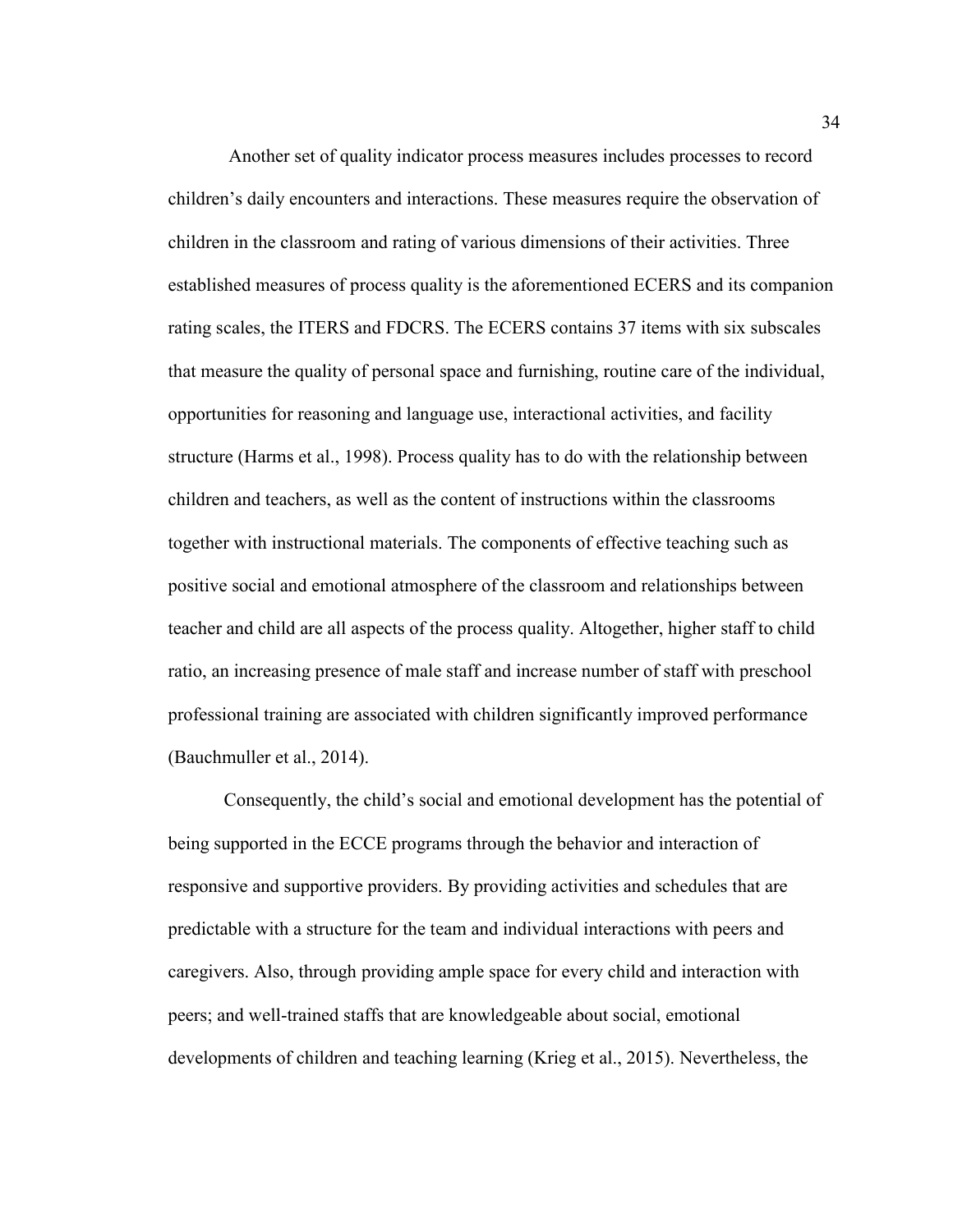Another set of quality indicator process measures includes processes to record children's daily encounters and interactions. These measures require the observation of children in the classroom and rating of various dimensions of their activities. Three established measures of process quality is the aforementioned ECERS and its companion rating scales, the ITERS and FDCRS. The ECERS contains 37 items with six subscales that measure the quality of personal space and furnishing, routine care of the individual, opportunities for reasoning and language use, interactional activities, and facility structure (Harms et al., 1998). Process quality has to do with the relationship between children and teachers, as well as the content of instructions within the classrooms together with instructional materials. The components of effective teaching such as positive social and emotional atmosphere of the classroom and relationships between teacher and child are all aspects of the process quality. Altogether, higher staff to child ratio, an increasing presence of male staff and increase number of staff with preschool professional training are associated with children significantly improved performance (Bauchmuller et al., 2014).

Consequently, the child's social and emotional development has the potential of being supported in the ECCE programs through the behavior and interaction of responsive and supportive providers. By providing activities and schedules that are predictable with a structure for the team and individual interactions with peers and caregivers. Also, through providing ample space for every child and interaction with peers; and well-trained staffs that are knowledgeable about social, emotional developments of children and teaching learning (Krieg et al., 2015). Nevertheless, the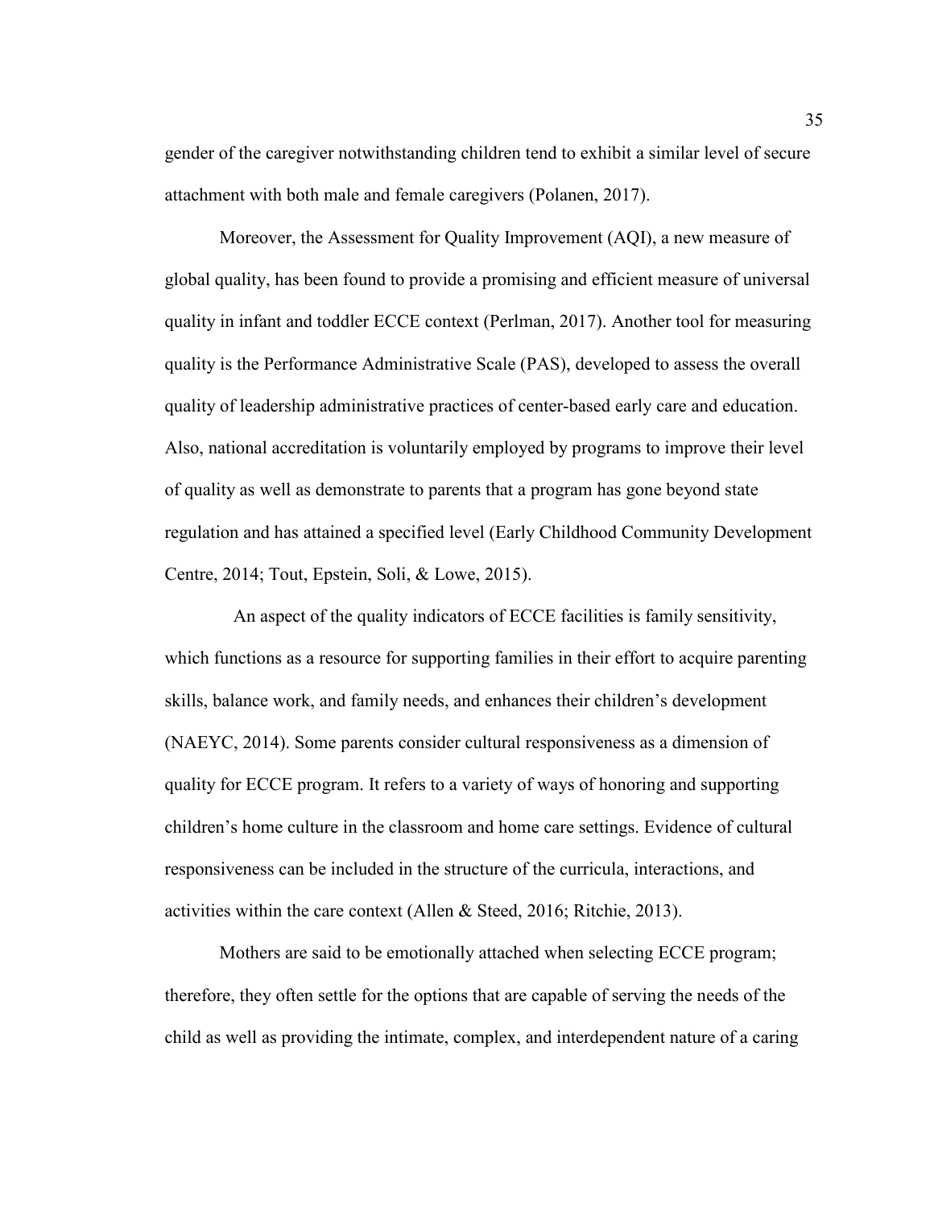gender of the caregiver notwithstanding children tend to exhibit a similar level of secure attachment with both male and female caregivers (Polanen, 2017).

Moreover, the Assessment for Quality Improvement (AQI), a new measure of global quality, has been found to provide a promising and efficient measure of universal quality in infant and toddler ECCE context (Perlman, 2017). Another tool for measuring quality is the Performance Administrative Scale (PAS), developed to assess the overall quality of leadership administrative practices of center-based early care and education. Also, national accreditation is voluntarily employed by programs to improve their level of quality as well as demonstrate to parents that a program has gone beyond state regulation and has attained a specified level (Early Childhood Community Development Centre, 2014; Tout, Epstein, Soli, & Lowe, 2015).

An aspect of the quality indicators of ECCE facilities is family sensitivity, which functions as a resource for supporting families in their effort to acquire parenting skills, balance work, and family needs, and enhances their children's development (NAEYC, 2014). Some parents consider cultural responsiveness as a dimension of quality for ECCE program. It refers to a variety of ways of honoring and supporting children's home culture in the classroom and home care settings. Evidence of cultural responsiveness can be included in the structure of the curricula, interactions, and activities within the care context (Allen & Steed, 2016; Ritchie, 2013).

Mothers are said to be emotionally attached when selecting ECCE program; therefore, they often settle for the options that are capable of serving the needs of the child as well as providing the intimate, complex, and interdependent nature of a caring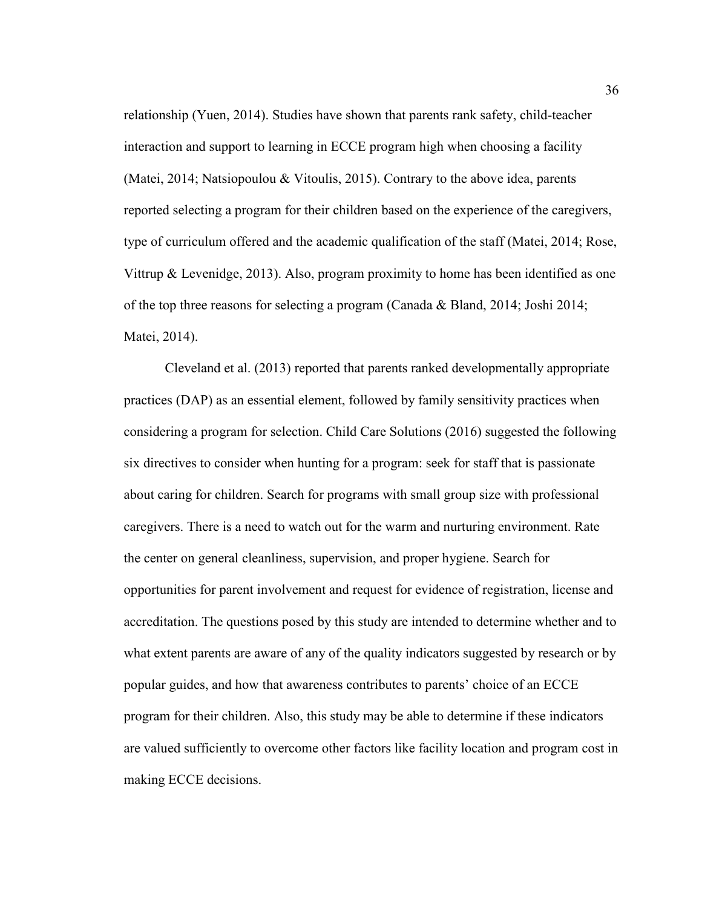relationship (Yuen, 2014). Studies have shown that parents rank safety, child-teacher interaction and support to learning in ECCE program high when choosing a facility (Matei, 2014; Natsiopoulou & Vitoulis, 2015). Contrary to the above idea, parents reported selecting a program for their children based on the experience of the caregivers, type of curriculum offered and the academic qualification of the staff (Matei, 2014; Rose, Vittrup & Levenidge, 2013). Also, program proximity to home has been identified as one of the top three reasons for selecting a program (Canada & Bland, 2014; Joshi 2014; Matei, 2014).

Cleveland et al. (2013) reported that parents ranked developmentally appropriate practices (DAP) as an essential element, followed by family sensitivity practices when considering a program for selection. Child Care Solutions (2016) suggested the following six directives to consider when hunting for a program: seek for staff that is passionate about caring for children. Search for programs with small group size with professional caregivers. There is a need to watch out for the warm and nurturing environment. Rate the center on general cleanliness, supervision, and proper hygiene. Search for opportunities for parent involvement and request for evidence of registration, license and accreditation. The questions posed by this study are intended to determine whether and to what extent parents are aware of any of the quality indicators suggested by research or by popular guides, and how that awareness contributes to parents' choice of an ECCE program for their children. Also, this study may be able to determine if these indicators are valued sufficiently to overcome other factors like facility location and program cost in making ECCE decisions.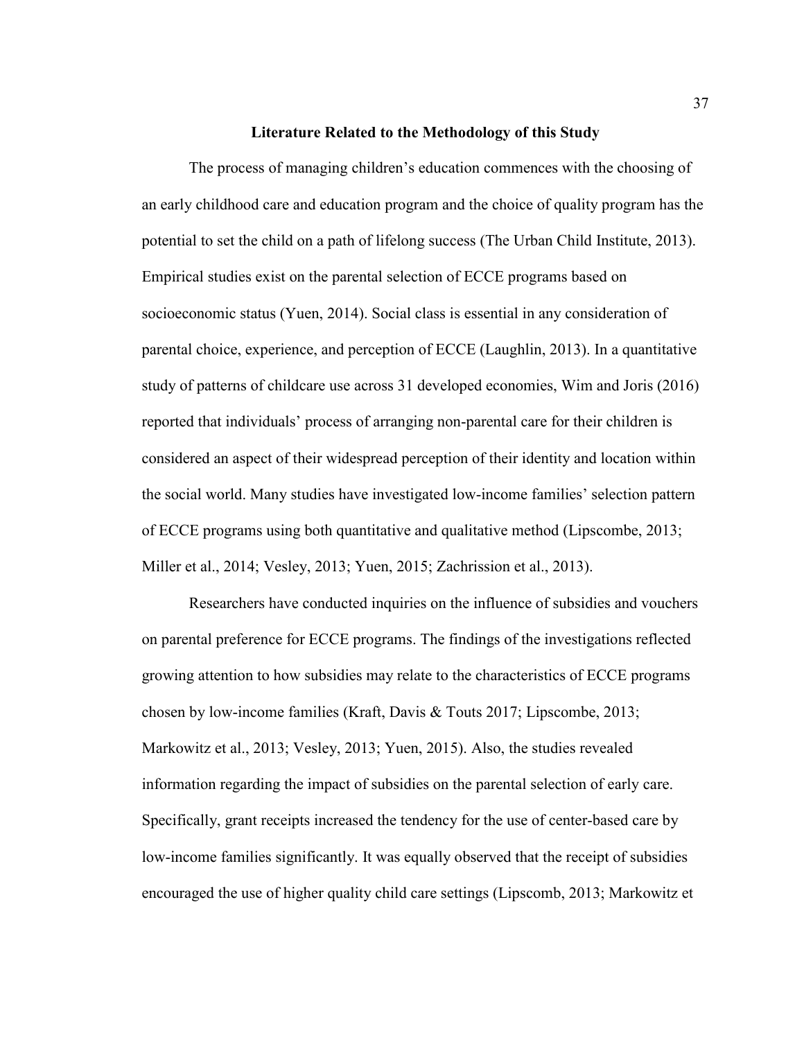## Literature Related to the Methodology of this Study

The process of managing children's education commences with the choosing of an early childhood care and education program and the choice of quality program has the potential to set the child on a path of lifelong success (The Urban Child Institute, 2013). Empirical studies exist on the parental selection of ECCE programs based on socioeconomic status (Yuen, 2014). Social class is essential in any consideration of parental choice, experience, and perception of ECCE (Laughlin, 2013). In a quantitative study of patterns of childcare use across 31 developed economies, Wim and Joris (2016) reported that individuals' process of arranging non-parental care for their children is considered an aspect of their widespread perception of their identity and location within the social world. Many studies have investigated low-income families' selection pattern of ECCE programs using both quantitative and qualitative method (Lipscombe, 2013; Miller et al., 2014; Vesley, 2013; Yuen, 2015; Zachrission et al., 2013).

Researchers have conducted inquiries on the influence of subsidies and vouchers on parental preference for ECCE programs. The findings of the investigations reflected growing attention to how subsidies may relate to the characteristics of ECCE programs chosen by low-income families (Kraft, Davis & Touts 2017; Lipscombe, 2013; Markowitz et al., 2013; Vesley, 2013; Yuen, 2015). Also, the studies revealed information regarding the impact of subsidies on the parental selection of early care. Specifically, grant receipts increased the tendency for the use of center-based care by low-income families significantly. It was equally observed that the receipt of subsidies encouraged the use of higher quality child care settings (Lipscomb, 2013; Markowitz et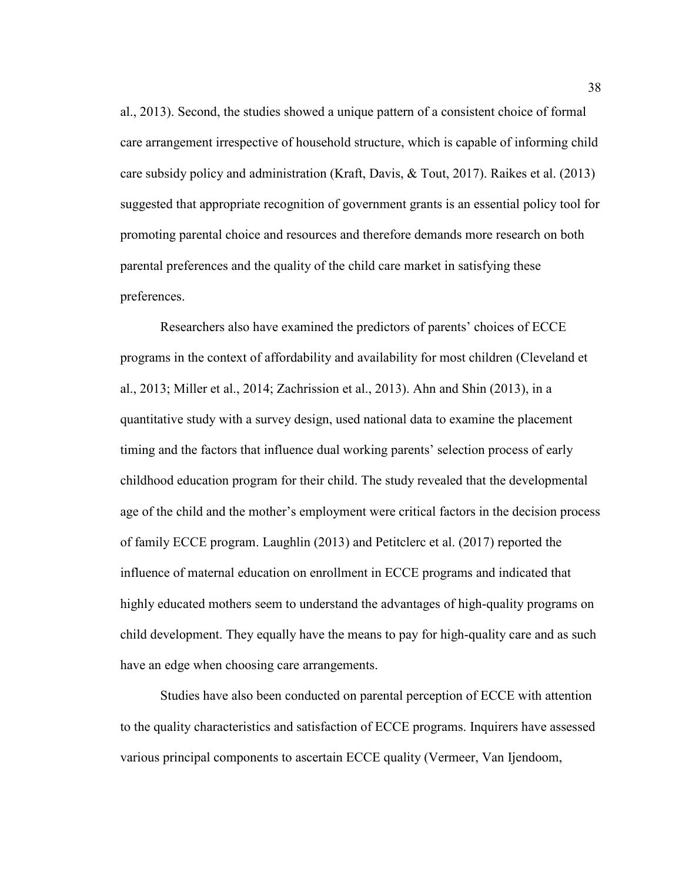al., 2013). Second, the studies showed a unique pattern of a consistent choice of formal care arrangement irrespective of household structure, which is capable of informing child care subsidy policy and administration (Kraft, Davis, & Tout, 2017). Raikes et al. (2013) suggested that appropriate recognition of government grants is an essential policy tool for promoting parental choice and resources and therefore demands more research on both parental preferences and the quality of the child care market in satisfying these preferences.

Researchers also have examined the predictors of parents' choices of ECCE programs in the context of affordability and availability for most children (Cleveland et al., 2013; Miller et al., 2014; Zachrission et al., 2013). Ahn and Shin (2013), in a quantitative study with a survey design, used national data to examine the placement timing and the factors that influence dual working parents' selection process of early childhood education program for their child. The study revealed that the developmental age of the child and the mother's employment were critical factors in the decision process of family ECCE program. Laughlin (2013) and Petitclerc et al. (2017) reported the influence of maternal education on enrollment in ECCE programs and indicated that highly educated mothers seem to understand the advantages of high-quality programs on child development. They equally have the means to pay for high-quality care and as such have an edge when choosing care arrangements.

Studies have also been conducted on parental perception of ECCE with attention to the quality characteristics and satisfaction of ECCE programs. Inquirers have assessed various principal components to ascertain ECCE quality (Vermeer, Van Ijendoom,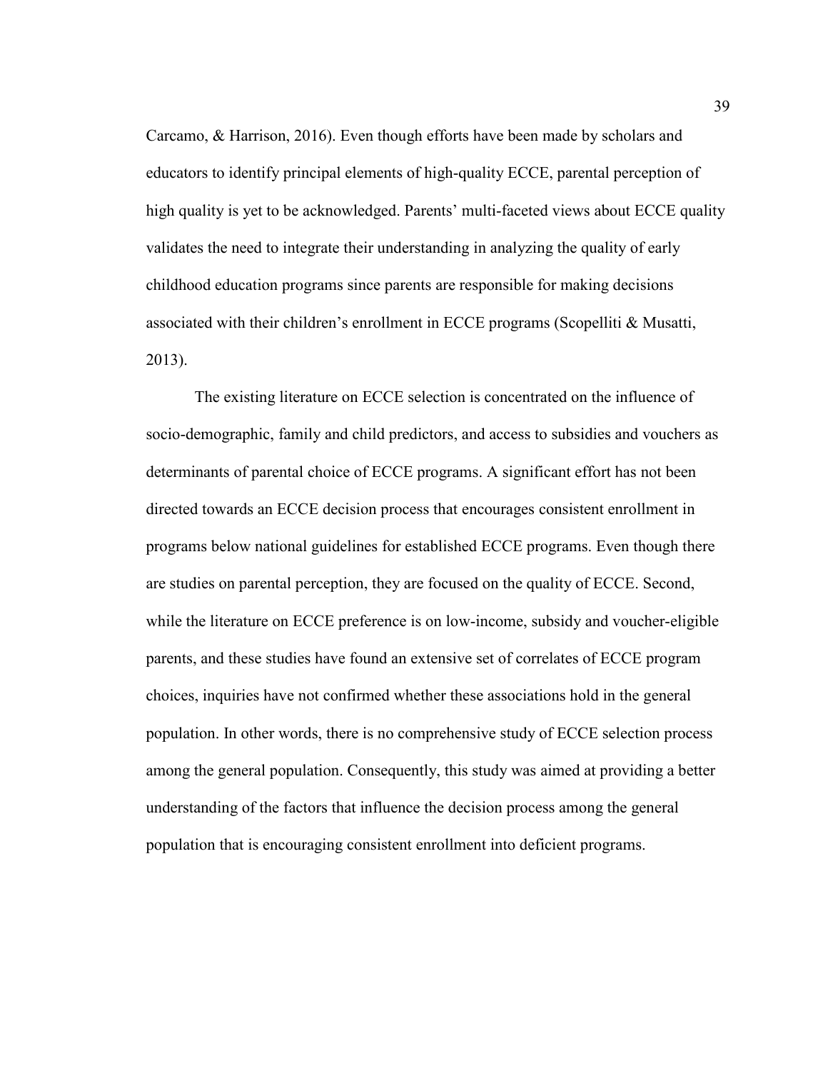Carcamo, & Harrison, 2016). Even though efforts have been made by scholars and educators to identify principal elements of high-quality ECCE, parental perception of high quality is yet to be acknowledged. Parents' multi-faceted views about ECCE quality validates the need to integrate their understanding in analyzing the quality of early childhood education programs since parents are responsible for making decisions associated with their children's enrollment in ECCE programs (Scopelliti & Musatti, 2013).

The existing literature on ECCE selection is concentrated on the influence of socio-demographic, family and child predictors, and access to subsidies and vouchers as determinants of parental choice of ECCE programs. A significant effort has not been directed towards an ECCE decision process that encourages consistent enrollment in programs below national guidelines for established ECCE programs. Even though there are studies on parental perception, they are focused on the quality of ECCE. Second, while the literature on ECCE preference is on low-income, subsidy and voucher-eligible parents, and these studies have found an extensive set of correlates of ECCE program choices, inquiries have not confirmed whether these associations hold in the general population. In other words, there is no comprehensive study of ECCE selection process among the general population. Consequently, this study was aimed at providing a better understanding of the factors that influence the decision process among the general population that is encouraging consistent enrollment into deficient programs.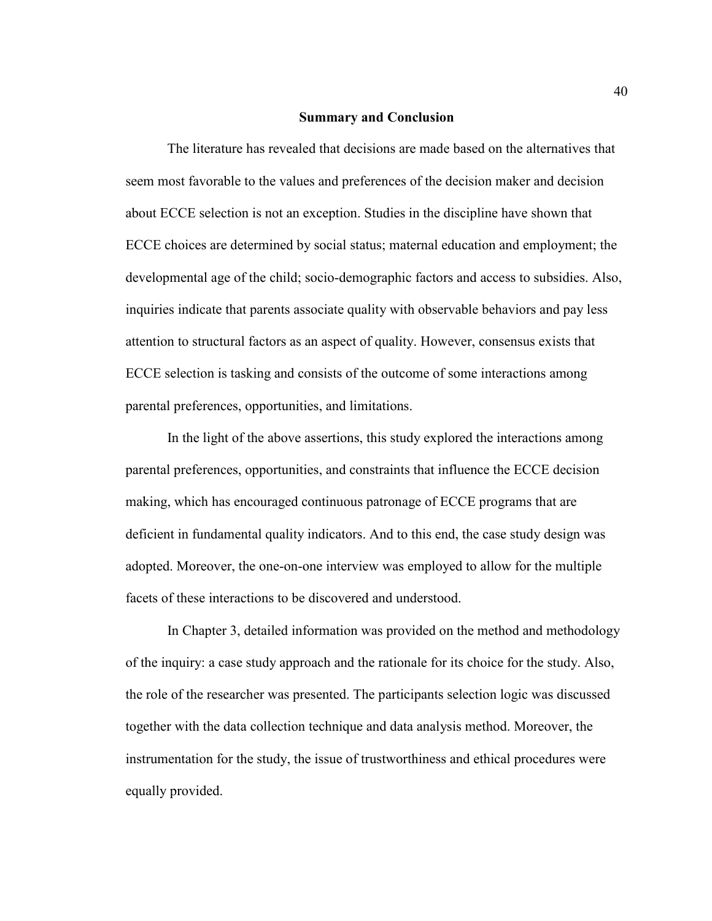## Summary and Conclusion

The literature has revealed that decisions are made based on the alternatives that seem most favorable to the values and preferences of the decision maker and decision about ECCE selection is not an exception. Studies in the discipline have shown that ECCE choices are determined by social status; maternal education and employment; the developmental age of the child; socio-demographic factors and access to subsidies. Also, inquiries indicate that parents associate quality with observable behaviors and pay less attention to structural factors as an aspect of quality. However, consensus exists that ECCE selection is tasking and consists of the outcome of some interactions among parental preferences, opportunities, and limitations.

In the light of the above assertions, this study explored the interactions among parental preferences, opportunities, and constraints that influence the ECCE decision making, which has encouraged continuous patronage of ECCE programs that are deficient in fundamental quality indicators. And to this end, the case study design was adopted. Moreover, the one-on-one interview was employed to allow for the multiple facets of these interactions to be discovered and understood.

In Chapter 3, detailed information was provided on the method and methodology of the inquiry: a case study approach and the rationale for its choice for the study. Also, the role of the researcher was presented. The participants selection logic was discussed together with the data collection technique and data analysis method. Moreover, the instrumentation for the study, the issue of trustworthiness and ethical procedures were equally provided.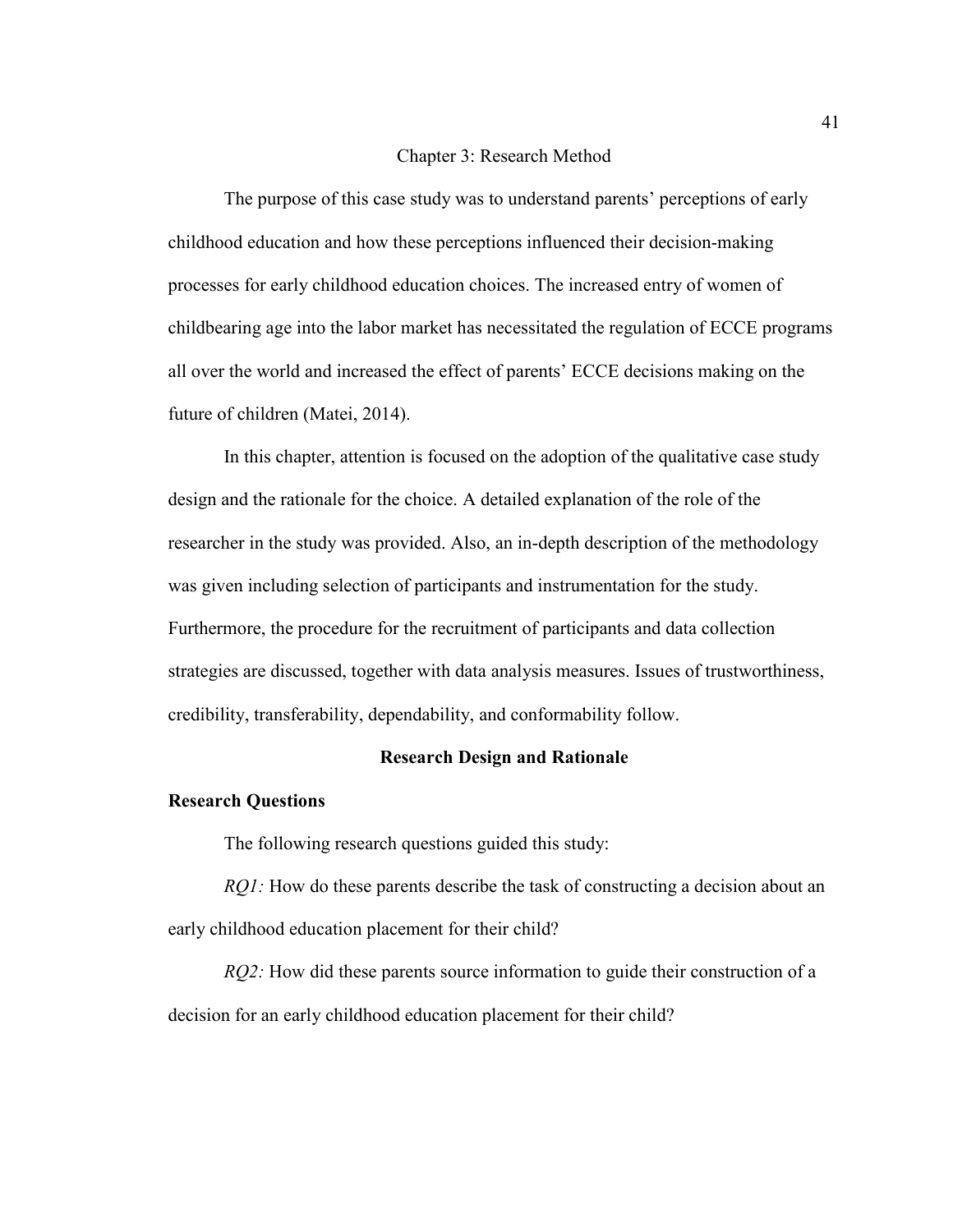# Chapter 3: Research Method

The purpose of this case study was to understand parents' perceptions of early childhood education and how these perceptions influenced their decision-making processes for early childhood education choices. The increased entry of women of childbearing age into the labor market has necessitated the regulation of ECCE programs all over the world and increased the effect of parents' ECCE decisions making on the future of children (Matei, 2014).

In this chapter, attention is focused on the adoption of the qualitative case study design and the rationale for the choice. A detailed explanation of the role of the researcher in the study was provided. Also, an in-depth description of the methodology was given including selection of participants and instrumentation for the study. Furthermore, the procedure for the recruitment of participants and data collection strategies are discussed, together with data analysis measures. Issues of trustworthiness, credibility, transferability, dependability, and conformability follow.

## Research Design and Rationale

### Research Questions

The following research questions guided this study:

*RQ1:* How do these parents describe the task of constructing a decision about an early childhood education placement for their child?

*RQ2:* How did these parents source information to guide their construction of a decision for an early childhood education placement for their child?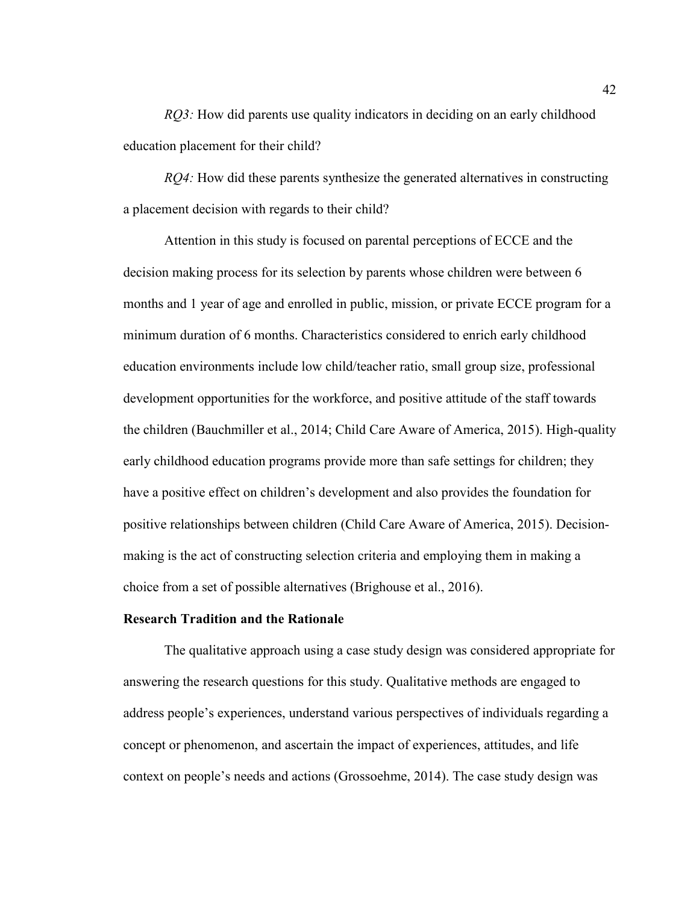*RQ3:* How did parents use quality indicators in deciding on an early childhood education placement for their child?

*RQ4:* How did these parents synthesize the generated alternatives in constructing a placement decision with regards to their child?

Attention in this study is focused on parental perceptions of ECCE and the decision making process for its selection by parents whose children were between 6 months and 1 year of age and enrolled in public, mission, or private ECCE program for a minimum duration of 6 months. Characteristics considered to enrich early childhood education environments include low child/teacher ratio, small group size, professional development opportunities for the workforce, and positive attitude of the staff towards the children (Bauchmiller et al., 2014; Child Care Aware of America, 2015). High-quality early childhood education programs provide more than safe settings for children; they have a positive effect on children's development and also provides the foundation for positive relationships between children (Child Care Aware of America, 2015). Decision-making is the act of constructing selection criteria and employing them in making a choice from a set of possible alternatives (Brighouse et al., 2016).

**Research Tradition and the Rationale**

The qualitative approach using a case study design was considered appropriate for answering the research questions for this study. Qualitative methods are engaged to address people's experiences, understand various perspectives of individuals regarding a concept or phenomenon, and ascertain the impact of experiences, attitudes, and life context on people's needs and actions (Grossoehme, 2014). The case study design was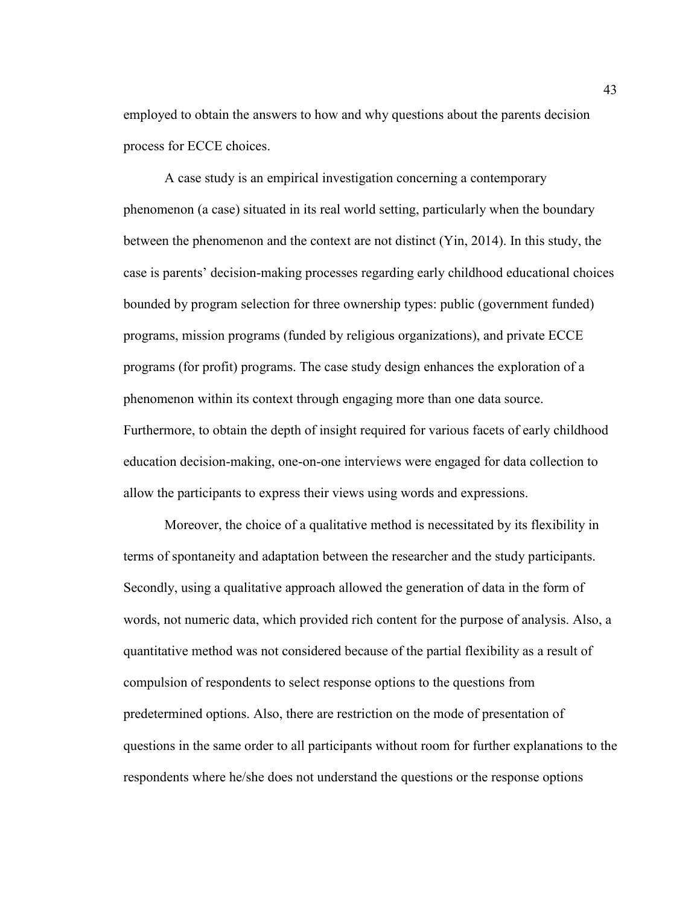employed to obtain the answers to how and why questions about the parents decision process for ECCE choices.

A case study is an empirical investigation concerning a contemporary phenomenon (a case) situated in its real world setting, particularly when the boundary between the phenomenon and the context are not distinct (Yin, 2014). In this study, the case is parents' decision-making processes regarding early childhood educational choices bounded by program selection for three ownership types: public (government funded) programs, mission programs (funded by religious organizations), and private ECCE programs (for profit) programs. The case study design enhances the exploration of a phenomenon within its context through engaging more than one data source. Furthermore, to obtain the depth of insight required for various facets of early childhood education decision-making, one-on-one interviews were engaged for data collection to allow the participants to express their views using words and expressions.

Moreover, the choice of a qualitative method is necessitated by its flexibility in terms of spontaneity and adaptation between the researcher and the study participants. Secondly, using a qualitative approach allowed the generation of data in the form of words, not numeric data, which provided rich content for the purpose of analysis. Also, a quantitative method was not considered because of the partial flexibility as a result of compulsion of respondents to select response options to the questions from predetermined options. Also, there are restriction on the mode of presentation of questions in the same order to all participants without room for further explanations to the respondents where he/she does not understand the questions or the response options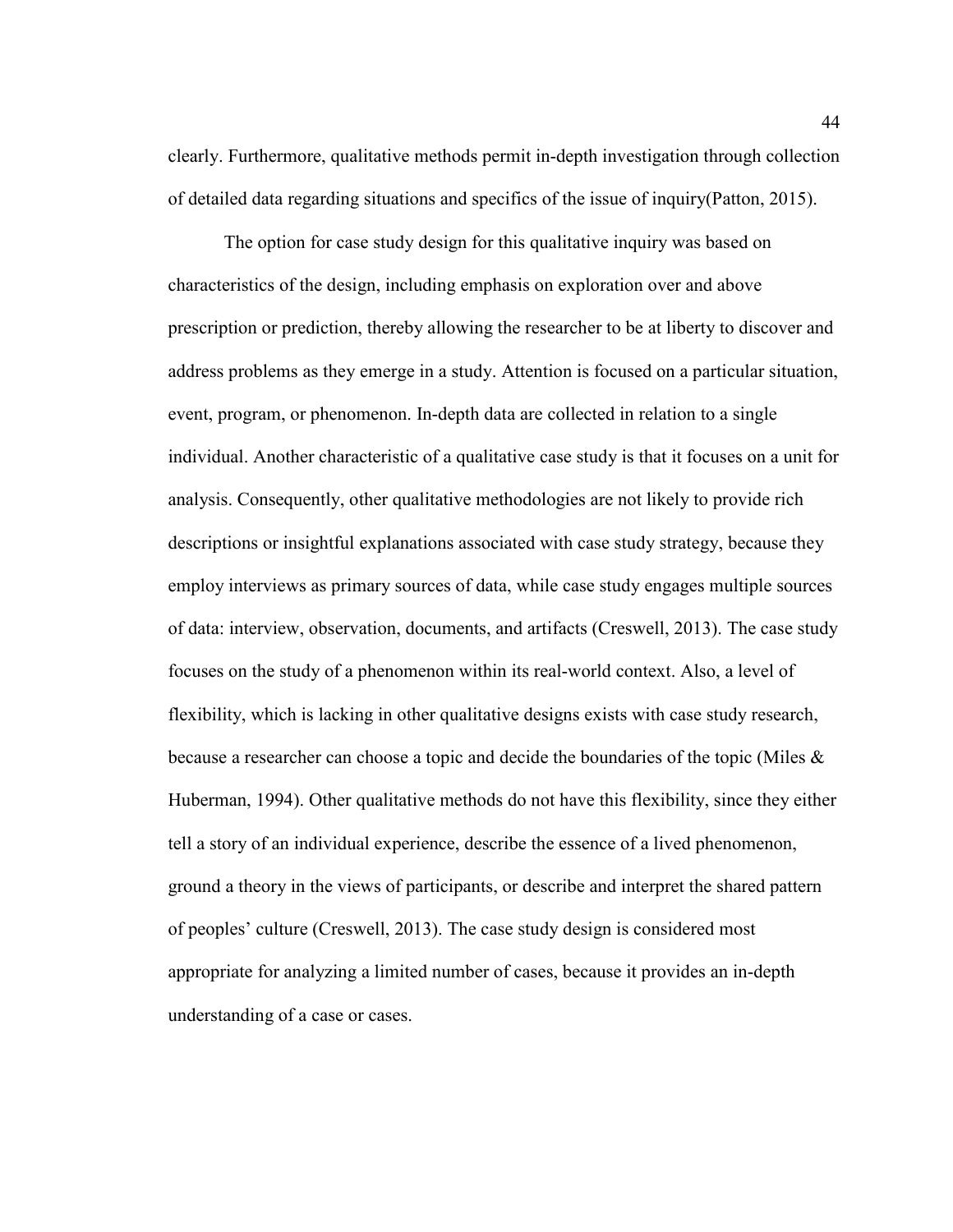clearly. Furthermore, qualitative methods permit in-depth investigation through collection of detailed data regarding situations and specifics of the issue of inquiry(Patton, 2015).

The option for case study design for this qualitative inquiry was based on characteristics of the design, including emphasis on exploration over and above prescription or prediction, thereby allowing the researcher to be at liberty to discover and address problems as they emerge in a study. Attention is focused on a particular situation, event, program, or phenomenon. In-depth data are collected in relation to a single individual. Another characteristic of a qualitative case study is that it focuses on a unit for analysis. Consequently, other qualitative methodologies are not likely to provide rich descriptions or insightful explanations associated with case study strategy, because they employ interviews as primary sources of data, while case study engages multiple sources of data: interview, observation, documents, and artifacts (Creswell, 2013). The case study focuses on the study of a phenomenon within its real-world context. Also, a level of flexibility, which is lacking in other qualitative designs exists with case study research, because a researcher can choose a topic and decide the boundaries of the topic (Miles & Huberman, 1994). Other qualitative methods do not have this flexibility, since they either tell a story of an individual experience, describe the essence of a lived phenomenon, ground a theory in the views of participants, or describe and interpret the shared pattern of peoples' culture (Creswell, 2013). The case study design is considered most appropriate for analyzing a limited number of cases, because it provides an in-depth understanding of a case or cases.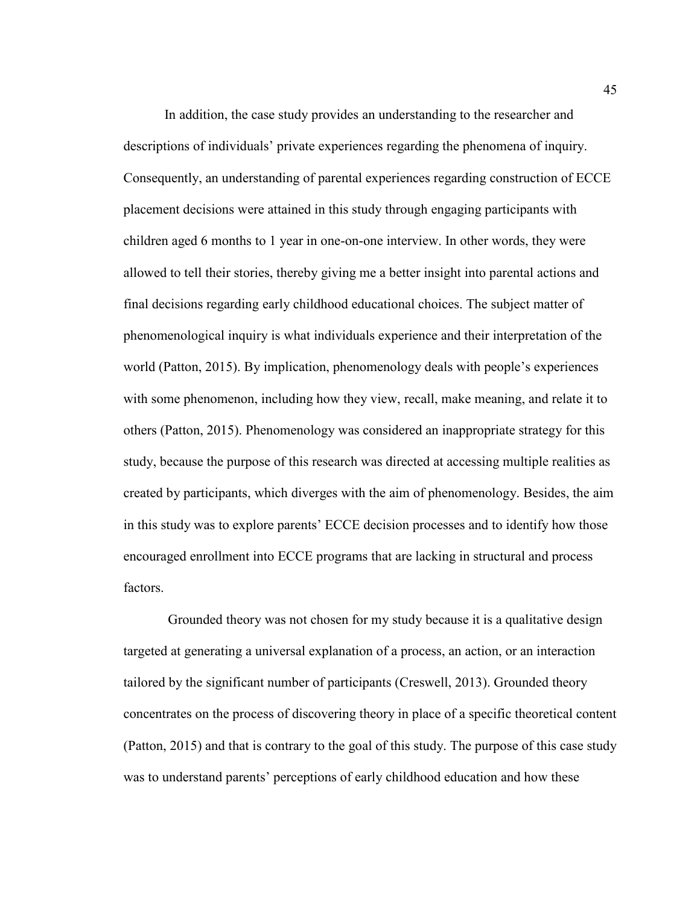In addition, the case study provides an understanding to the researcher and descriptions of individuals' private experiences regarding the phenomena of inquiry. Consequently, an understanding of parental experiences regarding construction of ECCE placement decisions were attained in this study through engaging participants with children aged 6 months to 1 year in one-on-one interview. In other words, they were allowed to tell their stories, thereby giving me a better insight into parental actions and final decisions regarding early childhood educational choices. The subject matter of phenomenological inquiry is what individuals experience and their interpretation of the world (Patton, 2015). By implication, phenomenology deals with people's experiences with some phenomenon, including how they view, recall, make meaning, and relate it to others (Patton, 2015). Phenomenology was considered an inappropriate strategy for this study, because the purpose of this research was directed at accessing multiple realities as created by participants, which diverges with the aim of phenomenology. Besides, the aim in this study was to explore parents' ECCE decision processes and to identify how those encouraged enrollment into ECCE programs that are lacking in structural and process factors.

Grounded theory was not chosen for my study because it is a qualitative design targeted at generating a universal explanation of a process, an action, or an interaction tailored by the significant number of participants (Creswell, 2013). Grounded theory concentrates on the process of discovering theory in place of a specific theoretical content (Patton, 2015) and that is contrary to the goal of this study. The purpose of this case study was to understand parents' perceptions of early childhood education and how these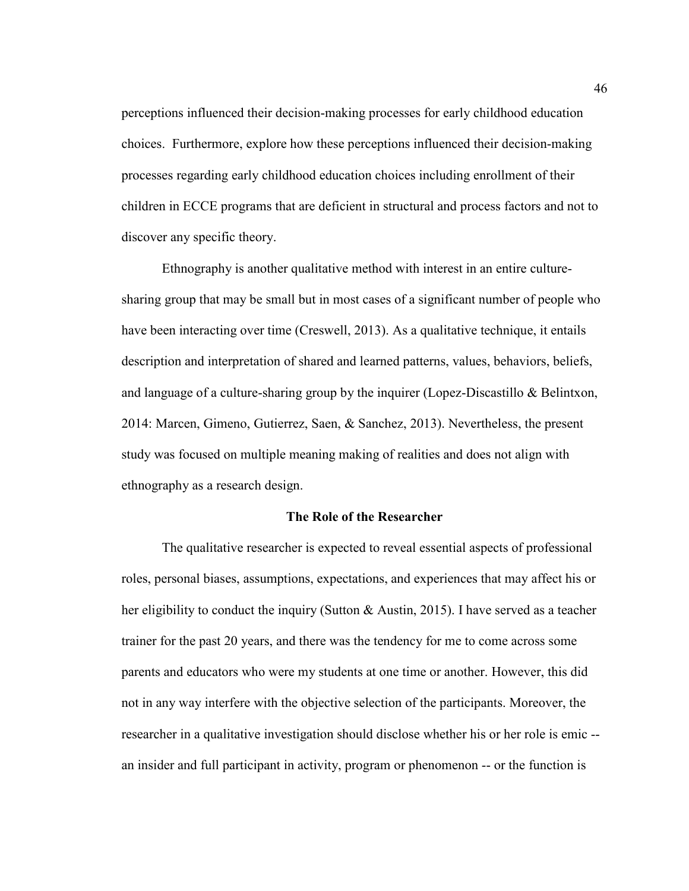perceptions influenced their decision-making processes for early childhood education choices. Furthermore, explore how these perceptions influenced their decision-making processes regarding early childhood education choices including enrollment of their children in ECCE programs that are deficient in structural and process factors and not to discover any specific theory.

Ethnography is another qualitative method with interest in an entire culture-sharing group that may be small but in most cases of a significant number of people who have been interacting over time (Creswell, 2013). As a qualitative technique, it entails description and interpretation of shared and learned patterns, values, behaviors, beliefs, and language of a culture-sharing group by the inquirer (Lopez-Discastillo & Belintxon, 2014: Marcen, Gimeno, Gutierrez, Saen, & Sanchez, 2013). Nevertheless, the present study was focused on multiple meaning making of realities and does not align with ethnography as a research design.

## The Role of the Researcher

The qualitative researcher is expected to reveal essential aspects of professional roles, personal biases, assumptions, expectations, and experiences that may affect his or her eligibility to conduct the inquiry (Sutton & Austin, 2015). I have served as a teacher trainer for the past 20 years, and there was the tendency for me to come across some parents and educators who were my students at one time or another. However, this did not in any way interfere with the objective selection of the participants. Moreover, the researcher in a qualitative investigation should disclose whether his or her role is emic -- an insider and full participant in activity, program or phenomenon -- or the function is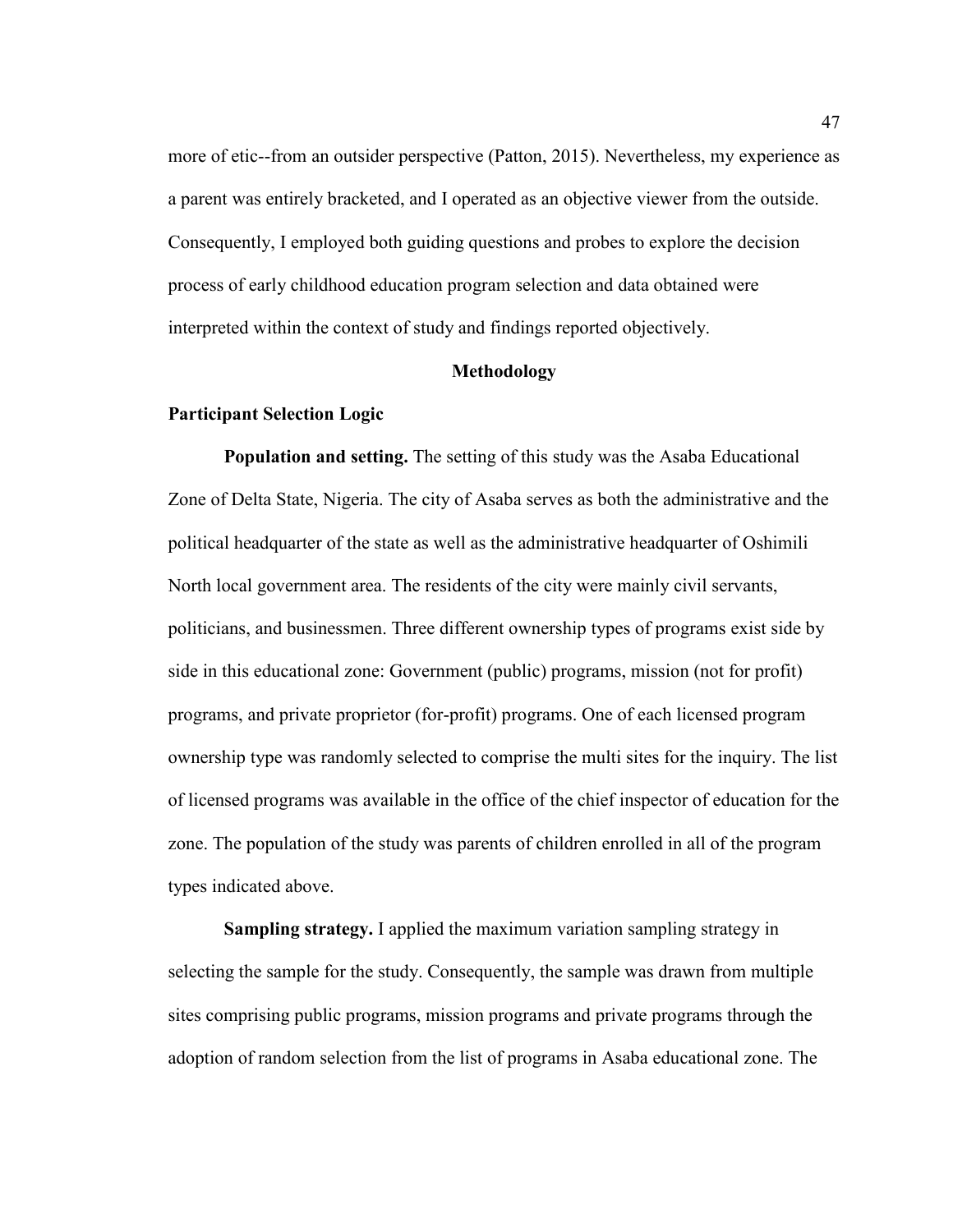more of etic--from an outsider perspective (Patton, 2015). Nevertheless, my experience as a parent was entirely bracketed, and I operated as an objective viewer from the outside. Consequently, I employed both guiding questions and probes to explore the decision process of early childhood education program selection and data obtained were interpreted within the context of study and findings reported objectively.

## Methodology

### Participant Selection Logic

**Population and setting.** The setting of this study was the Asaba Educational Zone of Delta State, Nigeria. The city of Asaba serves as both the administrative and the political headquarter of the state as well as the administrative headquarter of Oshimili North local government area. The residents of the city were mainly civil servants, politicians, and businessmen. Three different ownership types of programs exist side by side in this educational zone: Government (public) programs, mission (not for profit) programs, and private proprietor (for-profit) programs. One of each licensed program ownership type was randomly selected to comprise the multi sites for the inquiry. The list of licensed programs was available in the office of the chief inspector of education for the zone. The population of the study was parents of children enrolled in all of the program types indicated above.

**Sampling strategy.** I applied the maximum variation sampling strategy in selecting the sample for the study. Consequently, the sample was drawn from multiple sites comprising public programs, mission programs and private programs through the adoption of random selection from the list of programs in Asaba educational zone. The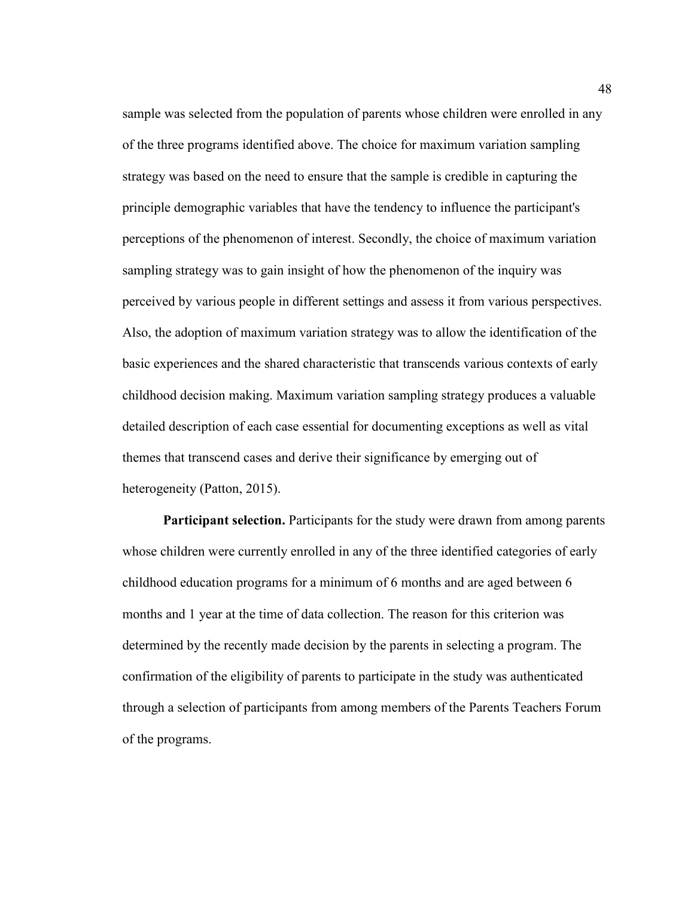sample was selected from the population of parents whose children were enrolled in any of the three programs identified above. The choice for maximum variation sampling strategy was based on the need to ensure that the sample is credible in capturing the principle demographic variables that have the tendency to influence the participant's perceptions of the phenomenon of interest. Secondly, the choice of maximum variation sampling strategy was to gain insight of how the phenomenon of the inquiry was perceived by various people in different settings and assess it from various perspectives. Also, the adoption of maximum variation strategy was to allow the identification of the basic experiences and the shared characteristic that transcends various contexts of early childhood decision making. Maximum variation sampling strategy produces a valuable detailed description of each case essential for documenting exceptions as well as vital themes that transcend cases and derive their significance by emerging out of heterogeneity (Patton, 2015).

**Participant selection.** Participants for the study were drawn from among parents whose children were currently enrolled in any of the three identified categories of early childhood education programs for a minimum of 6 months and are aged between 6 months and 1 year at the time of data collection. The reason for this criterion was determined by the recently made decision by the parents in selecting a program. The confirmation of the eligibility of parents to participate in the study was authenticated through a selection of participants from among members of the Parents Teachers Forum of the programs.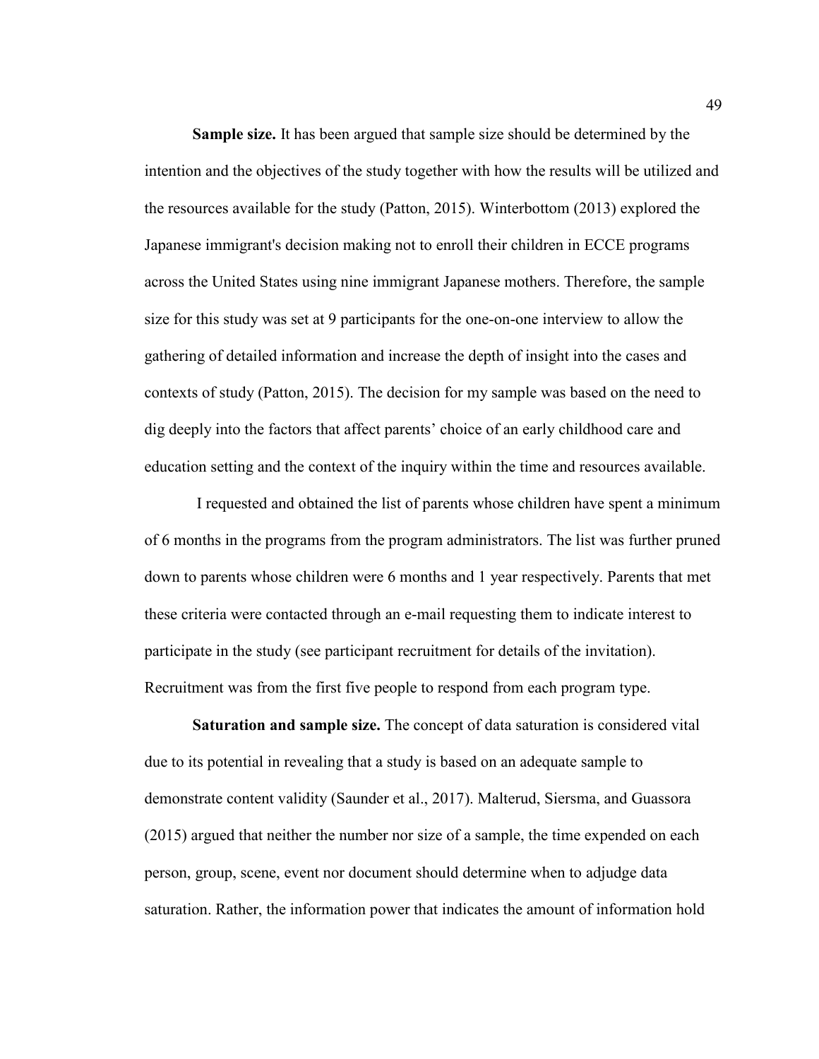**Sample size.** It has been argued that sample size should be determined by the intention and the objectives of the study together with how the results will be utilized and the resources available for the study (Patton, 2015). Winterbottom (2013) explored the Japanese immigrant's decision making not to enroll their children in ECCE programs across the United States using nine immigrant Japanese mothers. Therefore, the sample size for this study was set at 9 participants for the one-on-one interview to allow the gathering of detailed information and increase the depth of insight into the cases and contexts of study (Patton, 2015). The decision for my sample was based on the need to dig deeply into the factors that affect parents' choice of an early childhood care and education setting and the context of the inquiry within the time and resources available.

I requested and obtained the list of parents whose children have spent a minimum of 6 months in the programs from the program administrators. The list was further pruned down to parents whose children were 6 months and 1 year respectively. Parents that met these criteria were contacted through an e-mail requesting them to indicate interest to participate in the study (see participant recruitment for details of the invitation). Recruitment was from the first five people to respond from each program type.

**Saturation and sample size.** The concept of data saturation is considered vital due to its potential in revealing that a study is based on an adequate sample to demonstrate content validity (Saunder et al., 2017). Malterud, Siersma, and Guassora (2015) argued that neither the number nor size of a sample, the time expended on each person, group, scene, event nor document should determine when to adjudge data saturation. Rather, the information power that indicates the amount of information hold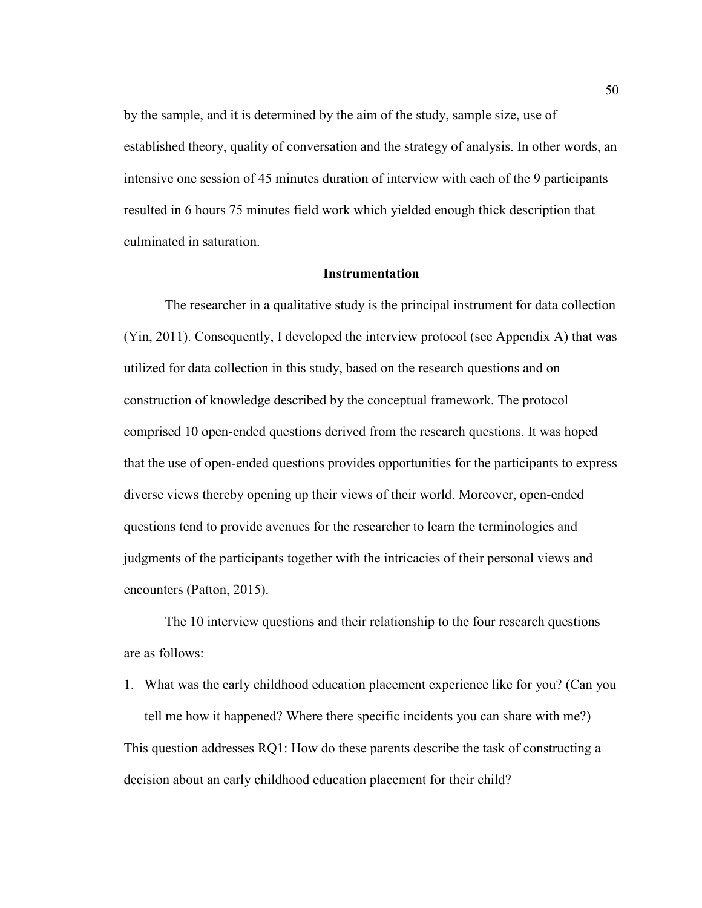by the sample, and it is determined by the aim of the study, sample size, use of established theory, quality of conversation and the strategy of analysis. In other words, an intensive one session of 45 minutes duration of interview with each of the 9 participants resulted in 6 hours 75 minutes field work which yielded enough thick description that culminated in saturation.

## Instrumentation

The researcher in a qualitative study is the principal instrument for data collection (Yin, 2011). Consequently, I developed the interview protocol (see Appendix A) that was utilized for data collection in this study, based on the research questions and on construction of knowledge described by the conceptual framework. The protocol comprised 10 open-ended questions derived from the research questions. It was hoped that the use of open-ended questions provides opportunities for the participants to express diverse views thereby opening up their views of their world. Moreover, open-ended questions tend to provide avenues for the researcher to learn the terminologies and judgments of the participants together with the intricacies of their personal views and encounters (Patton, 2015).

The 10 interview questions and their relationship to the four research questions are as follows:

1. What was the early childhood education placement experience like for you? (Can you tell me how it happened? Where there specific incidents you can share with me?)

This question addresses RQ1: How do these parents describe the task of constructing a decision about an early childhood education placement for their child?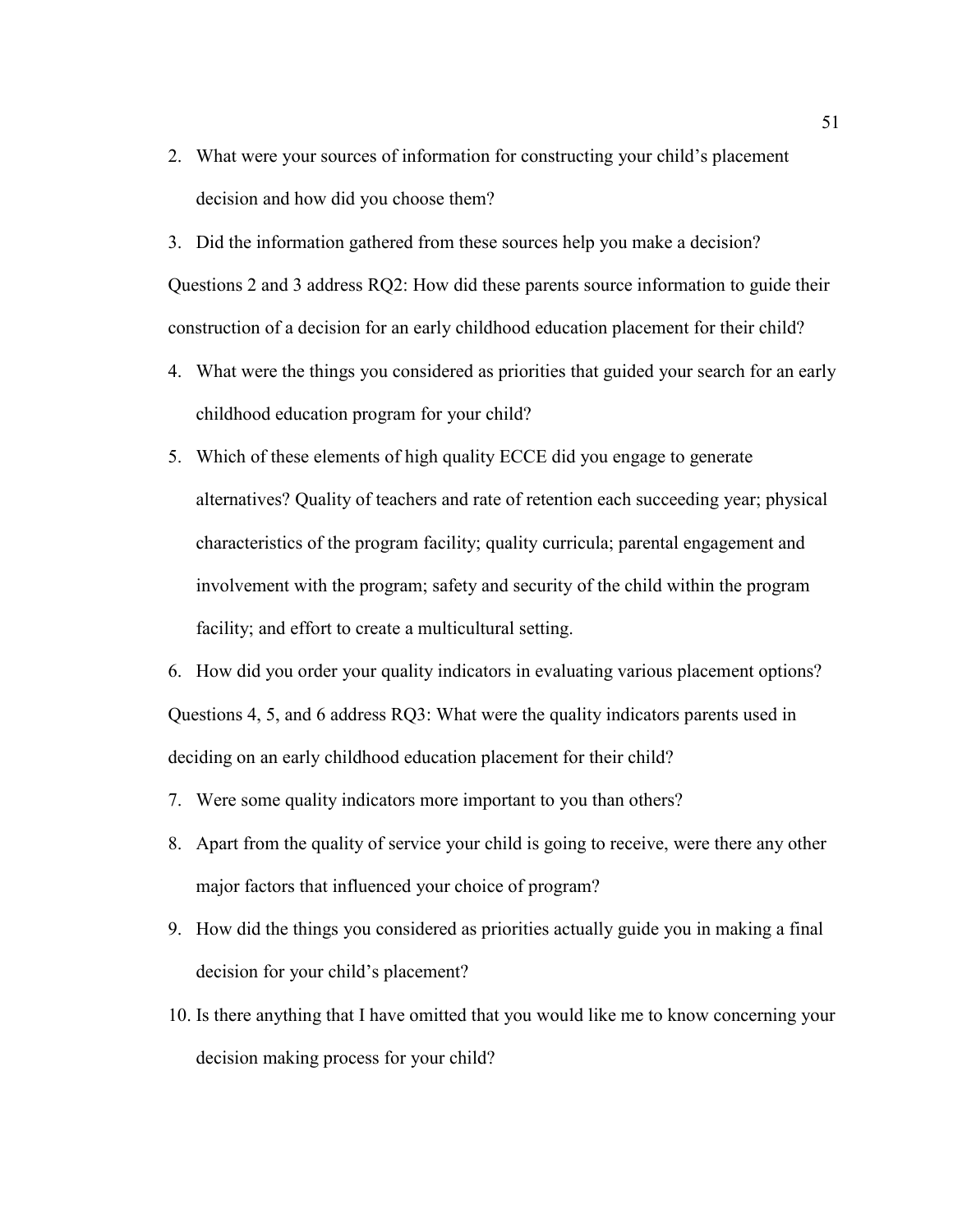2. What were your sources of information for constructing your child's placement decision and how did you choose them?
3. Did the information gathered from these sources help you make a decision?

Questions 2 and 3 address RQ2: How did these parents source information to guide their construction of a decision for an early childhood education placement for their child?

4. What were the things you considered as priorities that guided your search for an early childhood education program for your child?
5. Which of these elements of high quality ECCE did you engage to generate alternatives? Quality of teachers and rate of retention each succeeding year; physical characteristics of the program facility; quality curricula; parental engagement and involvement with the program; safety and security of the child within the program facility; and effort to create a multicultural setting.
6. How did you order your quality indicators in evaluating various placement options?

Questions 4, 5, and 6 address RQ3: What were the quality indicators parents used in deciding on an early childhood education placement for their child?

7. Were some quality indicators more important to you than others?
8. Apart from the quality of service your child is going to receive, were there any other major factors that influenced your choice of program?
9. How did the things you considered as priorities actually guide you in making a final decision for your child's placement?
10. Is there anything that I have omitted that you would like me to know concerning your decision making process for your child?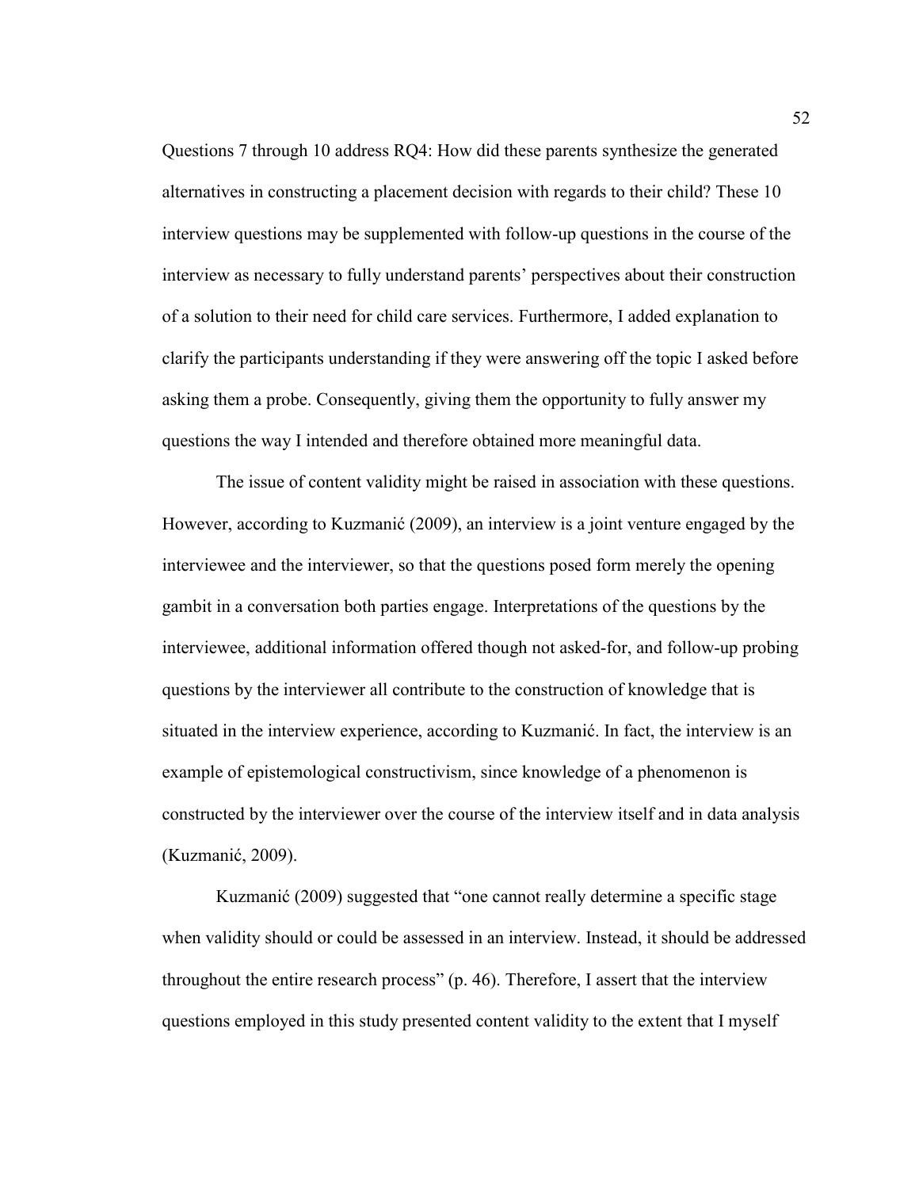Questions 7 through 10 address RQ4: How did these parents synthesize the generated alternatives in constructing a placement decision with regards to their child? These 10 interview questions may be supplemented with follow-up questions in the course of the interview as necessary to fully understand parents' perspectives about their construction of a solution to their need for child care services. Furthermore, I added explanation to clarify the participants understanding if they were answering off the topic I asked before asking them a probe. Consequently, giving them the opportunity to fully answer my questions the way I intended and therefore obtained more meaningful data.

The issue of content validity might be raised in association with these questions. However, according to Kuzmanić (2009), an interview is a joint venture engaged by the interviewee and the interviewer, so that the questions posed form merely the opening gambit in a conversation both parties engage. Interpretations of the questions by the interviewee, additional information offered though not asked-for, and follow-up probing questions by the interviewer all contribute to the construction of knowledge that is situated in the interview experience, according to Kuzmanić. In fact, the interview is an example of epistemological constructivism, since knowledge of a phenomenon is constructed by the interviewer over the course of the interview itself and in data analysis (Kuzmanić, 2009).

Kuzmanić (2009) suggested that "one cannot really determine a specific stage when validity should or could be assessed in an interview. Instead, it should be addressed throughout the entire research process" (p. 46). Therefore, I assert that the interview questions employed in this study presented content validity to the extent that I myself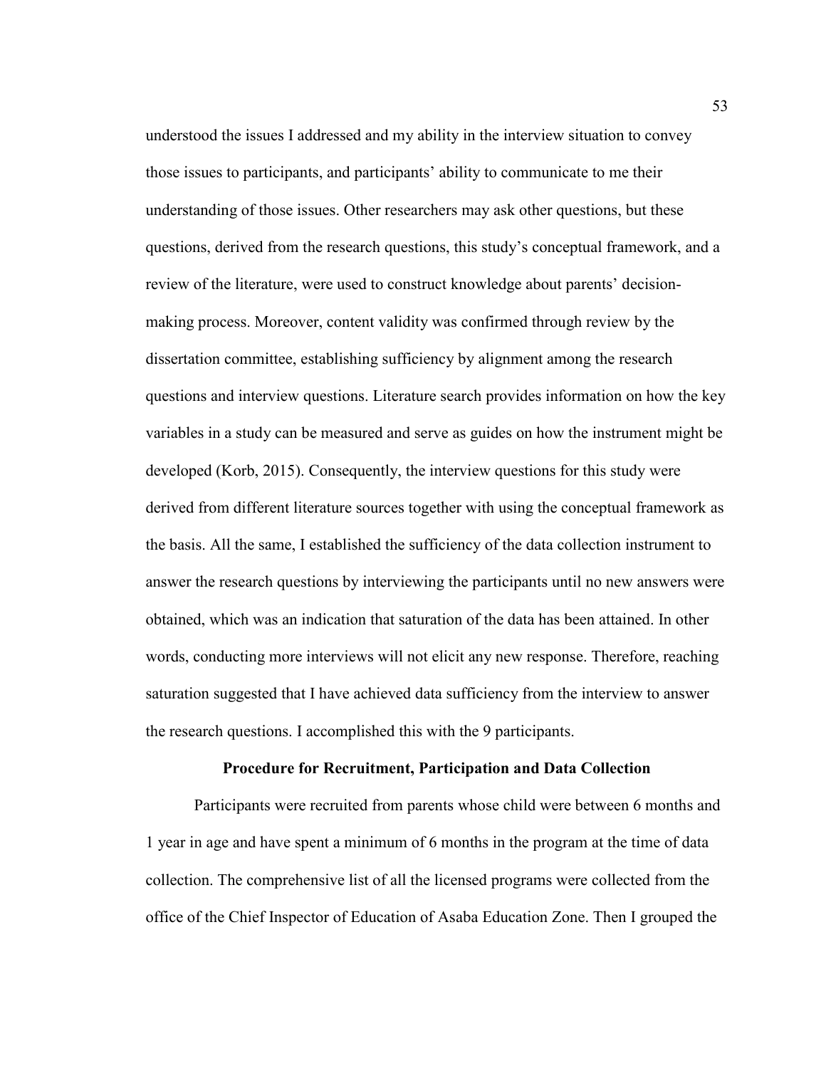understood the issues I addressed and my ability in the interview situation to convey those issues to participants, and participants' ability to communicate to me their understanding of those issues. Other researchers may ask other questions, but these questions, derived from the research questions, this study's conceptual framework, and a review of the literature, were used to construct knowledge about parents' decision-making process. Moreover, content validity was confirmed through review by the dissertation committee, establishing sufficiency by alignment among the research questions and interview questions. Literature search provides information on how the key variables in a study can be measured and serve as guides on how the instrument might be developed (Korb, 2015). Consequently, the interview questions for this study were derived from different literature sources together with using the conceptual framework as the basis. All the same, I established the sufficiency of the data collection instrument to answer the research questions by interviewing the participants until no new answers were obtained, which was an indication that saturation of the data has been attained. In other words, conducting more interviews will not elicit any new response. Therefore, reaching saturation suggested that I have achieved data sufficiency from the interview to answer the research questions. I accomplished this with the 9 participants.

## Procedure for Recruitment, Participation and Data Collection

Participants were recruited from parents whose child were between 6 months and 1 year in age and have spent a minimum of 6 months in the program at the time of data collection. The comprehensive list of all the licensed programs were collected from the office of the Chief Inspector of Education of Asaba Education Zone. Then I grouped the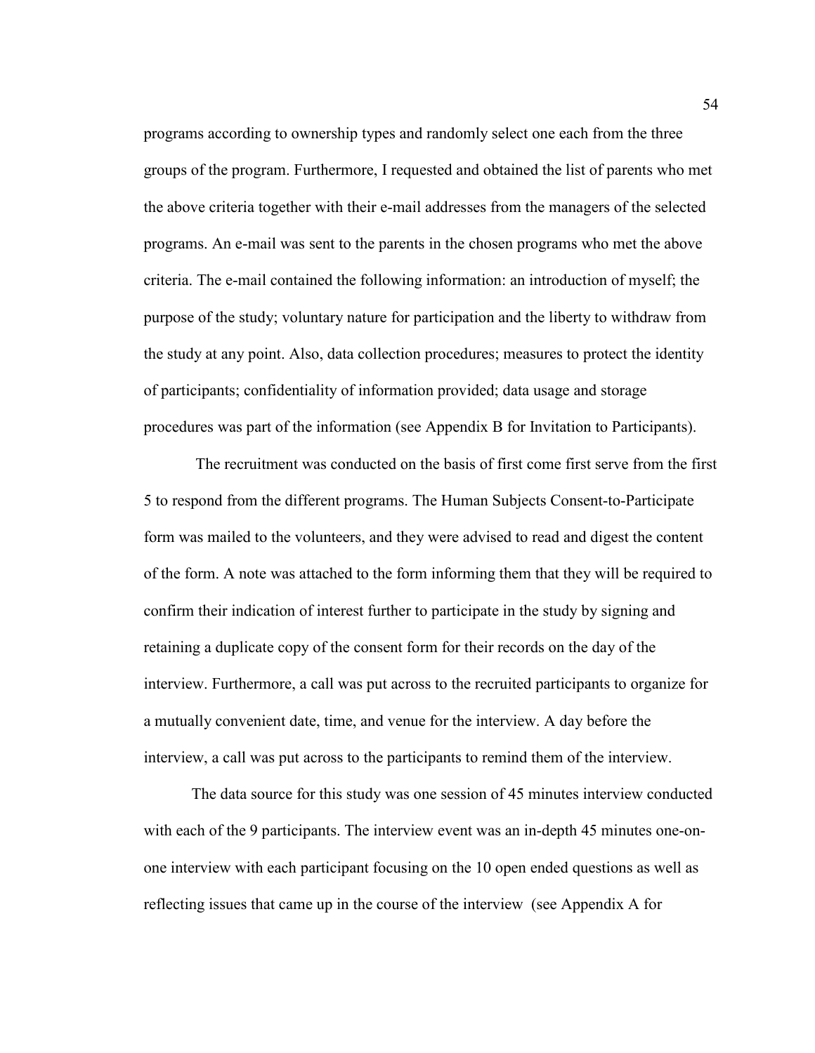programs according to ownership types and randomly select one each from the three groups of the program. Furthermore, I requested and obtained the list of parents who met the above criteria together with their e-mail addresses from the managers of the selected programs. An e-mail was sent to the parents in the chosen programs who met the above criteria. The e-mail contained the following information: an introduction of myself; the purpose of the study; voluntary nature for participation and the liberty to withdraw from the study at any point. Also, data collection procedures; measures to protect the identity of participants; confidentiality of information provided; data usage and storage procedures was part of the information (see Appendix B for Invitation to Participants).

The recruitment was conducted on the basis of first come first serve from the first 5 to respond from the different programs. The Human Subjects Consent-to-Participate form was mailed to the volunteers, and they were advised to read and digest the content of the form. A note was attached to the form informing them that they will be required to confirm their indication of interest further to participate in the study by signing and retaining a duplicate copy of the consent form for their records on the day of the interview. Furthermore, a call was put across to the recruited participants to organize for a mutually convenient date, time, and venue for the interview. A day before the interview, a call was put across to the participants to remind them of the interview.

The data source for this study was one session of 45 minutes interview conducted with each of the 9 participants. The interview event was an in-depth 45 minutes one-on-one interview with each participant focusing on the 10 open ended questions as well as reflecting issues that came up in the course of the interview (see Appendix A for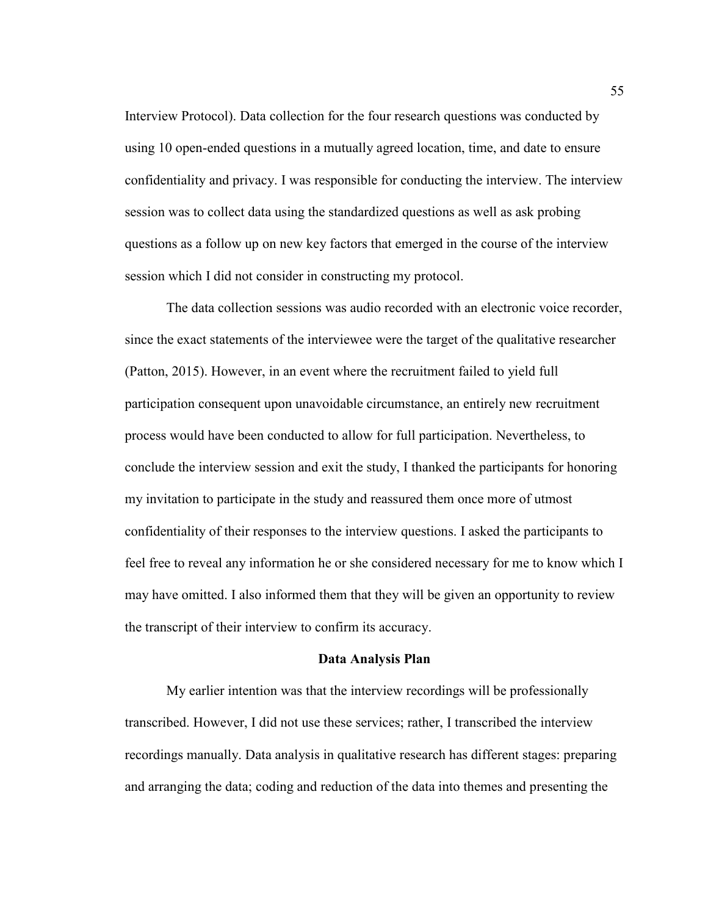Interview Protocol). Data collection for the four research questions was conducted by using 10 open-ended questions in a mutually agreed location, time, and date to ensure confidentiality and privacy. I was responsible for conducting the interview. The interview session was to collect data using the standardized questions as well as ask probing questions as a follow up on new key factors that emerged in the course of the interview session which I did not consider in constructing my protocol.

The data collection sessions was audio recorded with an electronic voice recorder, since the exact statements of the interviewee were the target of the qualitative researcher (Patton, 2015). However, in an event where the recruitment failed to yield full participation consequent upon unavoidable circumstance, an entirely new recruitment process would have been conducted to allow for full participation. Nevertheless, to conclude the interview session and exit the study, I thanked the participants for honoring my invitation to participate in the study and reassured them once more of utmost confidentiality of their responses to the interview questions. I asked the participants to feel free to reveal any information he or she considered necessary for me to know which I may have omitted. I also informed them that they will be given an opportunity to review the transcript of their interview to confirm its accuracy.

## Data Analysis Plan

My earlier intention was that the interview recordings will be professionally transcribed. However, I did not use these services; rather, I transcribed the interview recordings manually. Data analysis in qualitative research has different stages: preparing and arranging the data; coding and reduction of the data into themes and presenting the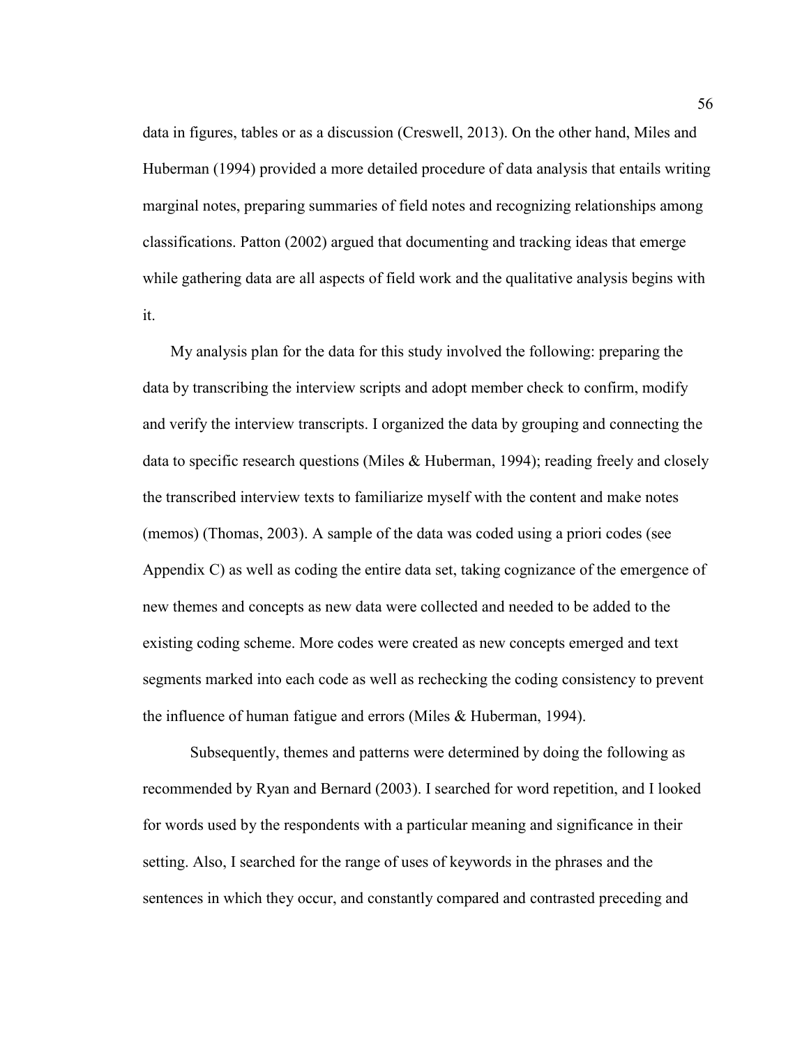data in figures, tables or as a discussion (Creswell, 2013). On the other hand, Miles and Huberman (1994) provided a more detailed procedure of data analysis that entails writing marginal notes, preparing summaries of field notes and recognizing relationships among classifications. Patton (2002) argued that documenting and tracking ideas that emerge while gathering data are all aspects of field work and the qualitative analysis begins with it.

My analysis plan for the data for this study involved the following: preparing the data by transcribing the interview scripts and adopt member check to confirm, modify and verify the interview transcripts. I organized the data by grouping and connecting the data to specific research questions (Miles & Huberman, 1994); reading freely and closely the transcribed interview texts to familiarize myself with the content and make notes (memos) (Thomas, 2003). A sample of the data was coded using a priori codes (see Appendix C) as well as coding the entire data set, taking cognizance of the emergence of new themes and concepts as new data were collected and needed to be added to the existing coding scheme. More codes were created as new concepts emerged and text segments marked into each code as well as rechecking the coding consistency to prevent the influence of human fatigue and errors (Miles & Huberman, 1994).

Subsequently, themes and patterns were determined by doing the following as recommended by Ryan and Bernard (2003). I searched for word repetition, and I looked for words used by the respondents with a particular meaning and significance in their setting. Also, I searched for the range of uses of keywords in the phrases and the sentences in which they occur, and constantly compared and contrasted preceding and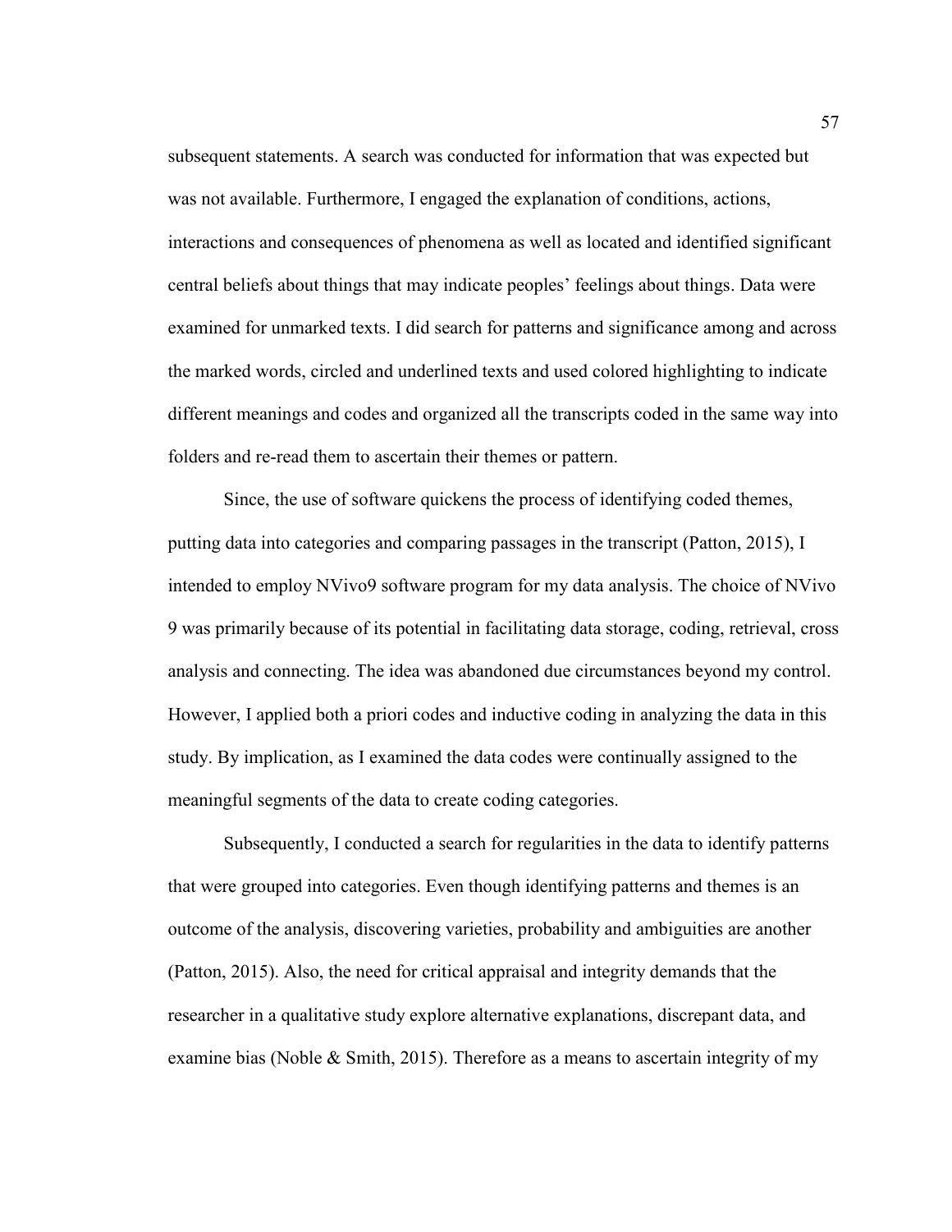subsequent statements. A search was conducted for information that was expected but was not available. Furthermore, I engaged the explanation of conditions, actions, interactions and consequences of phenomena as well as located and identified significant central beliefs about things that may indicate peoples' feelings about things. Data were examined for unmarked texts. I did search for patterns and significance among and across the marked words, circled and underlined texts and used colored highlighting to indicate different meanings and codes and organized all the transcripts coded in the same way into folders and re-read them to ascertain their themes or pattern.

Since, the use of software quickens the process of identifying coded themes, putting data into categories and comparing passages in the transcript (Patton, 2015), I intended to employ NVivo9 software program for my data analysis. The choice of NVivo 9 was primarily because of its potential in facilitating data storage, coding, retrieval, cross analysis and connecting. The idea was abandoned due circumstances beyond my control. However, I applied both a priori codes and inductive coding in analyzing the data in this study. By implication, as I examined the data codes were continually assigned to the meaningful segments of the data to create coding categories.

Subsequently, I conducted a search for regularities in the data to identify patterns that were grouped into categories. Even though identifying patterns and themes is an outcome of the analysis, discovering varieties, probability and ambiguities are another (Patton, 2015). Also, the need for critical appraisal and integrity demands that the researcher in a qualitative study explore alternative explanations, discrepant data, and examine bias (Noble & Smith, 2015). Therefore as a means to ascertain integrity of my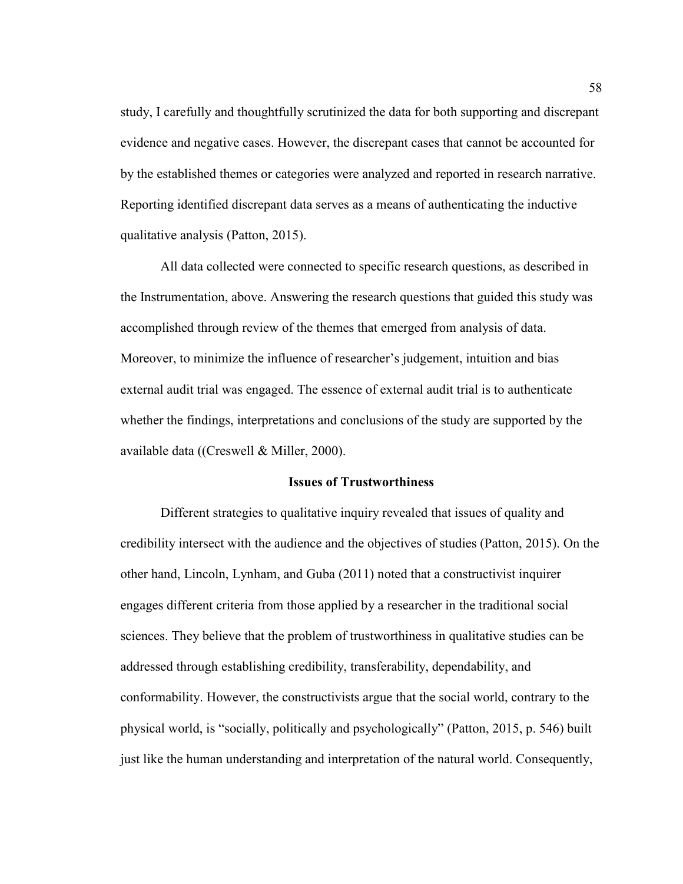study, I carefully and thoughtfully scrutinized the data for both supporting and discrepant evidence and negative cases. However, the discrepant cases that cannot be accounted for by the established themes or categories were analyzed and reported in research narrative. Reporting identified discrepant data serves as a means of authenticating the inductive qualitative analysis (Patton, 2015).

All data collected were connected to specific research questions, as described in the Instrumentation, above. Answering the research questions that guided this study was accomplished through review of the themes that emerged from analysis of data. Moreover, to minimize the influence of researcher's judgement, intuition and bias external audit trial was engaged. The essence of external audit trial is to authenticate whether the findings, interpretations and conclusions of the study are supported by the available data ((Creswell & Miller, 2000).

## Issues of Trustworthiness

Different strategies to qualitative inquiry revealed that issues of quality and credibility intersect with the audience and the objectives of studies (Patton, 2015). On the other hand, Lincoln, Lynham, and Guba (2011) noted that a constructivist inquirer engages different criteria from those applied by a researcher in the traditional social sciences. They believe that the problem of trustworthiness in qualitative studies can be addressed through establishing credibility, transferability, dependability, and conformability. However, the constructivists argue that the social world, contrary to the physical world, is "socially, politically and psychologically" (Patton, 2015, p. 546) built just like the human understanding and interpretation of the natural world. Consequently,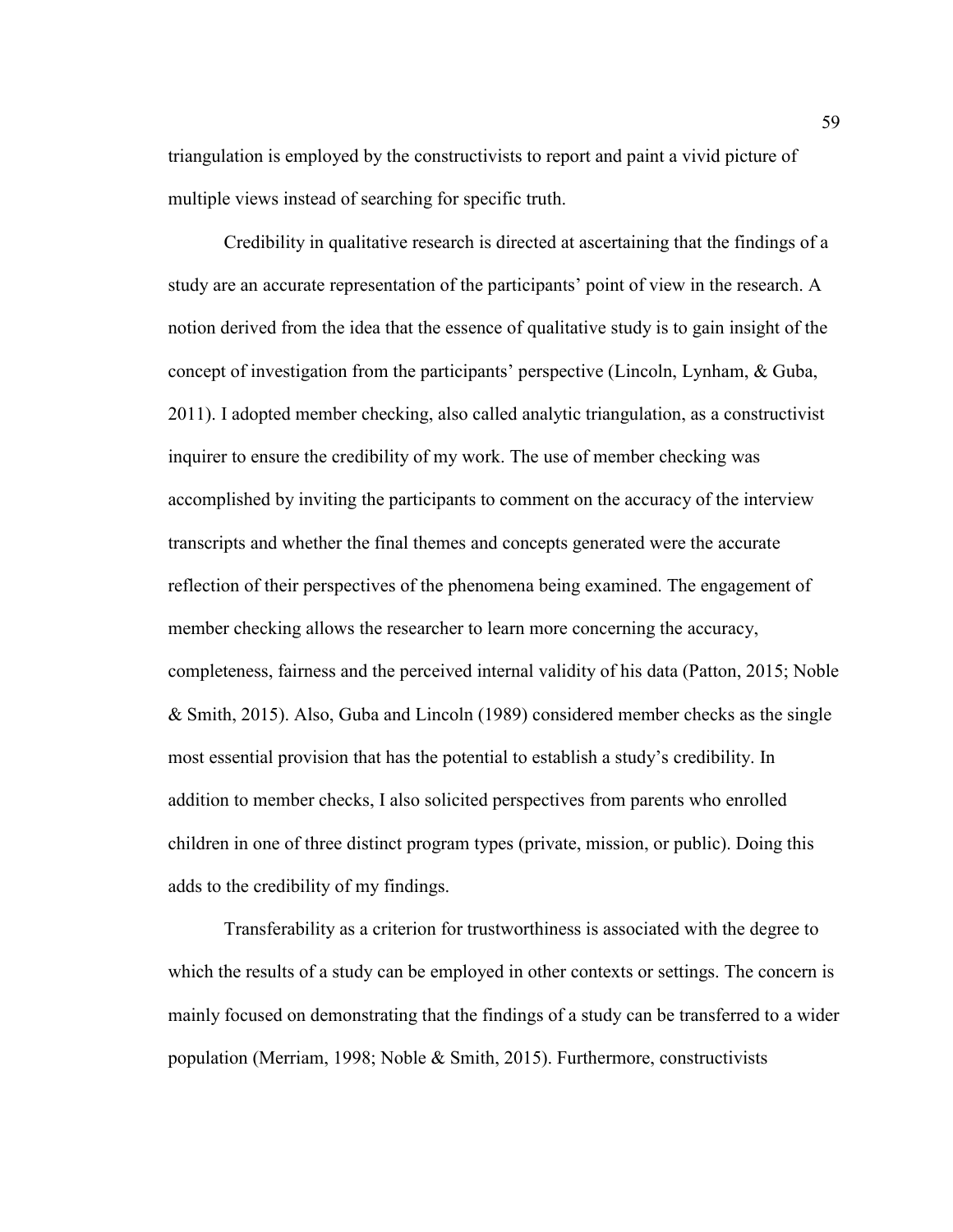triangulation is employed by the constructivists to report and paint a vivid picture of multiple views instead of searching for specific truth.

Credibility in qualitative research is directed at ascertaining that the findings of a study are an accurate representation of the participants' point of view in the research. A notion derived from the idea that the essence of qualitative study is to gain insight of the concept of investigation from the participants' perspective (Lincoln, Lynham, & Guba, 2011). I adopted member checking, also called analytic triangulation, as a constructivist inquirer to ensure the credibility of my work. The use of member checking was accomplished by inviting the participants to comment on the accuracy of the interview transcripts and whether the final themes and concepts generated were the accurate reflection of their perspectives of the phenomena being examined. The engagement of member checking allows the researcher to learn more concerning the accuracy, completeness, fairness and the perceived internal validity of his data (Patton, 2015; Noble & Smith, 2015). Also, Guba and Lincoln (1989) considered member checks as the single most essential provision that has the potential to establish a study's credibility. In addition to member checks, I also solicited perspectives from parents who enrolled children in one of three distinct program types (private, mission, or public). Doing this adds to the credibility of my findings.

Transferability as a criterion for trustworthiness is associated with the degree to which the results of a study can be employed in other contexts or settings. The concern is mainly focused on demonstrating that the findings of a study can be transferred to a wider population (Merriam, 1998; Noble & Smith, 2015). Furthermore, constructivists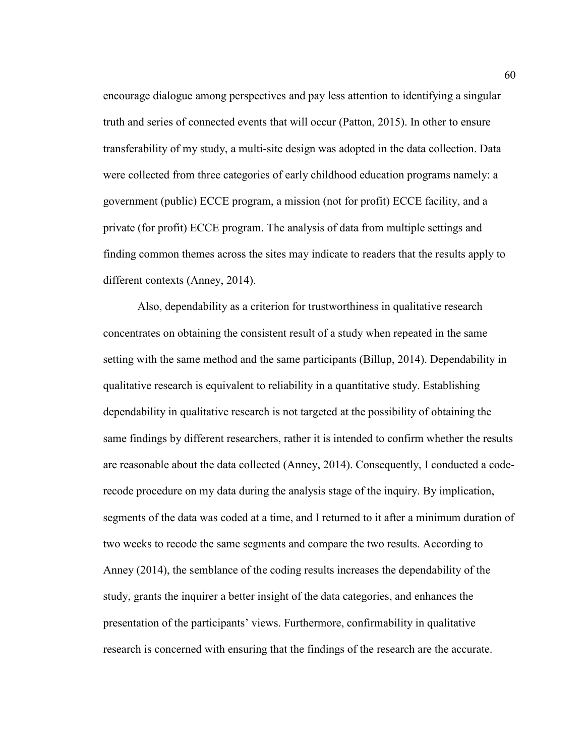encourage dialogue among perspectives and pay less attention to identifying a singular truth and series of connected events that will occur (Patton, 2015). In other to ensure transferability of my study, a multi-site design was adopted in the data collection. Data were collected from three categories of early childhood education programs namely: a government (public) ECCE program, a mission (not for profit) ECCE facility, and a private (for profit) ECCE program. The analysis of data from multiple settings and finding common themes across the sites may indicate to readers that the results apply to different contexts (Anney, 2014).

Also, dependability as a criterion for trustworthiness in qualitative research concentrates on obtaining the consistent result of a study when repeated in the same setting with the same method and the same participants (Billup, 2014). Dependability in qualitative research is equivalent to reliability in a quantitative study. Establishing dependability in qualitative research is not targeted at the possibility of obtaining the same findings by different researchers, rather it is intended to confirm whether the results are reasonable about the data collected (Anney, 2014). Consequently, I conducted a code-recode procedure on my data during the analysis stage of the inquiry. By implication, segments of the data was coded at a time, and I returned to it after a minimum duration of two weeks to recode the same segments and compare the two results. According to Anney (2014), the semblance of the coding results increases the dependability of the study, grants the inquirer a better insight of the data categories, and enhances the presentation of the participants' views. Furthermore, confirmability in qualitative research is concerned with ensuring that the findings of the research are the accurate.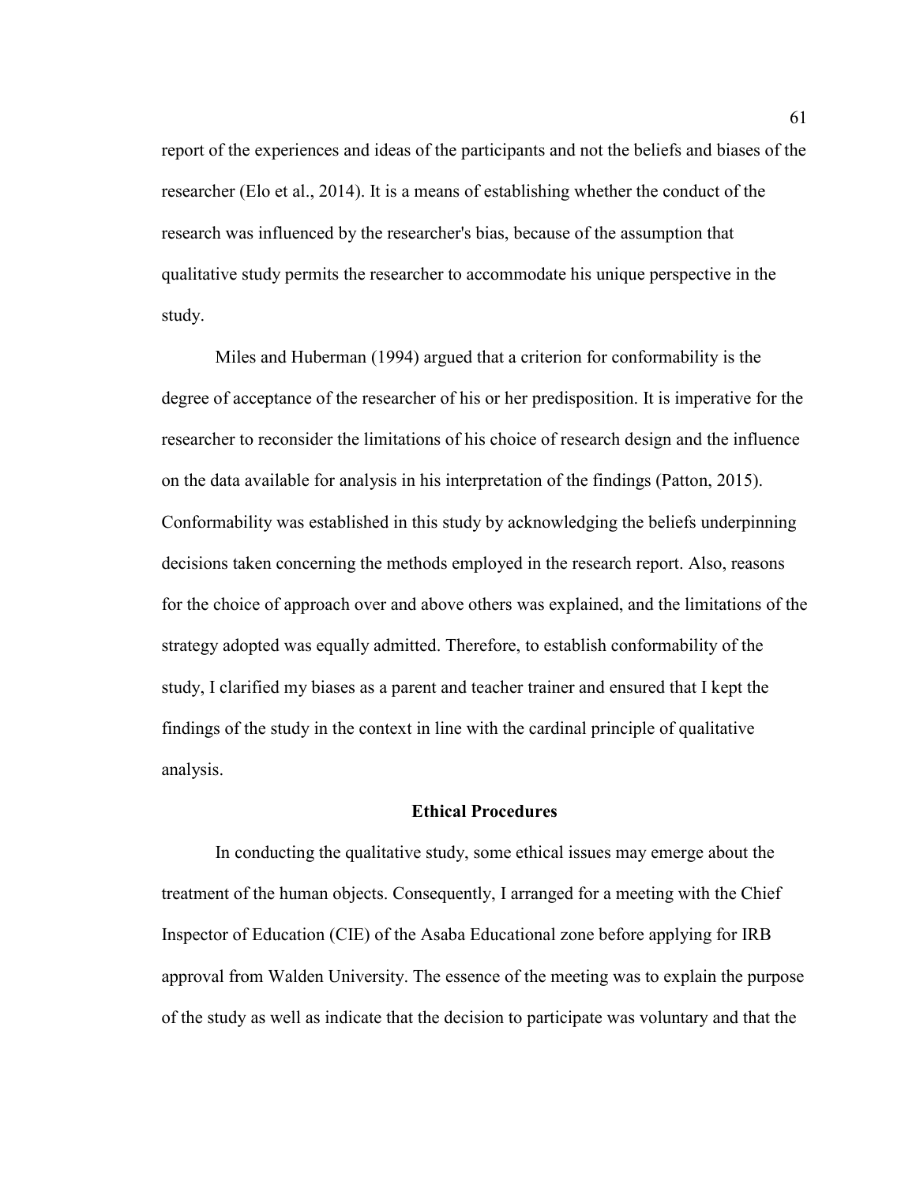report of the experiences and ideas of the participants and not the beliefs and biases of the researcher (Elo et al., 2014). It is a means of establishing whether the conduct of the research was influenced by the researcher's bias, because of the assumption that qualitative study permits the researcher to accommodate his unique perspective in the study.

Miles and Huberman (1994) argued that a criterion for conformability is the degree of acceptance of the researcher of his or her predisposition. It is imperative for the researcher to reconsider the limitations of his choice of research design and the influence on the data available for analysis in his interpretation of the findings (Patton, 2015). Conformability was established in this study by acknowledging the beliefs underpinning decisions taken concerning the methods employed in the research report. Also, reasons for the choice of approach over and above others was explained, and the limitations of the strategy adopted was equally admitted. Therefore, to establish conformability of the study, I clarified my biases as a parent and teacher trainer and ensured that I kept the findings of the study in the context in line with the cardinal principle of qualitative analysis.

## Ethical Procedures

In conducting the qualitative study, some ethical issues may emerge about the treatment of the human objects. Consequently, I arranged for a meeting with the Chief Inspector of Education (CIE) of the Asaba Educational zone before applying for IRB approval from Walden University. The essence of the meeting was to explain the purpose of the study as well as indicate that the decision to participate was voluntary and that the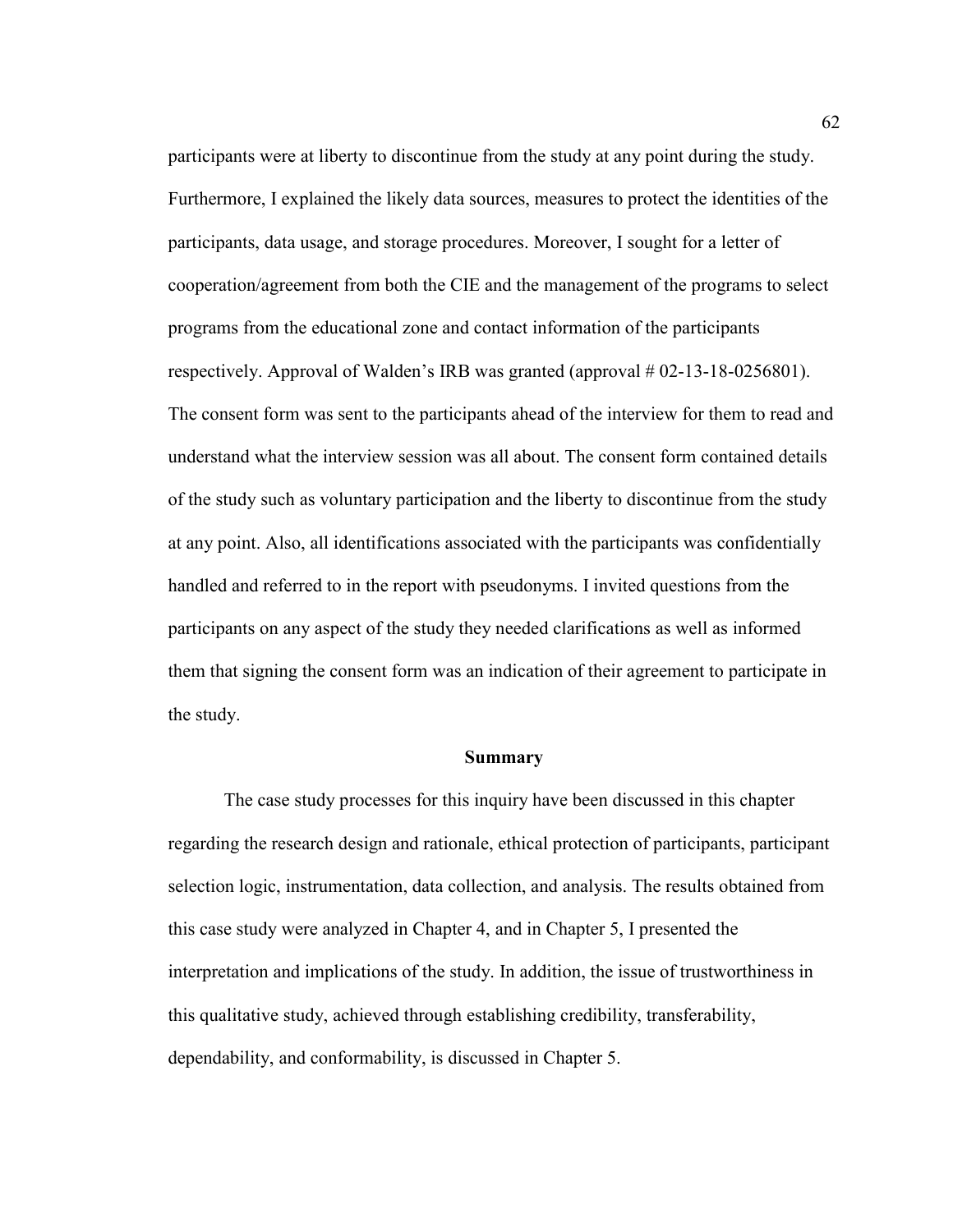participants were at liberty to discontinue from the study at any point during the study. Furthermore, I explained the likely data sources, measures to protect the identities of the participants, data usage, and storage procedures. Moreover, I sought for a letter of cooperation/agreement from both the CIE and the management of the programs to select programs from the educational zone and contact information of the participants respectively. Approval of Walden's IRB was granted (approval # 02-13-18-0256801). The consent form was sent to the participants ahead of the interview for them to read and understand what the interview session was all about. The consent form contained details of the study such as voluntary participation and the liberty to discontinue from the study at any point. Also, all identifications associated with the participants was confidentially handled and referred to in the report with pseudonyms. I invited questions from the participants on any aspect of the study they needed clarifications as well as informed them that signing the consent form was an indication of their agreement to participate in the study.

## Summary

The case study processes for this inquiry have been discussed in this chapter regarding the research design and rationale, ethical protection of participants, participant selection logic, instrumentation, data collection, and analysis. The results obtained from this case study were analyzed in Chapter 4, and in Chapter 5, I presented the interpretation and implications of the study. In addition, the issue of trustworthiness in this qualitative study, achieved through establishing credibility, transferability, dependability, and conformability, is discussed in Chapter 5.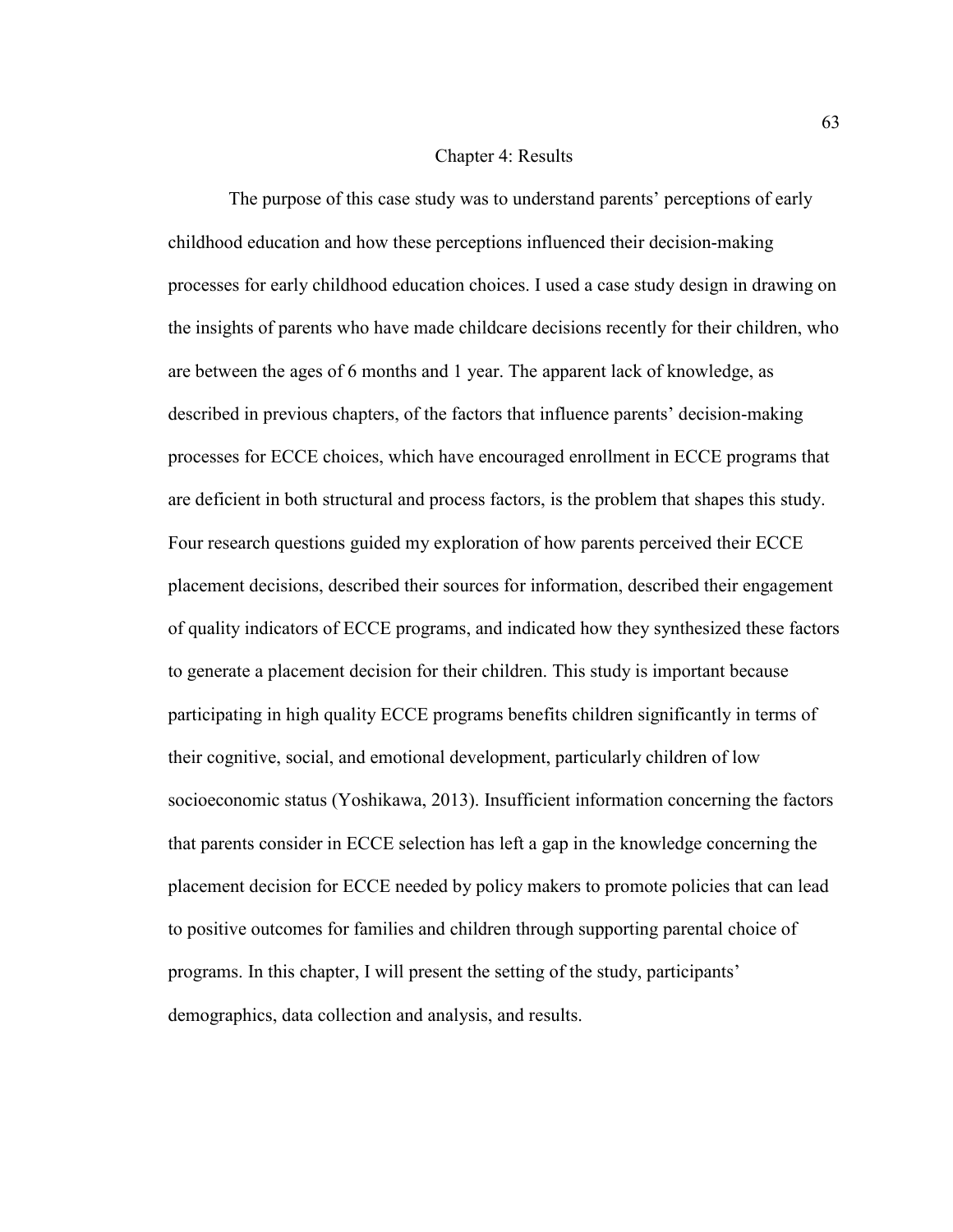# Chapter 4: Results

The purpose of this case study was to understand parents' perceptions of early childhood education and how these perceptions influenced their decision-making processes for early childhood education choices. I used a case study design in drawing on the insights of parents who have made childcare decisions recently for their children, who are between the ages of 6 months and 1 year. The apparent lack of knowledge, as described in previous chapters, of the factors that influence parents' decision-making processes for ECCE choices, which have encouraged enrollment in ECCE programs that are deficient in both structural and process factors, is the problem that shapes this study. Four research questions guided my exploration of how parents perceived their ECCE placement decisions, described their sources for information, described their engagement of quality indicators of ECCE programs, and indicated how they synthesized these factors to generate a placement decision for their children. This study is important because participating in high quality ECCE programs benefits children significantly in terms of their cognitive, social, and emotional development, particularly children of low socioeconomic status (Yoshikawa, 2013). Insufficient information concerning the factors that parents consider in ECCE selection has left a gap in the knowledge concerning the placement decision for ECCE needed by policy makers to promote policies that can lead to positive outcomes for families and children through supporting parental choice of programs. In this chapter, I will present the setting of the study, participants' demographics, data collection and analysis, and results.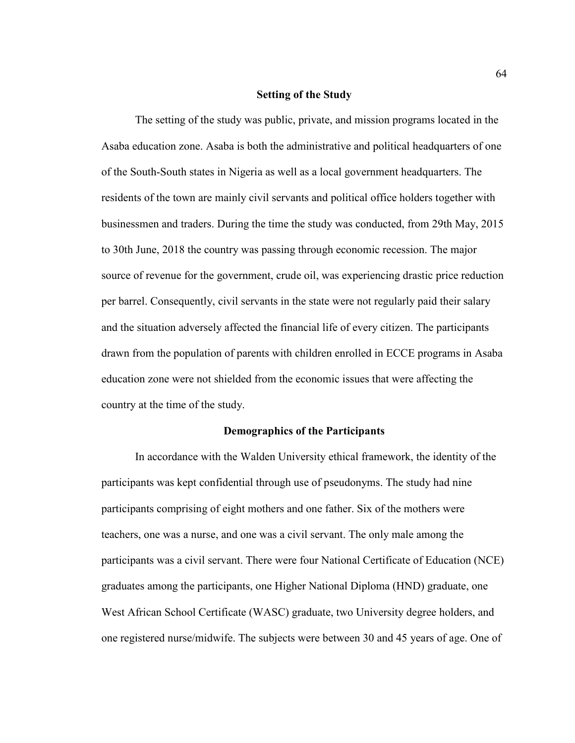## Setting of the Study

The setting of the study was public, private, and mission programs located in the Asaba education zone. Asaba is both the administrative and political headquarters of one of the South-South states in Nigeria as well as a local government headquarters. The residents of the town are mainly civil servants and political office holders together with businessmen and traders. During the time the study was conducted, from 29th May, 2015 to 30th June, 2018 the country was passing through economic recession. The major source of revenue for the government, crude oil, was experiencing drastic price reduction per barrel. Consequently, civil servants in the state were not regularly paid their salary and the situation adversely affected the financial life of every citizen. The participants drawn from the population of parents with children enrolled in ECCE programs in Asaba education zone were not shielded from the economic issues that were affecting the country at the time of the study.

## Demographics of the Participants

In accordance with the Walden University ethical framework, the identity of the participants was kept confidential through use of pseudonyms. The study had nine participants comprising of eight mothers and one father. Six of the mothers were teachers, one was a nurse, and one was a civil servant. The only male among the participants was a civil servant. There were four National Certificate of Education (NCE) graduates among the participants, one Higher National Diploma (HND) graduate, one West African School Certificate (WASC) graduate, two University degree holders, and one registered nurse/midwife. The subjects were between 30 and 45 years of age. One of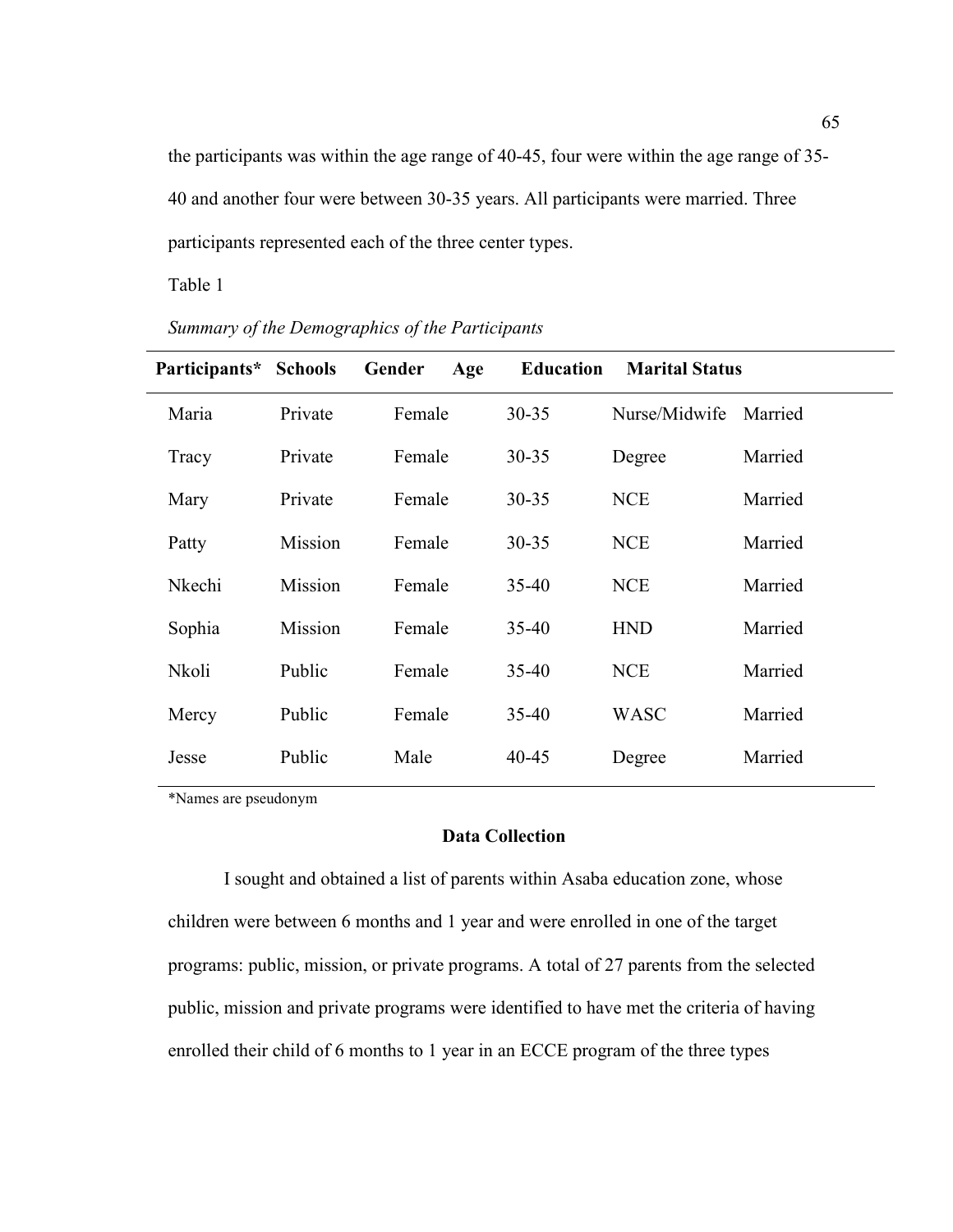the participants was within the age range of 40-45, four were within the age range of 35-40 and another four were between 30-35 years. All participants were married. Three participants represented each of the three center types.

Table 1

*Summary of the Demographics of the Participants*

| Participants* | Schools | Gender | Age | Education | Marital Status |
|---|---|---|---|---|---|
| Maria | Private | Female | 30-35 | Nurse/Midwife | Married |
| Tracy | Private | Female | 30-35 | Degree | Married |
| Mary | Private | Female | 30-35 | NCE | Married |
| Patty | Mission | Female | 30-35 | NCE | Married |
| Nkechi | Mission | Female | 35-40 | NCE | Married |
| Sophia | Mission | Female | 35-40 | HND | Married |
| Nkoli | Public | Female | 35-40 | NCE | Married |
| Mercy | Public | Female | 35-40 | WASC | Married |
| Jesse | Public | Male | 40-45 | Degree | Married |

*Names are pseudonym

## Data Collection

I sought and obtained a list of parents within Asaba education zone, whose children were between 6 months and 1 year and were enrolled in one of the target programs: public, mission, or private programs. A total of 27 parents from the selected public, mission and private programs were identified to have met the criteria of having enrolled their child of 6 months to 1 year in an ECCE program of the three types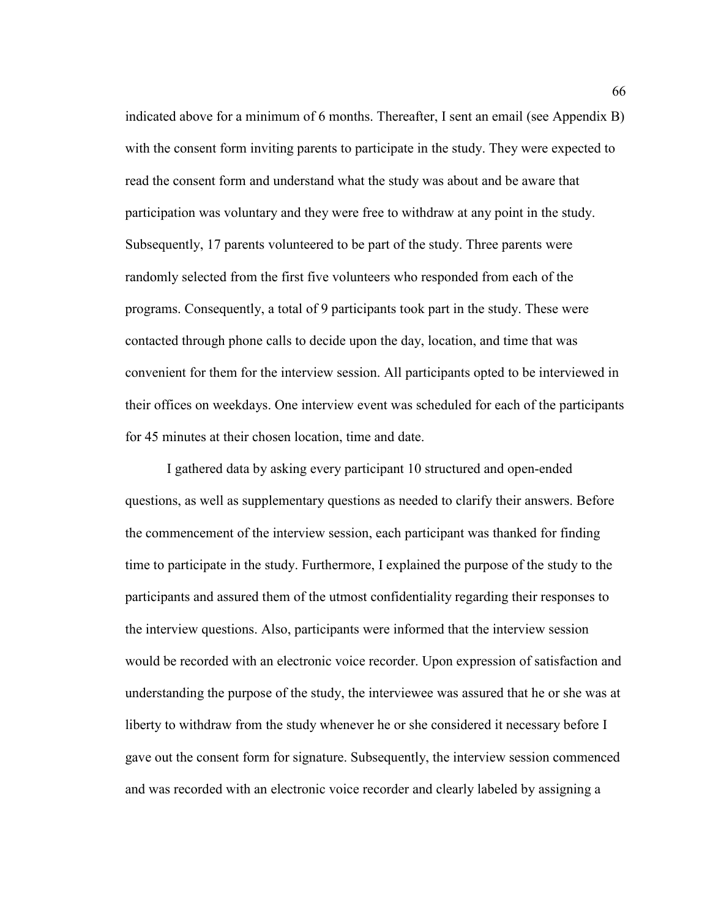indicated above for a minimum of 6 months. Thereafter, I sent an email (see Appendix B) with the consent form inviting parents to participate in the study. They were expected to read the consent form and understand what the study was about and be aware that participation was voluntary and they were free to withdraw at any point in the study. Subsequently, 17 parents volunteered to be part of the study. Three parents were randomly selected from the first five volunteers who responded from each of the programs. Consequently, a total of 9 participants took part in the study. These were contacted through phone calls to decide upon the day, location, and time that was convenient for them for the interview session. All participants opted to be interviewed in their offices on weekdays. One interview event was scheduled for each of the participants for 45 minutes at their chosen location, time and date.

I gathered data by asking every participant 10 structured and open-ended questions, as well as supplementary questions as needed to clarify their answers. Before the commencement of the interview session, each participant was thanked for finding time to participate in the study. Furthermore, I explained the purpose of the study to the participants and assured them of the utmost confidentiality regarding their responses to the interview questions. Also, participants were informed that the interview session would be recorded with an electronic voice recorder. Upon expression of satisfaction and understanding the purpose of the study, the interviewee was assured that he or she was at liberty to withdraw from the study whenever he or she considered it necessary before I gave out the consent form for signature. Subsequently, the interview session commenced and was recorded with an electronic voice recorder and clearly labeled by assigning a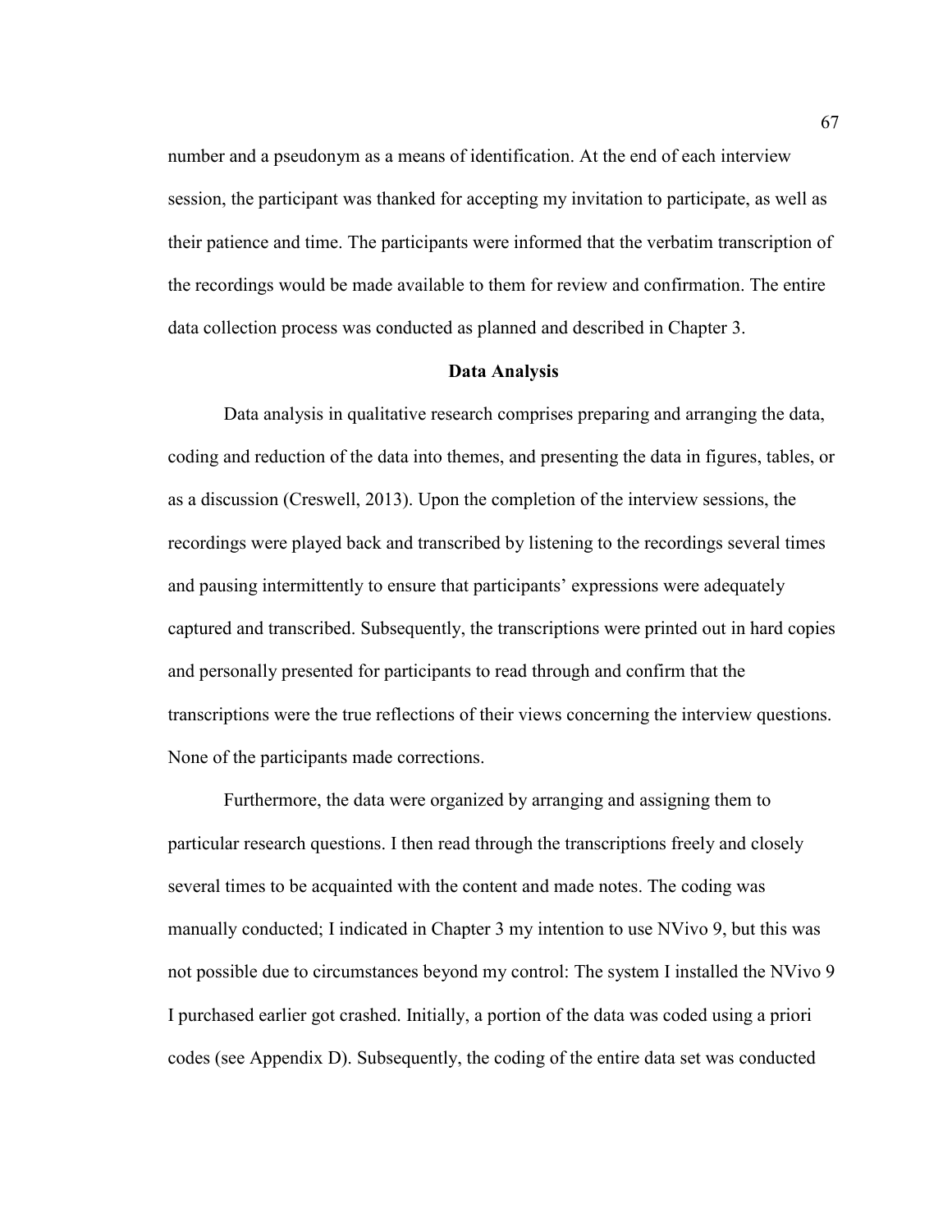number and a pseudonym as a means of identification. At the end of each interview session, the participant was thanked for accepting my invitation to participate, as well as their patience and time. The participants were informed that the verbatim transcription of the recordings would be made available to them for review and confirmation. The entire data collection process was conducted as planned and described in Chapter 3.

## Data Analysis

Data analysis in qualitative research comprises preparing and arranging the data, coding and reduction of the data into themes, and presenting the data in figures, tables, or as a discussion (Creswell, 2013). Upon the completion of the interview sessions, the recordings were played back and transcribed by listening to the recordings several times and pausing intermittently to ensure that participants' expressions were adequately captured and transcribed. Subsequently, the transcriptions were printed out in hard copies and personally presented for participants to read through and confirm that the transcriptions were the true reflections of their views concerning the interview questions. None of the participants made corrections.

Furthermore, the data were organized by arranging and assigning them to particular research questions. I then read through the transcriptions freely and closely several times to be acquainted with the content and made notes. The coding was manually conducted; I indicated in Chapter 3 my intention to use NVivo 9, but this was not possible due to circumstances beyond my control: The system I installed the NVivo 9 I purchased earlier got crashed. Initially, a portion of the data was coded using a priori codes (see Appendix D). Subsequently, the coding of the entire data set was conducted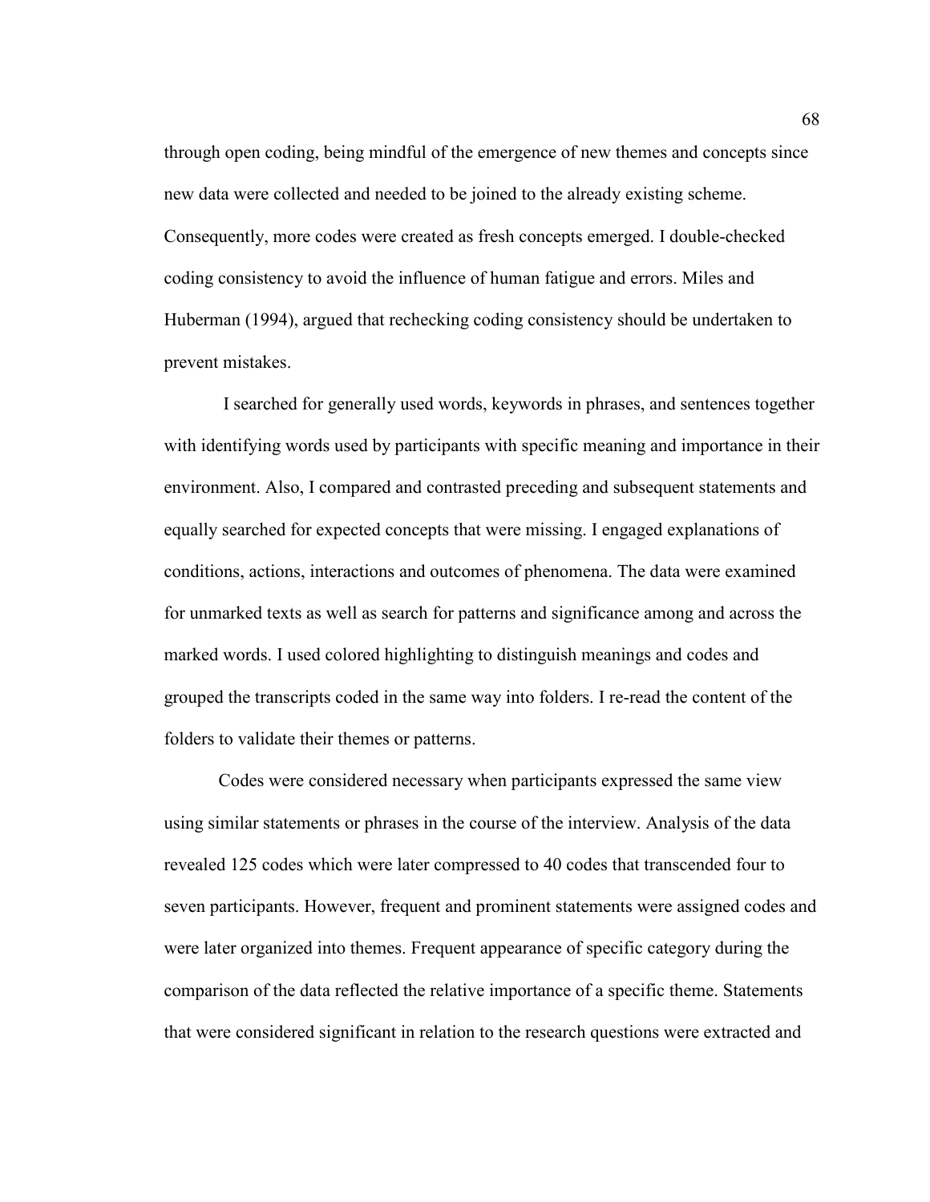through open coding, being mindful of the emergence of new themes and concepts since new data were collected and needed to be joined to the already existing scheme. Consequently, more codes were created as fresh concepts emerged. I double-checked coding consistency to avoid the influence of human fatigue and errors. Miles and Huberman (1994), argued that rechecking coding consistency should be undertaken to prevent mistakes.

I searched for generally used words, keywords in phrases, and sentences together with identifying words used by participants with specific meaning and importance in their environment. Also, I compared and contrasted preceding and subsequent statements and equally searched for expected concepts that were missing. I engaged explanations of conditions, actions, interactions and outcomes of phenomena. The data were examined for unmarked texts as well as search for patterns and significance among and across the marked words. I used colored highlighting to distinguish meanings and codes and grouped the transcripts coded in the same way into folders. I re-read the content of the folders to validate their themes or patterns.

Codes were considered necessary when participants expressed the same view using similar statements or phrases in the course of the interview. Analysis of the data revealed 125 codes which were later compressed to 40 codes that transcended four to seven participants. However, frequent and prominent statements were assigned codes and were later organized into themes. Frequent appearance of specific category during the comparison of the data reflected the relative importance of a specific theme. Statements that were considered significant in relation to the research questions were extracted and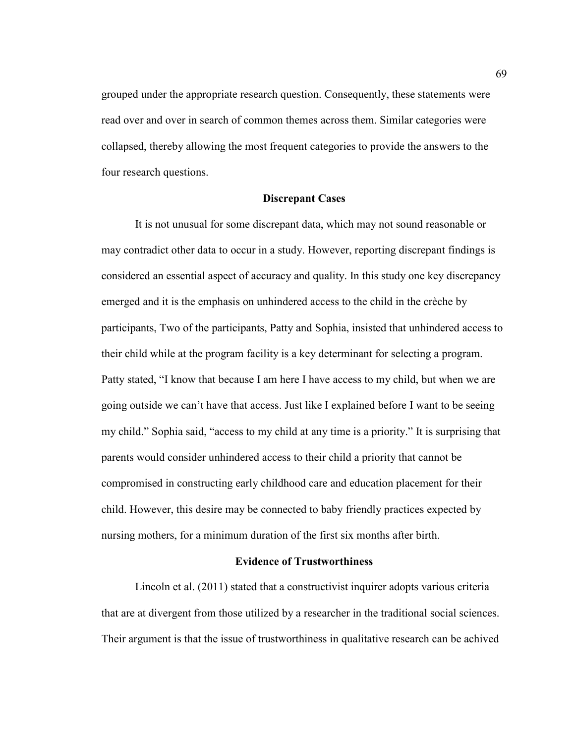grouped under the appropriate research question. Consequently, these statements were read over and over in search of common themes across them. Similar categories were collapsed, thereby allowing the most frequent categories to provide the answers to the four research questions.

## Discrepant Cases

It is not unusual for some discrepant data, which may not sound reasonable or may contradict other data to occur in a study. However, reporting discrepant findings is considered an essential aspect of accuracy and quality. In this study one key discrepancy emerged and it is the emphasis on unhindered access to the child in the crèche by participants, Two of the participants, Patty and Sophia, insisted that unhindered access to their child while at the program facility is a key determinant for selecting a program. Patty stated, "I know that because I am here I have access to my child, but when we are going outside we can't have that access. Just like I explained before I want to be seeing my child." Sophia said, "access to my child at any time is a priority." It is surprising that parents would consider unhindered access to their child a priority that cannot be compromised in constructing early childhood care and education placement for their child. However, this desire may be connected to baby friendly practices expected by nursing mothers, for a minimum duration of the first six months after birth.

## Evidence of Trustworthiness

Lincoln et al. (2011) stated that a constructivist inquirer adopts various criteria that are at divergent from those utilized by a researcher in the traditional social sciences. Their argument is that the issue of trustworthiness in qualitative research can be achived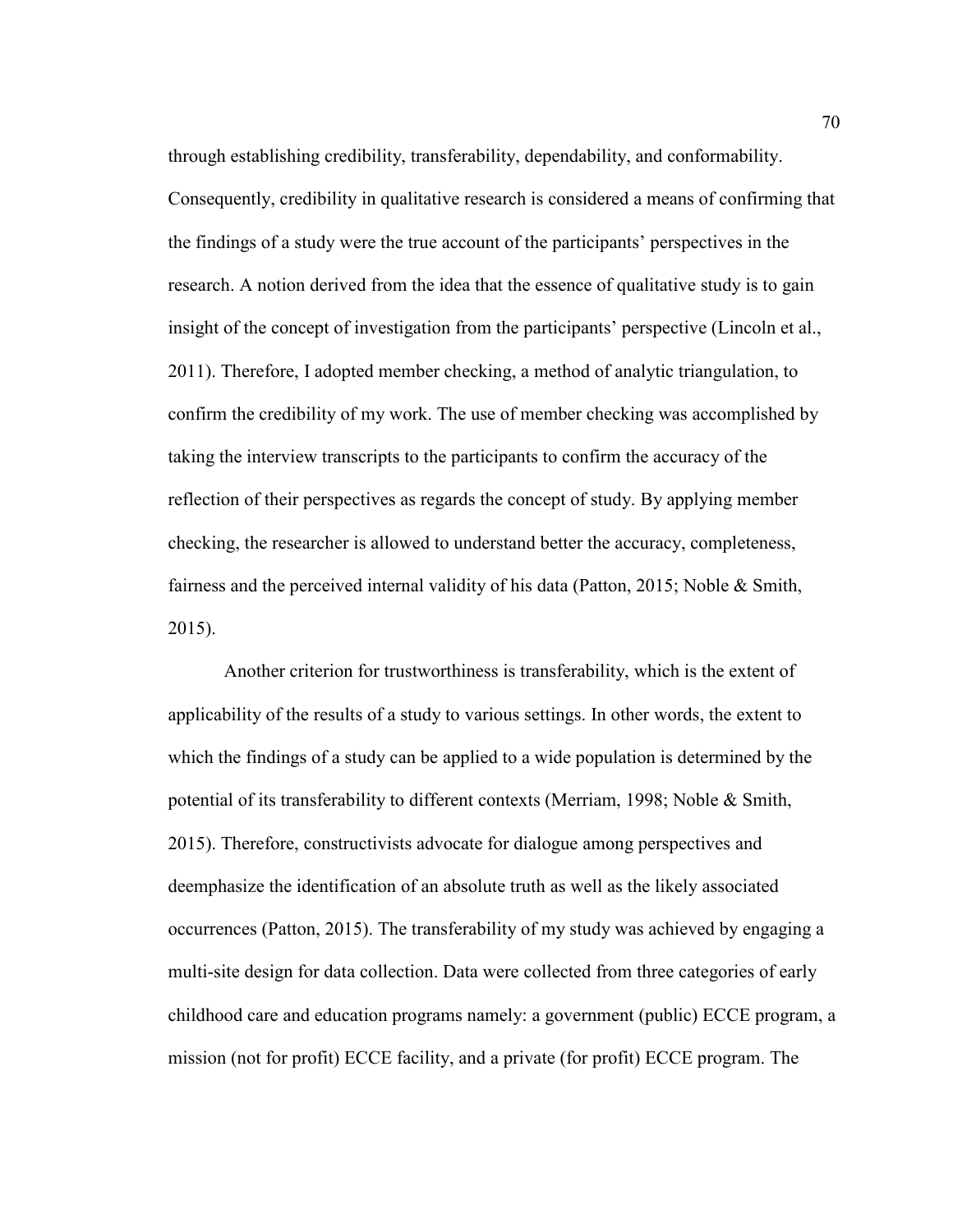through establishing credibility, transferability, dependability, and conformability. Consequently, credibility in qualitative research is considered a means of confirming that the findings of a study were the true account of the participants' perspectives in the research. A notion derived from the idea that the essence of qualitative study is to gain insight of the concept of investigation from the participants' perspective (Lincoln et al., 2011). Therefore, I adopted member checking, a method of analytic triangulation, to confirm the credibility of my work. The use of member checking was accomplished by taking the interview transcripts to the participants to confirm the accuracy of the reflection of their perspectives as regards the concept of study. By applying member checking, the researcher is allowed to understand better the accuracy, completeness, fairness and the perceived internal validity of his data (Patton, 2015; Noble & Smith, 2015).

Another criterion for trustworthiness is transferability, which is the extent of applicability of the results of a study to various settings. In other words, the extent to which the findings of a study can be applied to a wide population is determined by the potential of its transferability to different contexts (Merriam, 1998; Noble & Smith, 2015). Therefore, constructivists advocate for dialogue among perspectives and deemphasize the identification of an absolute truth as well as the likely associated occurrences (Patton, 2015). The transferability of my study was achieved by engaging a multi-site design for data collection. Data were collected from three categories of early childhood care and education programs namely: a government (public) ECCE program, a mission (not for profit) ECCE facility, and a private (for profit) ECCE program. The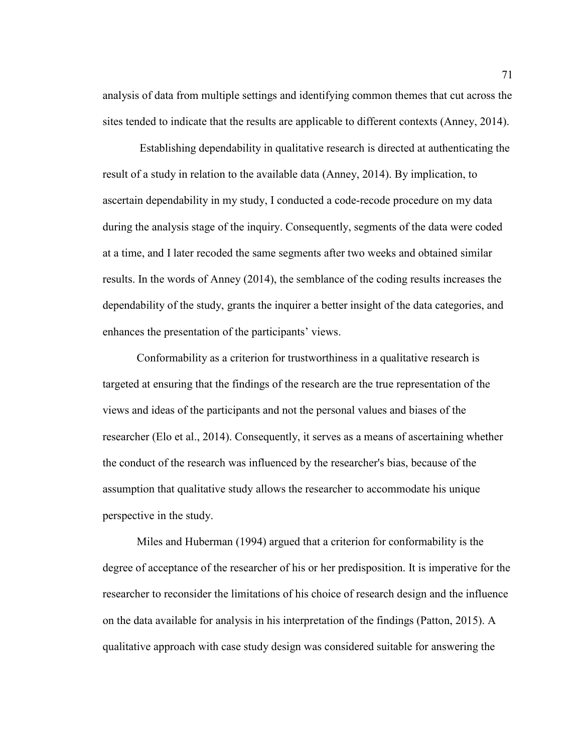analysis of data from multiple settings and identifying common themes that cut across the sites tended to indicate that the results are applicable to different contexts (Anney, 2014).

Establishing dependability in qualitative research is directed at authenticating the result of a study in relation to the available data (Anney, 2014). By implication, to ascertain dependability in my study, I conducted a code-recode procedure on my data during the analysis stage of the inquiry. Consequently, segments of the data were coded at a time, and I later recoded the same segments after two weeks and obtained similar results. In the words of Anney (2014), the semblance of the coding results increases the dependability of the study, grants the inquirer a better insight of the data categories, and enhances the presentation of the participants' views.

Conformability as a criterion for trustworthiness in a qualitative research is targeted at ensuring that the findings of the research are the true representation of the views and ideas of the participants and not the personal values and biases of the researcher (Elo et al., 2014). Consequently, it serves as a means of ascertaining whether the conduct of the research was influenced by the researcher's bias, because of the assumption that qualitative study allows the researcher to accommodate his unique perspective in the study.

Miles and Huberman (1994) argued that a criterion for conformability is the degree of acceptance of the researcher of his or her predisposition. It is imperative for the researcher to reconsider the limitations of his choice of research design and the influence on the data available for analysis in his interpretation of the findings (Patton, 2015). A qualitative approach with case study design was considered suitable for answering the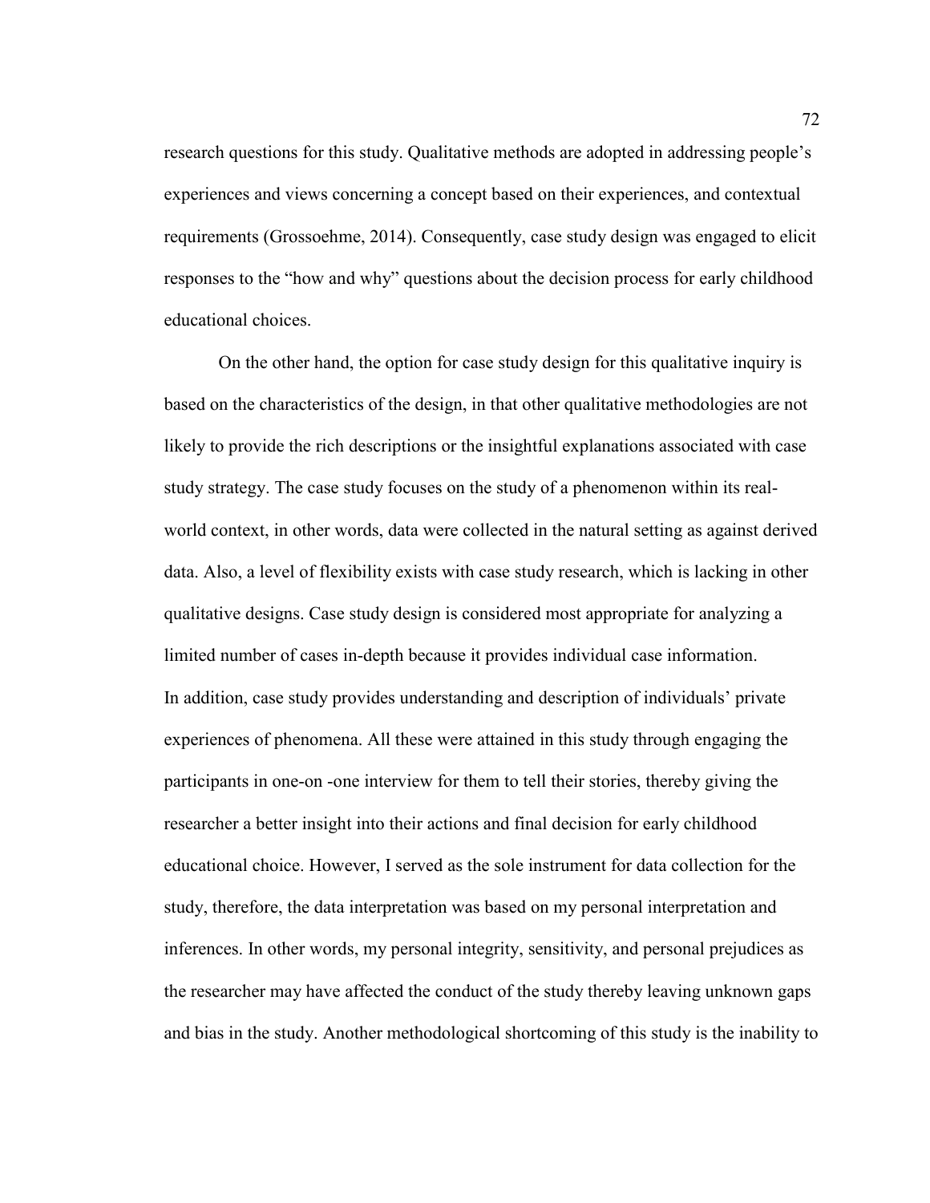research questions for this study. Qualitative methods are adopted in addressing people's experiences and views concerning a concept based on their experiences, and contextual requirements (Grossoehme, 2014). Consequently, case study design was engaged to elicit responses to the "how and why" questions about the decision process for early childhood educational choices.

On the other hand, the option for case study design for this qualitative inquiry is based on the characteristics of the design, in that other qualitative methodologies are not likely to provide the rich descriptions or the insightful explanations associated with case study strategy. The case study focuses on the study of a phenomenon within its real-world context, in other words, data were collected in the natural setting as against derived data. Also, a level of flexibility exists with case study research, which is lacking in other qualitative designs. Case study design is considered most appropriate for analyzing a limited number of cases in-depth because it provides individual case information. In addition, case study provides understanding and description of individuals' private experiences of phenomena. All these were attained in this study through engaging the participants in one-on -one interview for them to tell their stories, thereby giving the researcher a better insight into their actions and final decision for early childhood educational choice. However, I served as the sole instrument for data collection for the study, therefore, the data interpretation was based on my personal interpretation and inferences. In other words, my personal integrity, sensitivity, and personal prejudices as the researcher may have affected the conduct of the study thereby leaving unknown gaps and bias in the study. Another methodological shortcoming of this study is the inability to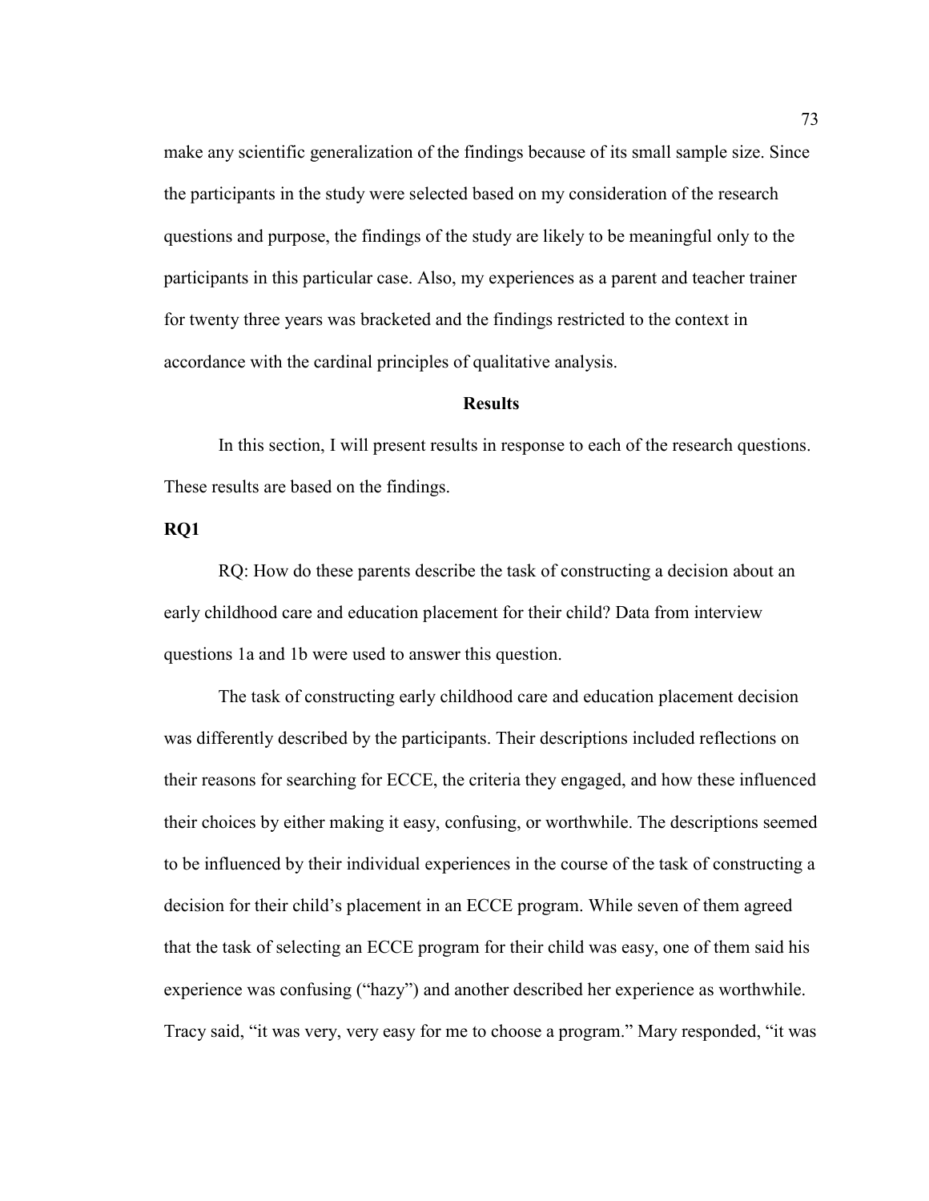make any scientific generalization of the findings because of its small sample size. Since the participants in the study were selected based on my consideration of the research questions and purpose, the findings of the study are likely to be meaningful only to the participants in this particular case. Also, my experiences as a parent and teacher trainer for twenty three years was bracketed and the findings restricted to the context in accordance with the cardinal principles of qualitative analysis.

## Results

In this section, I will present results in response to each of the research questions. These results are based on the findings.

### RQ1

RQ: How do these parents describe the task of constructing a decision about an early childhood care and education placement for their child? Data from interview questions 1a and 1b were used to answer this question.

The task of constructing early childhood care and education placement decision was differently described by the participants. Their descriptions included reflections on their reasons for searching for ECCE, the criteria they engaged, and how these influenced their choices by either making it easy, confusing, or worthwhile. The descriptions seemed to be influenced by their individual experiences in the course of the task of constructing a decision for their child's placement in an ECCE program. While seven of them agreed that the task of selecting an ECCE program for their child was easy, one of them said his experience was confusing ("hazy") and another described her experience as worthwhile. Tracy said, "it was very, very easy for me to choose a program." Mary responded, "it was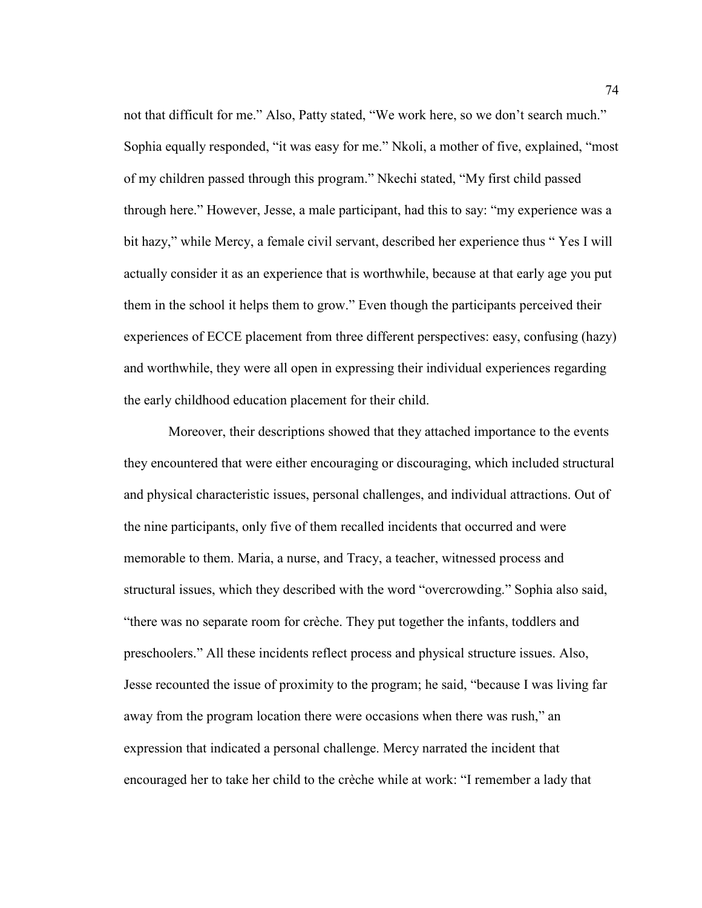not that difficult for me." Also, Patty stated, "We work here, so we don't search much." Sophia equally responded, "it was easy for me." Nkoli, a mother of five, explained, "most of my children passed through this program." Nkechi stated, "My first child passed through here." However, Jesse, a male participant, had this to say: "my experience was a bit hazy," while Mercy, a female civil servant, described her experience thus " Yes I will actually consider it as an experience that is worthwhile, because at that early age you put them in the school it helps them to grow." Even though the participants perceived their experiences of ECCE placement from three different perspectives: easy, confusing (hazy) and worthwhile, they were all open in expressing their individual experiences regarding the early childhood education placement for their child.

Moreover, their descriptions showed that they attached importance to the events they encountered that were either encouraging or discouraging, which included structural and physical characteristic issues, personal challenges, and individual attractions. Out of the nine participants, only five of them recalled incidents that occurred and were memorable to them. Maria, a nurse, and Tracy, a teacher, witnessed process and structural issues, which they described with the word "overcrowding." Sophia also said, "there was no separate room for crèche. They put together the infants, toddlers and preschoolers." All these incidents reflect process and physical structure issues. Also, Jesse recounted the issue of proximity to the program; he said, "because I was living far away from the program location there were occasions when there was rush," an expression that indicated a personal challenge. Mercy narrated the incident that encouraged her to take her child to the crèche while at work: "I remember a lady that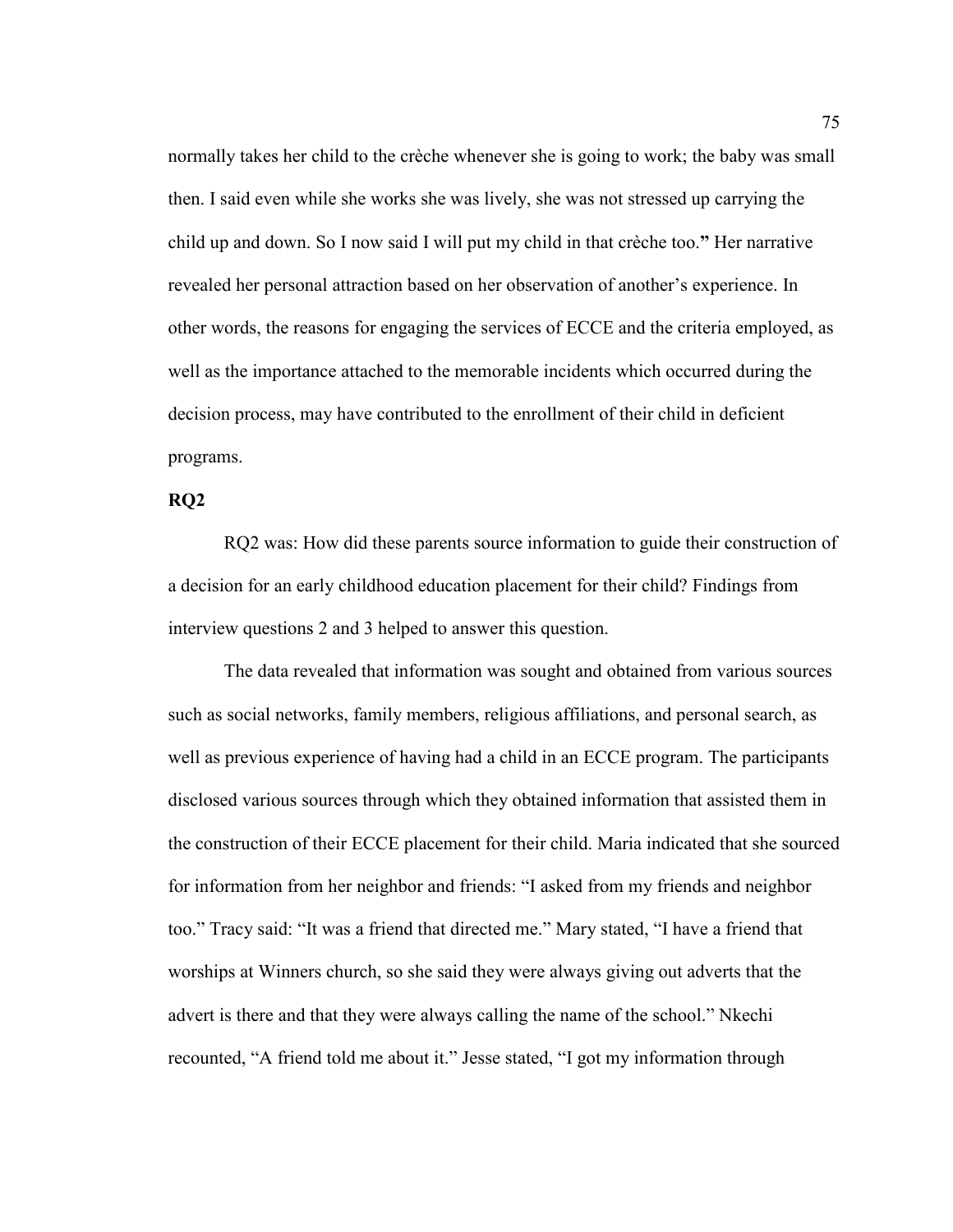normally takes her child to the crèche whenever she is going to work; the baby was small then. I said even while she works she was lively, she was not stressed up carrying the child up and down. So I now said I will put my child in that crèche too.**"** Her narrative revealed her personal attraction based on her observation of another's experience. In other words, the reasons for engaging the services of ECCE and the criteria employed, as well as the importance attached to the memorable incidents which occurred during the decision process, may have contributed to the enrollment of their child in deficient programs.

**RQ2**

RQ2 was: How did these parents source information to guide their construction of a decision for an early childhood education placement for their child? Findings from interview questions 2 and 3 helped to answer this question.

The data revealed that information was sought and obtained from various sources such as social networks, family members, religious affiliations, and personal search, as well as previous experience of having had a child in an ECCE program. The participants disclosed various sources through which they obtained information that assisted them in the construction of their ECCE placement for their child. Maria indicated that she sourced for information from her neighbor and friends: "I asked from my friends and neighbor too." Tracy said: "It was a friend that directed me." Mary stated, "I have a friend that worships at Winners church, so she said they were always giving out adverts that the advert is there and that they were always calling the name of the school." Nkechi recounted, "A friend told me about it." Jesse stated, "I got my information through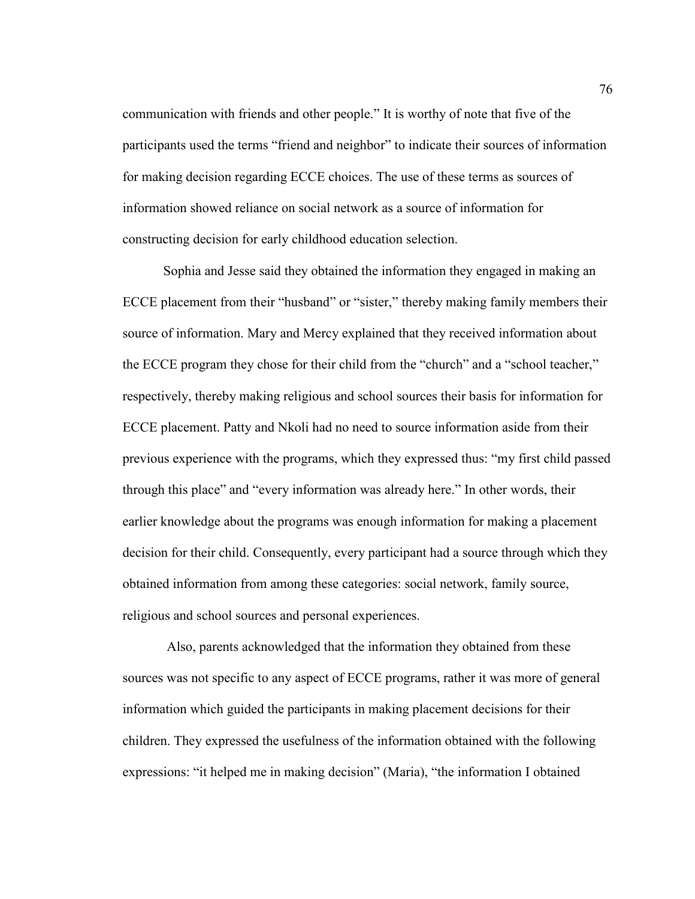communication with friends and other people." It is worthy of note that five of the participants used the terms "friend and neighbor" to indicate their sources of information for making decision regarding ECCE choices. The use of these terms as sources of information showed reliance on social network as a source of information for constructing decision for early childhood education selection.

Sophia and Jesse said they obtained the information they engaged in making an ECCE placement from their "husband" or "sister," thereby making family members their source of information. Mary and Mercy explained that they received information about the ECCE program they chose for their child from the "church" and a "school teacher," respectively, thereby making religious and school sources their basis for information for ECCE placement. Patty and Nkoli had no need to source information aside from their previous experience with the programs, which they expressed thus: "my first child passed through this place" and "every information was already here." In other words, their earlier knowledge about the programs was enough information for making a placement decision for their child. Consequently, every participant had a source through which they obtained information from among these categories: social network, family source, religious and school sources and personal experiences.

Also, parents acknowledged that the information they obtained from these sources was not specific to any aspect of ECCE programs, rather it was more of general information which guided the participants in making placement decisions for their children. They expressed the usefulness of the information obtained with the following expressions: "it helped me in making decision" (Maria), "the information I obtained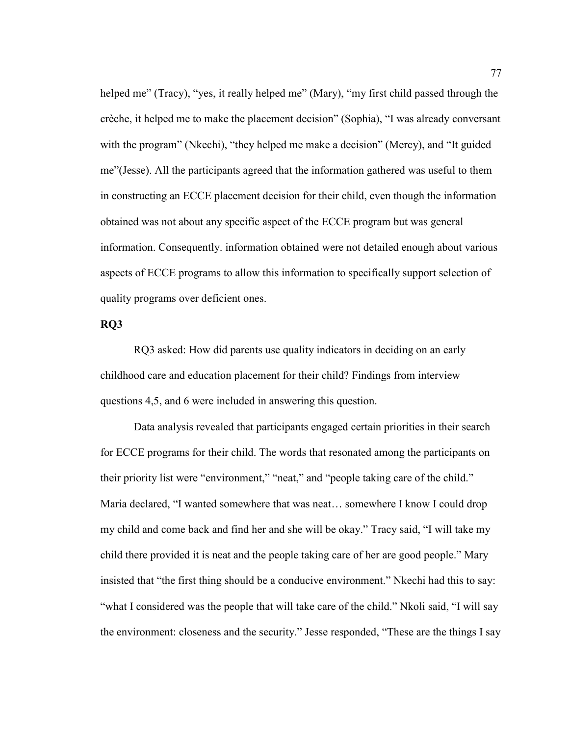helped me" (Tracy), "yes, it really helped me" (Mary), "my first child passed through the crèche, it helped me to make the placement decision" (Sophia), "I was already conversant with the program" (Nkechi), "they helped me make a decision" (Mercy), and "It guided me"(Jesse). All the participants agreed that the information gathered was useful to them in constructing an ECCE placement decision for their child, even though the information obtained was not about any specific aspect of the ECCE program but was general information. Consequently. information obtained were not detailed enough about various aspects of ECCE programs to allow this information to specifically support selection of quality programs over deficient ones.

**RQ3**

RQ3 asked: How did parents use quality indicators in deciding on an early childhood care and education placement for their child? Findings from interview questions 4,5, and 6 were included in answering this question.

Data analysis revealed that participants engaged certain priorities in their search for ECCE programs for their child. The words that resonated among the participants on their priority list were "environment," "neat," and "people taking care of the child." Maria declared, "I wanted somewhere that was neat… somewhere I know I could drop my child and come back and find her and she will be okay." Tracy said, "I will take my child there provided it is neat and the people taking care of her are good people." Mary insisted that "the first thing should be a conducive environment." Nkechi had this to say: "what I considered was the people that will take care of the child." Nkoli said, "I will say the environment: closeness and the security." Jesse responded, "These are the things I say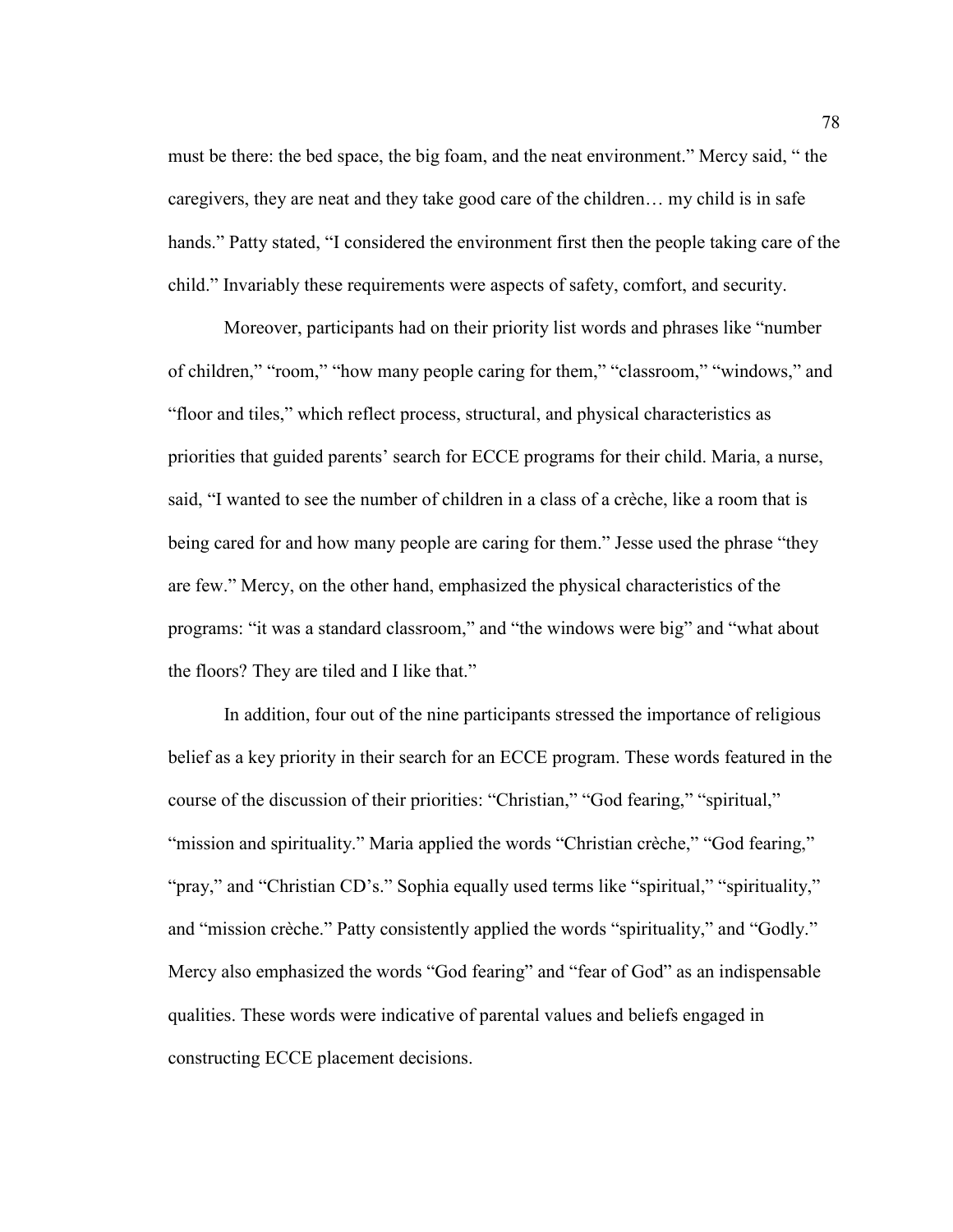must be there: the bed space, the big foam, and the neat environment." Mercy said, " the caregivers, they are neat and they take good care of the children… my child is in safe hands." Patty stated, "I considered the environment first then the people taking care of the child." Invariably these requirements were aspects of safety, comfort, and security.

Moreover, participants had on their priority list words and phrases like "number of children," "room," "how many people caring for them," "classroom," "windows," and "floor and tiles," which reflect process, structural, and physical characteristics as priorities that guided parents' search for ECCE programs for their child. Maria, a nurse, said, "I wanted to see the number of children in a class of a crèche, like a room that is being cared for and how many people are caring for them." Jesse used the phrase "they are few." Mercy, on the other hand, emphasized the physical characteristics of the programs: "it was a standard classroom," and "the windows were big" and "what about the floors? They are tiled and I like that."

In addition, four out of the nine participants stressed the importance of religious belief as a key priority in their search for an ECCE program. These words featured in the course of the discussion of their priorities: "Christian," "God fearing," "spiritual," "mission and spirituality." Maria applied the words "Christian crèche," "God fearing," "pray," and "Christian CD's." Sophia equally used terms like "spiritual," "spirituality," and "mission crèche." Patty consistently applied the words "spirituality," and "Godly." Mercy also emphasized the words "God fearing" and "fear of God" as an indispensable qualities. These words were indicative of parental values and beliefs engaged in constructing ECCE placement decisions.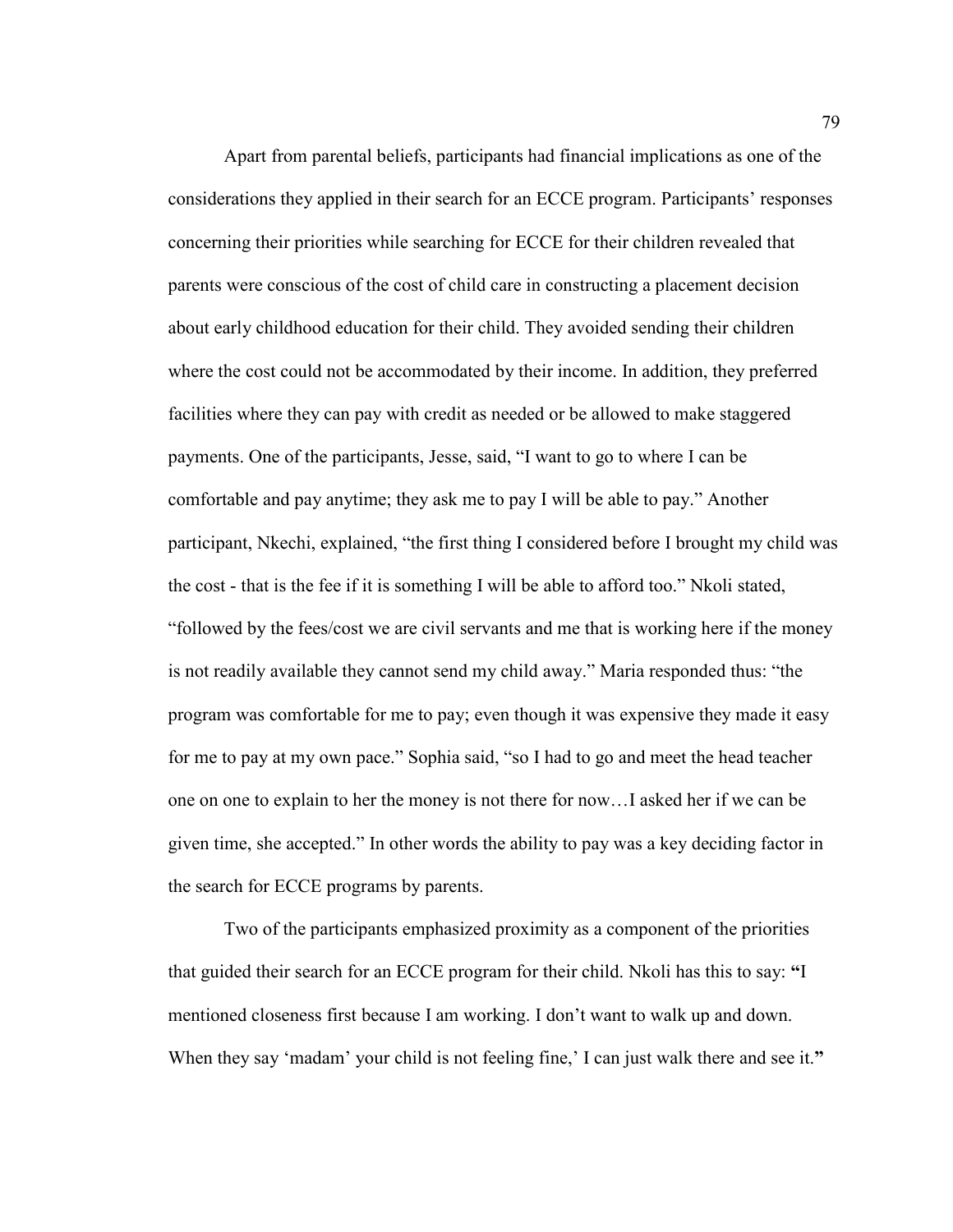Apart from parental beliefs, participants had financial implications as one of the considerations they applied in their search for an ECCE program. Participants' responses concerning their priorities while searching for ECCE for their children revealed that parents were conscious of the cost of child care in constructing a placement decision about early childhood education for their child. They avoided sending their children where the cost could not be accommodated by their income. In addition, they preferred facilities where they can pay with credit as needed or be allowed to make staggered payments. One of the participants, Jesse, said, "I want to go to where I can be comfortable and pay anytime; they ask me to pay I will be able to pay." Another participant, Nkechi, explained, "the first thing I considered before I brought my child was the cost - that is the fee if it is something I will be able to afford too." Nkoli stated, "followed by the fees/cost we are civil servants and me that is working here if the money is not readily available they cannot send my child away." Maria responded thus: "the program was comfortable for me to pay; even though it was expensive they made it easy for me to pay at my own pace." Sophia said, "so I had to go and meet the head teacher one on one to explain to her the money is not there for now…I asked her if we can be given time, she accepted." In other words the ability to pay was a key deciding factor in the search for ECCE programs by parents.

Two of the participants emphasized proximity as a component of the priorities that guided their search for an ECCE program for their child. Nkoli has this to say: **"**I mentioned closeness first because I am working. I don't want to walk up and down. When they say 'madam' your child is not feeling fine,' I can just walk there and see it.**"**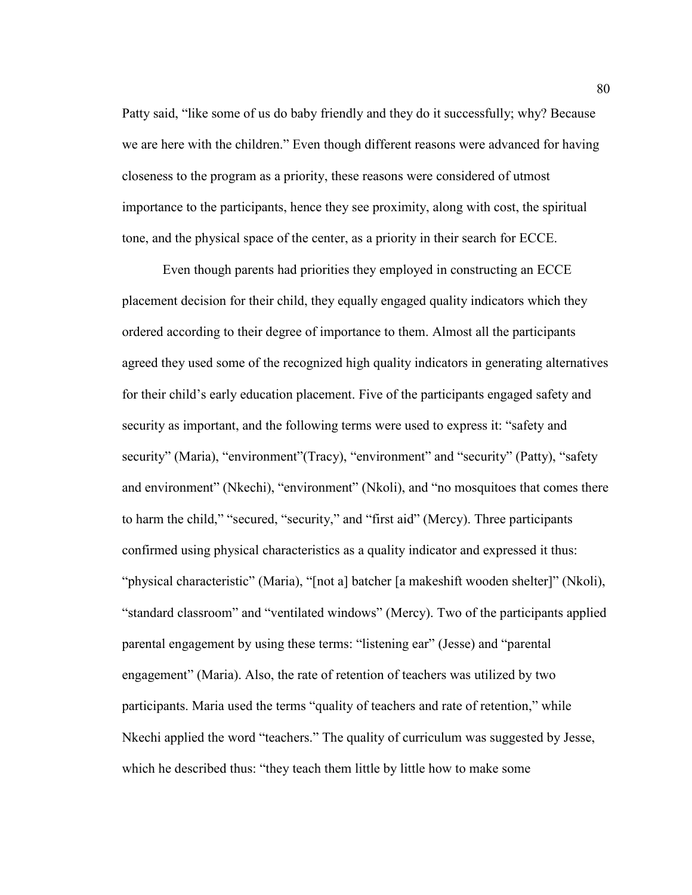Patty said, "like some of us do baby friendly and they do it successfully; why? Because we are here with the children." Even though different reasons were advanced for having closeness to the program as a priority, these reasons were considered of utmost importance to the participants, hence they see proximity, along with cost, the spiritual tone, and the physical space of the center, as a priority in their search for ECCE.

Even though parents had priorities they employed in constructing an ECCE placement decision for their child, they equally engaged quality indicators which they ordered according to their degree of importance to them. Almost all the participants agreed they used some of the recognized high quality indicators in generating alternatives for their child's early education placement. Five of the participants engaged safety and security as important, and the following terms were used to express it: "safety and security" (Maria), "environment"(Tracy), "environment" and "security" (Patty), "safety and environment" (Nkechi), "environment" (Nkoli), and "no mosquitoes that comes there to harm the child," "secured, "security," and "first aid" (Mercy). Three participants confirmed using physical characteristics as a quality indicator and expressed it thus: "physical characteristic" (Maria), "[not a] batcher [a makeshift wooden shelter]" (Nkoli), "standard classroom" and "ventilated windows" (Mercy). Two of the participants applied parental engagement by using these terms: "listening ear" (Jesse) and "parental engagement" (Maria). Also, the rate of retention of teachers was utilized by two participants. Maria used the terms "quality of teachers and rate of retention," while Nkechi applied the word "teachers." The quality of curriculum was suggested by Jesse, which he described thus: "they teach them little by little how to make some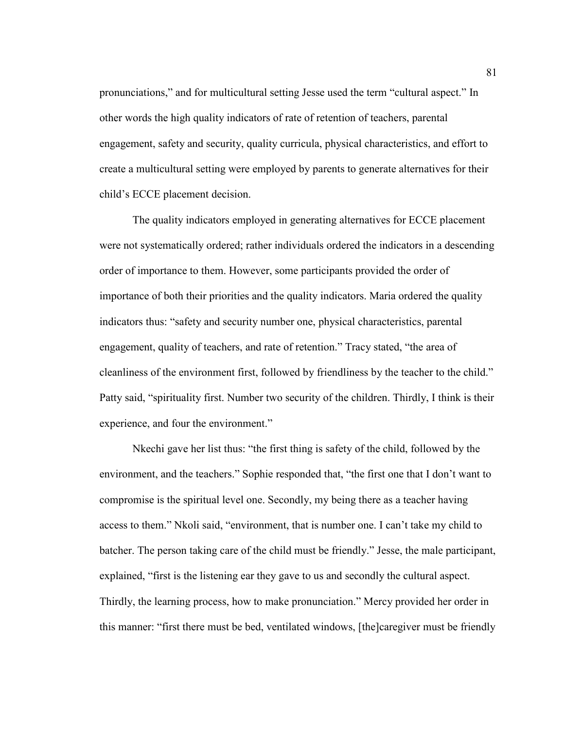pronunciations," and for multicultural setting Jesse used the term "cultural aspect." In other words the high quality indicators of rate of retention of teachers, parental engagement, safety and security, quality curricula, physical characteristics, and effort to create a multicultural setting were employed by parents to generate alternatives for their child's ECCE placement decision.

The quality indicators employed in generating alternatives for ECCE placement were not systematically ordered; rather individuals ordered the indicators in a descending order of importance to them. However, some participants provided the order of importance of both their priorities and the quality indicators. Maria ordered the quality indicators thus: "safety and security number one, physical characteristics, parental engagement, quality of teachers, and rate of retention." Tracy stated, "the area of cleanliness of the environment first, followed by friendliness by the teacher to the child." Patty said, "spirituality first. Number two security of the children. Thirdly, I think is their experience, and four the environment."

Nkechi gave her list thus: "the first thing is safety of the child, followed by the environment, and the teachers." Sophie responded that, "the first one that I don't want to compromise is the spiritual level one. Secondly, my being there as a teacher having access to them." Nkoli said, "environment, that is number one. I can't take my child to batcher. The person taking care of the child must be friendly." Jesse, the male participant, explained, "first is the listening ear they gave to us and secondly the cultural aspect. Thirdly, the learning process, how to make pronunciation." Mercy provided her order in this manner: "first there must be bed, ventilated windows, [the]caregiver must be friendly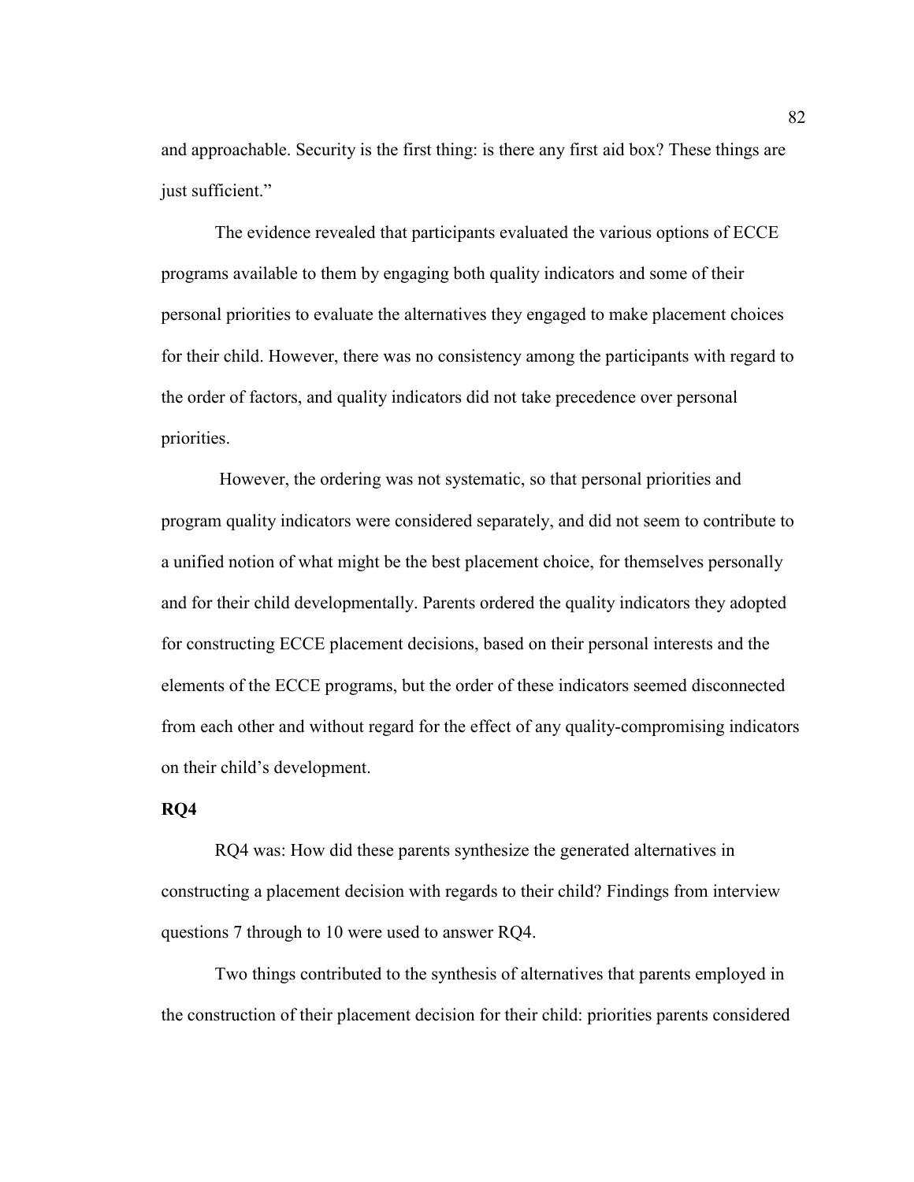and approachable. Security is the first thing: is there any first aid box? These things are just sufficient."

The evidence revealed that participants evaluated the various options of ECCE programs available to them by engaging both quality indicators and some of their personal priorities to evaluate the alternatives they engaged to make placement choices for their child. However, there was no consistency among the participants with regard to the order of factors, and quality indicators did not take precedence over personal priorities.

However, the ordering was not systematic, so that personal priorities and program quality indicators were considered separately, and did not seem to contribute to a unified notion of what might be the best placement choice, for themselves personally and for their child developmentally. Parents ordered the quality indicators they adopted for constructing ECCE placement decisions, based on their personal interests and the elements of the ECCE programs, but the order of these indicators seemed disconnected from each other and without regard for the effect of any quality-compromising indicators on their child's development.

**RQ4**

RQ4 was: How did these parents synthesize the generated alternatives in constructing a placement decision with regards to their child? Findings from interview questions 7 through to 10 were used to answer RQ4.

Two things contributed to the synthesis of alternatives that parents employed in the construction of their placement decision for their child: priorities parents considered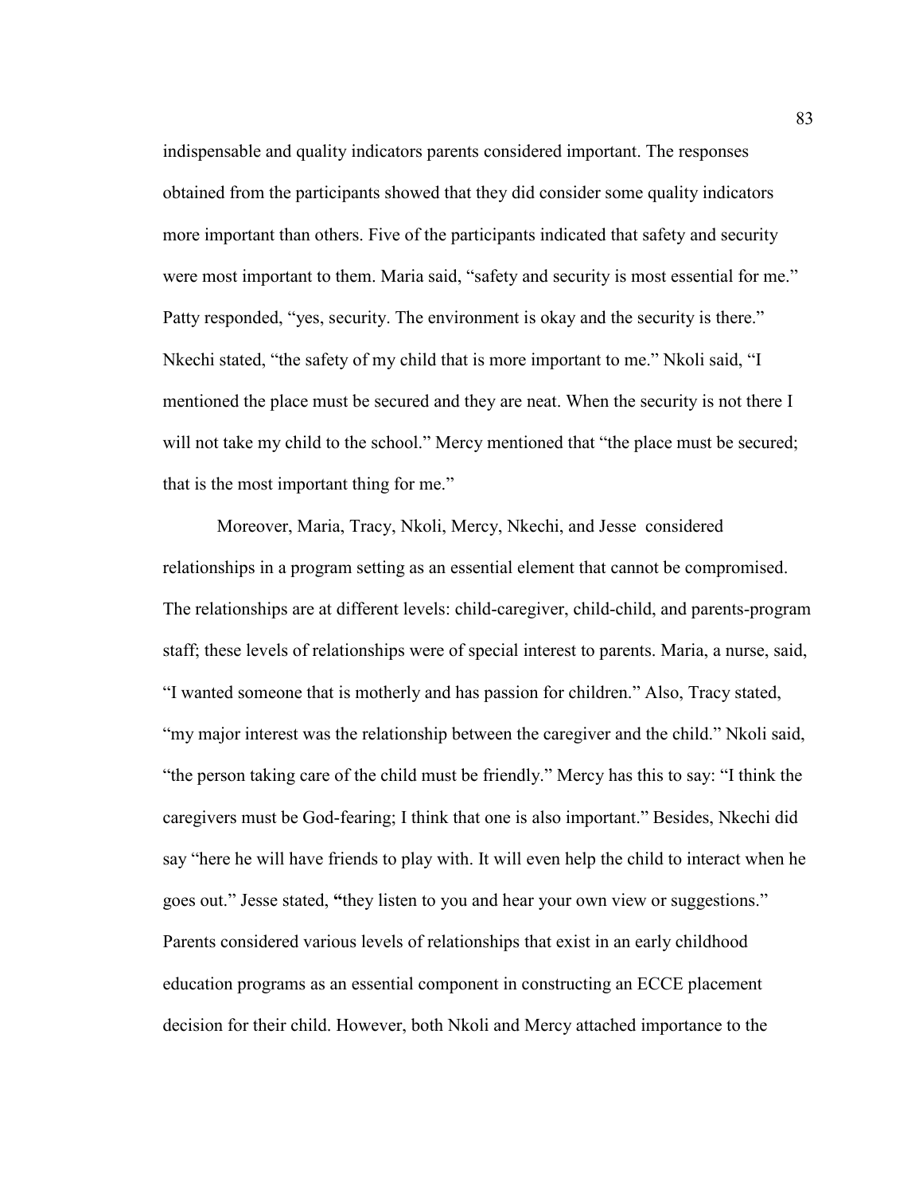indispensable and quality indicators parents considered important. The responses obtained from the participants showed that they did consider some quality indicators more important than others. Five of the participants indicated that safety and security were most important to them. Maria said, "safety and security is most essential for me." Patty responded, "yes, security. The environment is okay and the security is there." Nkechi stated, "the safety of my child that is more important to me." Nkoli said, "I mentioned the place must be secured and they are neat. When the security is not there I will not take my child to the school." Mercy mentioned that "the place must be secured; that is the most important thing for me."

Moreover, Maria, Tracy, Nkoli, Mercy, Nkechi, and Jesse considered relationships in a program setting as an essential element that cannot be compromised. The relationships are at different levels: child-caregiver, child-child, and parents-program staff; these levels of relationships were of special interest to parents. Maria, a nurse, said, "I wanted someone that is motherly and has passion for children." Also, Tracy stated, "my major interest was the relationship between the caregiver and the child." Nkoli said, "the person taking care of the child must be friendly." Mercy has this to say: "I think the caregivers must be God-fearing; I think that one is also important." Besides, Nkechi did say "here he will have friends to play with. It will even help the child to interact when he goes out." Jesse stated, **"**they listen to you and hear your own view or suggestions." Parents considered various levels of relationships that exist in an early childhood education programs as an essential component in constructing an ECCE placement decision for their child. However, both Nkoli and Mercy attached importance to the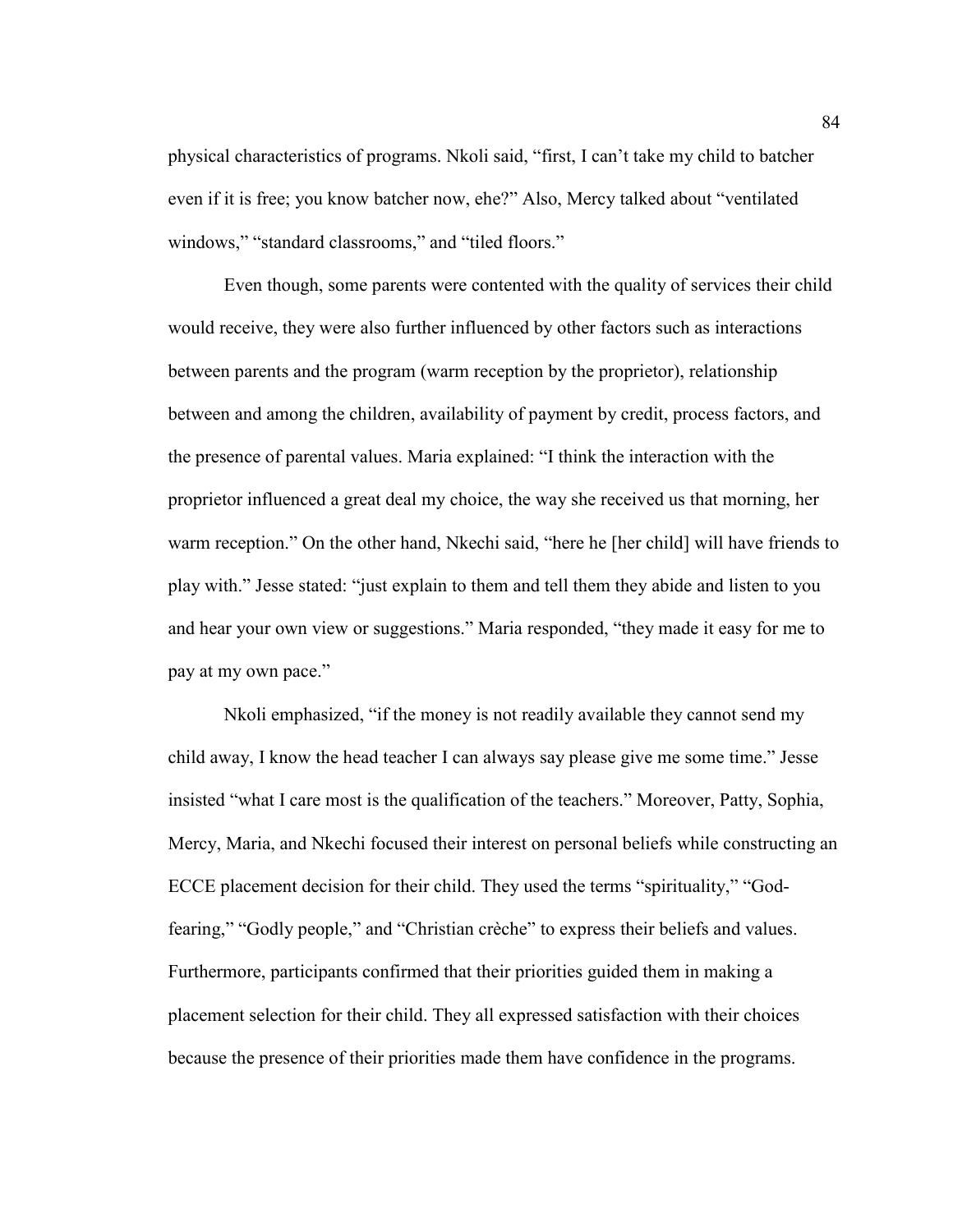physical characteristics of programs. Nkoli said, "first, I can't take my child to batcher even if it is free; you know batcher now, ehe?" Also, Mercy talked about "ventilated windows," "standard classrooms," and "tiled floors."

Even though, some parents were contented with the quality of services their child would receive, they were also further influenced by other factors such as interactions between parents and the program (warm reception by the proprietor), relationship between and among the children, availability of payment by credit, process factors, and the presence of parental values. Maria explained: "I think the interaction with the proprietor influenced a great deal my choice, the way she received us that morning, her warm reception." On the other hand, Nkechi said, "here he [her child] will have friends to play with." Jesse stated: "just explain to them and tell them they abide and listen to you and hear your own view or suggestions." Maria responded, "they made it easy for me to pay at my own pace."

Nkoli emphasized, "if the money is not readily available they cannot send my child away, I know the head teacher I can always say please give me some time." Jesse insisted "what I care most is the qualification of the teachers." Moreover, Patty, Sophia, Mercy, Maria, and Nkechi focused their interest on personal beliefs while constructing an ECCE placement decision for their child. They used the terms "spirituality," "God-fearing," "Godly people," and "Christian crèche" to express their beliefs and values. Furthermore, participants confirmed that their priorities guided them in making a placement selection for their child. They all expressed satisfaction with their choices because the presence of their priorities made them have confidence in the programs.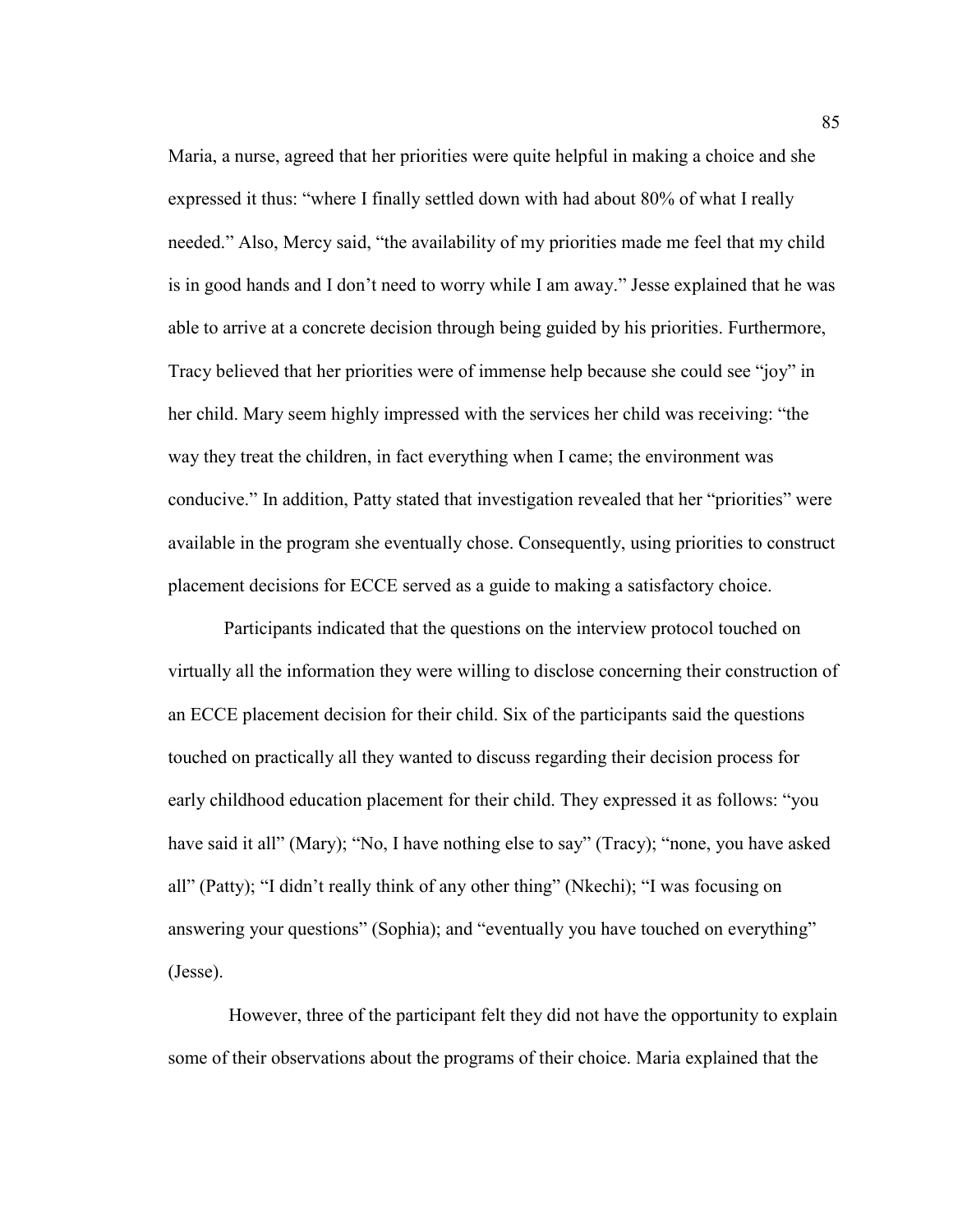Maria, a nurse, agreed that her priorities were quite helpful in making a choice and she expressed it thus: "where I finally settled down with had about 80% of what I really needed." Also, Mercy said, "the availability of my priorities made me feel that my child is in good hands and I don't need to worry while I am away." Jesse explained that he was able to arrive at a concrete decision through being guided by his priorities. Furthermore, Tracy believed that her priorities were of immense help because she could see "joy" in her child. Mary seem highly impressed with the services her child was receiving: "the way they treat the children, in fact everything when I came; the environment was conducive." In addition, Patty stated that investigation revealed that her "priorities" were available in the program she eventually chose. Consequently, using priorities to construct placement decisions for ECCE served as a guide to making a satisfactory choice.

Participants indicated that the questions on the interview protocol touched on virtually all the information they were willing to disclose concerning their construction of an ECCE placement decision for their child. Six of the participants said the questions touched on practically all they wanted to discuss regarding their decision process for early childhood education placement for their child. They expressed it as follows: "you have said it all" (Mary); "No, I have nothing else to say" (Tracy); "none, you have asked all" (Patty); "I didn't really think of any other thing" (Nkechi); "I was focusing on answering your questions" (Sophia); and "eventually you have touched on everything" (Jesse).

However, three of the participant felt they did not have the opportunity to explain some of their observations about the programs of their choice. Maria explained that the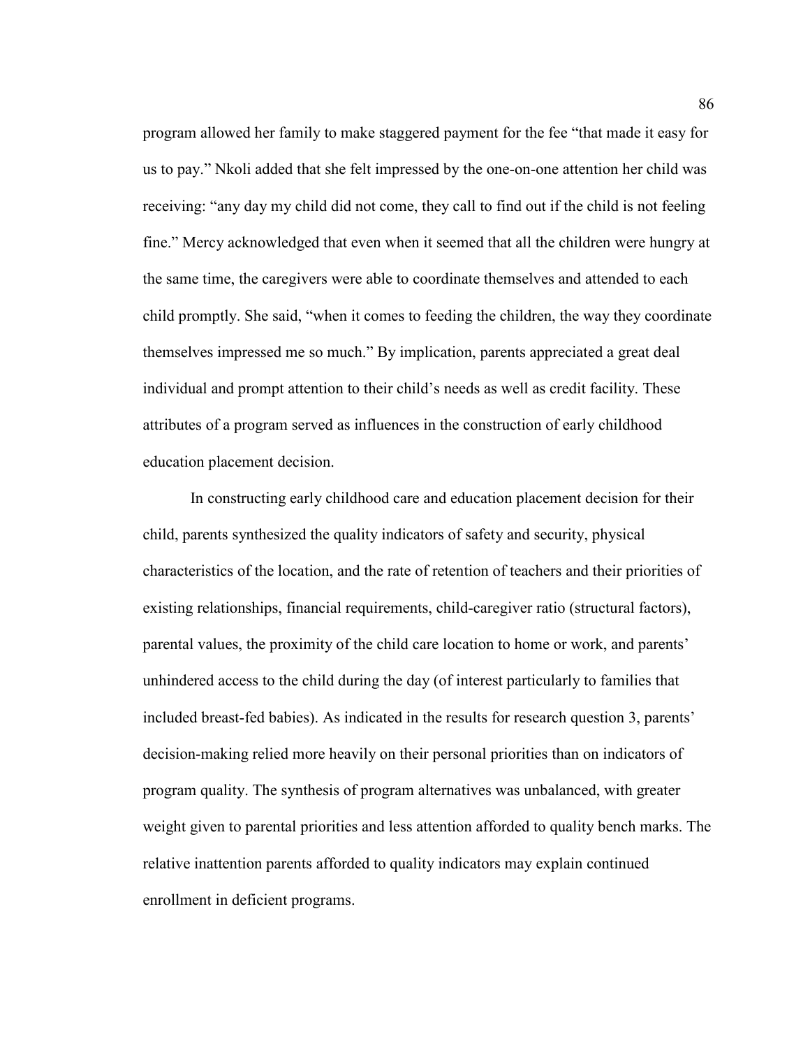program allowed her family to make staggered payment for the fee “that made it easy for us to pay.” Nkoli added that she felt impressed by the one-on-one attention her child was receiving: “any day my child did not come, they call to find out if the child is not feeling fine.” Mercy acknowledged that even when it seemed that all the children were hungry at the same time, the caregivers were able to coordinate themselves and attended to each child promptly. She said, “when it comes to feeding the children, the way they coordinate themselves impressed me so much.” By implication, parents appreciated a great deal individual and prompt attention to their child’s needs as well as credit facility. These attributes of a program served as influences in the construction of early childhood education placement decision.

In constructing early childhood care and education placement decision for their child, parents synthesized the quality indicators of safety and security, physical characteristics of the location, and the rate of retention of teachers and their priorities of existing relationships, financial requirements, child-caregiver ratio (structural factors), parental values, the proximity of the child care location to home or work, and parents’ unhindered access to the child during the day (of interest particularly to families that included breast-fed babies). As indicated in the results for research question 3, parents’ decision-making relied more heavily on their personal priorities than on indicators of program quality. The synthesis of program alternatives was unbalanced, with greater weight given to parental priorities and less attention afforded to quality bench marks. The relative inattention parents afforded to quality indicators may explain continued enrollment in deficient programs.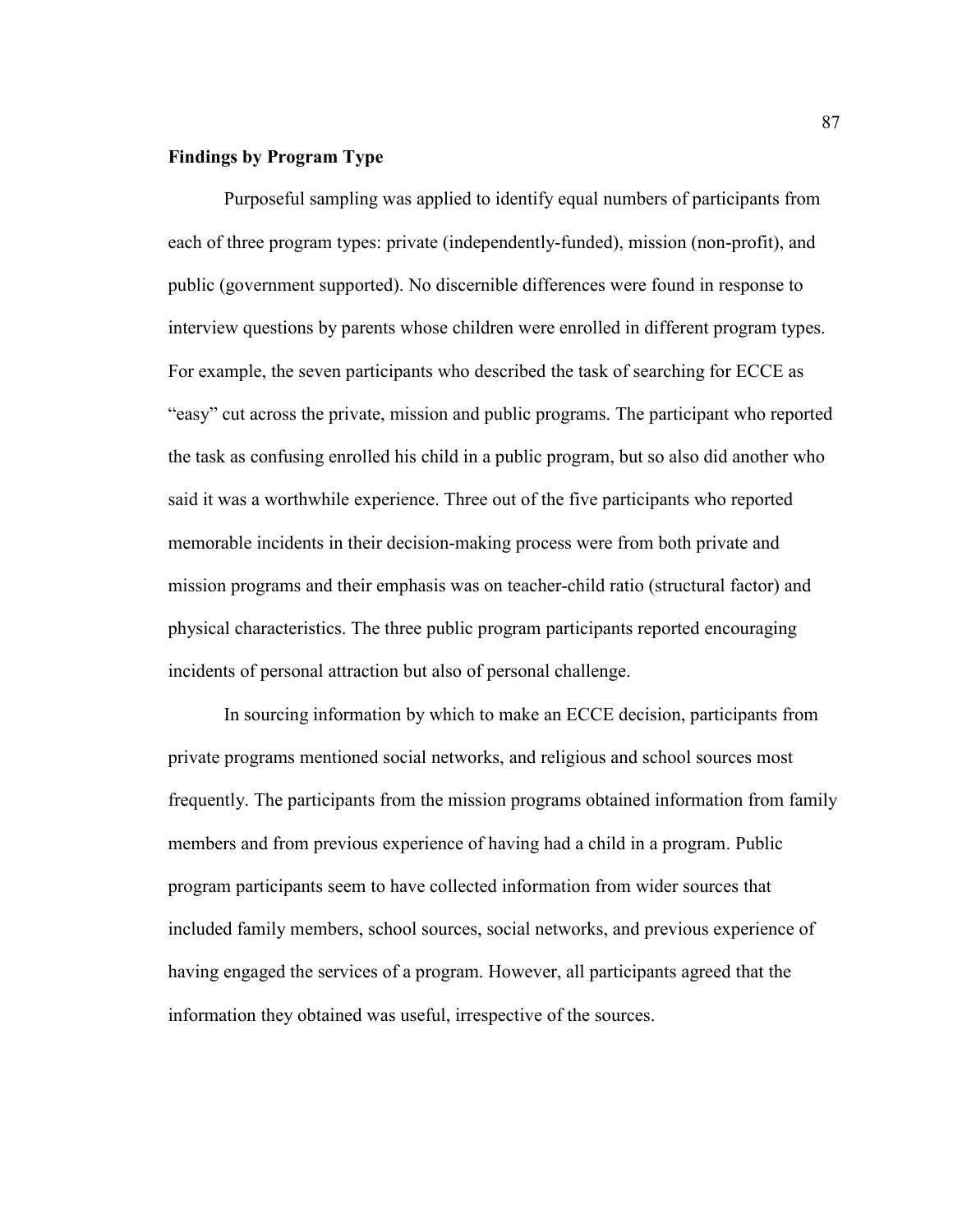**Findings by Program Type**

Purposeful sampling was applied to identify equal numbers of participants from each of three program types: private (independently-funded), mission (non-profit), and public (government supported). No discernible differences were found in response to interview questions by parents whose children were enrolled in different program types. For example, the seven participants who described the task of searching for ECCE as "easy" cut across the private, mission and public programs. The participant who reported the task as confusing enrolled his child in a public program, but so also did another who said it was a worthwhile experience. Three out of the five participants who reported memorable incidents in their decision-making process were from both private and mission programs and their emphasis was on teacher-child ratio (structural factor) and physical characteristics. The three public program participants reported encouraging incidents of personal attraction but also of personal challenge.

In sourcing information by which to make an ECCE decision, participants from private programs mentioned social networks, and religious and school sources most frequently. The participants from the mission programs obtained information from family members and from previous experience of having had a child in a program. Public program participants seem to have collected information from wider sources that included family members, school sources, social networks, and previous experience of having engaged the services of a program. However, all participants agreed that the information they obtained was useful, irrespective of the sources.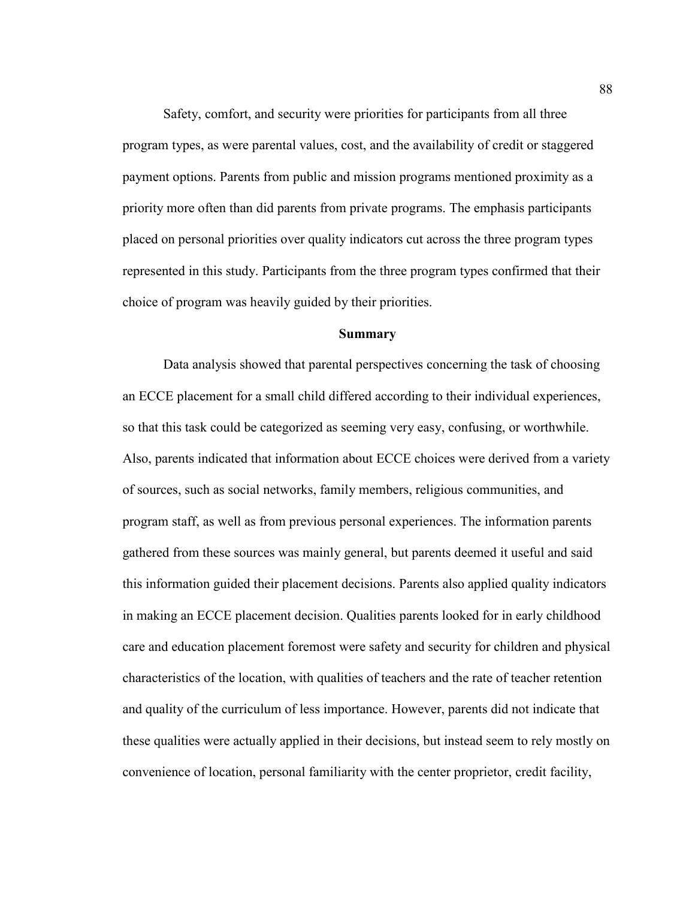Safety, comfort, and security were priorities for participants from all three program types, as were parental values, cost, and the availability of credit or staggered payment options. Parents from public and mission programs mentioned proximity as a priority more often than did parents from private programs. The emphasis participants placed on personal priorities over quality indicators cut across the three program types represented in this study. Participants from the three program types confirmed that their choice of program was heavily guided by their priorities.

## Summary

Data analysis showed that parental perspectives concerning the task of choosing an ECCE placement for a small child differed according to their individual experiences, so that this task could be categorized as seeming very easy, confusing, or worthwhile. Also, parents indicated that information about ECCE choices were derived from a variety of sources, such as social networks, family members, religious communities, and program staff, as well as from previous personal experiences. The information parents gathered from these sources was mainly general, but parents deemed it useful and said this information guided their placement decisions. Parents also applied quality indicators in making an ECCE placement decision. Qualities parents looked for in early childhood care and education placement foremost were safety and security for children and physical characteristics of the location, with qualities of teachers and the rate of teacher retention and quality of the curriculum of less importance. However, parents did not indicate that these qualities were actually applied in their decisions, but instead seem to rely mostly on convenience of location, personal familiarity with the center proprietor, credit facility,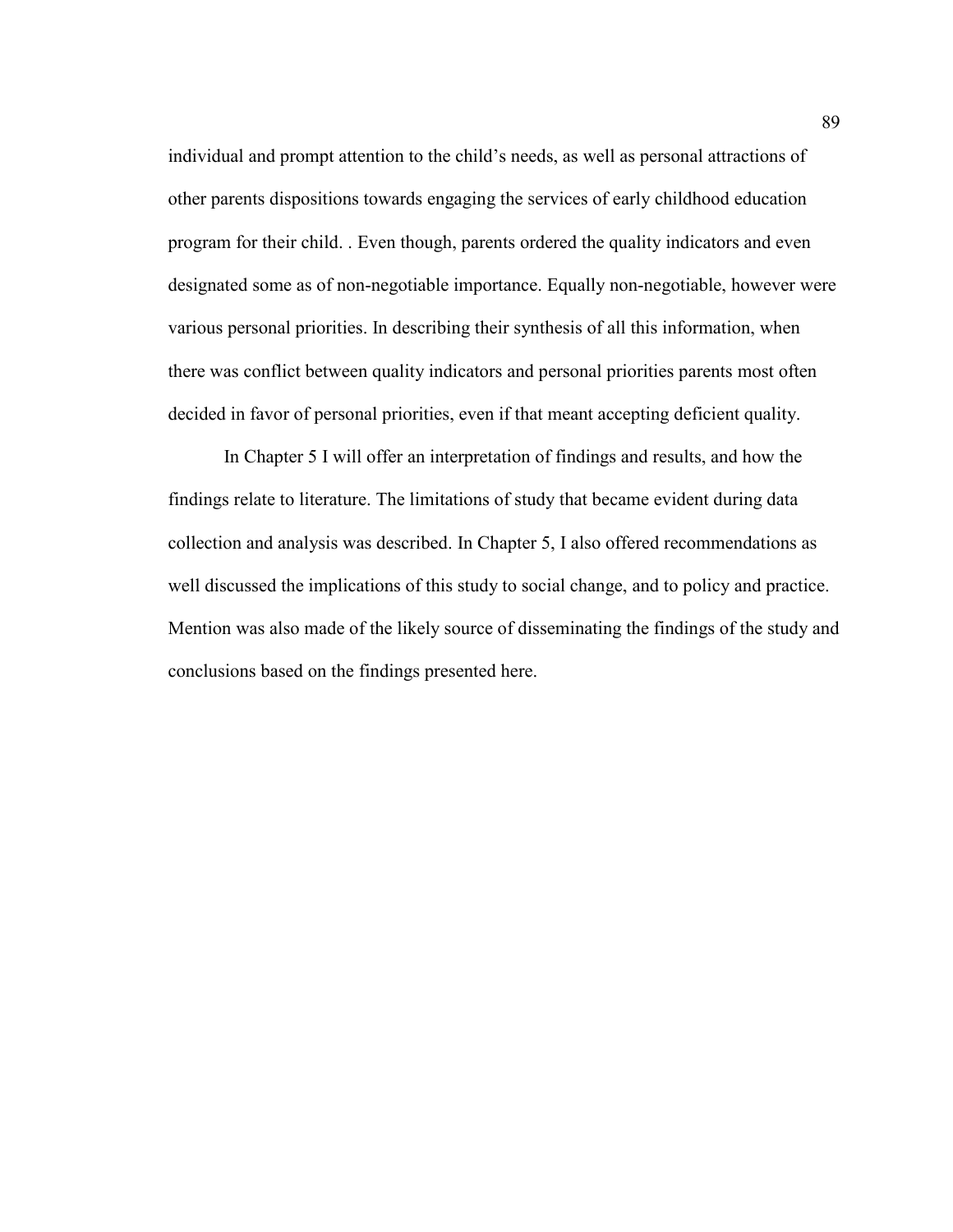individual and prompt attention to the child's needs, as well as personal attractions of other parents dispositions towards engaging the services of early childhood education program for their child. . Even though, parents ordered the quality indicators and even designated some as of non-negotiable importance. Equally non-negotiable, however were various personal priorities. In describing their synthesis of all this information, when there was conflict between quality indicators and personal priorities parents most often decided in favor of personal priorities, even if that meant accepting deficient quality.

In Chapter 5 I will offer an interpretation of findings and results, and how the findings relate to literature. The limitations of study that became evident during data collection and analysis was described. In Chapter 5, I also offered recommendations as well discussed the implications of this study to social change, and to policy and practice. Mention was also made of the likely source of disseminating the findings of the study and conclusions based on the findings presented here.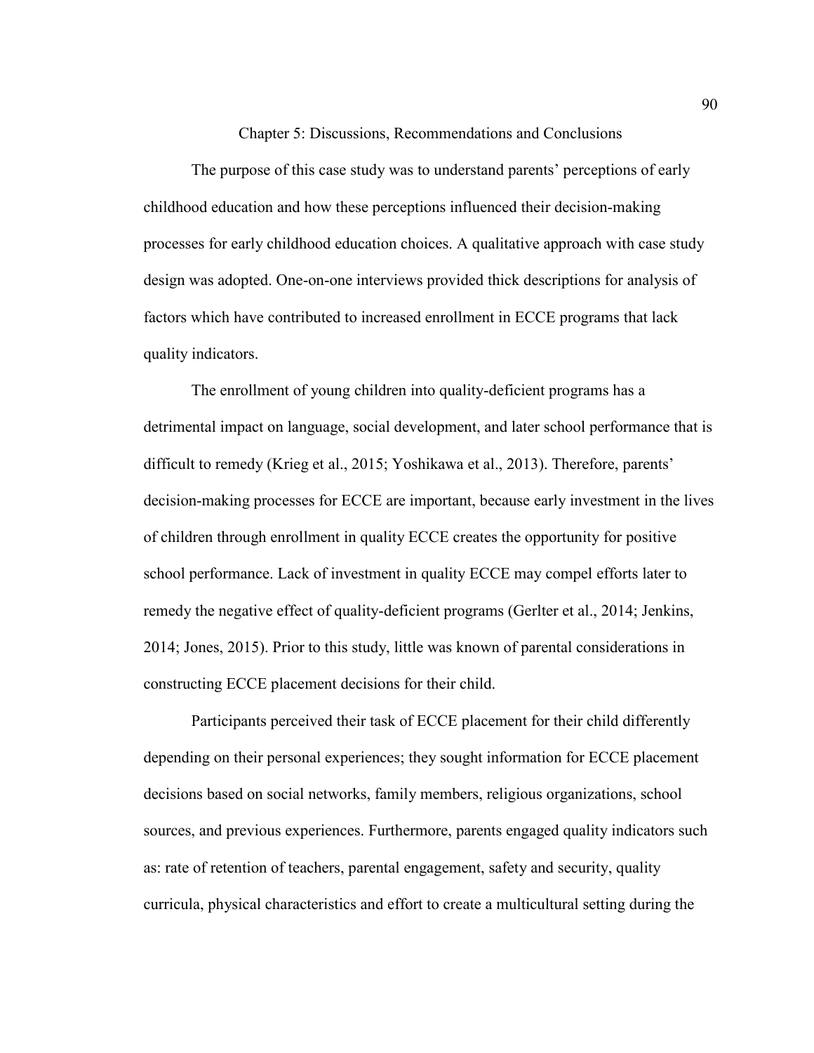# Chapter 5: Discussions, Recommendations and Conclusions

The purpose of this case study was to understand parents' perceptions of early childhood education and how these perceptions influenced their decision-making processes for early childhood education choices. A qualitative approach with case study design was adopted. One-on-one interviews provided thick descriptions for analysis of factors which have contributed to increased enrollment in ECCE programs that lack quality indicators.

The enrollment of young children into quality-deficient programs has a detrimental impact on language, social development, and later school performance that is difficult to remedy (Krieg et al., 2015; Yoshikawa et al., 2013). Therefore, parents' decision-making processes for ECCE are important, because early investment in the lives of children through enrollment in quality ECCE creates the opportunity for positive school performance. Lack of investment in quality ECCE may compel efforts later to remedy the negative effect of quality-deficient programs (Gerlter et al., 2014; Jenkins, 2014; Jones, 2015). Prior to this study, little was known of parental considerations in constructing ECCE placement decisions for their child.

Participants perceived their task of ECCE placement for their child differently depending on their personal experiences; they sought information for ECCE placement decisions based on social networks, family members, religious organizations, school sources, and previous experiences. Furthermore, parents engaged quality indicators such as: rate of retention of teachers, parental engagement, safety and security, quality curricula, physical characteristics and effort to create a multicultural setting during the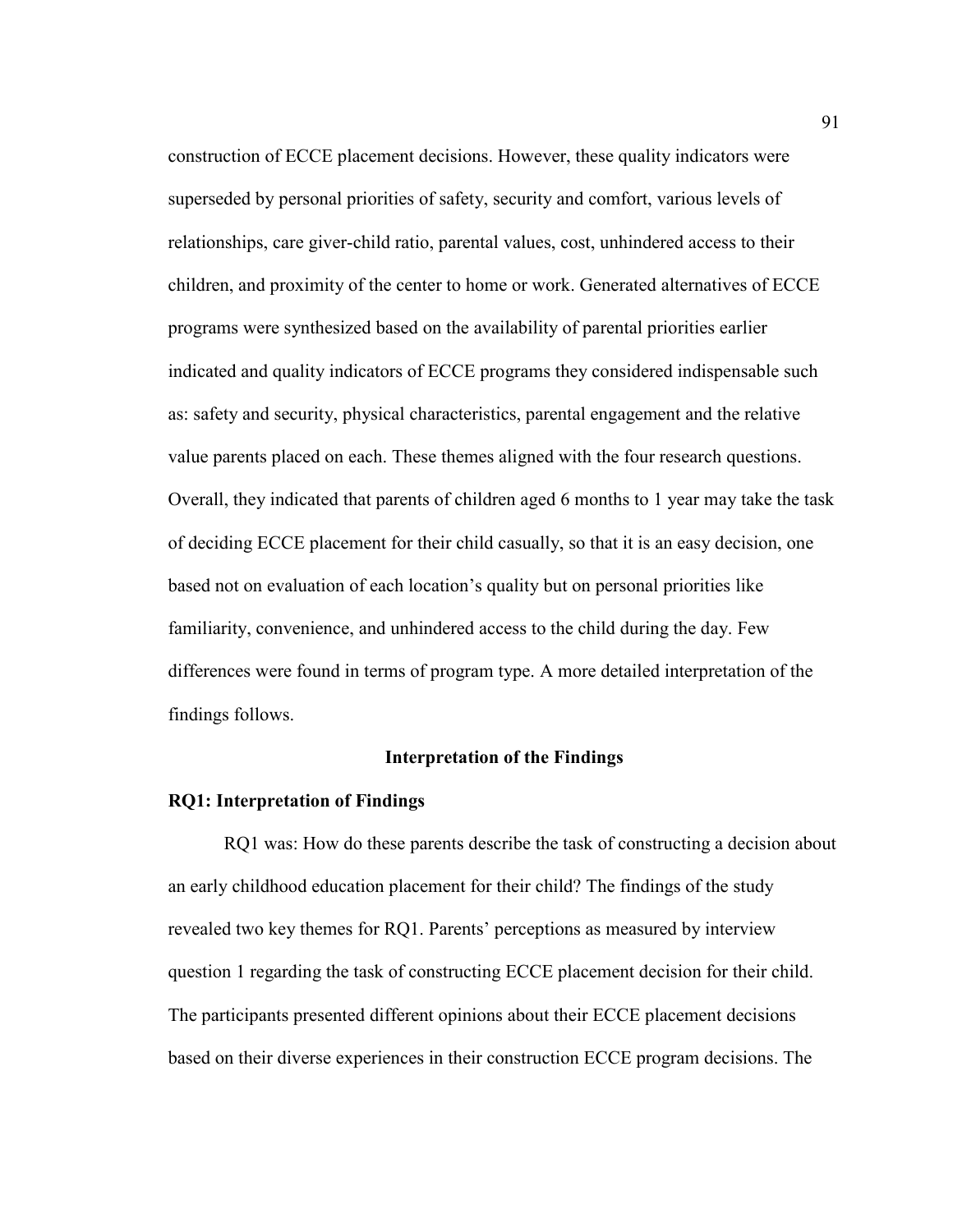construction of ECCE placement decisions. However, these quality indicators were superseded by personal priorities of safety, security and comfort, various levels of relationships, care giver-child ratio, parental values, cost, unhindered access to their children, and proximity of the center to home or work. Generated alternatives of ECCE programs were synthesized based on the availability of parental priorities earlier indicated and quality indicators of ECCE programs they considered indispensable such as: safety and security, physical characteristics, parental engagement and the relative value parents placed on each. These themes aligned with the four research questions. Overall, they indicated that parents of children aged 6 months to 1 year may take the task of deciding ECCE placement for their child casually, so that it is an easy decision, one based not on evaluation of each location's quality but on personal priorities like familiarity, convenience, and unhindered access to the child during the day. Few differences were found in terms of program type. A more detailed interpretation of the findings follows.

## Interpretation of the Findings

### RQ1: Interpretation of Findings

RQ1 was: How do these parents describe the task of constructing a decision about an early childhood education placement for their child? The findings of the study revealed two key themes for RQ1. Parents' perceptions as measured by interview question 1 regarding the task of constructing ECCE placement decision for their child. The participants presented different opinions about their ECCE placement decisions based on their diverse experiences in their construction ECCE program decisions. The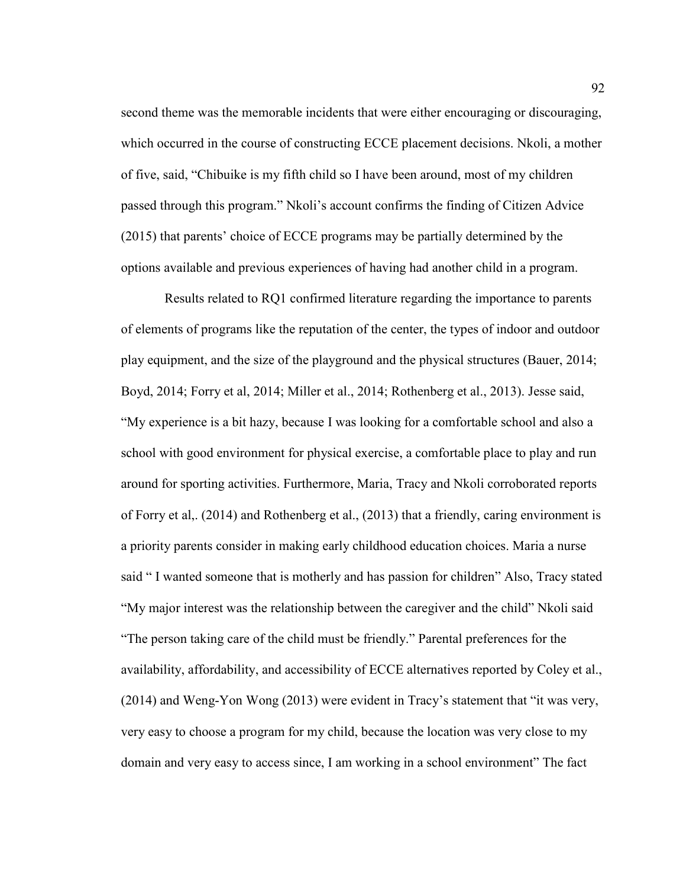second theme was the memorable incidents that were either encouraging or discouraging, which occurred in the course of constructing ECCE placement decisions. Nkoli, a mother of five, said, "Chibuike is my fifth child so I have been around, most of my children passed through this program." Nkoli's account confirms the finding of Citizen Advice (2015) that parents' choice of ECCE programs may be partially determined by the options available and previous experiences of having had another child in a program.

Results related to RQ1 confirmed literature regarding the importance to parents of elements of programs like the reputation of the center, the types of indoor and outdoor play equipment, and the size of the playground and the physical structures (Bauer, 2014; Boyd, 2014; Forry et al, 2014; Miller et al., 2014; Rothenberg et al., 2013). Jesse said, "My experience is a bit hazy, because I was looking for a comfortable school and also a school with good environment for physical exercise, a comfortable place to play and run around for sporting activities. Furthermore, Maria, Tracy and Nkoli corroborated reports of Forry et al,. (2014) and Rothenberg et al., (2013) that a friendly, caring environment is a priority parents consider in making early childhood education choices. Maria a nurse said " I wanted someone that is motherly and has passion for children" Also, Tracy stated "My major interest was the relationship between the caregiver and the child" Nkoli said "The person taking care of the child must be friendly." Parental preferences for the availability, affordability, and accessibility of ECCE alternatives reported by Coley et al., (2014) and Weng-Yon Wong (2013) were evident in Tracy's statement that "it was very, very easy to choose a program for my child, because the location was very close to my domain and very easy to access since, I am working in a school environment" The fact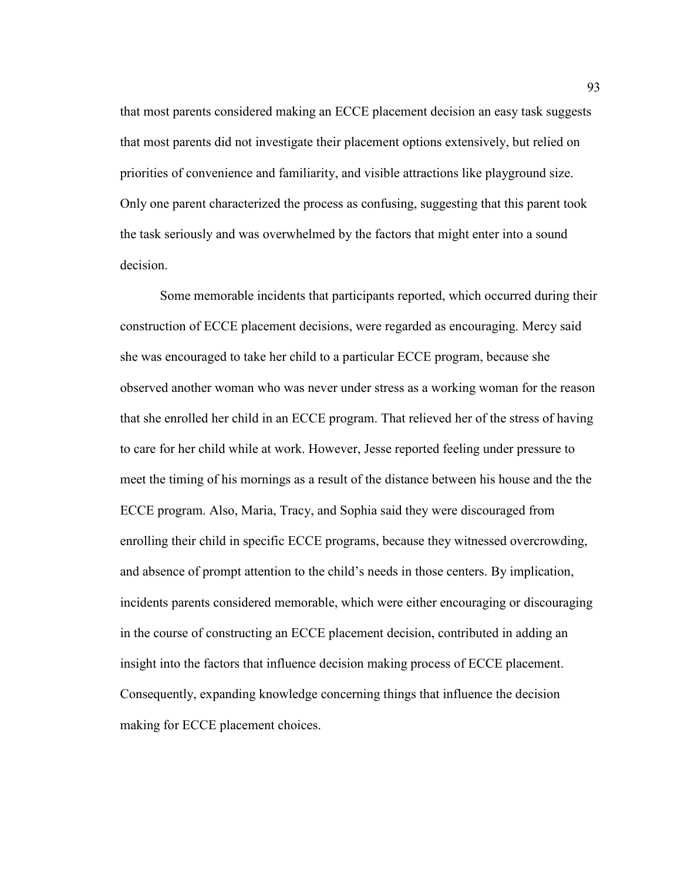that most parents considered making an ECCE placement decision an easy task suggests that most parents did not investigate their placement options extensively, but relied on priorities of convenience and familiarity, and visible attractions like playground size. Only one parent characterized the process as confusing, suggesting that this parent took the task seriously and was overwhelmed by the factors that might enter into a sound decision.

Some memorable incidents that participants reported, which occurred during their construction of ECCE placement decisions, were regarded as encouraging. Mercy said she was encouraged to take her child to a particular ECCE program, because she observed another woman who was never under stress as a working woman for the reason that she enrolled her child in an ECCE program. That relieved her of the stress of having to care for her child while at work. However, Jesse reported feeling under pressure to meet the timing of his mornings as a result of the distance between his house and the the ECCE program. Also, Maria, Tracy, and Sophia said they were discouraged from enrolling their child in specific ECCE programs, because they witnessed overcrowding, and absence of prompt attention to the child's needs in those centers. By implication, incidents parents considered memorable, which were either encouraging or discouraging in the course of constructing an ECCE placement decision, contributed in adding an insight into the factors that influence decision making process of ECCE placement. Consequently, expanding knowledge concerning things that influence the decision making for ECCE placement choices.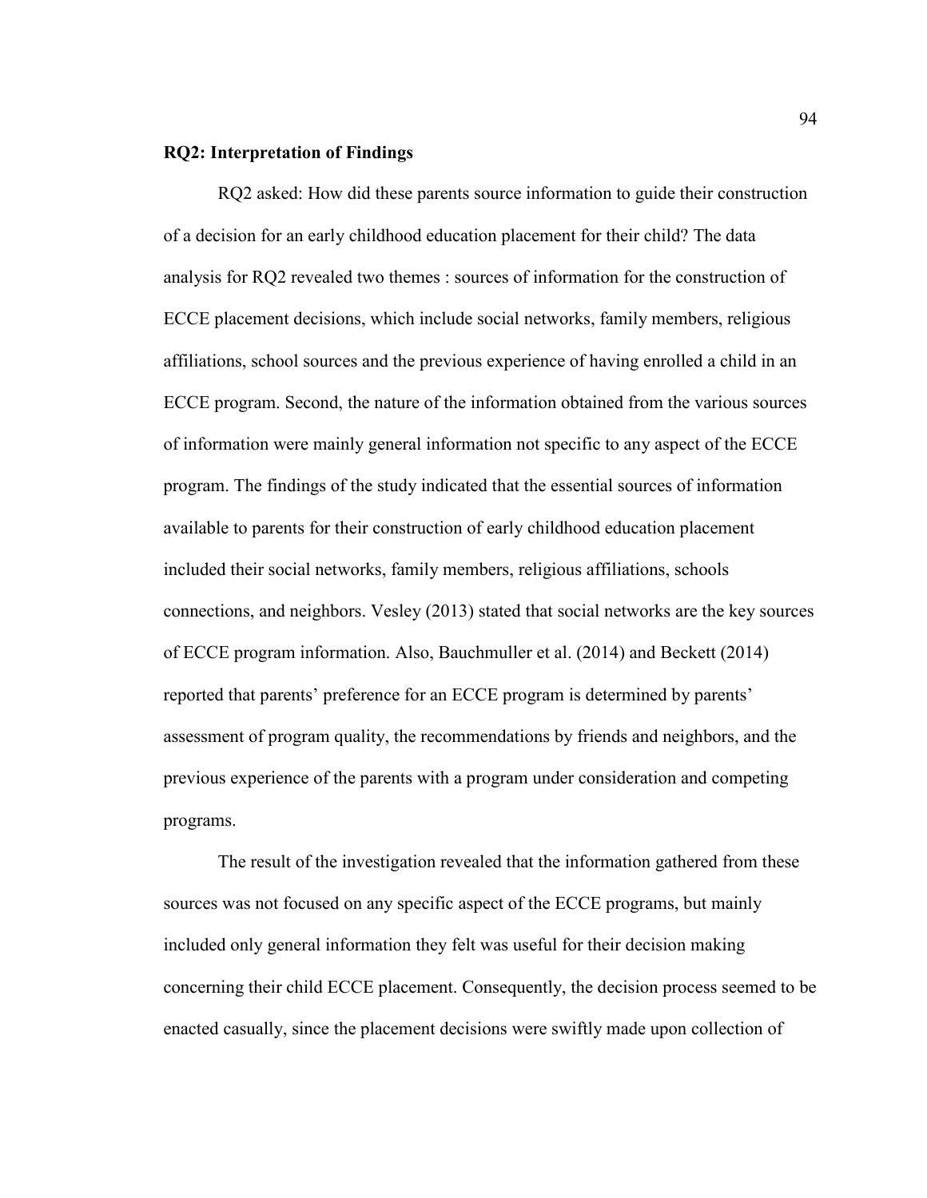**RQ2: Interpretation of Findings**

RQ2 asked: How did these parents source information to guide their construction of a decision for an early childhood education placement for their child? The data analysis for RQ2 revealed two themes : sources of information for the construction of ECCE placement decisions, which include social networks, family members, religious affiliations, school sources and the previous experience of having enrolled a child in an ECCE program. Second, the nature of the information obtained from the various sources of information were mainly general information not specific to any aspect of the ECCE program. The findings of the study indicated that the essential sources of information available to parents for their construction of early childhood education placement included their social networks, family members, religious affiliations, schools connections, and neighbors. Vesley (2013) stated that social networks are the key sources of ECCE program information. Also, Bauchmuller et al. (2014) and Beckett (2014) reported that parents' preference for an ECCE program is determined by parents' assessment of program quality, the recommendations by friends and neighbors, and the previous experience of the parents with a program under consideration and competing programs.

The result of the investigation revealed that the information gathered from these sources was not focused on any specific aspect of the ECCE programs, but mainly included only general information they felt was useful for their decision making concerning their child ECCE placement. Consequently, the decision process seemed to be enacted casually, since the placement decisions were swiftly made upon collection of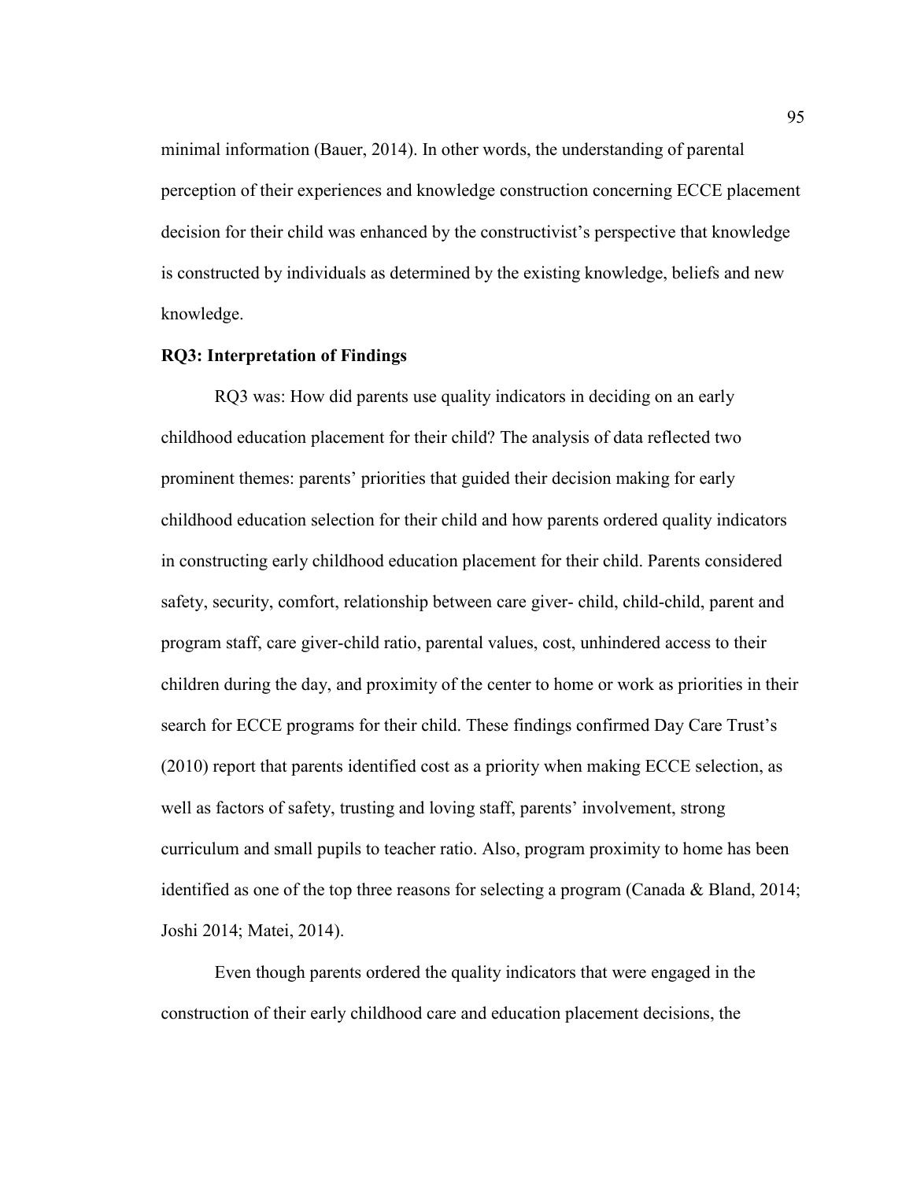minimal information (Bauer, 2014). In other words, the understanding of parental perception of their experiences and knowledge construction concerning ECCE placement decision for their child was enhanced by the constructivist's perspective that knowledge is constructed by individuals as determined by the existing knowledge, beliefs and new knowledge.

### RQ3: Interpretation of Findings

RQ3 was: How did parents use quality indicators in deciding on an early childhood education placement for their child? The analysis of data reflected two prominent themes: parents' priorities that guided their decision making for early childhood education selection for their child and how parents ordered quality indicators in constructing early childhood education placement for their child. Parents considered safety, security, comfort, relationship between care giver- child, child-child, parent and program staff, care giver-child ratio, parental values, cost, unhindered access to their children during the day, and proximity of the center to home or work as priorities in their search for ECCE programs for their child. These findings confirmed Day Care Trust's (2010) report that parents identified cost as a priority when making ECCE selection, as well as factors of safety, trusting and loving staff, parents' involvement, strong curriculum and small pupils to teacher ratio. Also, program proximity to home has been identified as one of the top three reasons for selecting a program (Canada & Bland, 2014; Joshi 2014; Matei, 2014).

Even though parents ordered the quality indicators that were engaged in the construction of their early childhood care and education placement decisions, the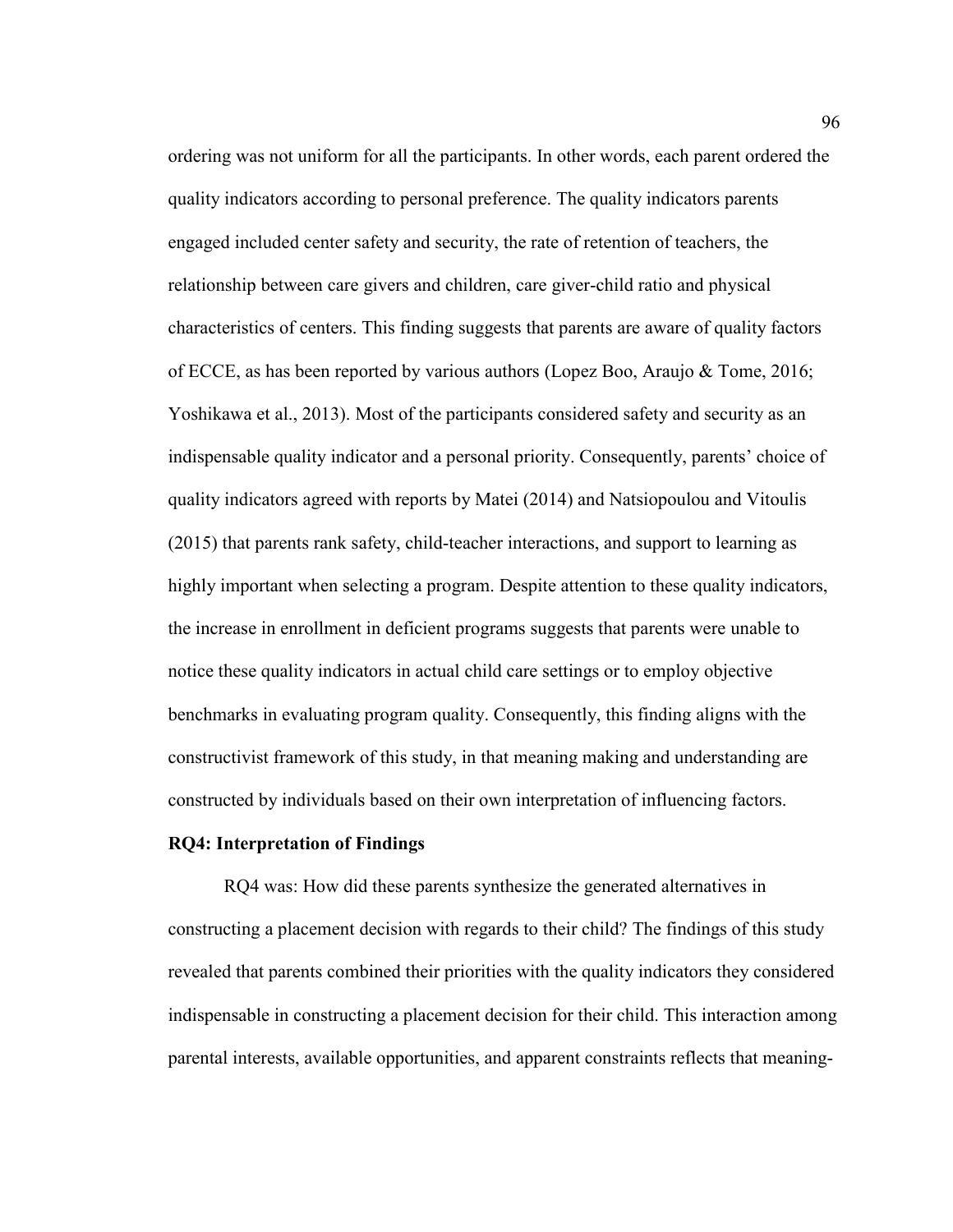ordering was not uniform for all the participants. In other words, each parent ordered the quality indicators according to personal preference. The quality indicators parents engaged included center safety and security, the rate of retention of teachers, the relationship between care givers and children, care giver-child ratio and physical characteristics of centers. This finding suggests that parents are aware of quality factors of ECCE, as has been reported by various authors (Lopez Boo, Araujo & Tome, 2016; Yoshikawa et al., 2013). Most of the participants considered safety and security as an indispensable quality indicator and a personal priority. Consequently, parents' choice of quality indicators agreed with reports by Matei (2014) and Natsiopoulou and Vitoulis (2015) that parents rank safety, child-teacher interactions, and support to learning as highly important when selecting a program. Despite attention to these quality indicators, the increase in enrollment in deficient programs suggests that parents were unable to notice these quality indicators in actual child care settings or to employ objective benchmarks in evaluating program quality. Consequently, this finding aligns with the constructivist framework of this study, in that meaning making and understanding are constructed by individuals based on their own interpretation of influencing factors.

**RQ4: Interpretation of Findings**

RQ4 was: How did these parents synthesize the generated alternatives in constructing a placement decision with regards to their child? The findings of this study revealed that parents combined their priorities with the quality indicators they considered indispensable in constructing a placement decision for their child. This interaction among parental interests, available opportunities, and apparent constraints reflects that meaning-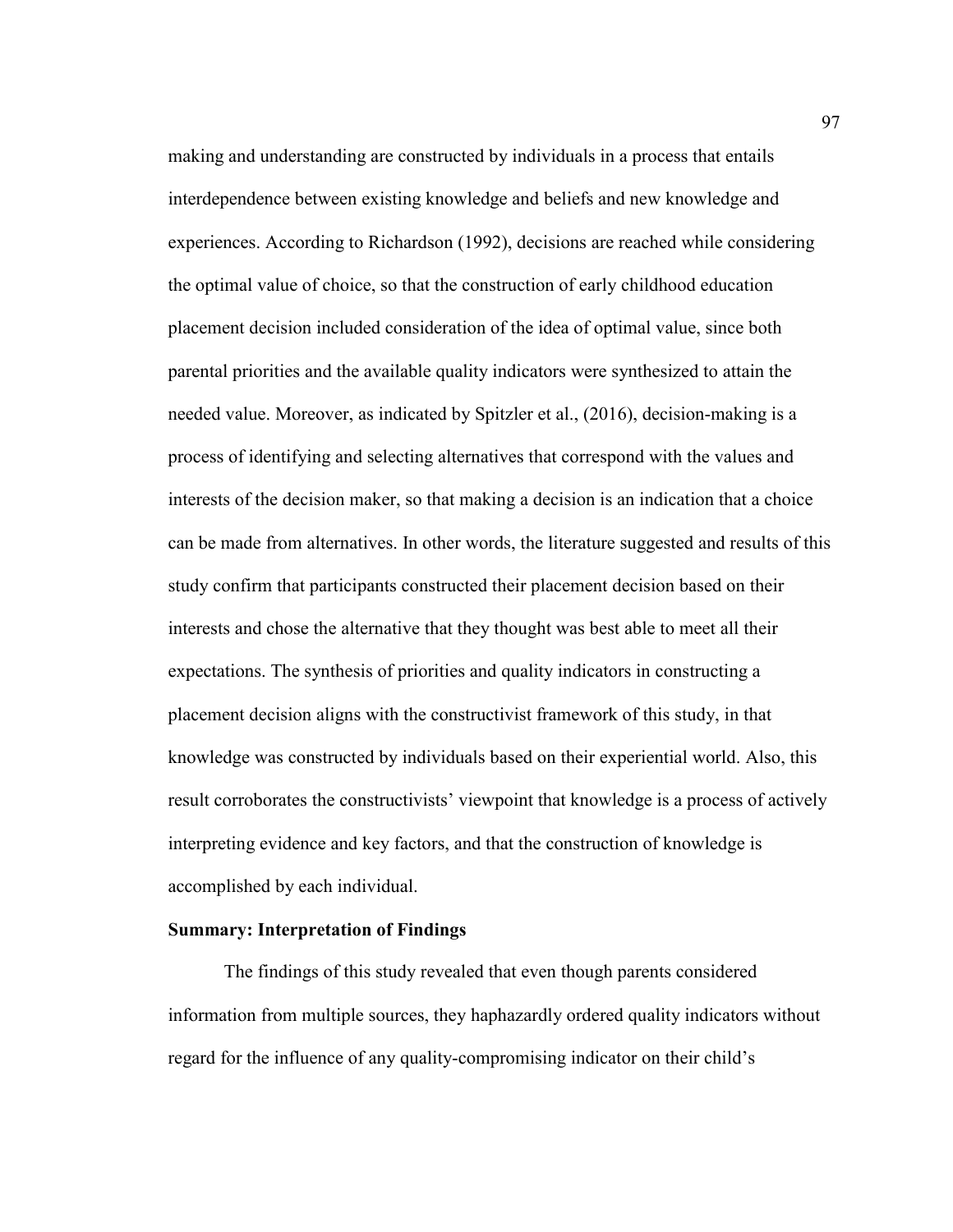making and understanding are constructed by individuals in a process that entails interdependence between existing knowledge and beliefs and new knowledge and experiences. According to Richardson (1992), decisions are reached while considering the optimal value of choice, so that the construction of early childhood education placement decision included consideration of the idea of optimal value, since both parental priorities and the available quality indicators were synthesized to attain the needed value. Moreover, as indicated by Spitzler et al., (2016), decision-making is a process of identifying and selecting alternatives that correspond with the values and interests of the decision maker, so that making a decision is an indication that a choice can be made from alternatives. In other words, the literature suggested and results of this study confirm that participants constructed their placement decision based on their interests and chose the alternative that they thought was best able to meet all their expectations. The synthesis of priorities and quality indicators in constructing a placement decision aligns with the constructivist framework of this study, in that knowledge was constructed by individuals based on their experiential world. Also, this result corroborates the constructivists' viewpoint that knowledge is a process of actively interpreting evidence and key factors, and that the construction of knowledge is accomplished by each individual.

**Summary: Interpretation of Findings**

The findings of this study revealed that even though parents considered information from multiple sources, they haphazardly ordered quality indicators without regard for the influence of any quality-compromising indicator on their child's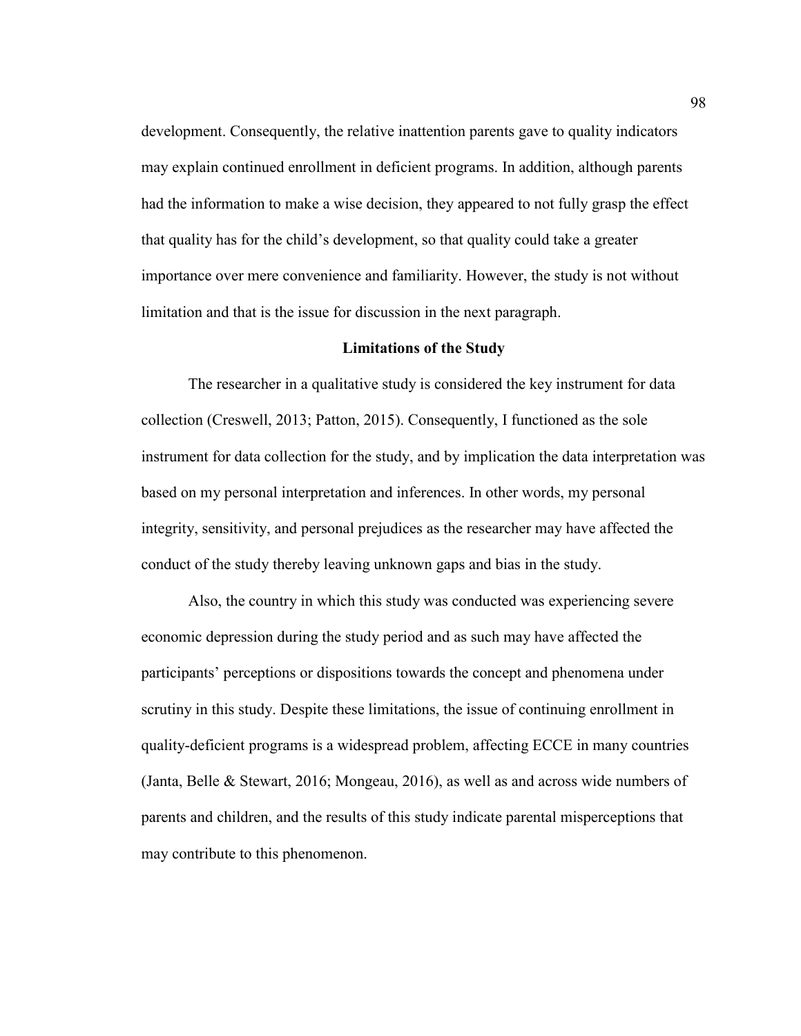development. Consequently, the relative inattention parents gave to quality indicators may explain continued enrollment in deficient programs. In addition, although parents had the information to make a wise decision, they appeared to not fully grasp the effect that quality has for the child's development, so that quality could take a greater importance over mere convenience and familiarity. However, the study is not without limitation and that is the issue for discussion in the next paragraph.

## Limitations of the Study

The researcher in a qualitative study is considered the key instrument for data collection (Creswell, 2013; Patton, 2015). Consequently, I functioned as the sole instrument for data collection for the study, and by implication the data interpretation was based on my personal interpretation and inferences. In other words, my personal integrity, sensitivity, and personal prejudices as the researcher may have affected the conduct of the study thereby leaving unknown gaps and bias in the study.

Also, the country in which this study was conducted was experiencing severe economic depression during the study period and as such may have affected the participants' perceptions or dispositions towards the concept and phenomena under scrutiny in this study. Despite these limitations, the issue of continuing enrollment in quality-deficient programs is a widespread problem, affecting ECCE in many countries (Janta, Belle & Stewart, 2016; Mongeau, 2016), as well as and across wide numbers of parents and children, and the results of this study indicate parental misperceptions that may contribute to this phenomenon.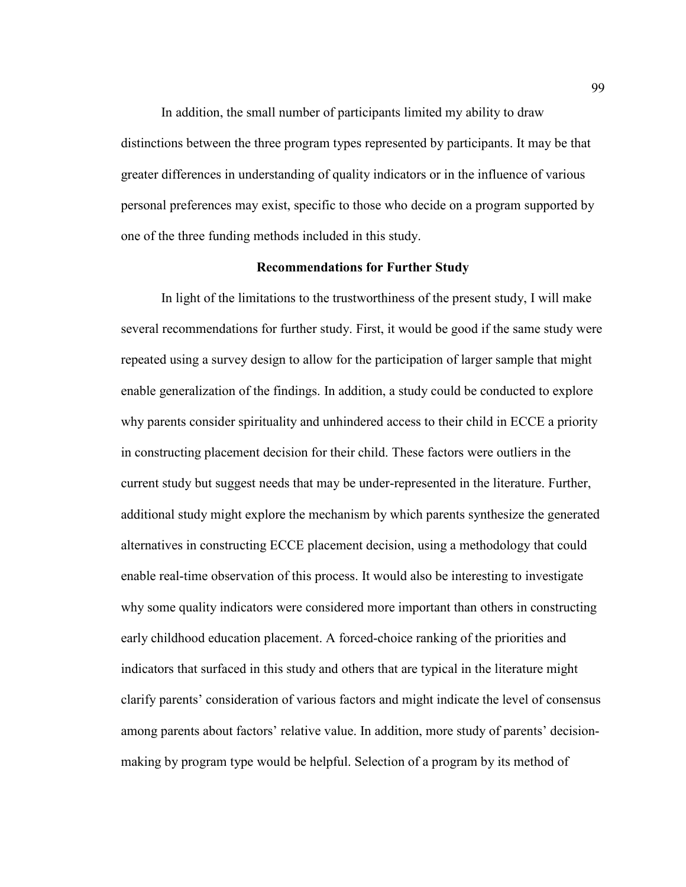In addition, the small number of participants limited my ability to draw distinctions between the three program types represented by participants. It may be that greater differences in understanding of quality indicators or in the influence of various personal preferences may exist, specific to those who decide on a program supported by one of the three funding methods included in this study.

## Recommendations for Further Study

In light of the limitations to the trustworthiness of the present study, I will make several recommendations for further study. First, it would be good if the same study were repeated using a survey design to allow for the participation of larger sample that might enable generalization of the findings. In addition, a study could be conducted to explore why parents consider spirituality and unhindered access to their child in ECCE a priority in constructing placement decision for their child. These factors were outliers in the current study but suggest needs that may be under-represented in the literature. Further, additional study might explore the mechanism by which parents synthesize the generated alternatives in constructing ECCE placement decision, using a methodology that could enable real-time observation of this process. It would also be interesting to investigate why some quality indicators were considered more important than others in constructing early childhood education placement. A forced-choice ranking of the priorities and indicators that surfaced in this study and others that are typical in the literature might clarify parents' consideration of various factors and might indicate the level of consensus among parents about factors' relative value. In addition, more study of parents' decision-making by program type would be helpful. Selection of a program by its method of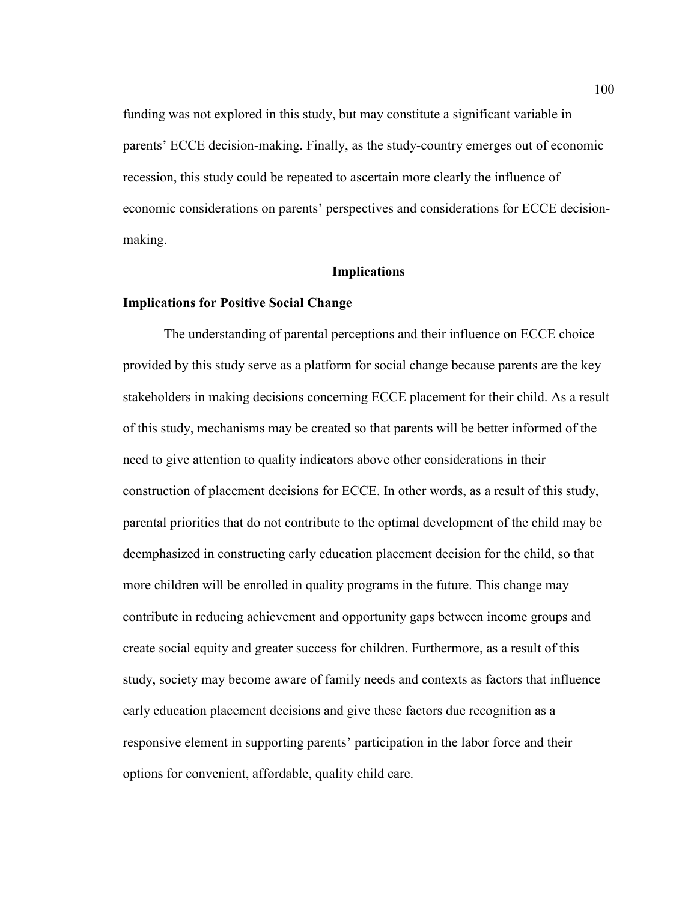funding was not explored in this study, but may constitute a significant variable in parents' ECCE decision-making. Finally, as the study-country emerges out of economic recession, this study could be repeated to ascertain more clearly the influence of economic considerations on parents' perspectives and considerations for ECCE decision-making.

## Implications

### Implications for Positive Social Change

The understanding of parental perceptions and their influence on ECCE choice provided by this study serve as a platform for social change because parents are the key stakeholders in making decisions concerning ECCE placement for their child. As a result of this study, mechanisms may be created so that parents will be better informed of the need to give attention to quality indicators above other considerations in their construction of placement decisions for ECCE. In other words, as a result of this study, parental priorities that do not contribute to the optimal development of the child may be deemphasized in constructing early education placement decision for the child, so that more children will be enrolled in quality programs in the future. This change may contribute in reducing achievement and opportunity gaps between income groups and create social equity and greater success for children. Furthermore, as a result of this study, society may become aware of family needs and contexts as factors that influence early education placement decisions and give these factors due recognition as a responsive element in supporting parents' participation in the labor force and their options for convenient, affordable, quality child care.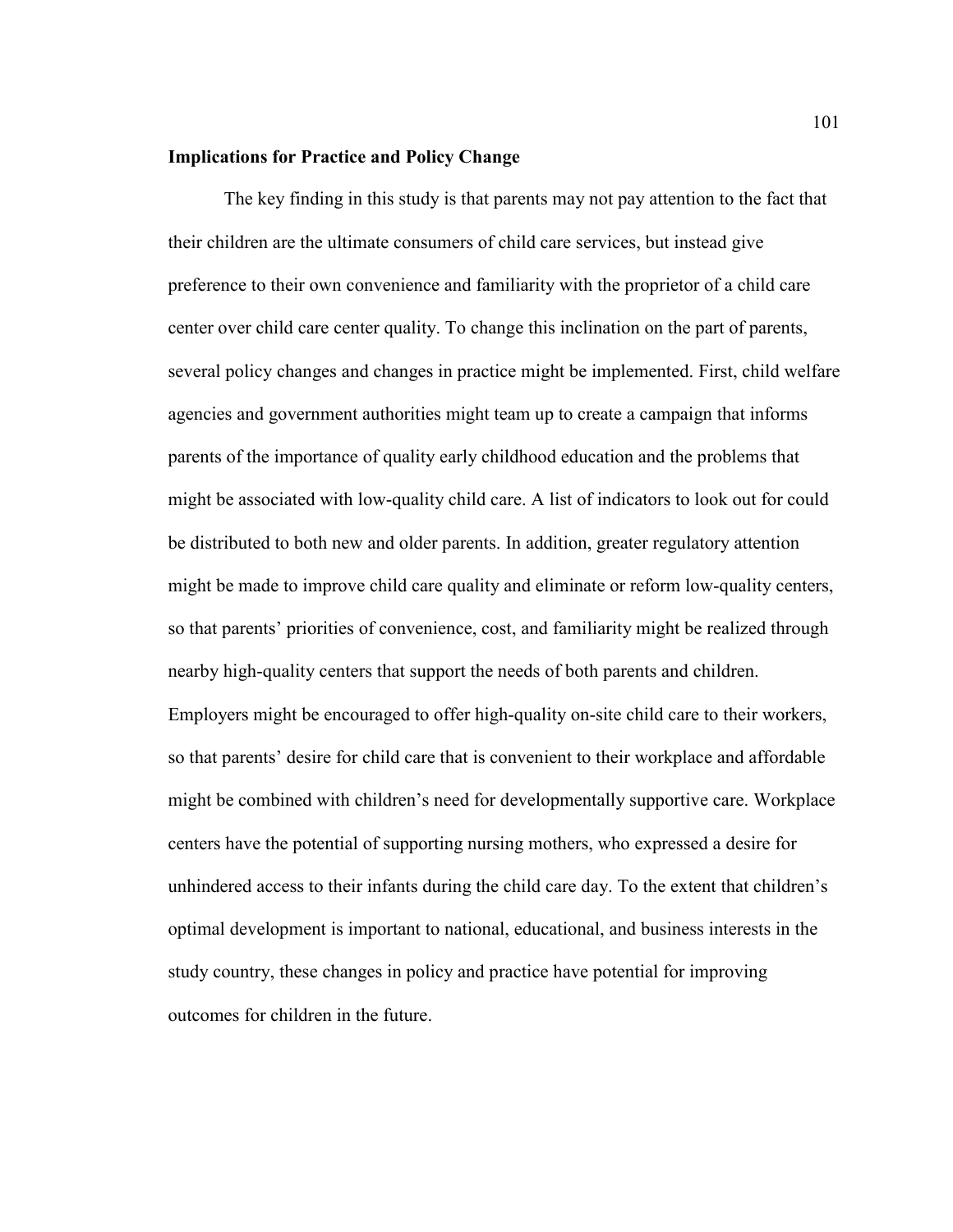**Implications for Practice and Policy Change**

The key finding in this study is that parents may not pay attention to the fact that their children are the ultimate consumers of child care services, but instead give preference to their own convenience and familiarity with the proprietor of a child care center over child care center quality. To change this inclination on the part of parents, several policy changes and changes in practice might be implemented. First, child welfare agencies and government authorities might team up to create a campaign that informs parents of the importance of quality early childhood education and the problems that might be associated with low-quality child care. A list of indicators to look out for could be distributed to both new and older parents. In addition, greater regulatory attention might be made to improve child care quality and eliminate or reform low-quality centers, so that parents' priorities of convenience, cost, and familiarity might be realized through nearby high-quality centers that support the needs of both parents and children. Employers might be encouraged to offer high-quality on-site child care to their workers, so that parents' desire for child care that is convenient to their workplace and affordable might be combined with children's need for developmentally supportive care. Workplace centers have the potential of supporting nursing mothers, who expressed a desire for unhindered access to their infants during the child care day. To the extent that children's optimal development is important to national, educational, and business interests in the study country, these changes in policy and practice have potential for improving outcomes for children in the future.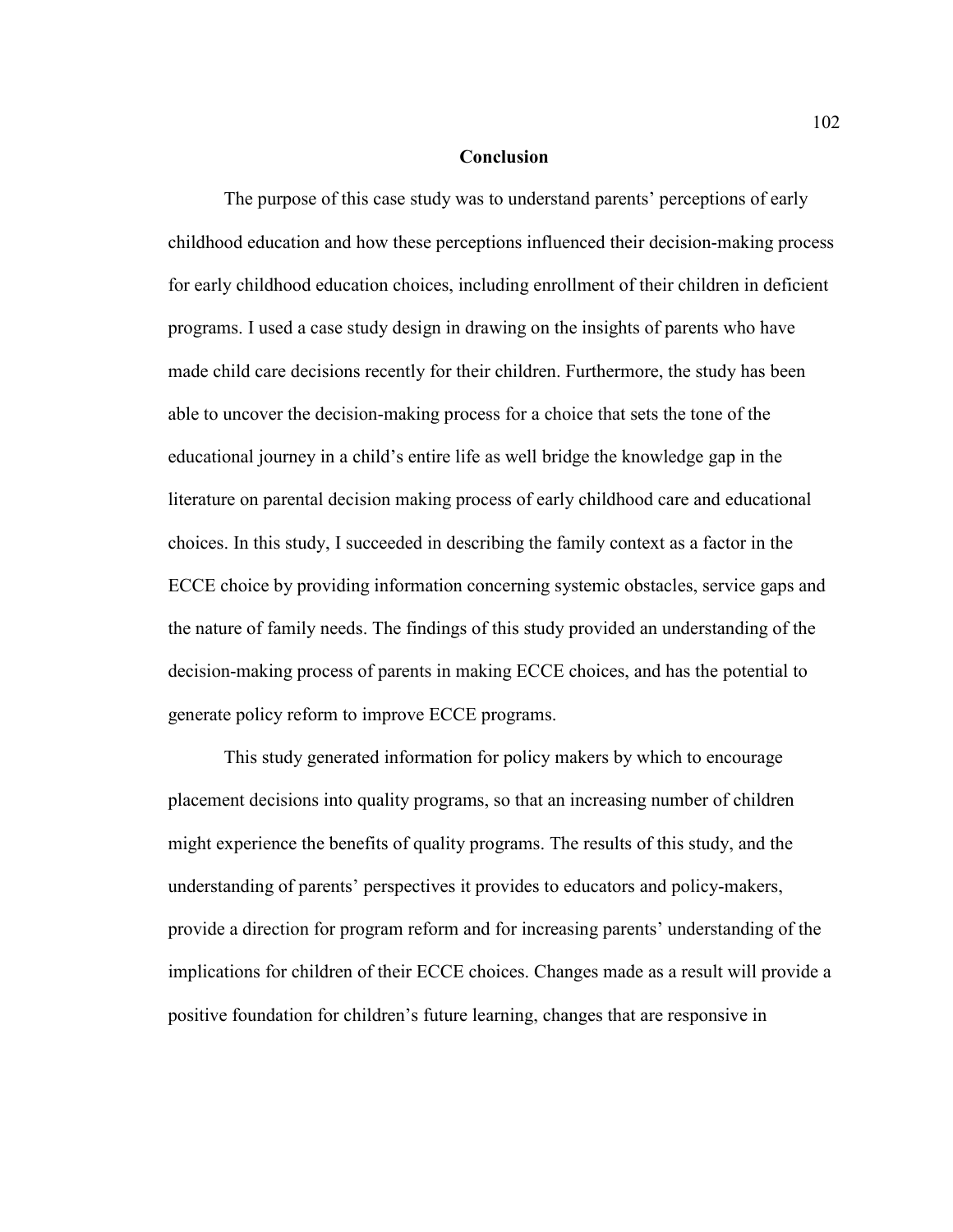## Conclusion

The purpose of this case study was to understand parents' perceptions of early childhood education and how these perceptions influenced their decision-making process for early childhood education choices, including enrollment of their children in deficient programs. I used a case study design in drawing on the insights of parents who have made child care decisions recently for their children. Furthermore, the study has been able to uncover the decision-making process for a choice that sets the tone of the educational journey in a child's entire life as well bridge the knowledge gap in the literature on parental decision making process of early childhood care and educational choices. In this study, I succeeded in describing the family context as a factor in the ECCE choice by providing information concerning systemic obstacles, service gaps and the nature of family needs. The findings of this study provided an understanding of the decision-making process of parents in making ECCE choices, and has the potential to generate policy reform to improve ECCE programs.

This study generated information for policy makers by which to encourage placement decisions into quality programs, so that an increasing number of children might experience the benefits of quality programs. The results of this study, and the understanding of parents' perspectives it provides to educators and policy-makers, provide a direction for program reform and for increasing parents' understanding of the implications for children of their ECCE choices. Changes made as a result will provide a positive foundation for children's future learning, changes that are responsive in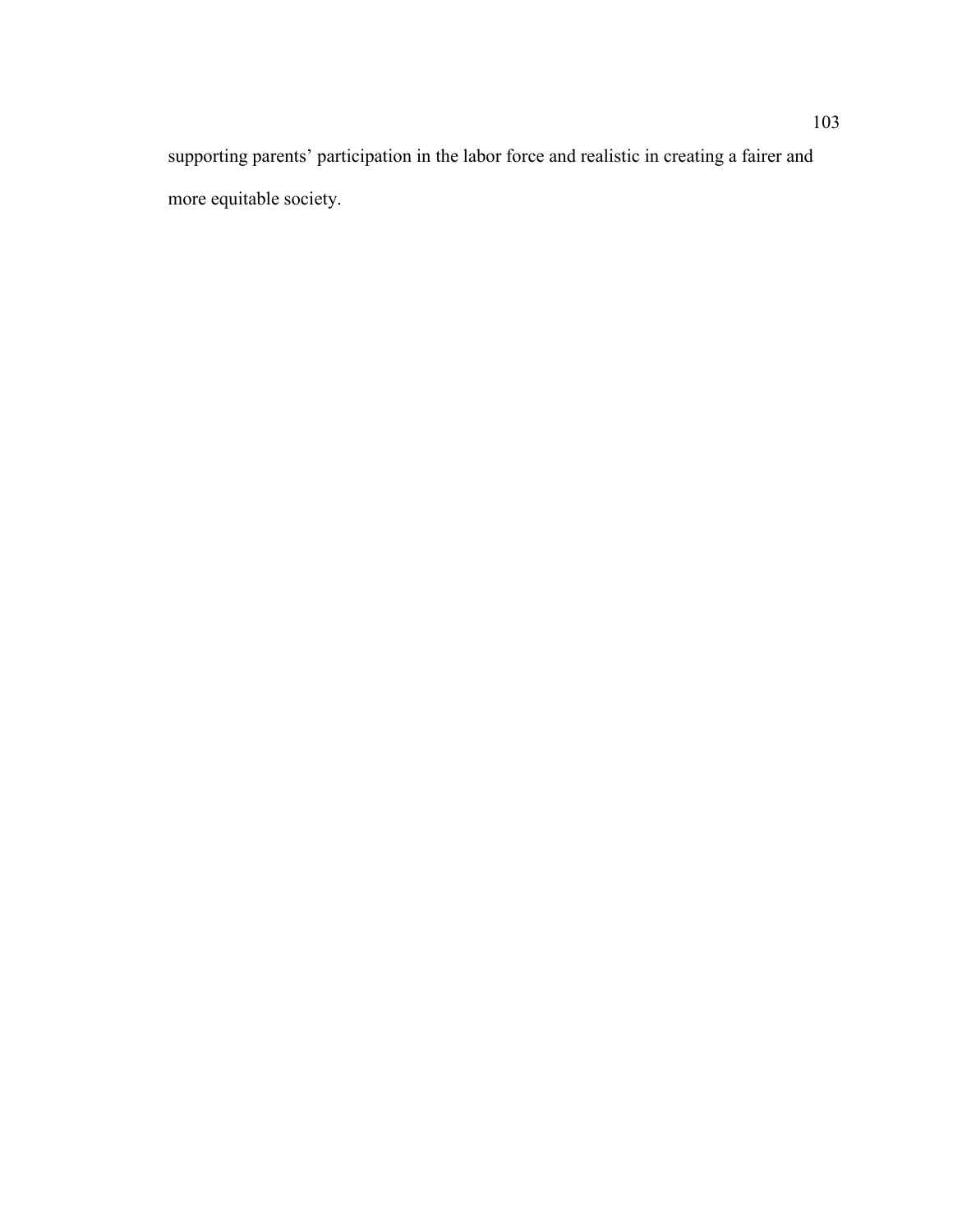supporting parents' participation in the labor force and realistic in creating a fairer and more equitable society.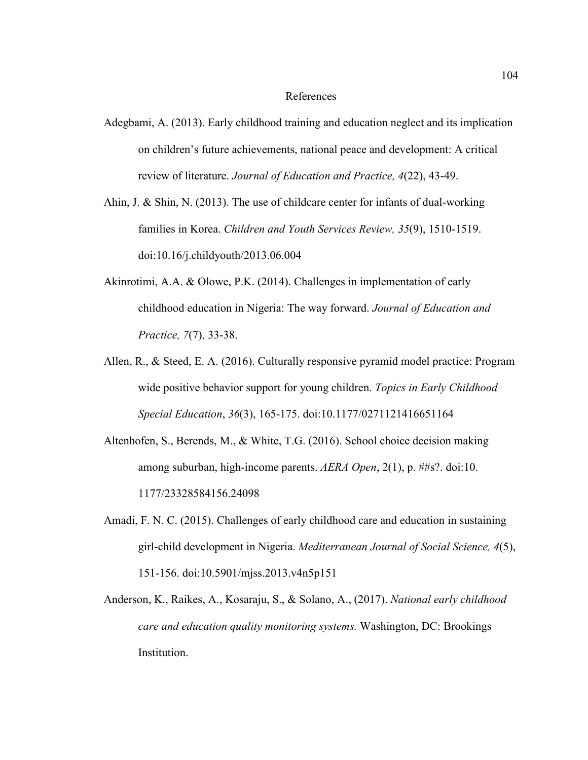# References

Adegbami, A. (2013). Early childhood training and education neglect and its implication on children's future achievements, national peace and development: A critical review of literature. *Journal of Education and Practice, 4*(22), 43-49.

Ahin, J. & Shin, N. (2013). The use of childcare center for infants of dual-working families in Korea. *Children and Youth Services Review, 35*(9), 1510-1519. doi:10.16/j.childyouth/2013.06.004

Akinrotimi, A.A. & Olowe, P.K. (2014). Challenges in implementation of early childhood education in Nigeria: The way forward. *Journal of Education and Practice, 7*(7), 33-38.

Allen, R., & Steed, E. A. (2016). Culturally responsive pyramid model practice: Program wide positive behavior support for young children. *Topics in Early Childhood Special Education*, *36*(3), 165-175. doi:10.1177/0271121416651164

Altenhofen, S., Berends, M., & White, T.G. (2016). School choice decision making among suburban, high-income parents. *AERA Open*, 2(1), p. ##s?. doi:10. 1177/23328584156.24098

Amadi, F. N. C. (2015). Challenges of early childhood care and education in sustaining girl-child development in Nigeria. *Mediterranean Journal of Social Science, 4*(5), 151-156. doi:10.5901/mjss.2013.v4n5p151

Anderson, K., Raikes, A., Kosaraju, S., & Solano, A., (2017). *National early childhood care and education quality monitoring systems.* Washington, DC: Brookings Institution.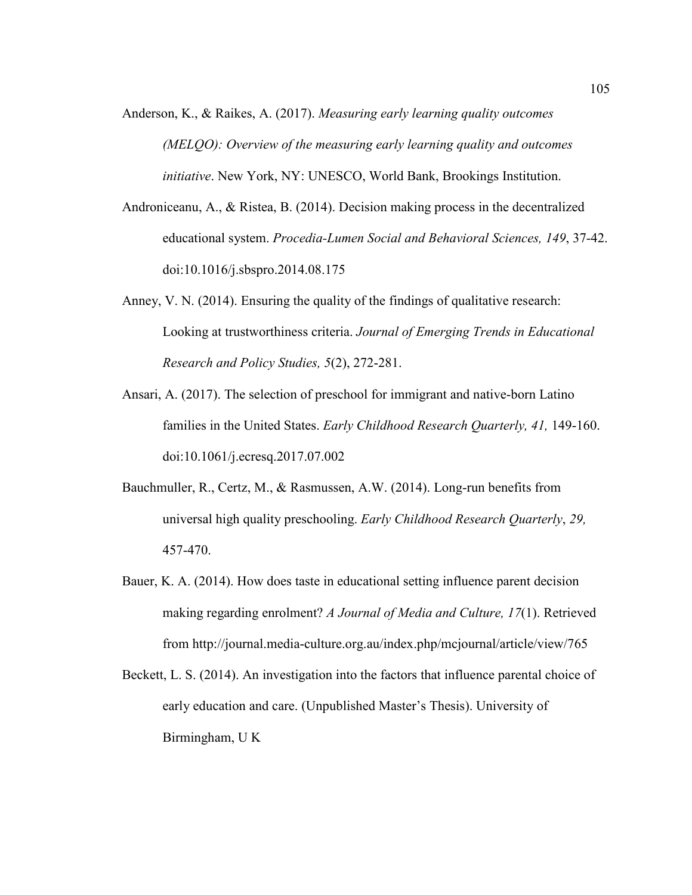Anderson, K., & Raikes, A. (2017). *Measuring early learning quality outcomes (MELQO): Overview of the measuring early learning quality and outcomes initiative*. New York, NY: UNESCO, World Bank, Brookings Institution.

Androniceanu, A., & Ristea, B. (2014). Decision making process in the decentralized educational system. *Procedia-Lumen Social and Behavioral Sciences, 149*, 37-42. doi:10.1016/j.sbspro.2014.08.175

Anney, V. N. (2014). Ensuring the quality of the findings of qualitative research: Looking at trustworthiness criteria. *Journal of Emerging Trends in Educational Research and Policy Studies, 5*(2), 272-281.

Ansari, A. (2017). The selection of preschool for immigrant and native-born Latino families in the United States. *Early Childhood Research Quarterly, 41,* 149-160. doi:10.1061/j.ecresq.2017.07.002

Bauchmuller, R., Certz, M., & Rasmussen, A.W. (2014). Long-run benefits from universal high quality preschooling. *Early Childhood Research Quarterly*, *29,* 457-470.

Bauer, K. A. (2014). How does taste in educational setting influence parent decision making regarding enrolment? *A Journal of Media and Culture, 17*(1). Retrieved from http://journal.media-culture.org.au/index.php/mcjournal/article/view/765

Beckett, L. S. (2014). An investigation into the factors that influence parental choice of early education and care. (Unpublished Master's Thesis). University of Birmingham, U K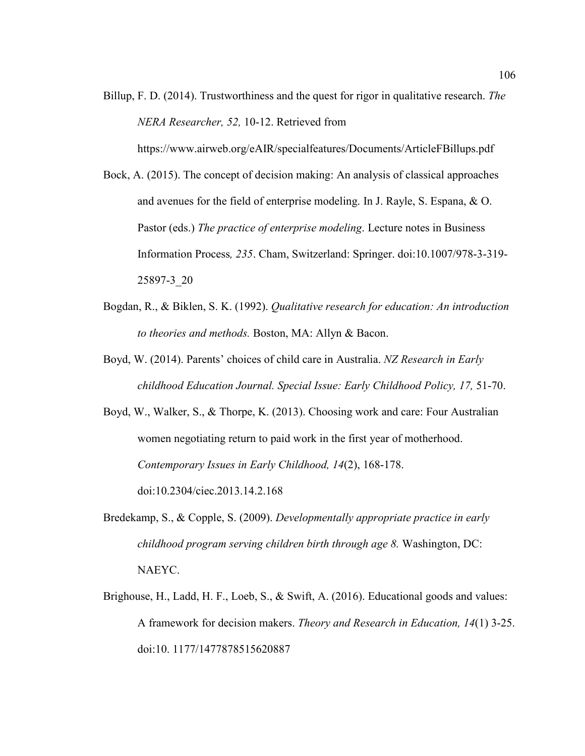Billup, F. D. (2014). Trustworthiness and the quest for rigor in qualitative research. *The NERA Researcher, 52,* 10-12. Retrieved from https://www.airweb.org/eAIR/specialfeatures/Documents/ArticleFBillups.pdf

Bock, A. (2015). The concept of decision making: An analysis of classical approaches and avenues for the field of enterprise modeling. In J. Rayle, S. Espana, & O. Pastor (eds.) *The practice of enterprise modeling*. Lecture notes in Business Information Process*, 235*. Cham, Switzerland: Springer. doi:10.1007/978-3-319-25897-3_20

Bogdan, R., & Biklen, S. K. (1992). *Qualitative research for education: An introduction to theories and methods.* Boston, MA: Allyn & Bacon.

Boyd, W. (2014). Parents' choices of child care in Australia. *NZ Research in Early childhood Education Journal. Special Issue: Early Childhood Policy, 17,* 51-70.

Boyd, W., Walker, S., & Thorpe, K. (2013). Choosing work and care: Four Australian women negotiating return to paid work in the first year of motherhood. *Contemporary Issues in Early Childhood, 14*(2), 168-178. doi:10.2304/ciec.2013.14.2.168

Bredekamp, S., & Copple, S. (2009). *Developmentally appropriate practice in early childhood program serving children birth through age 8.* Washington, DC: NAEYC.

Brighouse, H., Ladd, H. F., Loeb, S., & Swift, A. (2016). Educational goods and values: A framework for decision makers. *Theory and Research in Education, 14*(1) 3-25. doi:10. 1177/1477878515620887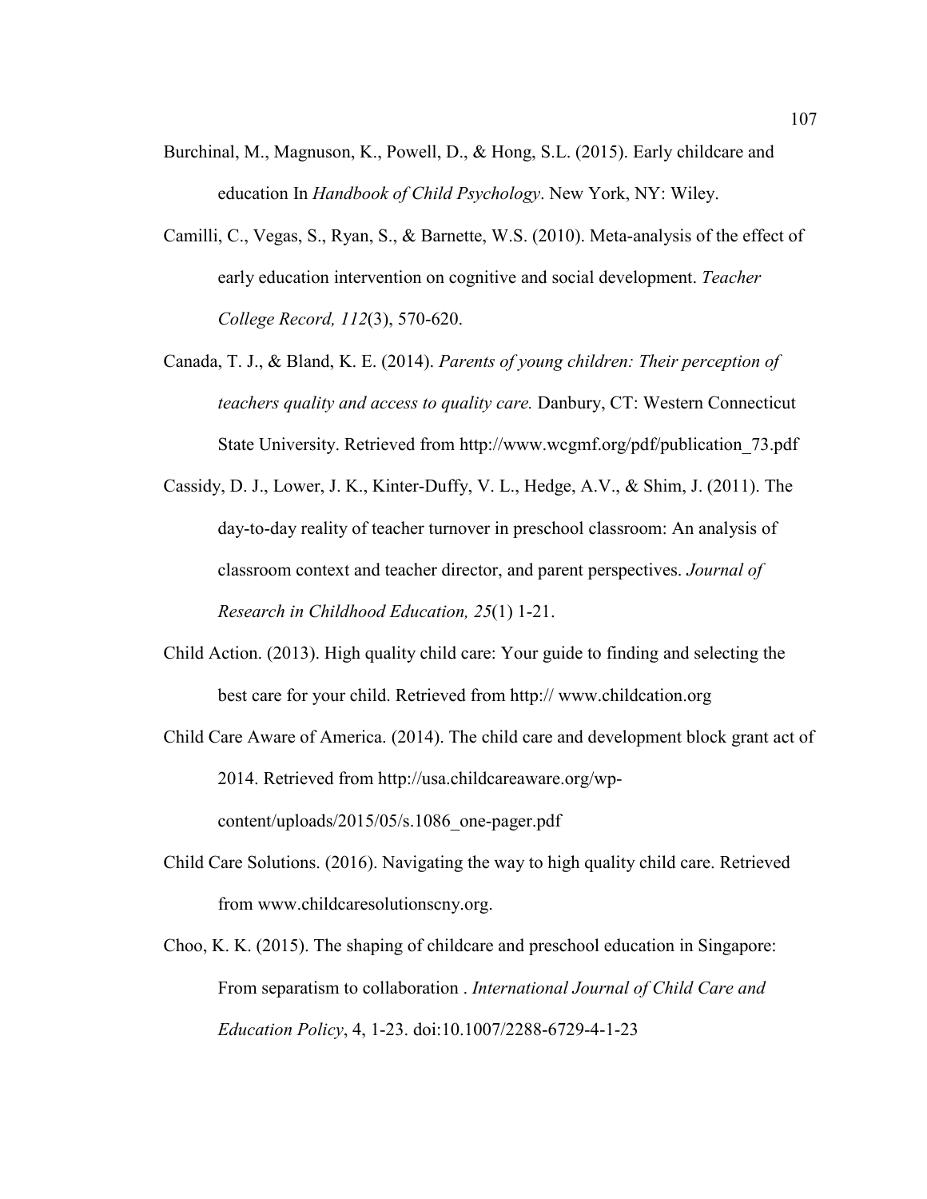Burchinal, M., Magnuson, K., Powell, D., & Hong, S.L. (2015). Early childcare and education In *Handbook of Child Psychology*. New York, NY: Wiley.

Camilli, C., Vegas, S., Ryan, S., & Barnette, W.S. (2010). Meta-analysis of the effect of early education intervention on cognitive and social development. *Teacher College Record, 112*(3), 570-620.

Canada, T. J., & Bland, K. E. (2014). *Parents of young children: Their perception of teachers quality and access to quality care.* Danbury, CT: Western Connecticut State University. Retrieved from http://www.wcgmf.org/pdf/publication_73.pdf

Cassidy, D. J., Lower, J. K., Kinter-Duffy, V. L., Hedge, A.V., & Shim, J. (2011). The day-to-day reality of teacher turnover in preschool classroom: An analysis of classroom context and teacher director, and parent perspectives. *Journal of Research in Childhood Education, 25*(1) 1-21.

Child Action. (2013). High quality child care: Your guide to finding and selecting the best care for your child. Retrieved from http:// www.childcation.org

Child Care Aware of America. (2014). The child care and development block grant act of 2014. Retrieved from http://usa.childcareaware.org/wp-content/uploads/2015/05/s.1086_one-pager.pdf

Child Care Solutions. (2016). Navigating the way to high quality child care. Retrieved from www.childcaresolutionscny.org.

Choo, K. K. (2015). The shaping of childcare and preschool education in Singapore: From separatism to collaboration . *International Journal of Child Care and Education Policy*, 4, 1-23. doi:10.1007/2288-6729-4-1-23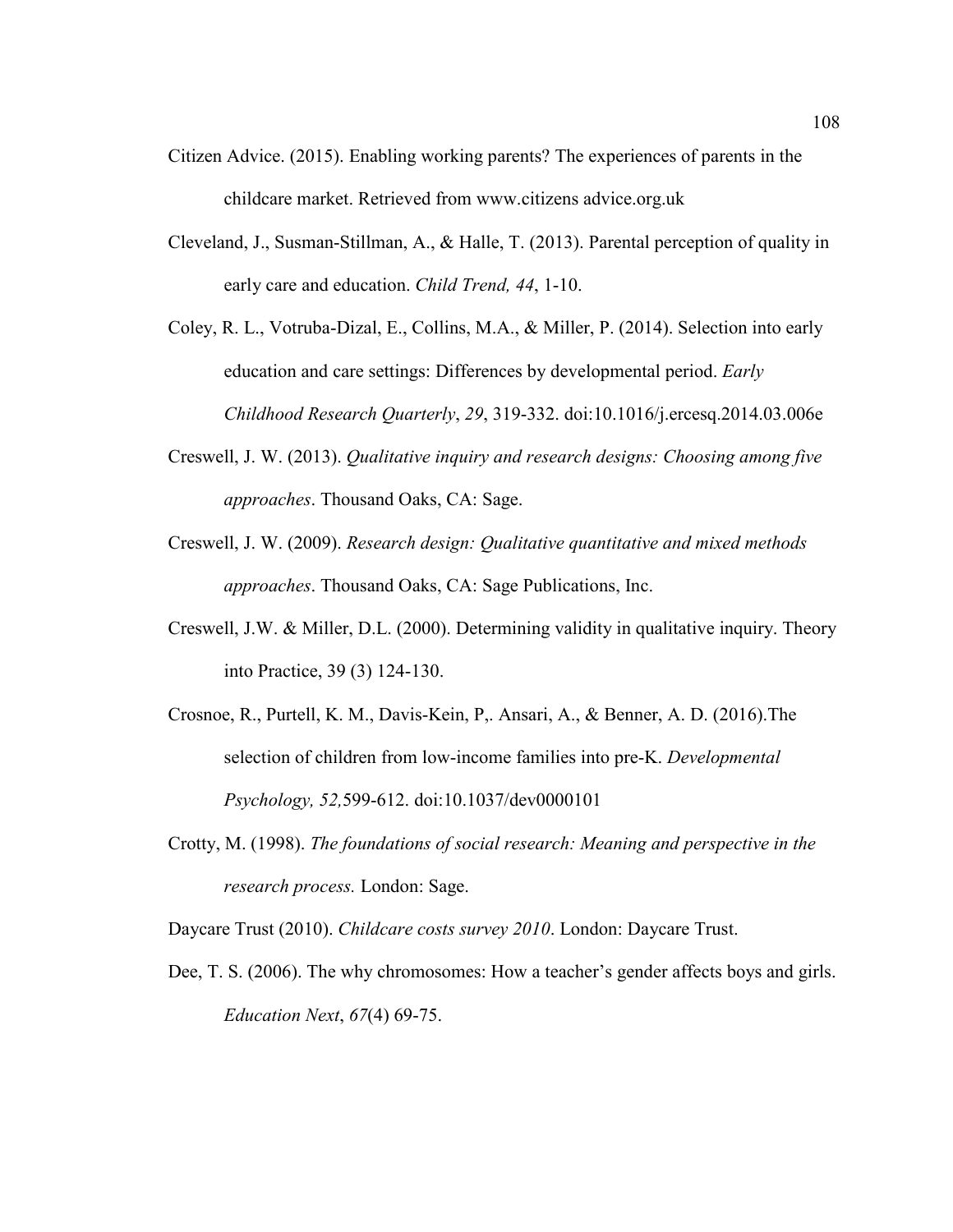Citizen Advice. (2015). Enabling working parents? The experiences of parents in the childcare market. Retrieved from www.citizens advice.org.uk

Cleveland, J., Susman-Stillman, A., & Halle, T. (2013). Parental perception of quality in early care and education. *Child Trend, 44*, 1-10.

Coley, R. L., Votruba-Dizal, E., Collins, M.A., & Miller, P. (2014). Selection into early education and care settings: Differences by developmental period. *Early Childhood Research Quarterly*, *29*, 319-332. doi:10.1016/j.ercesq.2014.03.006e

Creswell, J. W. (2013). *Qualitative inquiry and research designs: Choosing among five approaches*. Thousand Oaks, CA: Sage.

Creswell, J. W. (2009). *Research design: Qualitative quantitative and mixed methods approaches*. Thousand Oaks, CA: Sage Publications, Inc.

Creswell, J.W. & Miller, D.L. (2000). Determining validity in qualitative inquiry. Theory into Practice, 39 (3) 124-130.

Crosnoe, R., Purtell, K. M., Davis-Kein, P,. Ansari, A., & Benner, A. D. (2016).The selection of children from low-income families into pre-K. *Developmental Psychology, 52,*599-612. doi:10.1037/dev0000101

Crotty, M. (1998). *The foundations of social research: Meaning and perspective in the research process.* London: Sage.

Daycare Trust (2010). *Childcare costs survey 2010*. London: Daycare Trust.

Dee, T. S. (2006). The why chromosomes: How a teacher's gender affects boys and girls. *Education Next*, *67*(4) 69-75.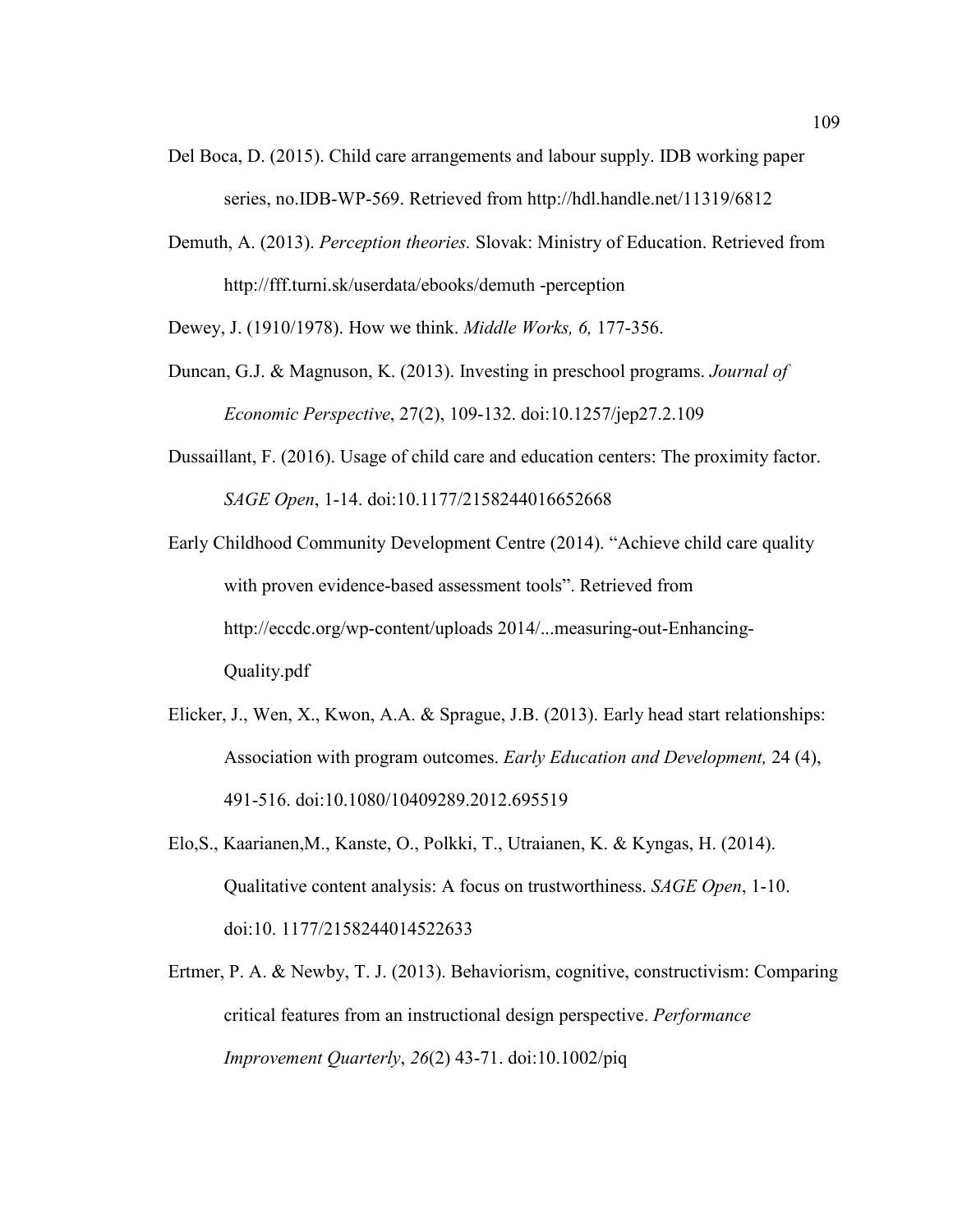Del Boca, D. (2015). Child care arrangements and labour supply. IDB working paper series, no.IDB-WP-569. Retrieved from http://hdl.handle.net/11319/6812

Demuth, A. (2013). *Perception theories.* Slovak: Ministry of Education. Retrieved from http://fff.turni.sk/userdata/ebooks/demuth -perception

Dewey, J. (1910/1978). How we think. *Middle Works, 6,* 177-356.

Duncan, G.J. & Magnuson, K. (2013). Investing in preschool programs. *Journal of Economic Perspective*, 27(2), 109-132. doi:10.1257/jep27.2.109

Dussaillant, F. (2016). Usage of child care and education centers: The proximity factor. *SAGE Open*, 1-14. doi:10.1177/2158244016652668

Early Childhood Community Development Centre (2014). "Achieve child care quality with proven evidence-based assessment tools". Retrieved from http://eccdc.org/wp-content/uploads 2014/...measuring-out-Enhancing-Quality.pdf

Elicker, J., Wen, X., Kwon, A.A. & Sprague, J.B. (2013). Early head start relationships: Association with program outcomes. *Early Education and Development,* 24 (4), 491-516. doi:10.1080/10409289.2012.695519

Elo,S., Kaarianen,M., Kanste, O., Polkki, T., Utraianen, K. & Kyngas, H. (2014). Qualitative content analysis: A focus on trustworthiness. *SAGE Open*, 1-10. doi:10. 1177/2158244014522633

Ertmer, P. A. & Newby, T. J. (2013). Behaviorism, cognitive, constructivism: Comparing critical features from an instructional design perspective. *Performance Improvement Quarterly*, *26*(2) 43-71. doi:10.1002/piq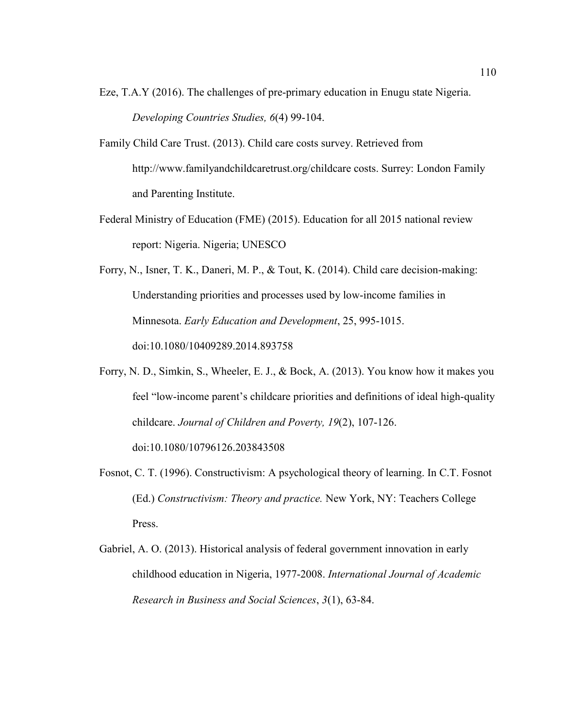Eze, T.A.Y (2016). The challenges of pre-primary education in Enugu state Nigeria. *Developing Countries Studies, 6*(4) 99-104.

Family Child Care Trust. (2013). Child care costs survey. Retrieved from http://www.familyandchildcaretrust.org/childcare costs. Surrey: London Family and Parenting Institute.

Federal Ministry of Education (FME) (2015). Education for all 2015 national review report: Nigeria. Nigeria; UNESCO

Forry, N., Isner, T. K., Daneri, M. P., & Tout, K. (2014). Child care decision-making: Understanding priorities and processes used by low-income families in Minnesota. *Early Education and Development*, 25, 995-1015. doi:10.1080/10409289.2014.893758

Forry, N. D., Simkin, S., Wheeler, E. J., & Bock, A. (2013). You know how it makes you feel "low-income parent's childcare priorities and definitions of ideal high-quality childcare. *Journal of Children and Poverty, 19*(2), 107-126. doi:10.1080/10796126.203843508

Fosnot, C. T. (1996). Constructivism: A psychological theory of learning. In C.T. Fosnot (Ed.) *Constructivism: Theory and practice.* New York, NY: Teachers College Press.

Gabriel, A. O. (2013). Historical analysis of federal government innovation in early childhood education in Nigeria, 1977-2008. *International Journal of Academic Research in Business and Social Sciences*, *3*(1), 63-84.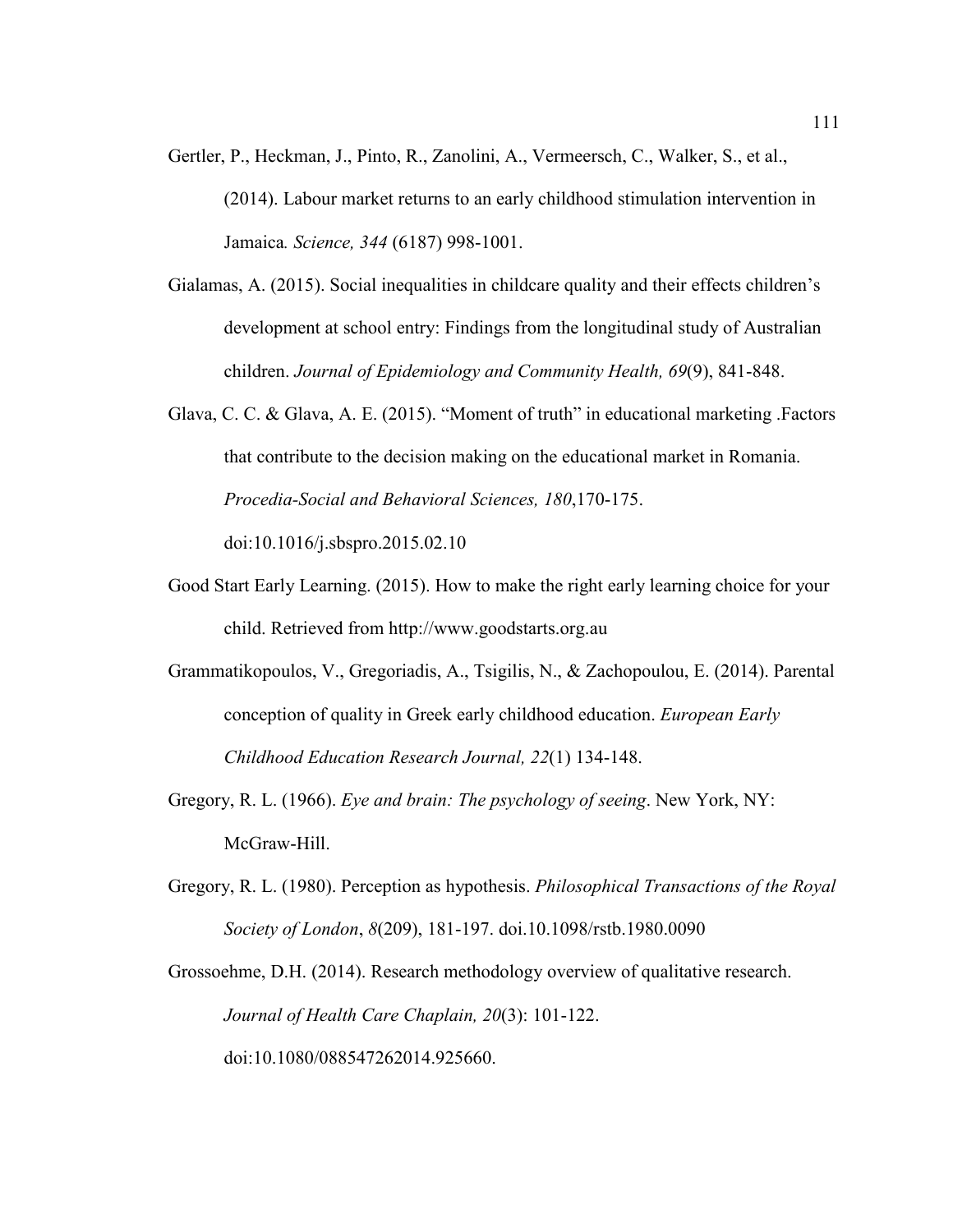Gertler, P., Heckman, J., Pinto, R., Zanolini, A., Vermeersch, C., Walker, S., et al., (2014). Labour market returns to an early childhood stimulation intervention in Jamaica*. Science, 344* (6187) 998-1001.

Gialamas, A. (2015). Social inequalities in childcare quality and their effects children's development at school entry: Findings from the longitudinal study of Australian children. *Journal of Epidemiology and Community Health, 69*(9), 841-848.

Glava, C. C. & Glava, A. E. (2015). "Moment of truth" in educational marketing .Factors that contribute to the decision making on the educational market in Romania. *Procedia-Social and Behavioral Sciences, 180*,170-175. doi:10.1016/j.sbspro.2015.02.10

Good Start Early Learning. (2015). How to make the right early learning choice for your child. Retrieved from http://www.goodstarts.org.au

Grammatikopoulos, V., Gregoriadis, A., Tsigilis, N., & Zachopoulou, E. (2014). Parental conception of quality in Greek early childhood education. *European Early Childhood Education Research Journal, 22*(1) 134-148.

Gregory, R. L. (1966). *Eye and brain: The psychology of seeing*. New York, NY: McGraw-Hill.

Gregory, R. L. (1980). Perception as hypothesis. *Philosophical Transactions of the Royal Society of London*, *8*(209), 181-197. doi.10.1098/rstb.1980.0090

Grossoehme, D.H. (2014). Research methodology overview of qualitative research. *Journal of Health Care Chaplain, 20*(3): 101-122. doi:10.1080/088547262014.925660.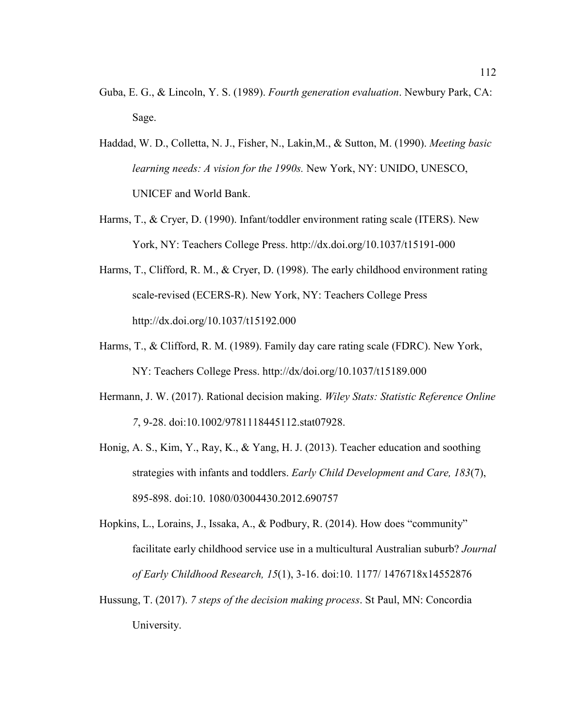Guba, E. G., & Lincoln, Y. S. (1989). *Fourth generation evaluation*. Newbury Park, CA: Sage.

Haddad, W. D., Colletta, N. J., Fisher, N., Lakin,M., & Sutton, M. (1990). *Meeting basic learning needs: A vision for the 1990s.* New York, NY: UNIDO, UNESCO, UNICEF and World Bank.

Harms, T., & Cryer, D. (1990). Infant/toddler environment rating scale (ITERS). New York, NY: Teachers College Press. http://dx.doi.org/10.1037/t15191-000

Harms, T., Clifford, R. M., & Cryer, D. (1998). The early childhood environment rating scale-revised (ECERS-R). New York, NY: Teachers College Press http://dx.doi.org/10.1037/t15192.000

Harms, T., & Clifford, R. M. (1989). Family day care rating scale (FDRC). New York, NY: Teachers College Press. http://dx/doi.org/10.1037/t15189.000

Hermann, J. W. (2017). Rational decision making. *Wiley Stats: Statistic Reference Online 7*, 9-28. doi:10.1002/9781118445112.stat07928.

Honig, A. S., Kim, Y., Ray, K., & Yang, H. J. (2013). Teacher education and soothing strategies with infants and toddlers. *Early Child Development and Care, 183*(7), 895-898. doi:10. 1080/03004430.2012.690757

Hopkins, L., Lorains, J., Issaka, A., & Podbury, R. (2014). How does "community" facilitate early childhood service use in a multicultural Australian suburb? *Journal of Early Childhood Research, 15*(1), 3-16. doi:10. 1177/ 1476718x14552876

Hussung, T. (2017). *7 steps of the decision making process*. St Paul, MN: Concordia University.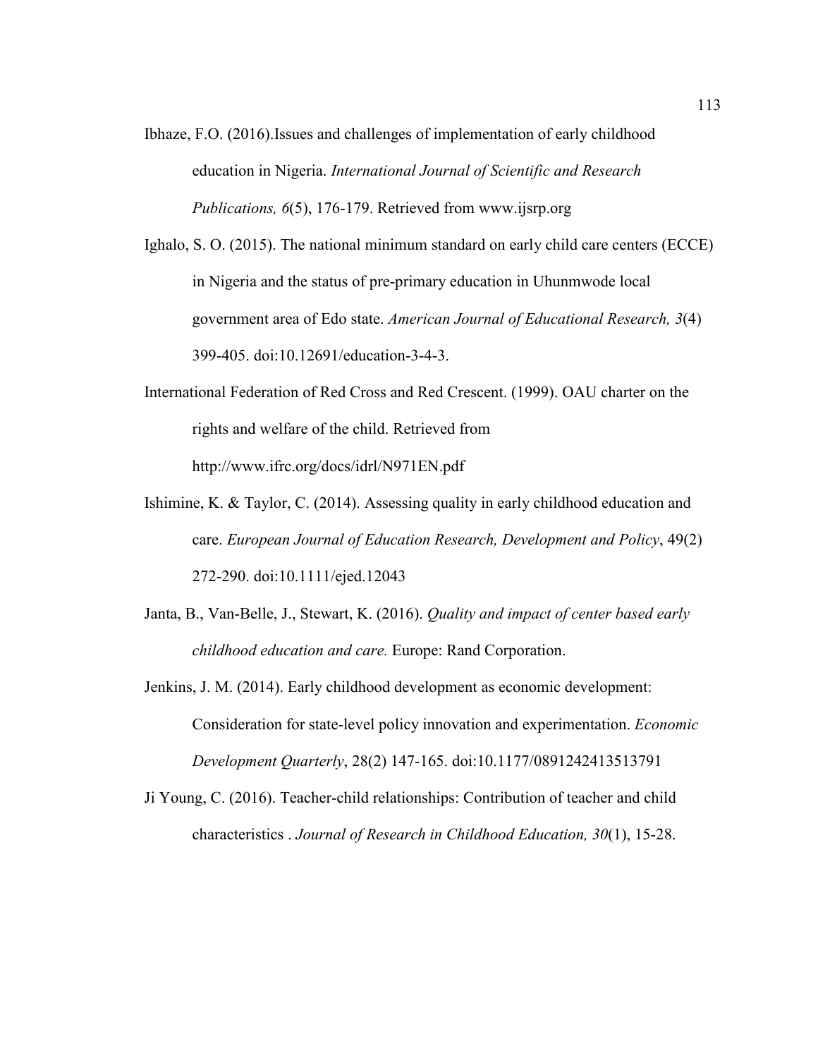Ibhaze, F.O. (2016).Issues and challenges of implementation of early childhood education in Nigeria. *International Journal of Scientific and Research Publications, 6*(5), 176-179. Retrieved from www.ijsrp.org

Ighalo, S. O. (2015). The national minimum standard on early child care centers (ECCE) in Nigeria and the status of pre-primary education in Uhunmwode local government area of Edo state. *American Journal of Educational Research, 3*(4) 399-405. doi:10.12691/education-3-4-3.

International Federation of Red Cross and Red Crescent. (1999). OAU charter on the rights and welfare of the child. Retrieved from http://www.ifrc.org/docs/idrl/N971EN.pdf

Ishimine, K. & Taylor, C. (2014). Assessing quality in early childhood education and care. *European Journal of Education Research, Development and Policy*, 49(2) 272-290. doi:10.1111/ejed.12043

Janta, B., Van-Belle, J., Stewart, K. (2016). *Quality and impact of center based early childhood education and care.* Europe: Rand Corporation.

Jenkins, J. M. (2014). Early childhood development as economic development: Consideration for state-level policy innovation and experimentation. *Economic Development Quarterly*, 28(2) 147-165. doi:10.1177/0891242413513791

Ji Young, C. (2016). Teacher-child relationships: Contribution of teacher and child characteristics . *Journal of Research in Childhood Education, 30*(1), 15-28.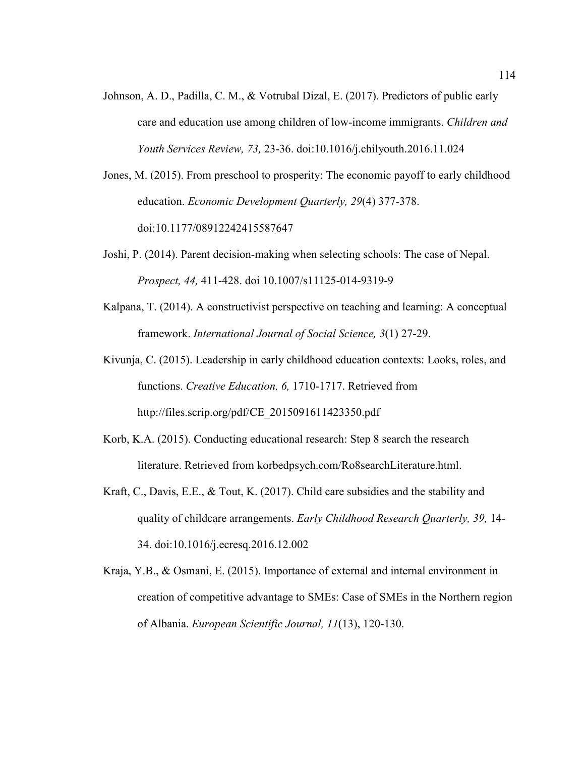Johnson, A. D., Padilla, C. M., & Votrubal Dizal, E. (2017). Predictors of public early care and education use among children of low-income immigrants. *Children and Youth Services Review, 73,* 23-36. doi:10.1016/j.chilyouth.2016.11.024

Jones, M. (2015). From preschool to prosperity: The economic payoff to early childhood education. *Economic Development Quarterly, 29*(4) 377-378. doi:10.1177/0891224241587647

Joshi, P. (2014). Parent decision-making when selecting schools: The case of Nepal. *Prospect, 44,* 411-428. doi 10.1007/s11125-014-9319-9

Kalpana, T. (2014). A constructivist perspective on teaching and learning: A conceptual framework. *International Journal of Social Science, 3*(1) 27-29.

Kivunja, C. (2015). Leadership in early childhood education contexts: Looks, roles, and functions. *Creative Education, 6,* 1710-1717. Retrieved from http://files.scrip.org/pdf/CE_2015091611423350.pdf

Korb, K.A. (2015). Conducting educational research: Step 8 search the research literature. Retrieved from korbedpsych.com/Ro8searchLiterature.html.

Kraft, C., Davis, E.E., & Tout, K. (2017). Child care subsidies and the stability and quality of childcare arrangements. *Early Childhood Research Quarterly, 39,* 14-34. doi:10.1016/j.ecresq.2016.12.002

Kraja, Y.B., & Osmani, E. (2015). Importance of external and internal environment in creation of competitive advantage to SMEs: Case of SMEs in the Northern region of Albania. *European Scientific Journal, 11*(13), 120-130.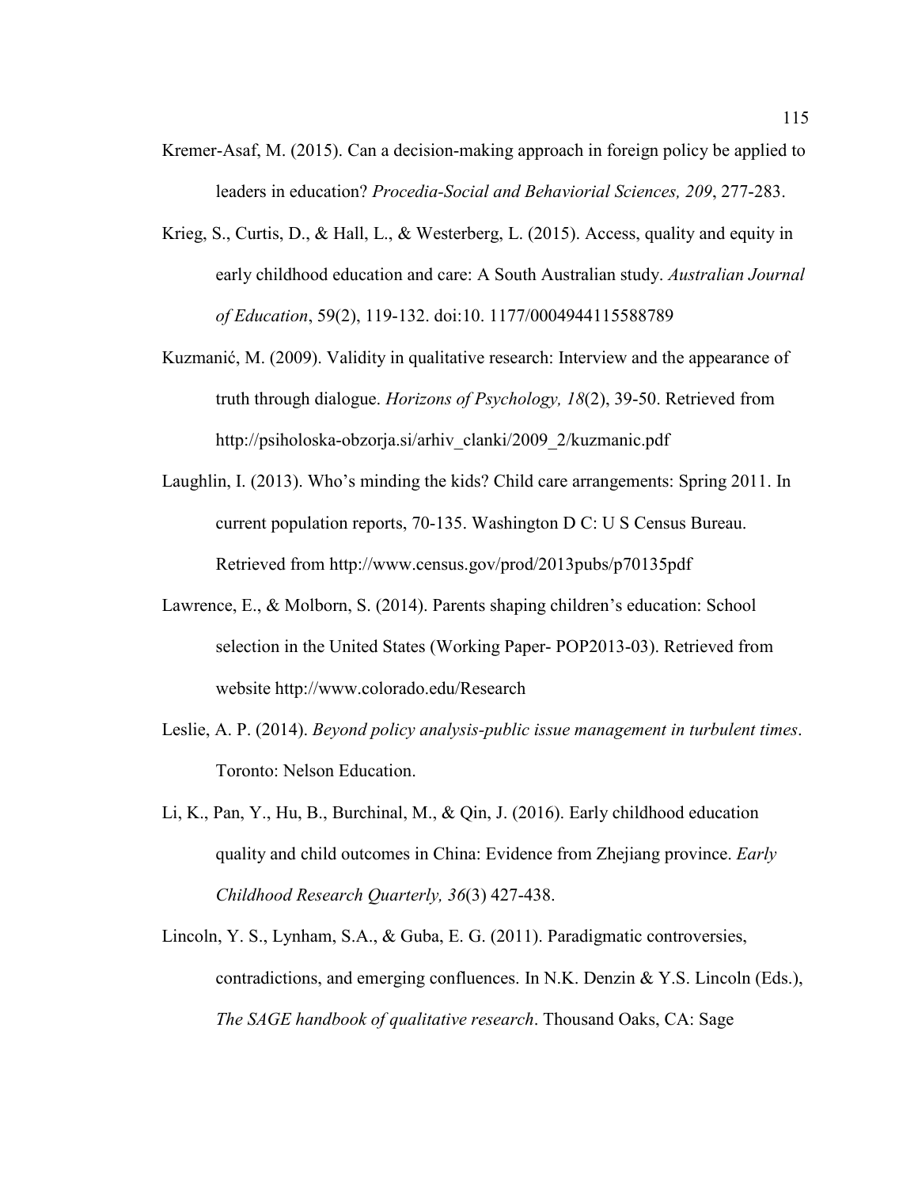Kremer-Asaf, M. (2015). Can a decision-making approach in foreign policy be applied to leaders in education? *Procedia-Social and Behaviorial Sciences, 209*, 277-283.

Krieg, S., Curtis, D., & Hall, L., & Westerberg, L. (2015). Access, quality and equity in early childhood education and care: A South Australian study. *Australian Journal of Education*, 59(2), 119-132. doi:10. 1177/0004944115588789

Kuzmanić, M. (2009). Validity in qualitative research: Interview and the appearance of truth through dialogue. *Horizons of Psychology, 18*(2), 39-50. Retrieved from http://psiholoska-obzorja.si/arhiv_clanki/2009_2/kuzmanic.pdf

Laughlin, I. (2013). Who's minding the kids? Child care arrangements: Spring 2011. In current population reports, 70-135. Washington D C: U S Census Bureau. Retrieved from http://www.census.gov/prod/2013pubs/p70135pdf

Lawrence, E., & Molborn, S. (2014). Parents shaping children's education: School selection in the United States (Working Paper- POP2013-03). Retrieved from website http://www.colorado.edu/Research

Leslie, A. P. (2014). *Beyond policy analysis-public issue management in turbulent times*. Toronto: Nelson Education.

Li, K., Pan, Y., Hu, B., Burchinal, M., & Qin, J. (2016). Early childhood education quality and child outcomes in China: Evidence from Zhejiang province. *Early Childhood Research Quarterly, 36*(3) 427-438.

Lincoln, Y. S., Lynham, S.A., & Guba, E. G. (2011). Paradigmatic controversies, contradictions, and emerging confluences. In N.K. Denzin & Y.S. Lincoln (Eds.), *The SAGE handbook of qualitative research*. Thousand Oaks, CA: Sage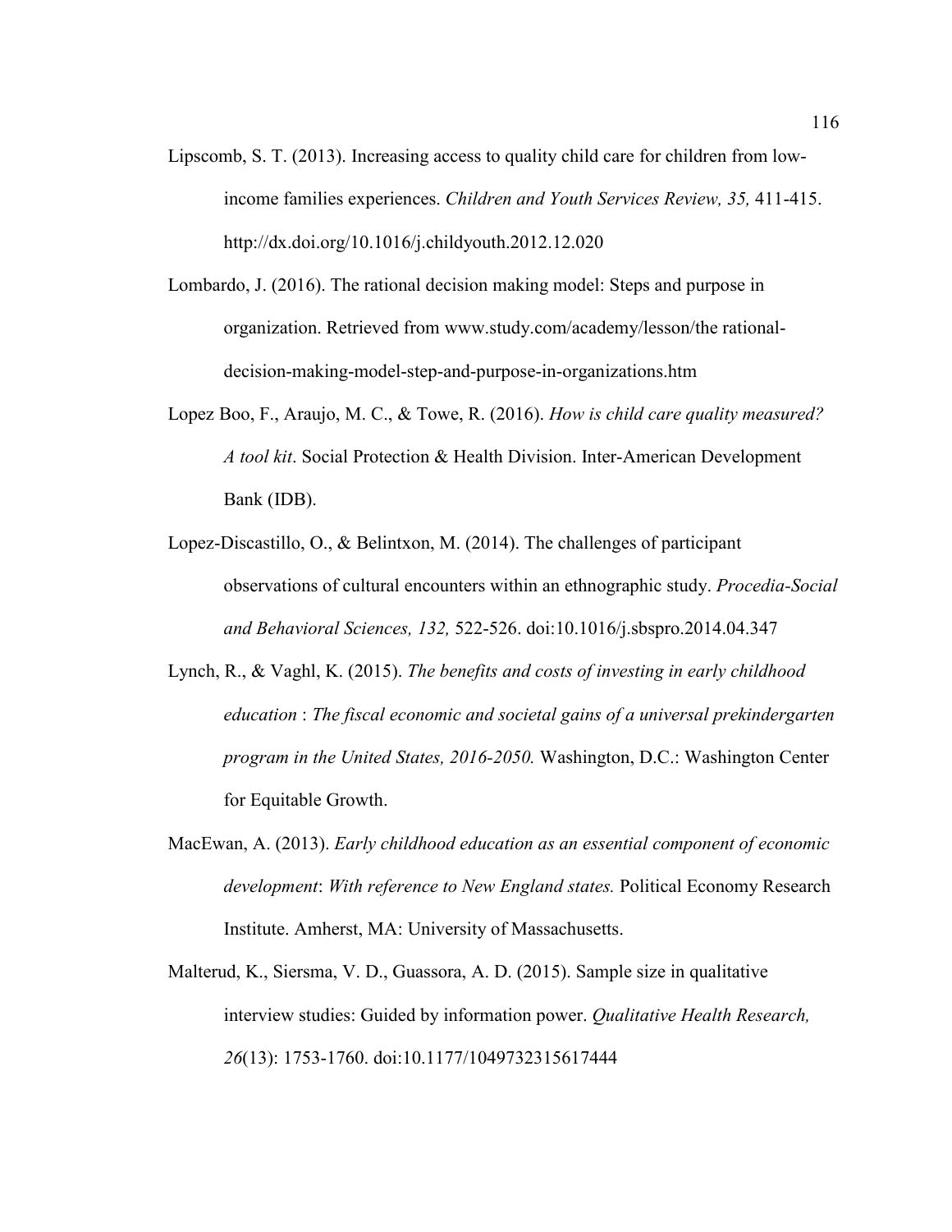Lipscomb, S. T. (2013). Increasing access to quality child care for children from low-income families experiences. *Children and Youth Services Review, 35,* 411-415. http://dx.doi.org/10.1016/j.childyouth.2012.12.020

Lombardo, J. (2016). The rational decision making model: Steps and purpose in organization. Retrieved from www.study.com/academy/lesson/the rational-decision-making-model-step-and-purpose-in-organizations.htm

Lopez Boo, F., Araujo, M. C., & Towe, R. (2016). *How is child care quality measured? A tool kit*. Social Protection & Health Division. Inter-American Development Bank (IDB).

Lopez-Discastillo, O., & Belintxon, M. (2014). The challenges of participant observations of cultural encounters within an ethnographic study. *Procedia-Social and Behavioral Sciences, 132,* 522-526. doi:10.1016/j.sbspro.2014.04.347

Lynch, R., & Vaghl, K. (2015). *The benefits and costs of investing in early childhood education* : *The fiscal economic and societal gains of a universal prekindergarten program in the United States, 2016-2050.* Washington, D.C.: Washington Center for Equitable Growth.

MacEwan, A. (2013). *Early childhood education as an essential component of economic development*: *With reference to New England states.* Political Economy Research Institute. Amherst, MA: University of Massachusetts.

Malterud, K., Siersma, V. D., Guassora, A. D. (2015). Sample size in qualitative interview studies: Guided by information power. *Qualitative Health Research, 26*(13): 1753-1760. doi:10.1177/1049732315617444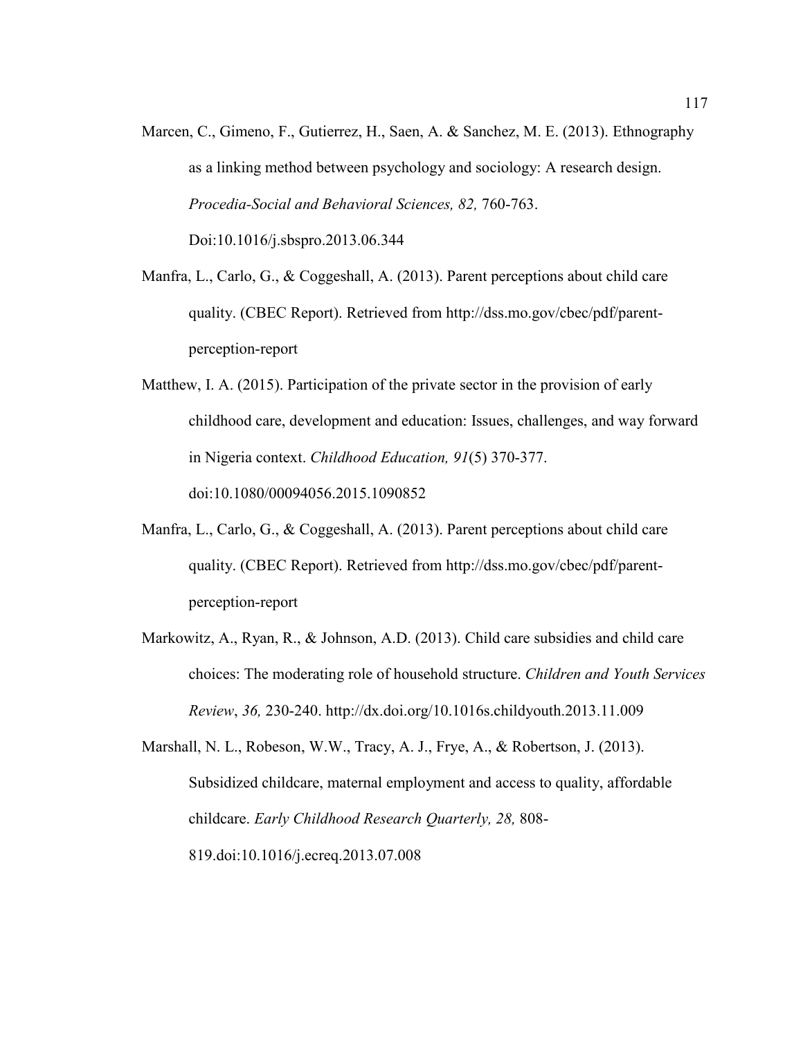Marcen, C., Gimeno, F., Gutierrez, H., Saen, A. & Sanchez, M. E. (2013). Ethnography as a linking method between psychology and sociology: A research design. *Procedia-Social and Behavioral Sciences, 82,* 760-763. Doi:10.1016/j.sbspro.2013.06.344

Manfra, L., Carlo, G., & Coggeshall, A. (2013). Parent perceptions about child care quality. (CBEC Report). Retrieved from http://dss.mo.gov/cbec/pdf/parent-perception-report

Matthew, I. A. (2015). Participation of the private sector in the provision of early childhood care, development and education: Issues, challenges, and way forward in Nigeria context. *Childhood Education, 91*(5) 370-377. doi:10.1080/00094056.2015.1090852

Manfra, L., Carlo, G., & Coggeshall, A. (2013). Parent perceptions about child care quality. (CBEC Report). Retrieved from http://dss.mo.gov/cbec/pdf/parent-perception-report

Markowitz, A., Ryan, R., & Johnson, A.D. (2013). Child care subsidies and child care choices: The moderating role of household structure. *Children and Youth Services Review*, *36,* 230-240. http://dx.doi.org/10.1016s.childyouth.2013.11.009

Marshall, N. L., Robeson, W.W., Tracy, A. J., Frye, A., & Robertson, J. (2013). Subsidized childcare, maternal employment and access to quality, affordable childcare. *Early Childhood Research Quarterly, 28,* 808-819.doi:10.1016/j.ecreq.2013.07.008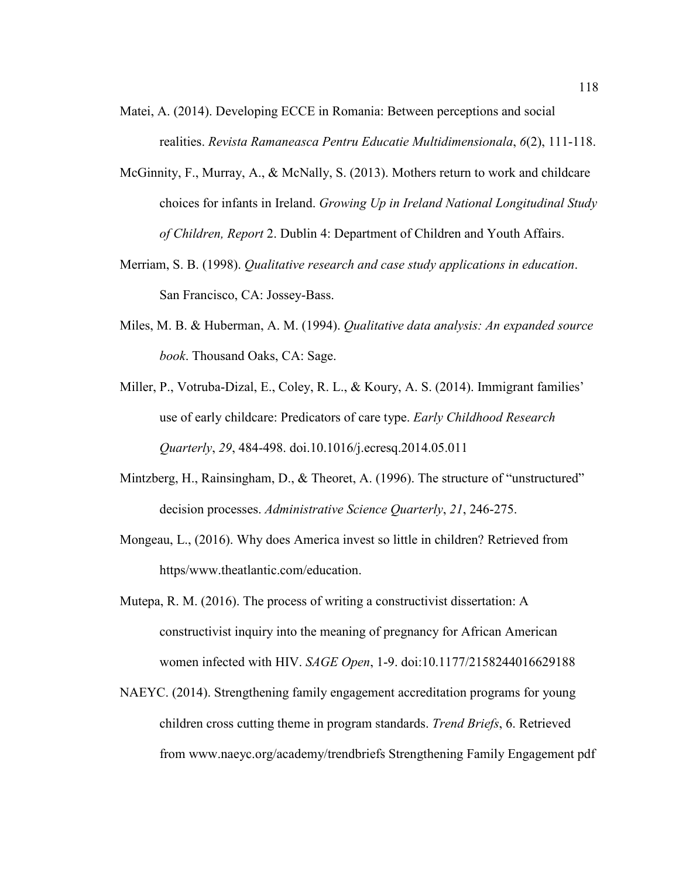Matei, A. (2014). Developing ECCE in Romania: Between perceptions and social realities. *Revista Ramaneasca Pentru Educatie Multidimensionala*, *6*(2), 111-118.

McGinnity, F., Murray, A., & McNally, S. (2013). Mothers return to work and childcare choices for infants in Ireland. *Growing Up in Ireland National Longitudinal Study of Children, Report* 2. Dublin 4: Department of Children and Youth Affairs.

Merriam, S. B. (1998). *Qualitative research and case study applications in education*. San Francisco, CA: Jossey-Bass.

Miles, M. B. & Huberman, A. M. (1994). *Qualitative data analysis: An expanded source book*. Thousand Oaks, CA: Sage.

Miller, P., Votruba-Dizal, E., Coley, R. L., & Koury, A. S. (2014). Immigrant families' use of early childcare: Predicators of care type. *Early Childhood Research Quarterly*, *29*, 484-498. doi.10.1016/j.ecresq.2014.05.011

Mintzberg, H., Rainsingham, D., & Theoret, A. (1996). The structure of "unstructured" decision processes. *Administrative Science Quarterly*, *21*, 246-275.

Mongeau, L., (2016). Why does America invest so little in children? Retrieved from https/www.theatlantic.com/education.

Mutepa, R. M. (2016). The process of writing a constructivist dissertation: A constructivist inquiry into the meaning of pregnancy for African American women infected with HIV. *SAGE Open*, 1-9. doi:10.1177/2158244016629188

NAEYC. (2014). Strengthening family engagement accreditation programs for young children cross cutting theme in program standards. *Trend Briefs*, 6. Retrieved from www.naeyc.org/academy/trendbriefs Strengthening Family Engagement pdf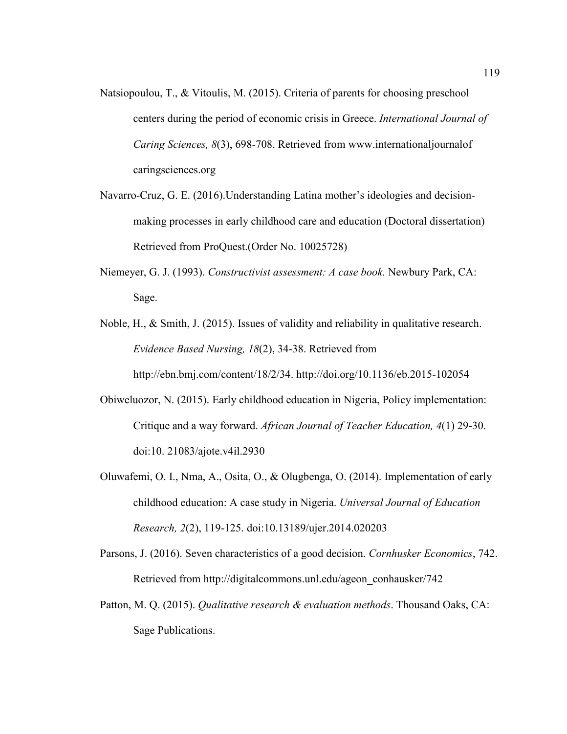Natsiopoulou, T., & Vitoulis, M. (2015). Criteria of parents for choosing preschool centers during the period of economic crisis in Greece. *International Journal of Caring Sciences, 8*(3), 698-708. Retrieved from www.internationaljournalof caringsciences.org

Navarro-Cruz, G. E. (2016).Understanding Latina mother's ideologies and decision-making processes in early childhood care and education (Doctoral dissertation) Retrieved from ProQuest.(Order No. 10025728)

Niemeyer, G. J. (1993). *Constructivist assessment: A case book.* Newbury Park, CA: Sage.

Noble, H., & Smith, J. (2015). Issues of validity and reliability in qualitative research. *Evidence Based Nursing, 18*(2), 34-38. Retrieved from http://ebn.bmj.com/content/18/2/34. http://doi.org/10.1136/eb.2015-102054

Obiweluozor, N. (2015). Early childhood education in Nigeria, Policy implementation: Critique and a way forward. *African Journal of Teacher Education, 4*(1) 29-30. doi:10. 21083/ajote.v4il.2930

Oluwafemi, O. I., Nma, A., Osita, O., & Olugbenga, O. (2014). Implementation of early childhood education: A case study in Nigeria. *Universal Journal of Education Research, 2*(2), 119-125. doi:10.13189/ujer.2014.020203

Parsons, J. (2016). Seven characteristics of a good decision. *Cornhusker Economics*, 742. Retrieved from http://digitalcommons.unl.edu/ageon_conhausker/742

Patton, M. Q. (2015). *Qualitative research & evaluation methods*. Thousand Oaks, CA: Sage Publications.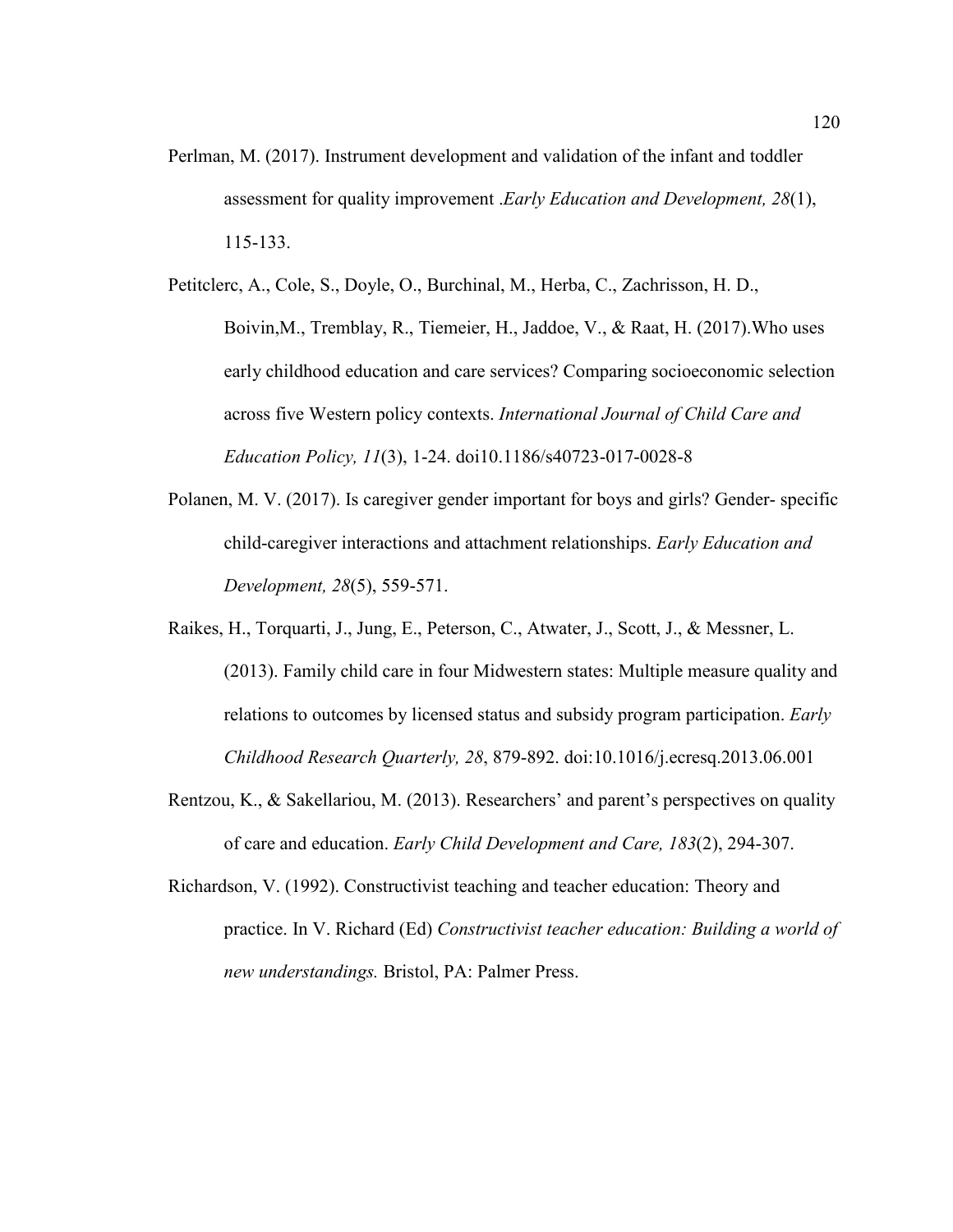Perlman, M. (2017). Instrument development and validation of the infant and toddler assessment for quality improvement .*Early Education and Development, 28*(1), 115-133.

Petitclerc, A., Cole, S., Doyle, O., Burchinal, M., Herba, C., Zachrisson, H. D., Boivin,M., Tremblay, R., Tiemeier, H., Jaddoe, V., & Raat, H. (2017).Who uses early childhood education and care services? Comparing socioeconomic selection across five Western policy contexts. *International Journal of Child Care and Education Policy, 11*(3), 1-24. doi10.1186/s40723-017-0028-8

Polanen, M. V. (2017). Is caregiver gender important for boys and girls? Gender- specific child-caregiver interactions and attachment relationships. *Early Education and Development, 28*(5), 559-571.

Raikes, H., Torquarti, J., Jung, E., Peterson, C., Atwater, J., Scott, J., & Messner, L. (2013). Family child care in four Midwestern states: Multiple measure quality and relations to outcomes by licensed status and subsidy program participation. *Early Childhood Research Quarterly, 28*, 879-892. doi:10.1016/j.ecresq.2013.06.001

Rentzou, K., & Sakellariou, M. (2013). Researchers' and parent's perspectives on quality of care and education. *Early Child Development and Care, 183*(2), 294-307.

Richardson, V. (1992). Constructivist teaching and teacher education: Theory and practice. In V. Richard (Ed) *Constructivist teacher education: Building a world of new understandings.* Bristol, PA: Palmer Press.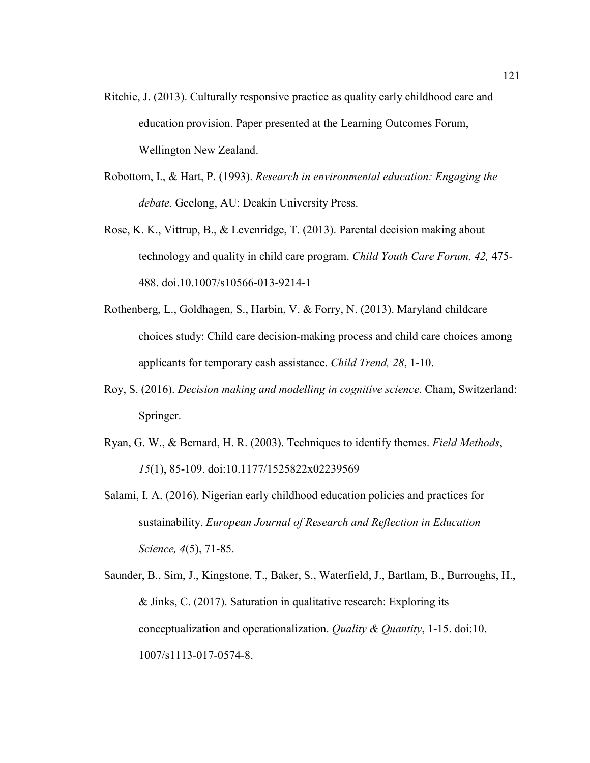Ritchie, J. (2013). Culturally responsive practice as quality early childhood care and education provision. Paper presented at the Learning Outcomes Forum, Wellington New Zealand.

Robottom, I., & Hart, P. (1993). *Research in environmental education: Engaging the debate.* Geelong, AU: Deakin University Press.

Rose, K. K., Vittrup, B., & Levenridge, T. (2013). Parental decision making about technology and quality in child care program. *Child Youth Care Forum, 42,* 475-488. doi.10.1007/s10566-013-9214-1

Rothenberg, L., Goldhagen, S., Harbin, V. & Forry, N. (2013). Maryland childcare choices study: Child care decision-making process and child care choices among applicants for temporary cash assistance. *Child Trend, 28*, 1-10.

Roy, S. (2016). *Decision making and modelling in cognitive science*. Cham, Switzerland: Springer.

Ryan, G. W., & Bernard, H. R. (2003). Techniques to identify themes. *Field Methods*, *15*(1), 85-109. doi:10.1177/1525822x02239569

Salami, I. A. (2016). Nigerian early childhood education policies and practices for sustainability. *European Journal of Research and Reflection in Education Science, 4*(5), 71-85.

Saunder, B., Sim, J., Kingstone, T., Baker, S., Waterfield, J., Bartlam, B., Burroughs, H., & Jinks, C. (2017). Saturation in qualitative research: Exploring its conceptualization and operationalization. *Quality & Quantity*, 1-15. doi:10. 1007/s1113-017-0574-8.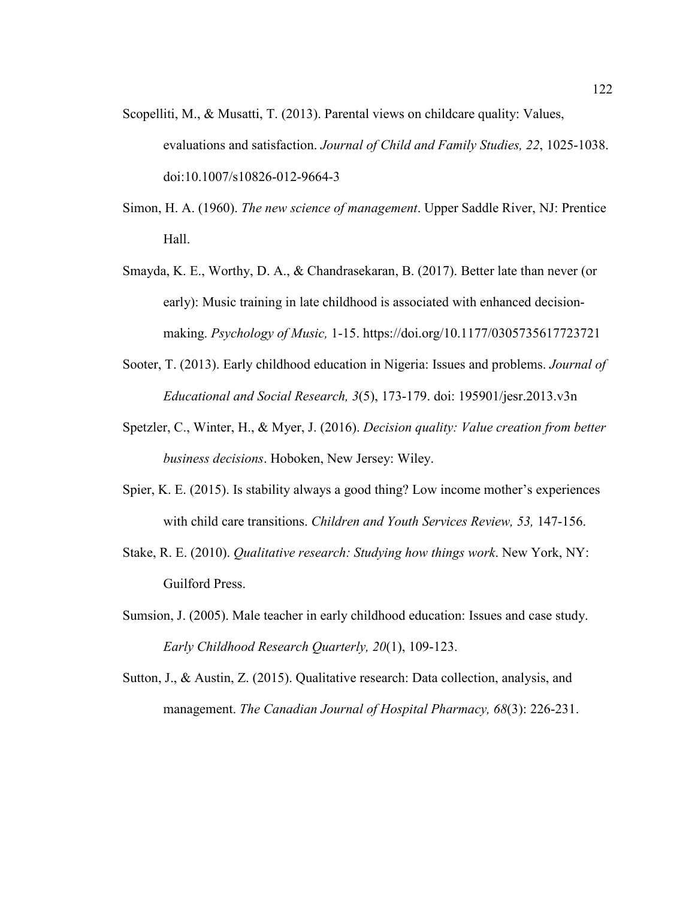Scopelliti, M., & Musatti, T. (2013). Parental views on childcare quality: Values, evaluations and satisfaction. *Journal of Child and Family Studies, 22*, 1025-1038. doi:10.1007/s10826-012-9664-3

Simon, H. A. (1960). *The new science of management*. Upper Saddle River, NJ: Prentice Hall.

Smayda, K. E., Worthy, D. A., & Chandrasekaran, B. (2017). Better late than never (or early): Music training in late childhood is associated with enhanced decision-making. *Psychology of Music,* 1-15. https://doi.org/10.1177/0305735617723721

Sooter, T. (2013). Early childhood education in Nigeria: Issues and problems. *Journal of Educational and Social Research, 3*(5), 173-179. doi: 195901/jesr.2013.v3n

Spetzler, C., Winter, H., & Myer, J. (2016). *Decision quality: Value creation from better business decisions*. Hoboken, New Jersey: Wiley.

Spier, K. E. (2015). Is stability always a good thing? Low income mother's experiences with child care transitions. *Children and Youth Services Review, 53,* 147-156.

Stake, R. E. (2010). *Qualitative research: Studying how things work*. New York, NY: Guilford Press.

Sumsion, J. (2005). Male teacher in early childhood education: Issues and case study. *Early Childhood Research Quarterly, 20*(1), 109-123.

Sutton, J., & Austin, Z. (2015). Qualitative research: Data collection, analysis, and management. *The Canadian Journal of Hospital Pharmacy, 68*(3): 226-231.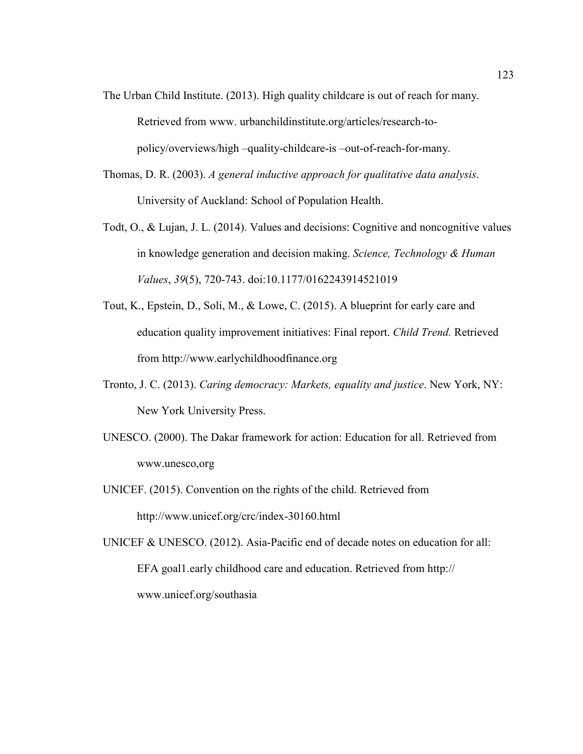The Urban Child Institute. (2013). High quality childcare is out of reach for many. Retrieved from www. urbanchildinstitute.org/articles/research-to-policy/overviews/high –quality-childcare-is –out-of-reach-for-many.

Thomas, D. R. (2003). *A general inductive approach for qualitative data analysis*. University of Auckland: School of Population Health.

Todt, O., & Lujan, J. L. (2014). Values and decisions: Cognitive and noncognitive values in knowledge generation and decision making. *Science, Technology & Human Values*, *39*(5), 720-743. doi:10.1177/0162243914521019

Tout, K., Epstein, D., Soli, M., & Lowe, C. (2015). A blueprint for early care and education quality improvement initiatives: Final report. *Child Trend.* Retrieved from http://www.earlychildhoodfinance.org

Tronto, J. C. (2013). *Caring democracy: Markets, equality and justice*. New York, NY: New York University Press.

UNESCO. (2000). The Dakar framework for action: Education for all. Retrieved from www.unesco,org

UNICEF. (2015). Convention on the rights of the child. Retrieved from http://www.unicef.org/crc/index-30160.html

UNICEF & UNESCO. (2012). Asia-Pacific end of decade notes on education for all: EFA goal1.early childhood care and education. Retrieved from http:// www.unicef.org/southasia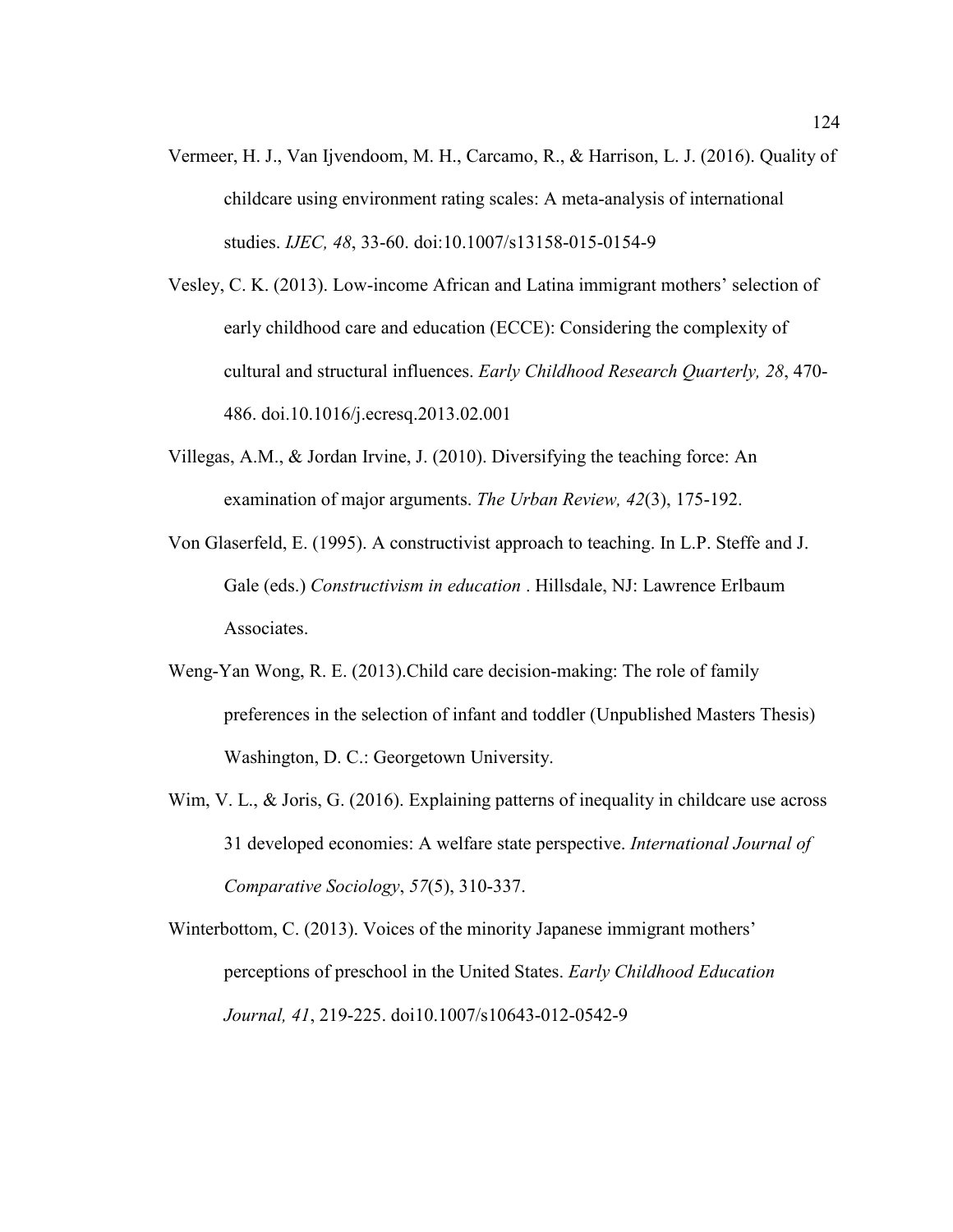Vermeer, H. J., Van Ijvendoom, M. H., Carcamo, R., & Harrison, L. J. (2016). Quality of childcare using environment rating scales: A meta-analysis of international studies. *IJEC, 48*, 33-60. doi:10.1007/s13158-015-0154-9

Vesley, C. K. (2013). Low-income African and Latina immigrant mothers' selection of early childhood care and education (ECCE): Considering the complexity of cultural and structural influences. *Early Childhood Research Quarterly, 28*, 470-486. doi.10.1016/j.ecresq.2013.02.001

Villegas, A.M., & Jordan Irvine, J. (2010). Diversifying the teaching force: An examination of major arguments. *The Urban Review, 42*(3), 175-192.

Von Glaserfeld, E. (1995). A constructivist approach to teaching. In L.P. Steffe and J. Gale (eds.) *Constructivism in education* . Hillsdale, NJ: Lawrence Erlbaum Associates.

Weng-Yan Wong, R. E. (2013).Child care decision-making: The role of family preferences in the selection of infant and toddler (Unpublished Masters Thesis) Washington, D. C.: Georgetown University.

Wim, V. L., & Joris, G. (2016). Explaining patterns of inequality in childcare use across 31 developed economies: A welfare state perspective. *International Journal of Comparative Sociology*, *57*(5), 310-337.

Winterbottom, C. (2013). Voices of the minority Japanese immigrant mothers' perceptions of preschool in the United States. *Early Childhood Education Journal, 41*, 219-225. doi10.1007/s10643-012-0542-9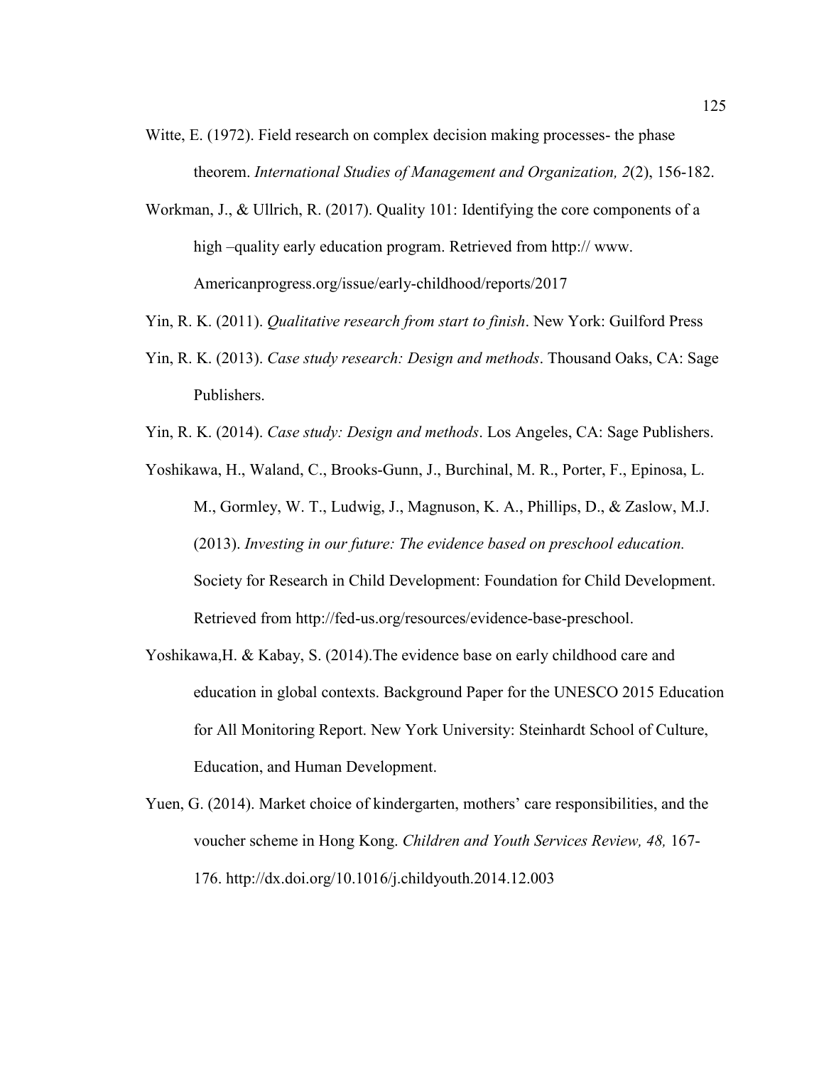Witte, E. (1972). Field research on complex decision making processes- the phase theorem. *International Studies of Management and Organization, 2*(2), 156-182.

Workman, J., & Ullrich, R. (2017). Quality 101: Identifying the core components of a high –quality early education program. Retrieved from http:// www. Americanprogress.org/issue/early-childhood/reports/2017

Yin, R. K. (2011). *Qualitative research from start to finish*. New York: Guilford Press

Yin, R. K. (2013). *Case study research: Design and methods*. Thousand Oaks, CA: Sage Publishers.

Yin, R. K. (2014). *Case study: Design and methods*. Los Angeles, CA: Sage Publishers.

Yoshikawa, H., Waland, C., Brooks-Gunn, J., Burchinal, M. R., Porter, F., Epinosa, L. M., Gormley, W. T., Ludwig, J., Magnuson, K. A., Phillips, D., & Zaslow, M.J. (2013). *Investing in our future: The evidence based on preschool education.* Society for Research in Child Development: Foundation for Child Development. Retrieved from http://fed-us.org/resources/evidence-base-preschool.

Yoshikawa,H. & Kabay, S. (2014).The evidence base on early childhood care and education in global contexts. Background Paper for the UNESCO 2015 Education for All Monitoring Report. New York University: Steinhardt School of Culture, Education, and Human Development.

Yuen, G. (2014). Market choice of kindergarten, mothers' care responsibilities, and the voucher scheme in Hong Kong. *Children and Youth Services Review, 48,* 167-176. http://dx.doi.org/10.1016/j.childyouth.2014.12.003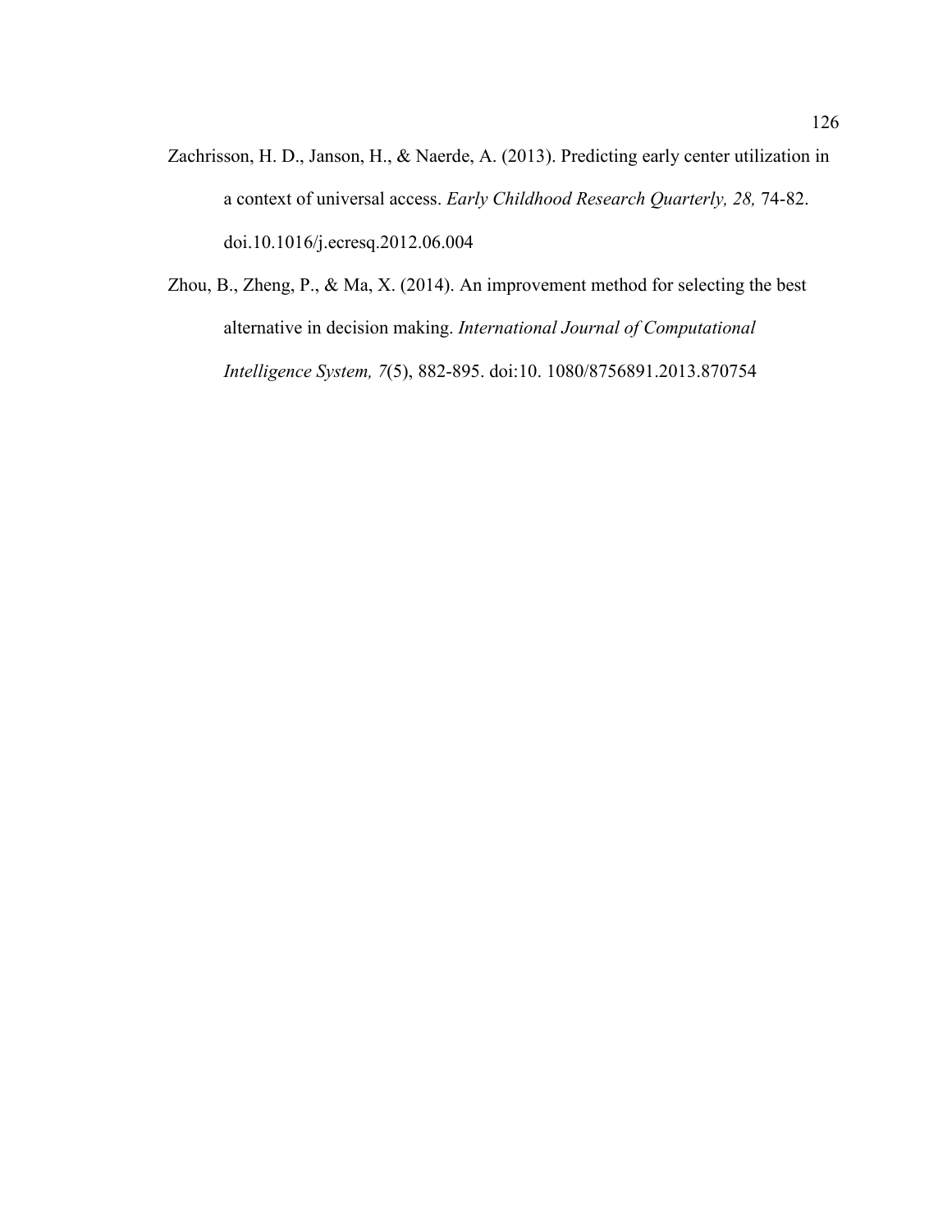Zachrisson, H. D., Janson, H., & Naerde, A. (2013). Predicting early center utilization in a context of universal access. *Early Childhood Research Quarterly, 28,* 74-82. doi.10.1016/j.ecresq.2012.06.004

Zhou, B., Zheng, P., & Ma, X. (2014). An improvement method for selecting the best alternative in decision making. *International Journal of Computational Intelligence System, 7*(5), 882-895. doi:10. 1080/8756891.2013.870754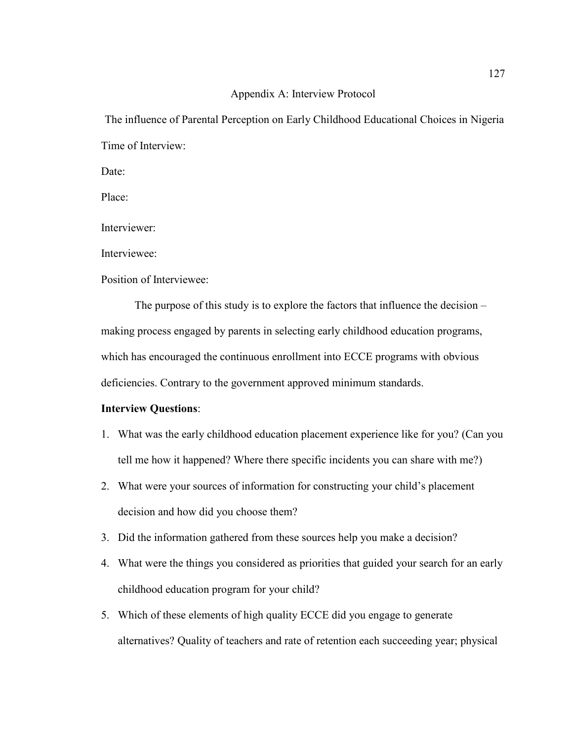## Appendix A: Interview Protocol

The influence of Parental Perception on Early Childhood Educational Choices in Nigeria

Time of Interview:

Date:

Place:

Interviewer:

Interviewee:

Position of Interviewee:

The purpose of this study is to explore the factors that influence the decision – making process engaged by parents in selecting early childhood education programs, which has encouraged the continuous enrollment into ECCE programs with obvious deficiencies. Contrary to the government approved minimum standards.

**Interview Questions**:

1. What was the early childhood education placement experience like for you? (Can you tell me how it happened? Where there specific incidents you can share with me?)
2. What were your sources of information for constructing your child's placement decision and how did you choose them?
3. Did the information gathered from these sources help you make a decision?
4. What were the things you considered as priorities that guided your search for an early childhood education program for your child?
5. Which of these elements of high quality ECCE did you engage to generate alternatives? Quality of teachers and rate of retention each succeeding year; physical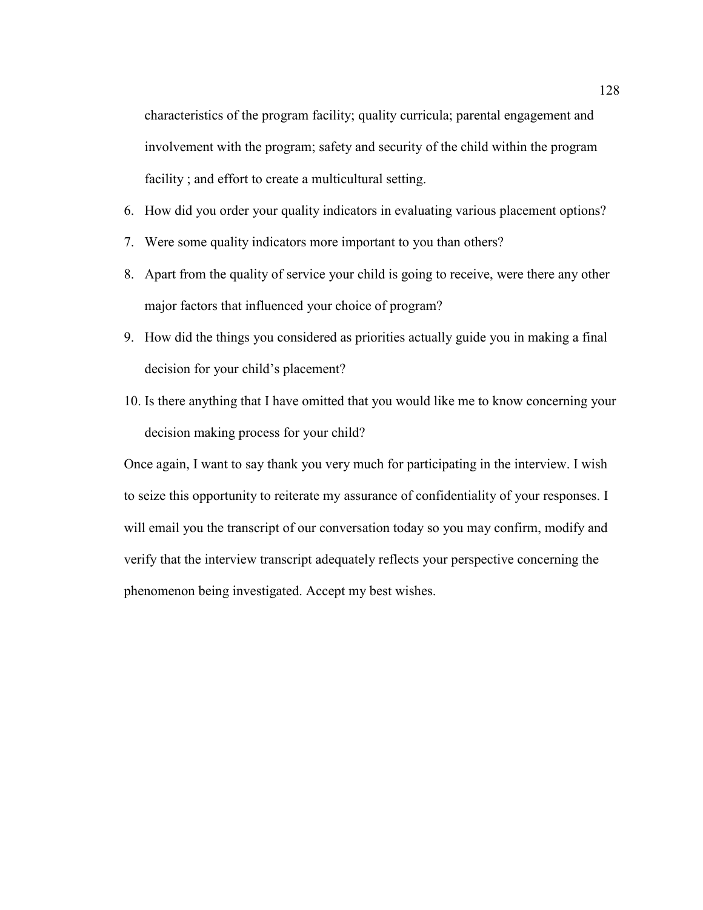characteristics of the program facility; quality curricula; parental engagement and involvement with the program; safety and security of the child within the program facility ; and effort to create a multicultural setting.

6. How did you order your quality indicators in evaluating various placement options?
7. Were some quality indicators more important to you than others?
8. Apart from the quality of service your child is going to receive, were there any other major factors that influenced your choice of program?
9. How did the things you considered as priorities actually guide you in making a final decision for your child's placement?
10. Is there anything that I have omitted that you would like me to know concerning your decision making process for your child?

Once again, I want to say thank you very much for participating in the interview. I wish to seize this opportunity to reiterate my assurance of confidentiality of your responses. I will email you the transcript of our conversation today so you may confirm, modify and verify that the interview transcript adequately reflects your perspective concerning the phenomenon being investigated. Accept my best wishes.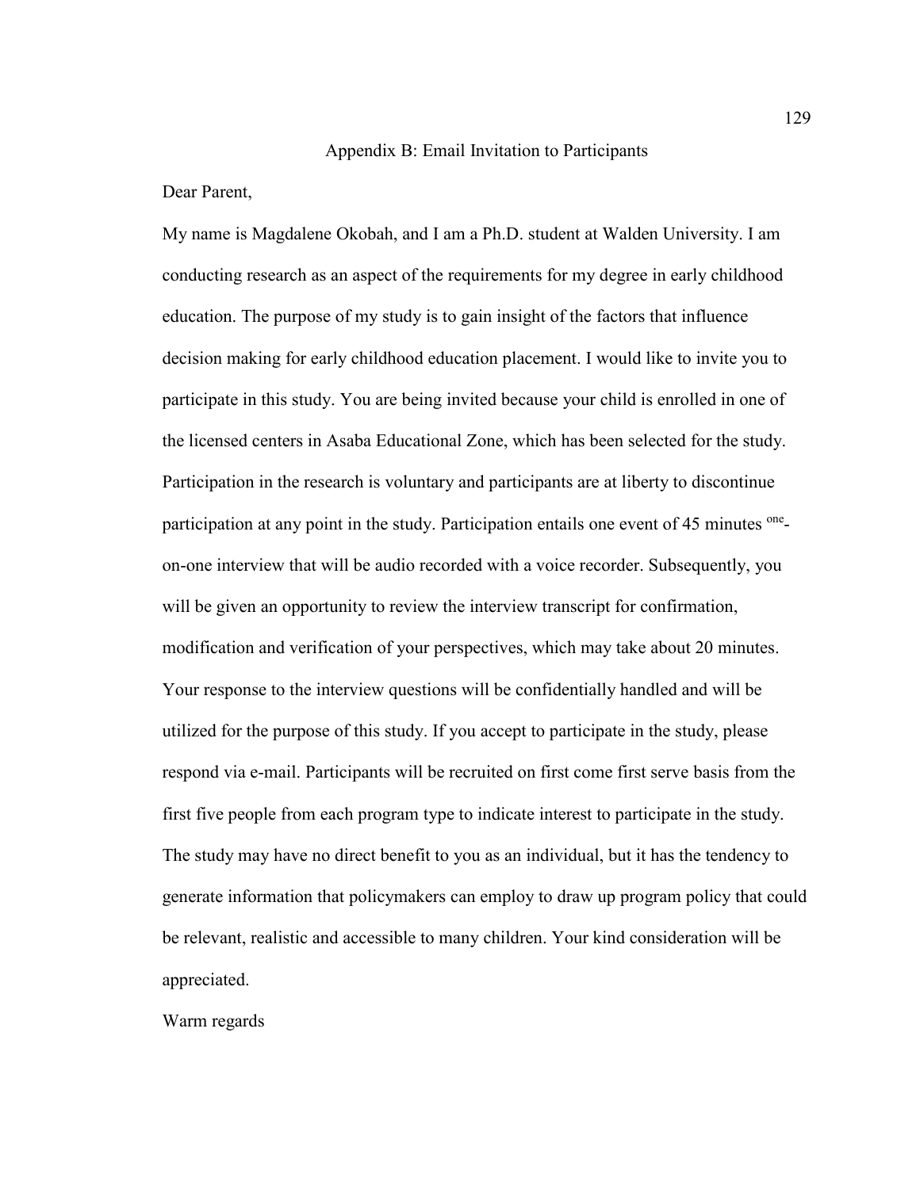## Appendix B: Email Invitation to Participants

Dear Parent,

My name is Magdalene Okobah, and I am a Ph.D. student at Walden University. I am conducting research as an aspect of the requirements for my degree in early childhood education. The purpose of my study is to gain insight of the factors that influence decision making for early childhood education placement. I would like to invite you to participate in this study. You are being invited because your child is enrolled in one of the licensed centers in Asaba Educational Zone, which has been selected for the study. Participation in the research is voluntary and participants are at liberty to discontinue participation at any point in the study. Participation entails one event of 45 minutes one-on-one interview that will be audio recorded with a voice recorder. Subsequently, you will be given an opportunity to review the interview transcript for confirmation, modification and verification of your perspectives, which may take about 20 minutes. Your response to the interview questions will be confidentially handled and will be utilized for the purpose of this study. If you accept to participate in the study, please respond via e-mail. Participants will be recruited on first come first serve basis from the first five people from each program type to indicate interest to participate in the study. The study may have no direct benefit to you as an individual, but it has the tendency to generate information that policymakers can employ to draw up program policy that could be relevant, realistic and accessible to many children. Your kind consideration will be appreciated.

Warm regards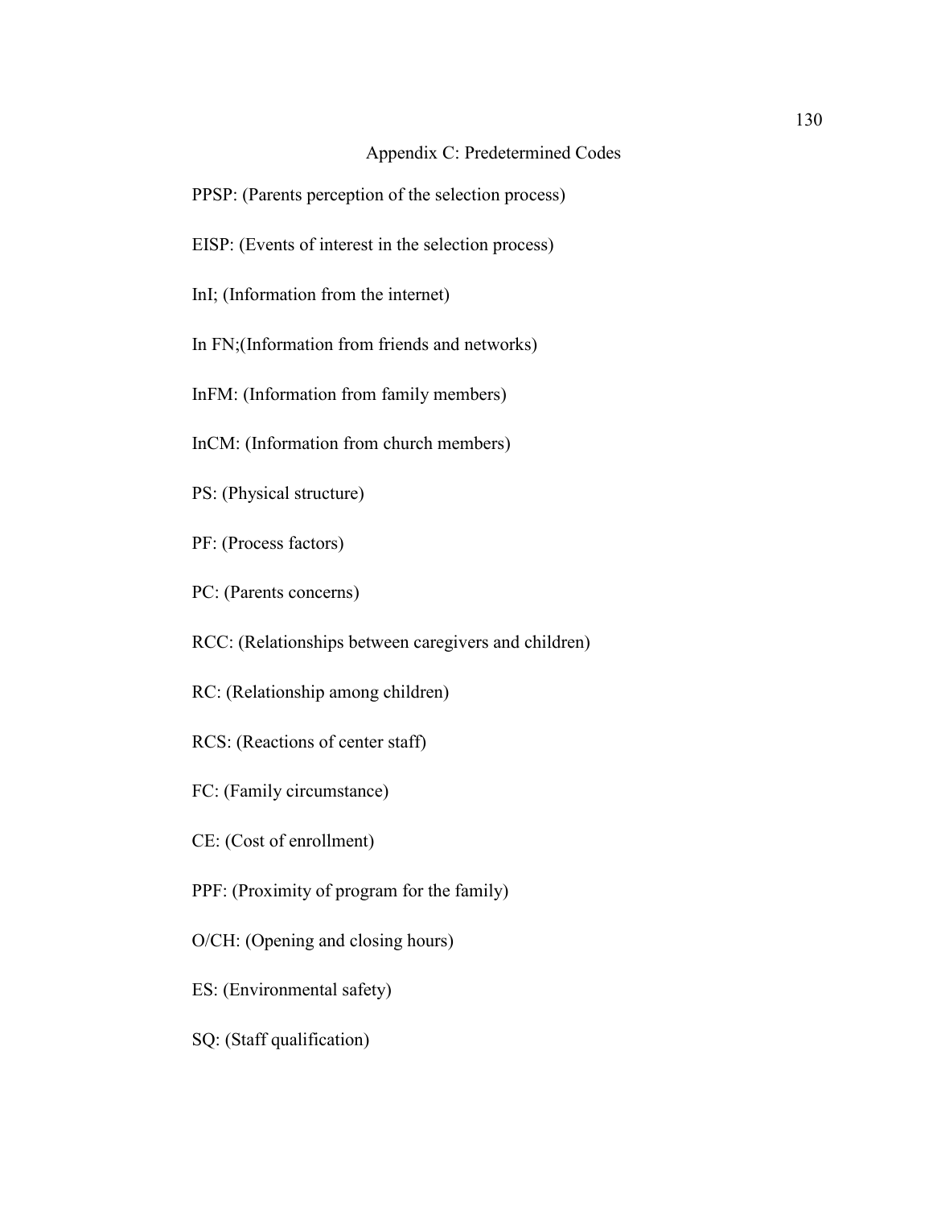# Appendix C: Predetermined Codes

PPSP: (Parents perception of the selection process)

EISP: (Events of interest in the selection process)

InI; (Information from the internet)

In FN;(Information from friends and networks)

InFM: (Information from family members)

InCM: (Information from church members)

PS: (Physical structure)

PF: (Process factors)

PC: (Parents concerns)

RCC: (Relationships between caregivers and children)

RC: (Relationship among children)

RCS: (Reactions of center staff)

FC: (Family circumstance)

CE: (Cost of enrollment)

PPF: (Proximity of program for the family)

O/CH: (Opening and closing hours)

ES: (Environmental safety)

SQ: (Staff qualification)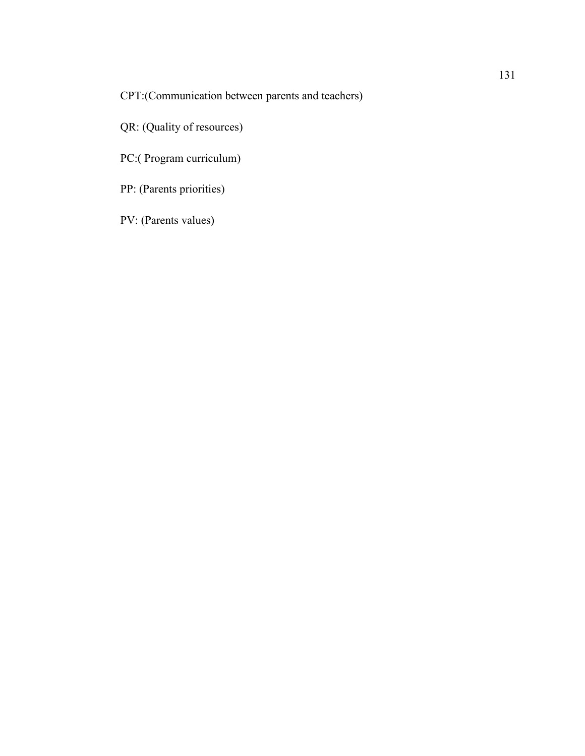CPT:(Communication between parents and teachers)

QR: (Quality of resources)

PC:( Program curriculum)

PP: (Parents priorities)

PV: (Parents values)